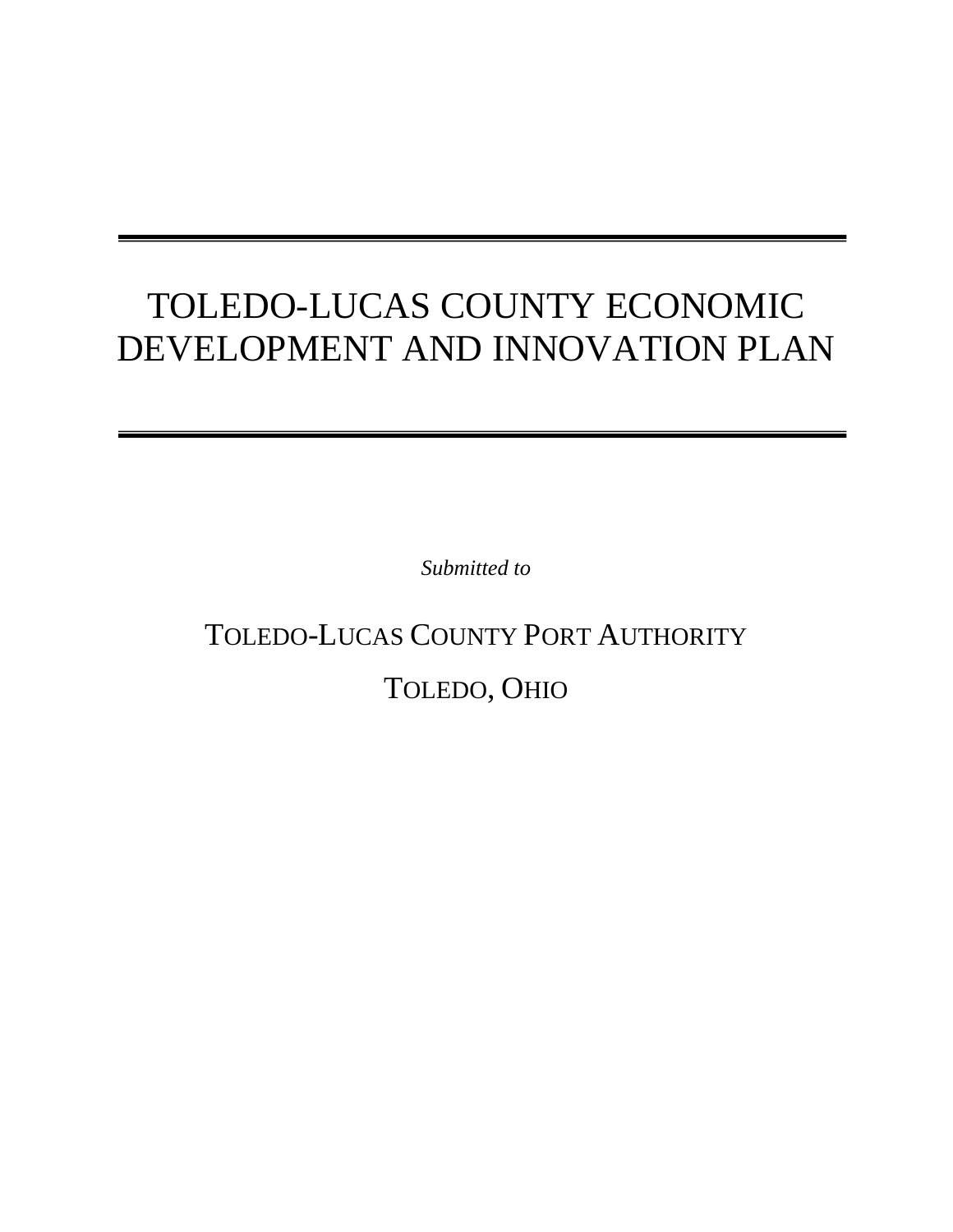# TOLEDO-LUCAS COUNTY ECONOMIC DEVELOPMENT AND INNOVATION PLAN

*Submitted to*

TOLEDO-LUCAS COUNTY PORT AUTHORITY

TOLEDO, OHIO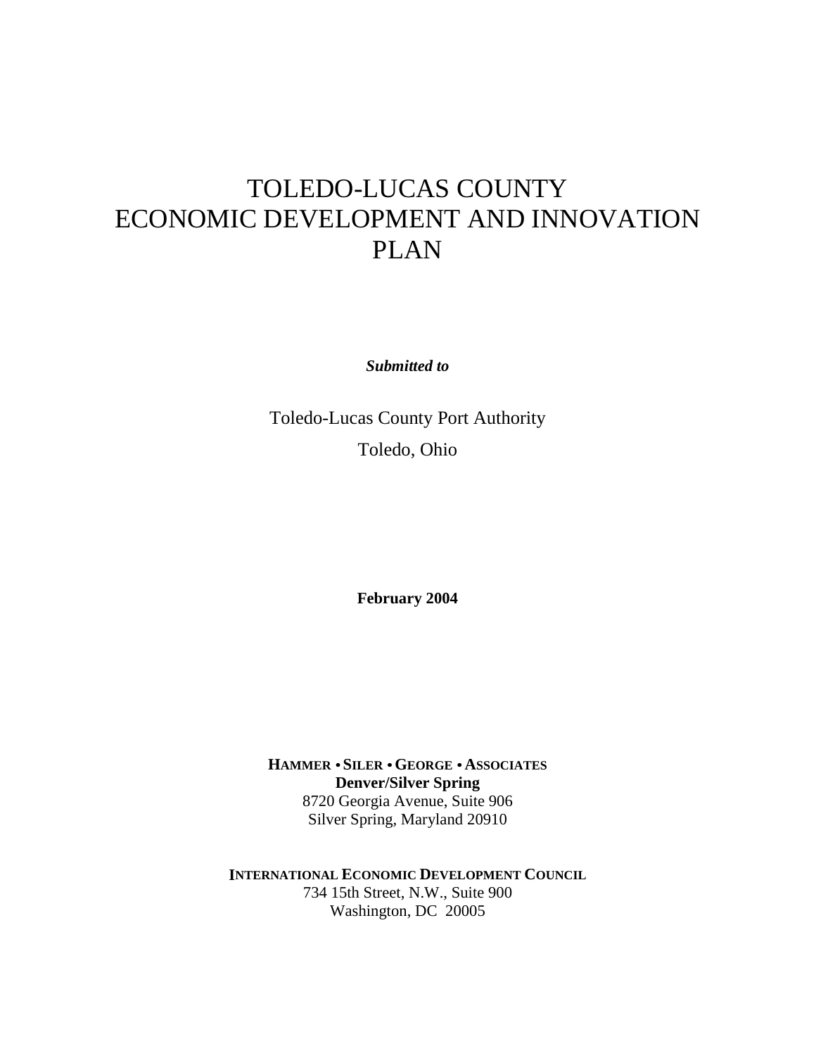# TOLEDO-LUCAS COUNTY ECONOMIC DEVELOPMENT AND INNOVATION PLAN

***Submitted to***

Toledo-Lucas County Port Authority

Toledo, Ohio

**February 2004**

**HAMMER • SILER • GEORGE • ASSOCIATES**
**Denver/Silver Spring**
8720 Georgia Avenue, Suite 906
Silver Spring, Maryland 20910

**INTERNATIONAL ECONOMIC DEVELOPMENT COUNCIL**
734 15th Street, N.W., Suite 900
Washington, DC 20005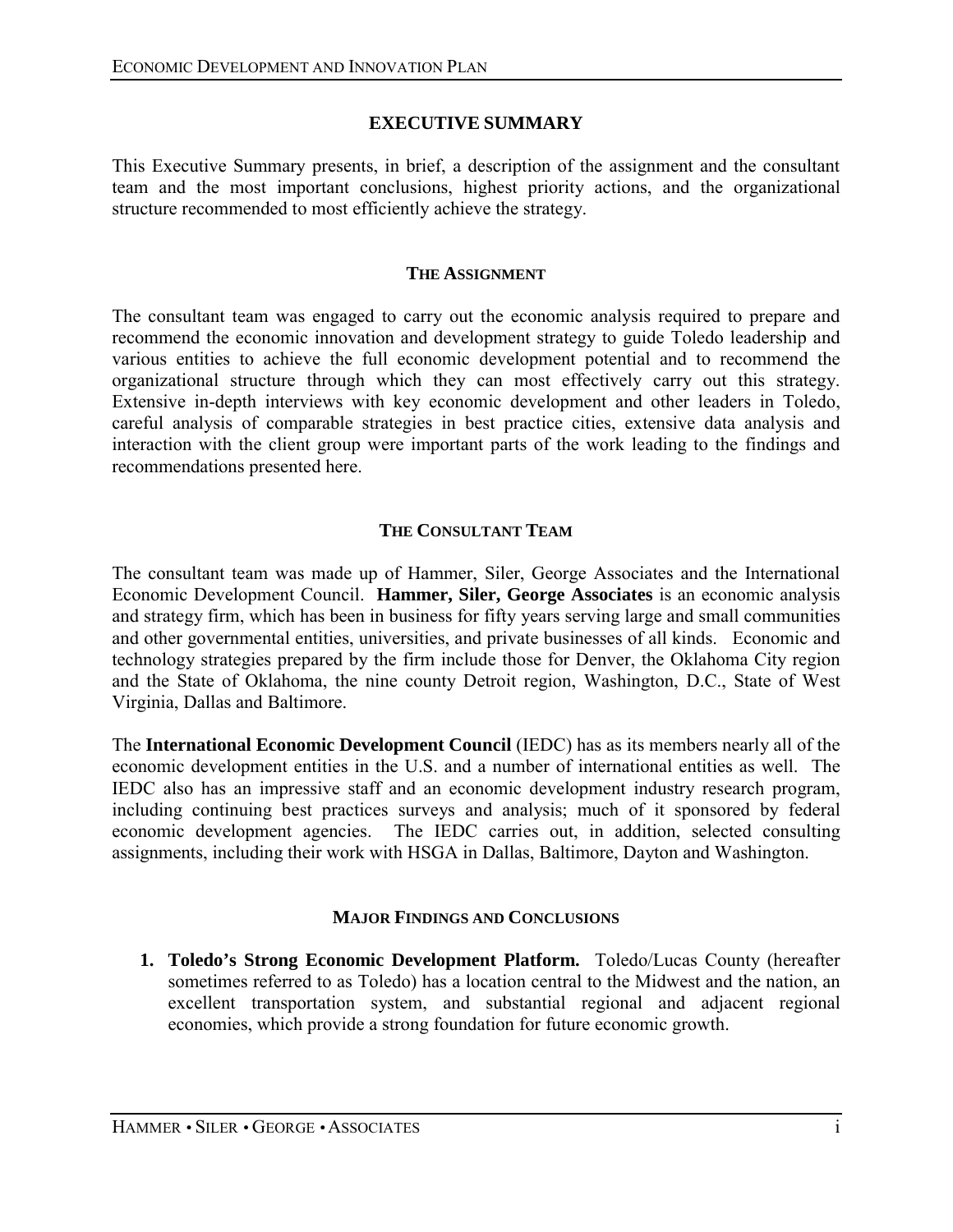## EXECUTIVE SUMMARY

This Executive Summary presents, in brief, a description of the assignment and the consultant team and the most important conclusions, highest priority actions, and the organizational structure recommended to most efficiently achieve the strategy.

### THE ASSIGNMENT

The consultant team was engaged to carry out the economic analysis required to prepare and recommend the economic innovation and development strategy to guide Toledo leadership and various entities to achieve the full economic development potential and to recommend the organizational structure through which they can most effectively carry out this strategy. Extensive in-depth interviews with key economic development and other leaders in Toledo, careful analysis of comparable strategies in best practice cities, extensive data analysis and interaction with the client group were important parts of the work leading to the findings and recommendations presented here.

### THE CONSULTANT TEAM

The consultant team was made up of Hammer, Siler, George Associates and the International Economic Development Council. **Hammer, Siler, George Associates** is an economic analysis and strategy firm, which has been in business for fifty years serving large and small communities and other governmental entities, universities, and private businesses of all kinds. Economic and technology strategies prepared by the firm include those for Denver, the Oklahoma City region and the State of Oklahoma, the nine county Detroit region, Washington, D.C., State of West Virginia, Dallas and Baltimore.

The **International Economic Development Council** (IEDC) has as its members nearly all of the economic development entities in the U.S. and a number of international entities as well. The IEDC also has an impressive staff and an economic development industry research program, including continuing best practices surveys and analysis; much of it sponsored by federal economic development agencies. The IEDC carries out, in addition, selected consulting assignments, including their work with HSGA in Dallas, Baltimore, Dayton and Washington.

### MAJOR FINDINGS AND CONCLUSIONS

1. **Toledo's Strong Economic Development Platform.** Toledo/Lucas County (hereafter sometimes referred to as Toledo) has a location central to the Midwest and the nation, an excellent transportation system, and substantial regional and adjacent regional economies, which provide a strong foundation for future economic growth.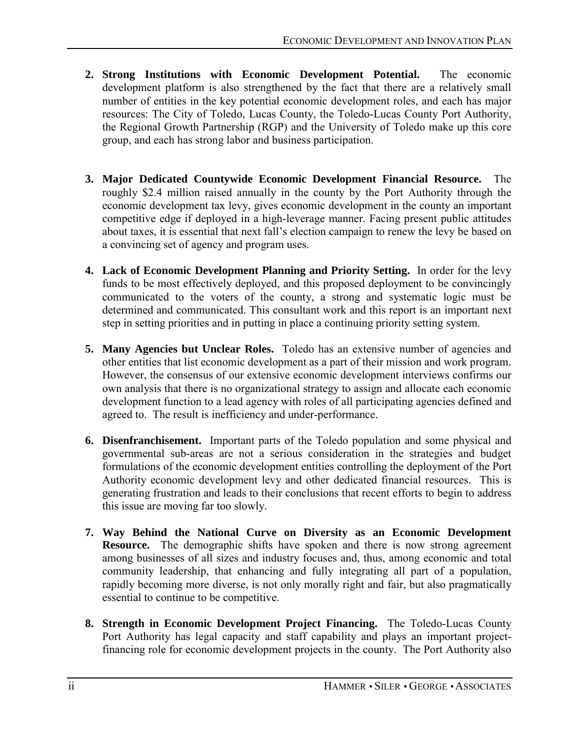2. **Strong Institutions with Economic Development Potential.** The economic development platform is also strengthened by the fact that there are a relatively small number of entities in the key potential economic development roles, and each has major resources: The City of Toledo, Lucas County, the Toledo-Lucas County Port Authority, the Regional Growth Partnership (RGP) and the University of Toledo make up this core group, and each has strong labor and business participation.

3. **Major Dedicated Countywide Economic Development Financial Resource.** The roughly $2.4 million raised annually in the county by the Port Authority through the economic development tax levy, gives economic development in the county an important competitive edge if deployed in a high-leverage manner. Facing present public attitudes about taxes, it is essential that next fall's election campaign to renew the levy be based on a convincing set of agency and program uses.

4. **Lack of Economic Development Planning and Priority Setting.** In order for the levy funds to be most effectively deployed, and this proposed deployment to be convincingly communicated to the voters of the county, a strong and systematic logic must be determined and communicated. This consultant work and this report is an important next step in setting priorities and in putting in place a continuing priority setting system.

5. **Many Agencies but Unclear Roles.** Toledo has an extensive number of agencies and other entities that list economic development as a part of their mission and work program. However, the consensus of our extensive economic development interviews confirms our own analysis that there is no organizational strategy to assign and allocate each economic development function to a lead agency with roles of all participating agencies defined and agreed to. The result is inefficiency and under-performance.

6. **Disenfranchisement.** Important parts of the Toledo population and some physical and governmental sub-areas are not a serious consideration in the strategies and budget formulations of the economic development entities controlling the deployment of the Port Authority economic development levy and other dedicated financial resources. This is generating frustration and leads to their conclusions that recent efforts to begin to address this issue are moving far too slowly.

7. **Way Behind the National Curve on Diversity as an Economic Development Resource.** The demographic shifts have spoken and there is now strong agreement among businesses of all sizes and industry focuses and, thus, among economic and total community leadership, that enhancing and fully integrating all part of a population, rapidly becoming more diverse, is not only morally right and fair, but also pragmatically essential to continue to be competitive.

8. **Strength in Economic Development Project Financing.** The Toledo-Lucas County Port Authority has legal capacity and staff capability and plays an important project-financing role for economic development projects in the county. The Port Authority also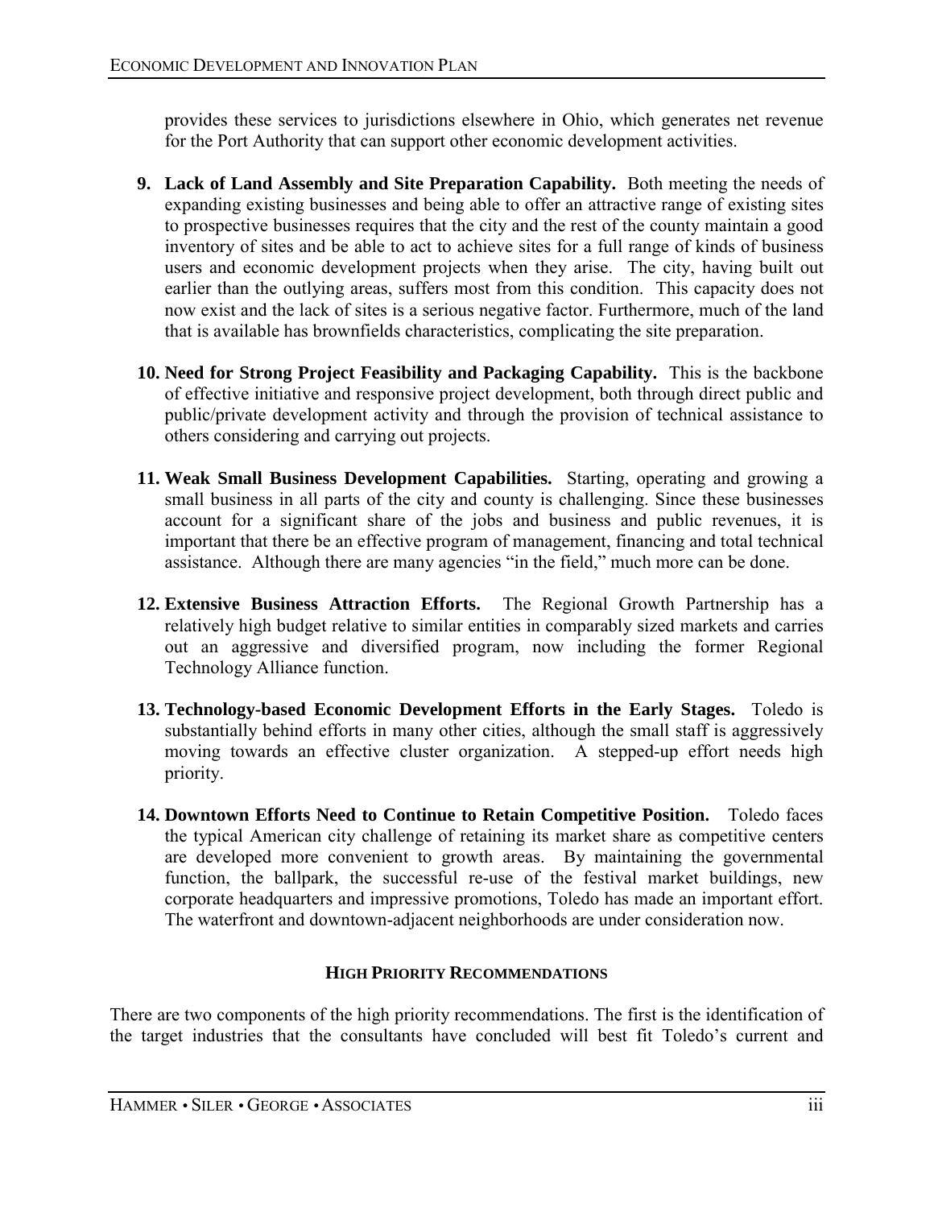provides these services to jurisdictions elsewhere in Ohio, which generates net revenue for the Port Authority that can support other economic development activities.

9. **Lack of Land Assembly and Site Preparation Capability.** Both meeting the needs of expanding existing businesses and being able to offer an attractive range of existing sites to prospective businesses requires that the city and the rest of the county maintain a good inventory of sites and be able to act to achieve sites for a full range of kinds of business users and economic development projects when they arise. The city, having built out earlier than the outlying areas, suffers most from this condition. This capacity does not now exist and the lack of sites is a serious negative factor. Furthermore, much of the land that is available has brownfields characteristics, complicating the site preparation.

10. **Need for Strong Project Feasibility and Packaging Capability.** This is the backbone of effective initiative and responsive project development, both through direct public and public/private development activity and through the provision of technical assistance to others considering and carrying out projects.

11. **Weak Small Business Development Capabilities.** Starting, operating and growing a small business in all parts of the city and county is challenging. Since these businesses account for a significant share of the jobs and business and public revenues, it is important that there be an effective program of management, financing and total technical assistance. Although there are many agencies "in the field," much more can be done.

12. **Extensive Business Attraction Efforts.** The Regional Growth Partnership has a relatively high budget relative to similar entities in comparably sized markets and carries out an aggressive and diversified program, now including the former Regional Technology Alliance function.

13. **Technology-based Economic Development Efforts in the Early Stages.** Toledo is substantially behind efforts in many other cities, although the small staff is aggressively moving towards an effective cluster organization. A stepped-up effort needs high priority.

14. **Downtown Efforts Need to Continue to Retain Competitive Position.** Toledo faces the typical American city challenge of retaining its market share as competitive centers are developed more convenient to growth areas. By maintaining the governmental function, the ballpark, the successful re-use of the festival market buildings, new corporate headquarters and impressive promotions, Toledo has made an important effort. The waterfront and downtown-adjacent neighborhoods are under consideration now.

## HIGH PRIORITY RECOMMENDATIONS

There are two components of the high priority recommendations. The first is the identification of the target industries that the consultants have concluded will best fit Toledo's current and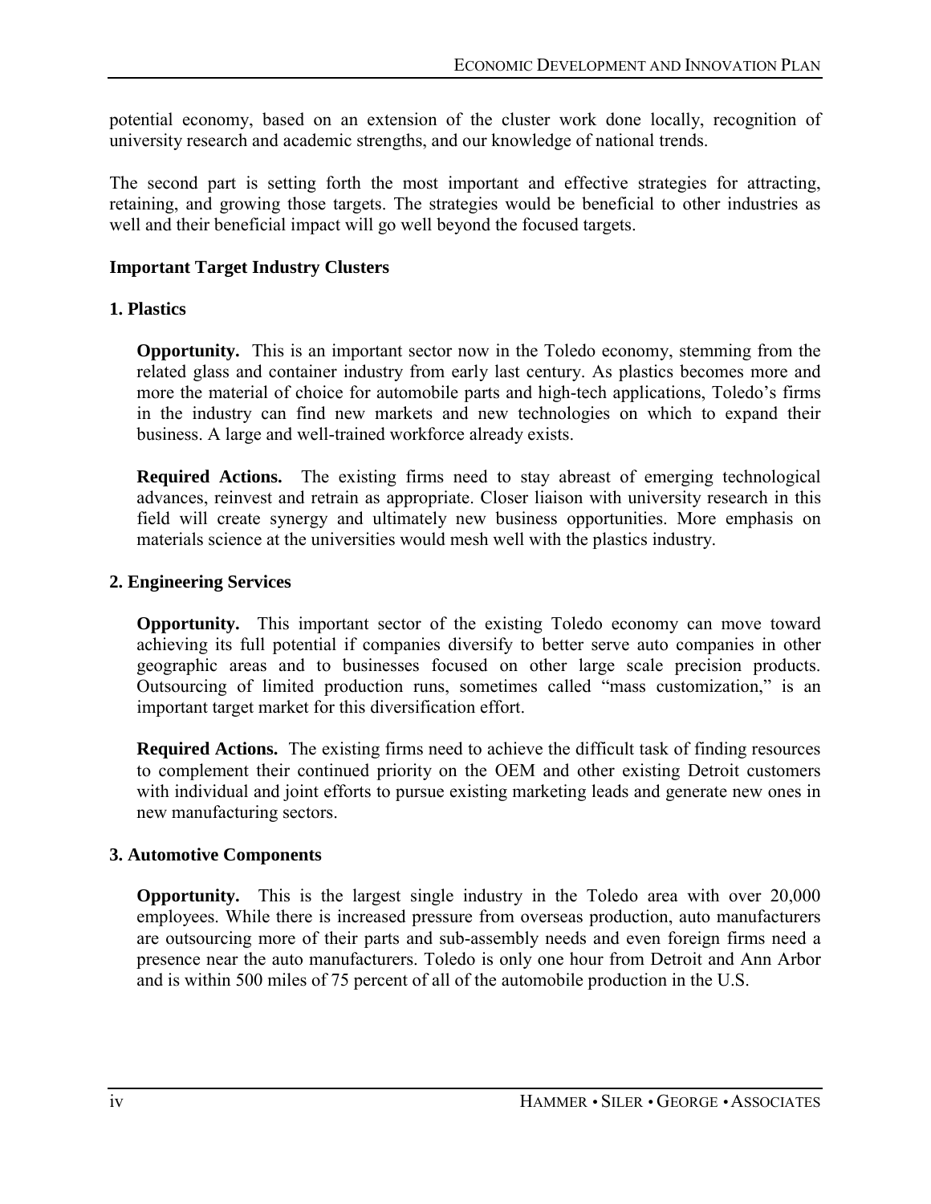potential economy, based on an extension of the cluster work done locally, recognition of university research and academic strengths, and our knowledge of national trends.

The second part is setting forth the most important and effective strategies for attracting, retaining, and growing those targets. The strategies would be beneficial to other industries as well and their beneficial impact will go well beyond the focused targets.

**Important Target Industry Clusters**

**1. Plastics**

**Opportunity.** This is an important sector now in the Toledo economy, stemming from the related glass and container industry from early last century. As plastics becomes more and more the material of choice for automobile parts and high-tech applications, Toledo's firms in the industry can find new markets and new technologies on which to expand their business. A large and well-trained workforce already exists.

**Required Actions.** The existing firms need to stay abreast of emerging technological advances, reinvest and retrain as appropriate. Closer liaison with university research in this field will create synergy and ultimately new business opportunities. More emphasis on materials science at the universities would mesh well with the plastics industry.

**2. Engineering Services**

**Opportunity.** This important sector of the existing Toledo economy can move toward achieving its full potential if companies diversify to better serve auto companies in other geographic areas and to businesses focused on other large scale precision products. Outsourcing of limited production runs, sometimes called "mass customization," is an important target market for this diversification effort.

**Required Actions.** The existing firms need to achieve the difficult task of finding resources to complement their continued priority on the OEM and other existing Detroit customers with individual and joint efforts to pursue existing marketing leads and generate new ones in new manufacturing sectors.

**3. Automotive Components**

**Opportunity.** This is the largest single industry in the Toledo area with over 20,000 employees. While there is increased pressure from overseas production, auto manufacturers are outsourcing more of their parts and sub-assembly needs and even foreign firms need a presence near the auto manufacturers. Toledo is only one hour from Detroit and Ann Arbor and is within 500 miles of 75 percent of all of the automobile production in the U.S.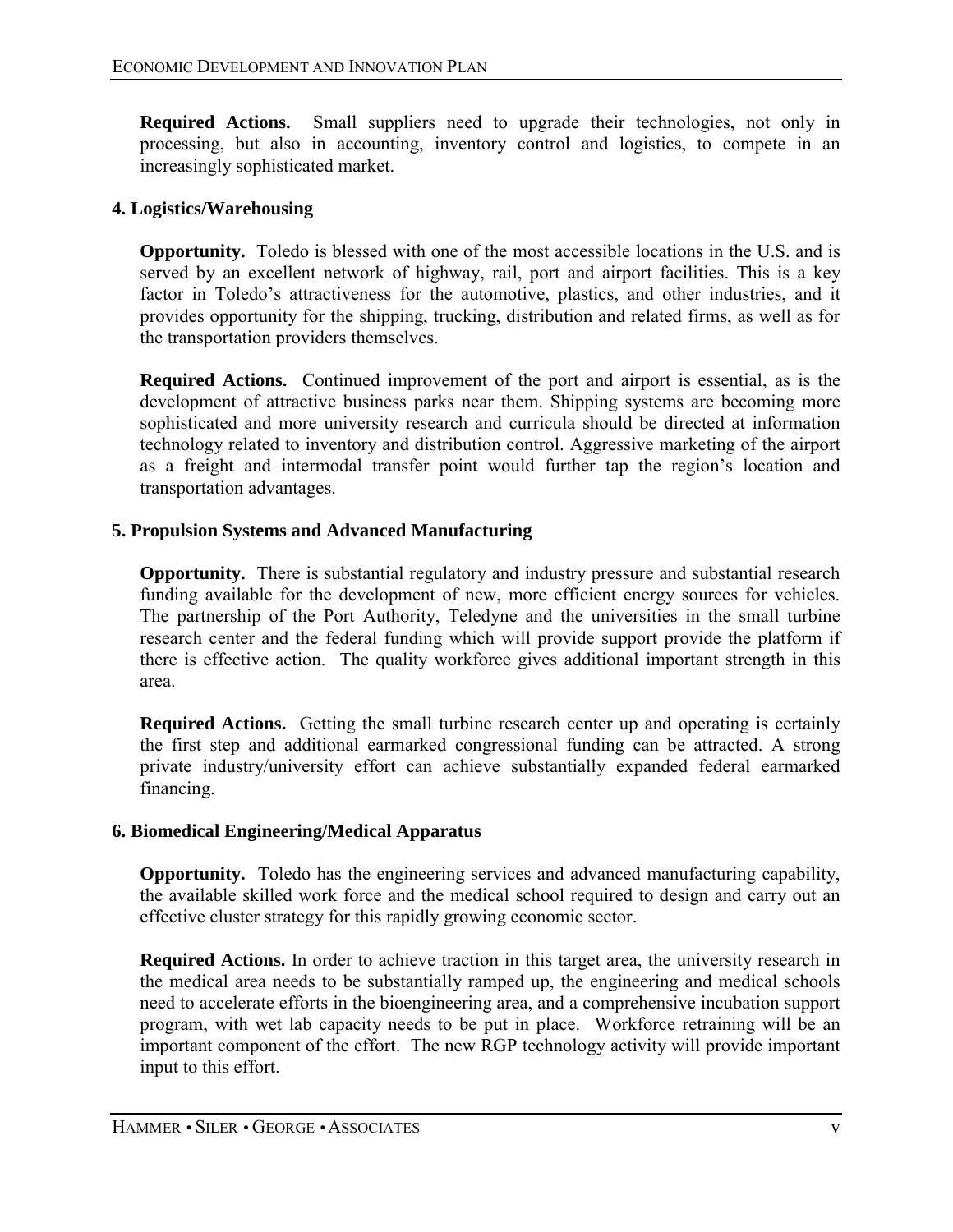**Required Actions.** Small suppliers need to upgrade their technologies, not only in processing, but also in accounting, inventory control and logistics, to compete in an increasingly sophisticated market.

#### 4. Logistics/Warehousing

**Opportunity.** Toledo is blessed with one of the most accessible locations in the U.S. and is served by an excellent network of highway, rail, port and airport facilities. This is a key factor in Toledo's attractiveness for the automotive, plastics, and other industries, and it provides opportunity for the shipping, trucking, distribution and related firms, as well as for the transportation providers themselves.

**Required Actions.** Continued improvement of the port and airport is essential, as is the development of attractive business parks near them. Shipping systems are becoming more sophisticated and more university research and curricula should be directed at information technology related to inventory and distribution control. Aggressive marketing of the airport as a freight and intermodal transfer point would further tap the region's location and transportation advantages.

#### 5. Propulsion Systems and Advanced Manufacturing

**Opportunity.** There is substantial regulatory and industry pressure and substantial research funding available for the development of new, more efficient energy sources for vehicles. The partnership of the Port Authority, Teledyne and the universities in the small turbine research center and the federal funding which will provide support provide the platform if there is effective action. The quality workforce gives additional important strength in this area.

**Required Actions.** Getting the small turbine research center up and operating is certainly the first step and additional earmarked congressional funding can be attracted. A strong private industry/university effort can achieve substantially expanded federal earmarked financing.

#### 6. Biomedical Engineering/Medical Apparatus

**Opportunity.** Toledo has the engineering services and advanced manufacturing capability, the available skilled work force and the medical school required to design and carry out an effective cluster strategy for this rapidly growing economic sector.

**Required Actions.** In order to achieve traction in this target area, the university research in the medical area needs to be substantially ramped up, the engineering and medical schools need to accelerate efforts in the bioengineering area, and a comprehensive incubation support program, with wet lab capacity needs to be put in place. Workforce retraining will be an important component of the effort. The new RGP technology activity will provide important input to this effort.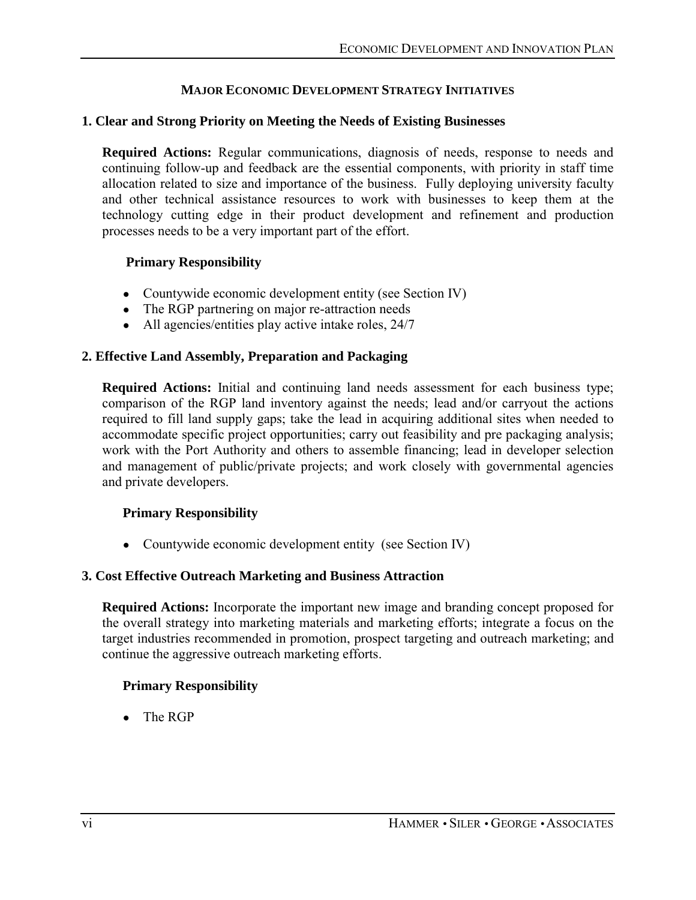## MAJOR ECONOMIC DEVELOPMENT STRATEGY INITIATIVES

### 1. Clear and Strong Priority on Meeting the Needs of Existing Businesses

**Required Actions:** Regular communications, diagnosis of needs, response to needs and continuing follow-up and feedback are the essential components, with priority in staff time allocation related to size and importance of the business. Fully deploying university faculty and other technical assistance resources to work with businesses to keep them at the technology cutting edge in their product development and refinement and production processes needs to be a very important part of the effort.

**Primary Responsibility**

- Countywide economic development entity (see Section IV)
- The RGP partnering on major re-attraction needs
- All agencies/entities play active intake roles, 24/7

### 2. Effective Land Assembly, Preparation and Packaging

**Required Actions:** Initial and continuing land needs assessment for each business type; comparison of the RGP land inventory against the needs; lead and/or carryout the actions required to fill land supply gaps; take the lead in acquiring additional sites when needed to accommodate specific project opportunities; carry out feasibility and pre packaging analysis; work with the Port Authority and others to assemble financing; lead in developer selection and management of public/private projects; and work closely with governmental agencies and private developers.

**Primary Responsibility**

- Countywide economic development entity (see Section IV)

### 3. Cost Effective Outreach Marketing and Business Attraction

**Required Actions:** Incorporate the important new image and branding concept proposed for the overall strategy into marketing materials and marketing efforts; integrate a focus on the target industries recommended in promotion, prospect targeting and outreach marketing; and continue the aggressive outreach marketing efforts.

**Primary Responsibility**

- The RGP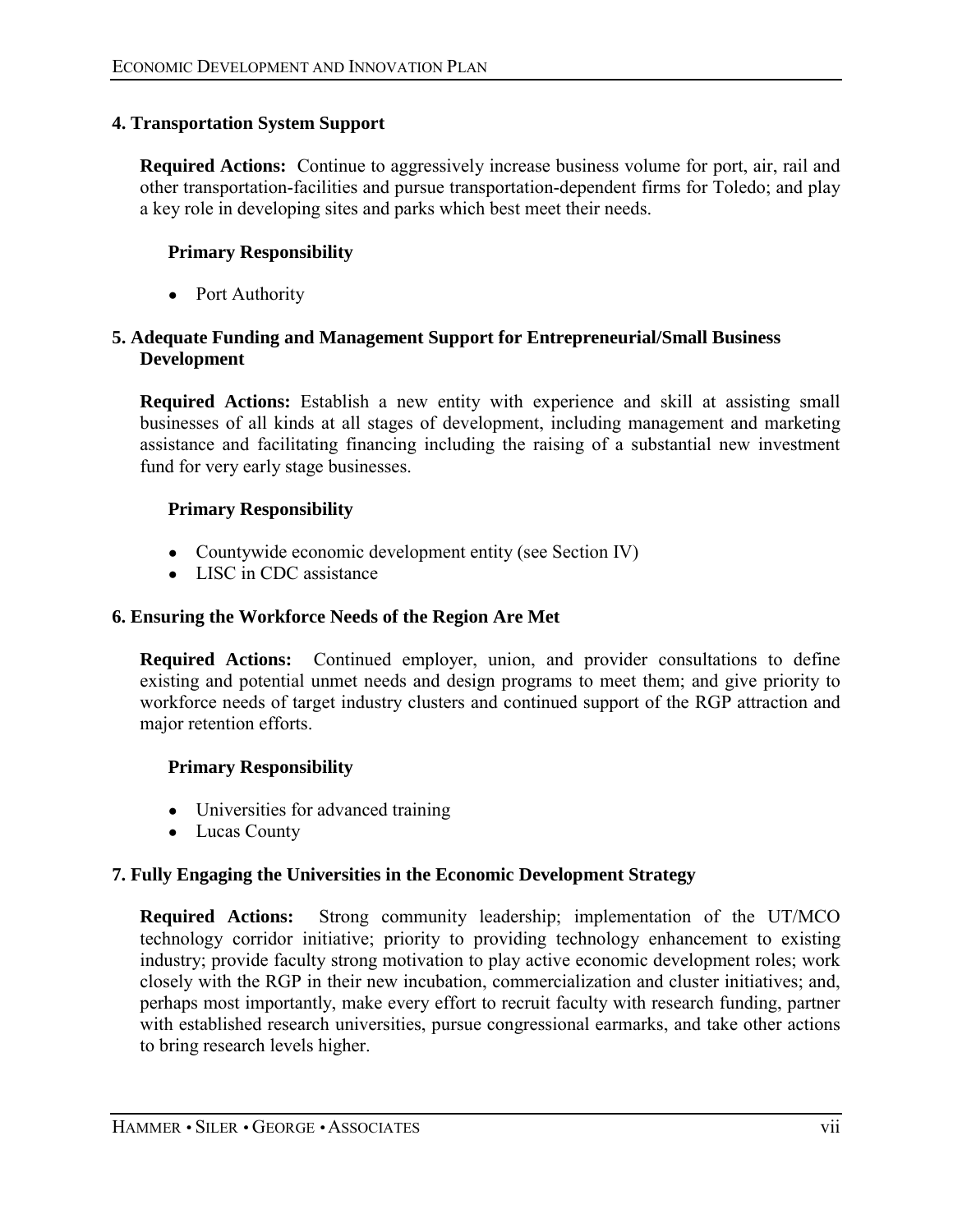### 4. Transportation System Support

**Required Actions:** Continue to aggressively increase business volume for port, air, rail and other transportation-facilities and pursue transportation-dependent firms for Toledo; and play a key role in developing sites and parks which best meet their needs.

**Primary Responsibility**

- Port Authority

### 5. Adequate Funding and Management Support for Entrepreneurial/Small Business Development

**Required Actions:** Establish a new entity with experience and skill at assisting small businesses of all kinds at all stages of development, including management and marketing assistance and facilitating financing including the raising of a substantial new investment fund for very early stage businesses.

**Primary Responsibility**

- Countywide economic development entity (see Section IV)
- LISC in CDC assistance

### 6. Ensuring the Workforce Needs of the Region Are Met

**Required Actions:** Continued employer, union, and provider consultations to define existing and potential unmet needs and design programs to meet them; and give priority to workforce needs of target industry clusters and continued support of the RGP attraction and major retention efforts.

**Primary Responsibility**

- Universities for advanced training
- Lucas County

### 7. Fully Engaging the Universities in the Economic Development Strategy

**Required Actions:** Strong community leadership; implementation of the UT/MCO technology corridor initiative; priority to providing technology enhancement to existing industry; provide faculty strong motivation to play active economic development roles; work closely with the RGP in their new incubation, commercialization and cluster initiatives; and, perhaps most importantly, make every effort to recruit faculty with research funding, partner with established research universities, pursue congressional earmarks, and take other actions to bring research levels higher.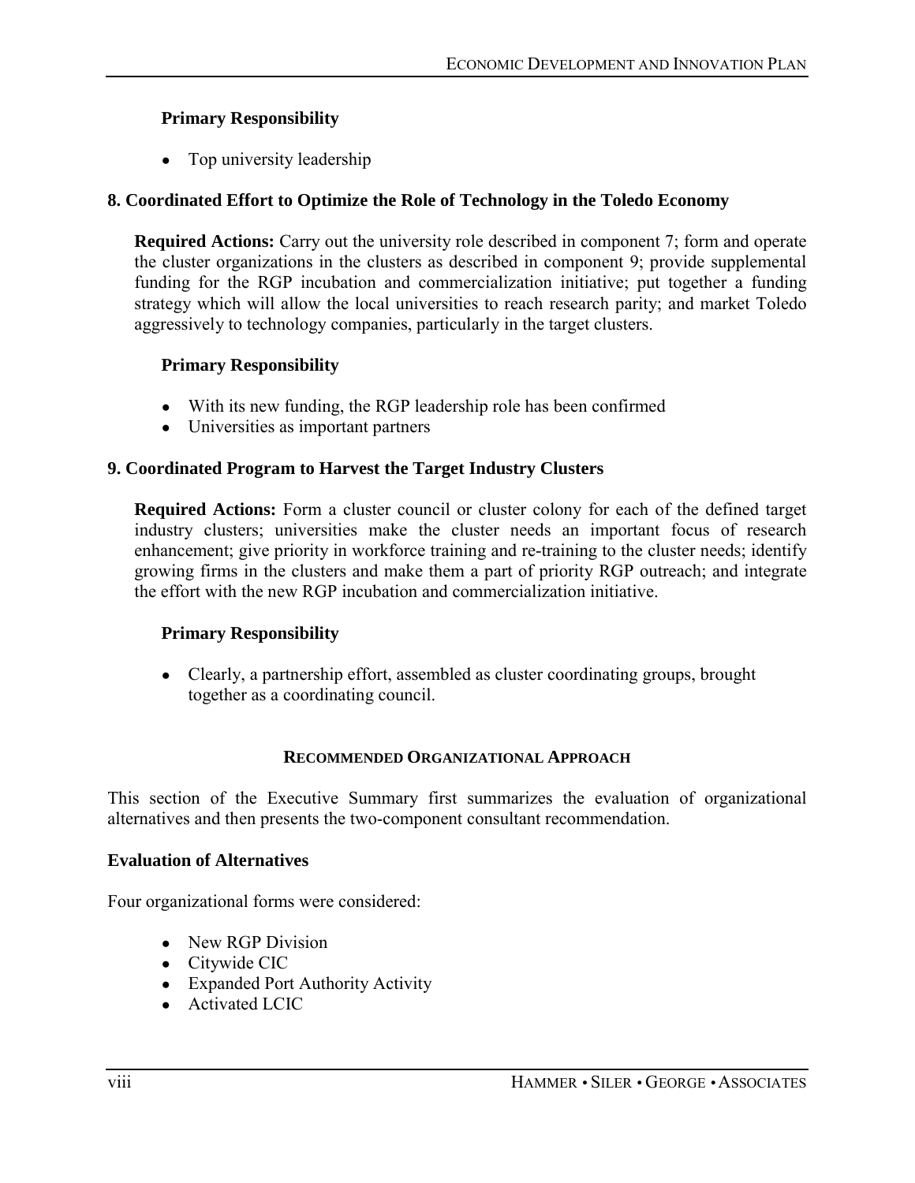**Primary Responsibility**

- Top university leadership

### 8. Coordinated Effort to Optimize the Role of Technology in the Toledo Economy

**Required Actions:** Carry out the university role described in component 7; form and operate the cluster organizations in the clusters as described in component 9; provide supplemental funding for the RGP incubation and commercialization initiative; put together a funding strategy which will allow the local universities to reach research parity; and market Toledo aggressively to technology companies, particularly in the target clusters.

**Primary Responsibility**

- With its new funding, the RGP leadership role has been confirmed
- Universities as important partners

### 9. Coordinated Program to Harvest the Target Industry Clusters

**Required Actions:** Form a cluster council or cluster colony for each of the defined target industry clusters; universities make the cluster needs an important focus of research enhancement; give priority in workforce training and re-training to the cluster needs; identify growing firms in the clusters and make them a part of priority RGP outreach; and integrate the effort with the new RGP incubation and commercialization initiative.

**Primary Responsibility**

- Clearly, a partnership effort, assembled as cluster coordinating groups, brought together as a coordinating council.

## RECOMMENDED ORGANIZATIONAL APPROACH

This section of the Executive Summary first summarizes the evaluation of organizational alternatives and then presents the two-component consultant recommendation.

### Evaluation of Alternatives

Four organizational forms were considered:

- New RGP Division
- Citywide CIC
- Expanded Port Authority Activity
- Activated LCIC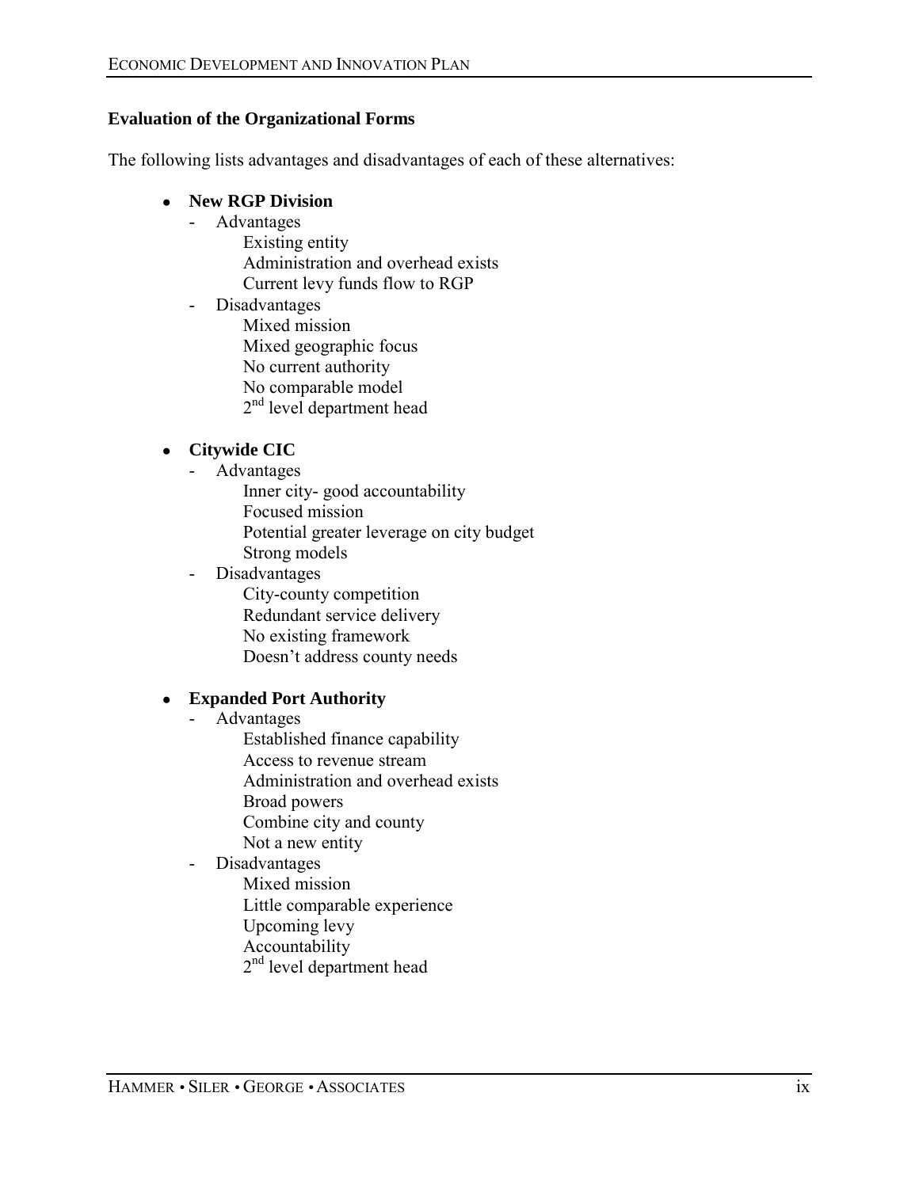**Evaluation of the Organizational Forms**

The following lists advantages and disadvantages of each of these alternatives:

- **New RGP Division**
  - Advantages
    - Existing entity
    - Administration and overhead exists
    - Current levy funds flow to RGP
  - Disadvantages
    - Mixed mission
    - Mixed geographic focus
    - No current authority
    - No comparable model
    - 2nd level department head

- **Citywide CIC**
  - Advantages
    - Inner city- good accountability
    - Focused mission
    - Potential greater leverage on city budget
    - Strong models
  - Disadvantages
    - City-county competition
    - Redundant service delivery
    - No existing framework
    - Doesn't address county needs

- **Expanded Port Authority**
  - Advantages
    - Established finance capability
    - Access to revenue stream
    - Administration and overhead exists
    - Broad powers
    - Combine city and county
    - Not a new entity
  - Disadvantages
    - Mixed mission
    - Little comparable experience
    - Upcoming levy
    - Accountability
    - 2nd level department head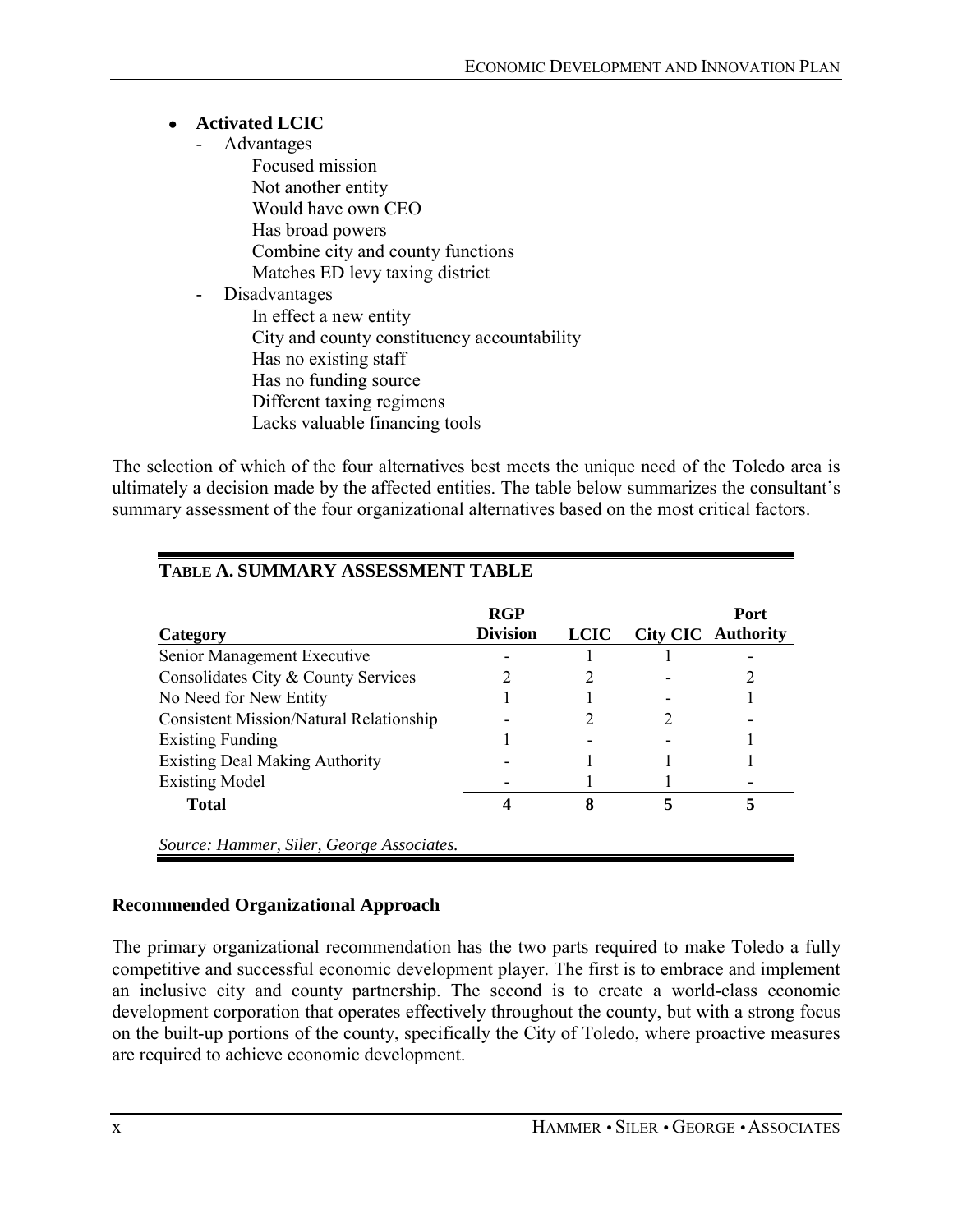- **Activated LCIC**
  - Advantages
    - Focused mission
    - Not another entity
    - Would have own CEO
    - Has broad powers
    - Combine city and county functions
    - Matches ED levy taxing district
  - Disadvantages
    - In effect a new entity
    - City and county constituency accountability
    - Has no existing staff
    - Has no funding source
    - Different taxing regimens
    - Lacks valuable financing tools

The selection of which of the four alternatives best meets the unique need of the Toledo area is ultimately a decision made by the affected entities. The table below summarizes the consultant's summary assessment of the four organizational alternatives based on the most critical factors.

**TABLE A. SUMMARY ASSESSMENT TABLE**

| Category | RGP Division | LCIC | City CIC | Port Authority |
|---|---|---|---|---|
| Senior Management Executive | - | 1 | 1 | - |
| Consolidates City & County Services | 2 | 2 | - | 2 |
| No Need for New Entity | 1 | 1 | - | 1 |
| Consistent Mission/Natural Relationship | - | 2 | 2 | - |
| Existing Funding | 1 | - | - | 1 |
| Existing Deal Making Authority | - | 1 | 1 | 1 |
| Existing Model | - | 1 | 1 | - |
| **Total** | **4** | **8** | **5** | **5** |

*Source: Hammer, Siler, George Associates.*

### Recommended Organizational Approach

The primary organizational recommendation has the two parts required to make Toledo a fully competitive and successful economic development player. The first is to embrace and implement an inclusive city and county partnership. The second is to create a world-class economic development corporation that operates effectively throughout the county, but with a strong focus on the built-up portions of the county, specifically the City of Toledo, where proactive measures are required to achieve economic development.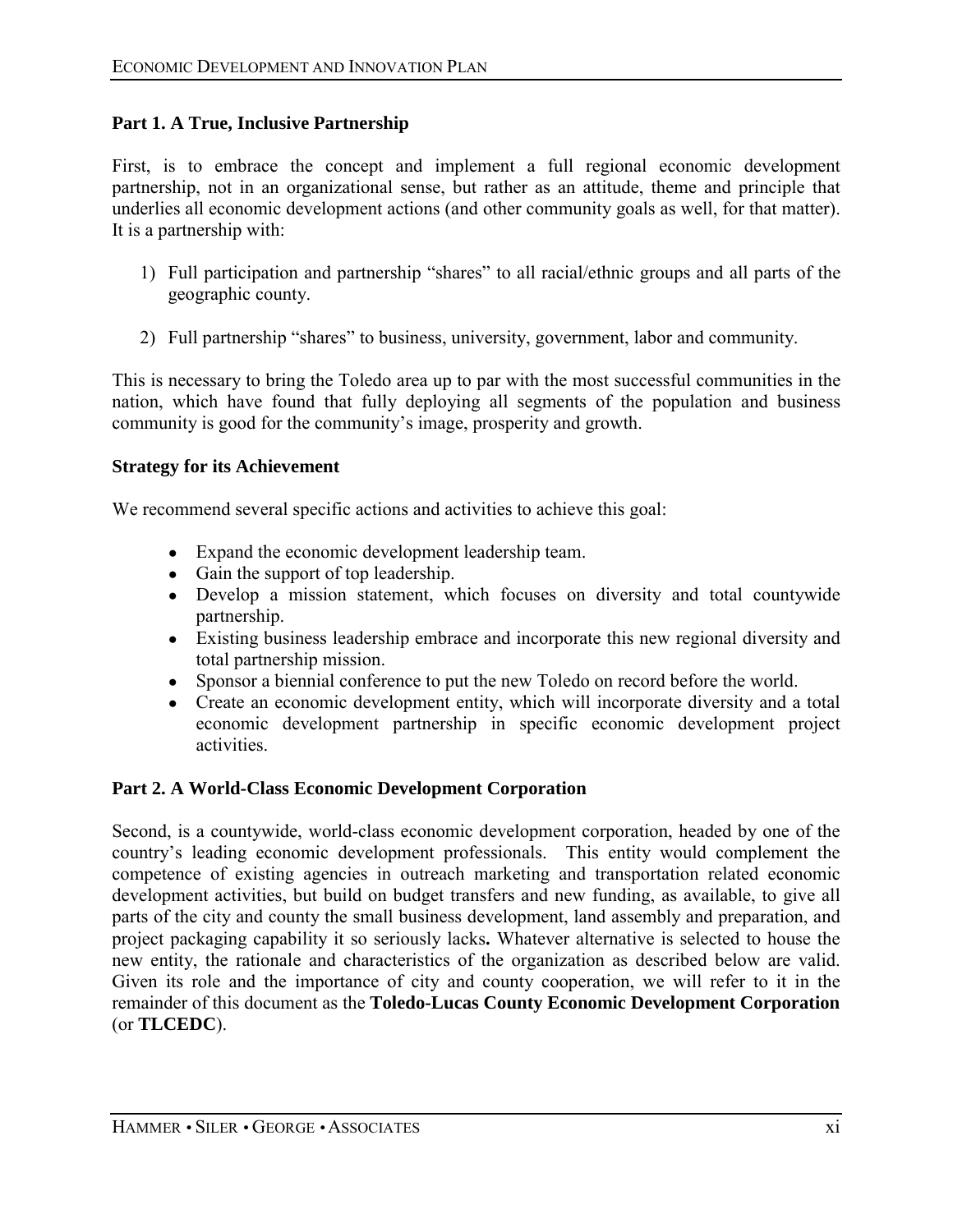### Part 1. A True, Inclusive Partnership

First, is to embrace the concept and implement a full regional economic development partnership, not in an organizational sense, but rather as an attitude, theme and principle that underlies all economic development actions (and other community goals as well, for that matter). It is a partnership with:

1) Full participation and partnership "shares" to all racial/ethnic groups and all parts of the geographic county.
2) Full partnership "shares" to business, university, government, labor and community.

This is necessary to bring the Toledo area up to par with the most successful communities in the nation, which have found that fully deploying all segments of the population and business community is good for the community's image, prosperity and growth.

#### Strategy for its Achievement

We recommend several specific actions and activities to achieve this goal:

- Expand the economic development leadership team.
- Gain the support of top leadership.
- Develop a mission statement, which focuses on diversity and total countywide partnership.
- Existing business leadership embrace and incorporate this new regional diversity and total partnership mission.
- Sponsor a biennial conference to put the new Toledo on record before the world.
- Create an economic development entity, which will incorporate diversity and a total economic development partnership in specific economic development project activities.

### Part 2. A World-Class Economic Development Corporation

Second, is a countywide, world-class economic development corporation, headed by one of the country's leading economic development professionals. This entity would complement the competence of existing agencies in outreach marketing and transportation related economic development activities, but build on budget transfers and new funding, as available, to give all parts of the city and county the small business development, land assembly and preparation, and project packaging capability it so seriously lacks**.** Whatever alternative is selected to house the new entity, the rationale and characteristics of the organization as described below are valid. Given its role and the importance of city and county cooperation, we will refer to it in the remainder of this document as the **Toledo-Lucas County Economic Development Corporation** (or **TLCEDC**).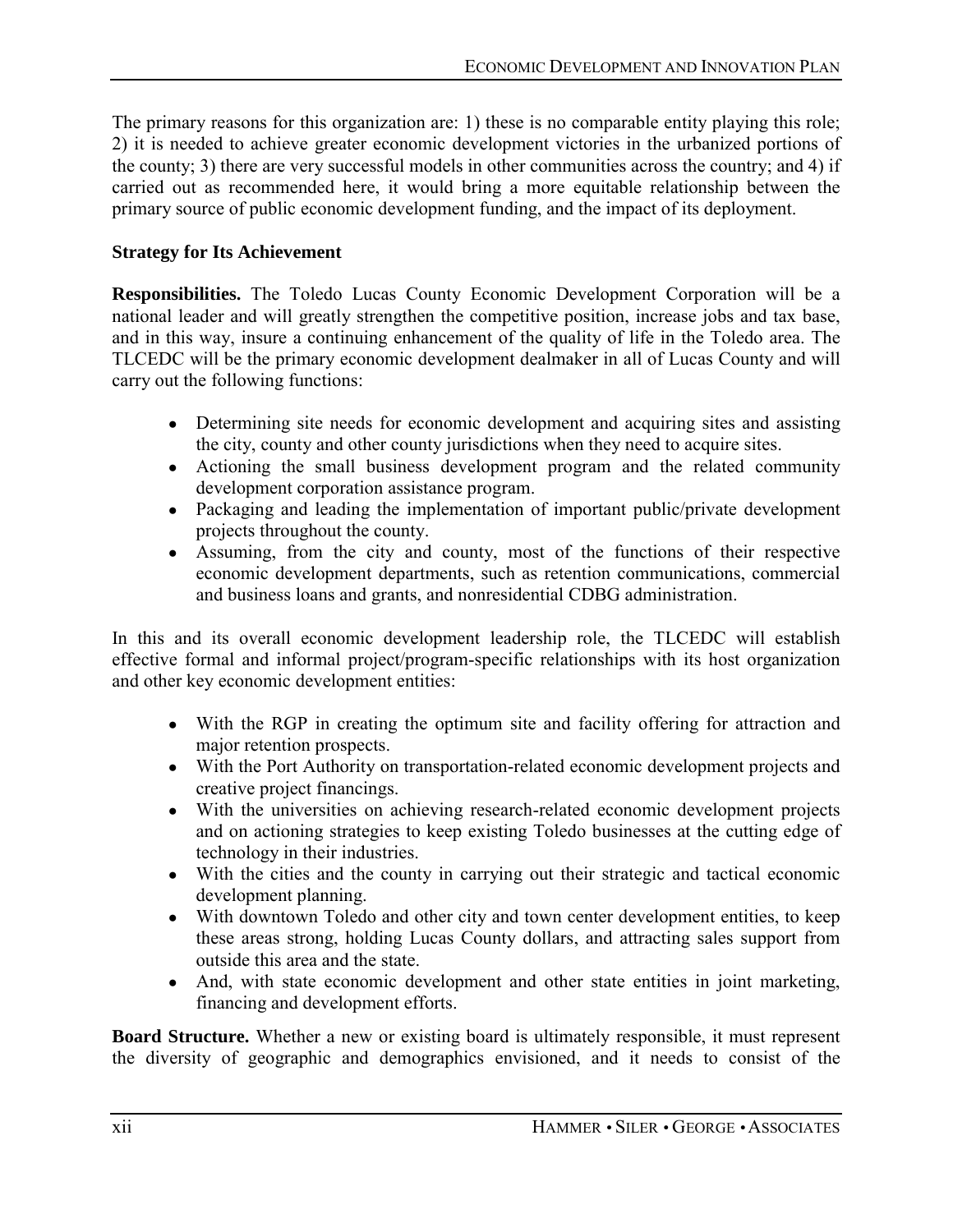The primary reasons for this organization are: 1) these is no comparable entity playing this role; 2) it is needed to achieve greater economic development victories in the urbanized portions of the county; 3) there are very successful models in other communities across the country; and 4) if carried out as recommended here, it would bring a more equitable relationship between the primary source of public economic development funding, and the impact of its deployment.

**Strategy for Its Achievement**

**Responsibilities.** The Toledo Lucas County Economic Development Corporation will be a national leader and will greatly strengthen the competitive position, increase jobs and tax base, and in this way, insure a continuing enhancement of the quality of life in the Toledo area. The TLCEDC will be the primary economic development dealmaker in all of Lucas County and will carry out the following functions:

- Determining site needs for economic development and acquiring sites and assisting the city, county and other county jurisdictions when they need to acquire sites.
- Actioning the small business development program and the related community development corporation assistance program.
- Packaging and leading the implementation of important public/private development projects throughout the county.
- Assuming, from the city and county, most of the functions of their respective economic development departments, such as retention communications, commercial and business loans and grants, and nonresidential CDBG administration.

In this and its overall economic development leadership role, the TLCEDC will establish effective formal and informal project/program-specific relationships with its host organization and other key economic development entities:

- With the RGP in creating the optimum site and facility offering for attraction and major retention prospects.
- With the Port Authority on transportation-related economic development projects and creative project financings.
- With the universities on achieving research-related economic development projects and on actioning strategies to keep existing Toledo businesses at the cutting edge of technology in their industries.
- With the cities and the county in carrying out their strategic and tactical economic development planning.
- With downtown Toledo and other city and town center development entities, to keep these areas strong, holding Lucas County dollars, and attracting sales support from outside this area and the state.
- And, with state economic development and other state entities in joint marketing, financing and development efforts.

**Board Structure.** Whether a new or existing board is ultimately responsible, it must represent the diversity of geographic and demographics envisioned, and it needs to consist of the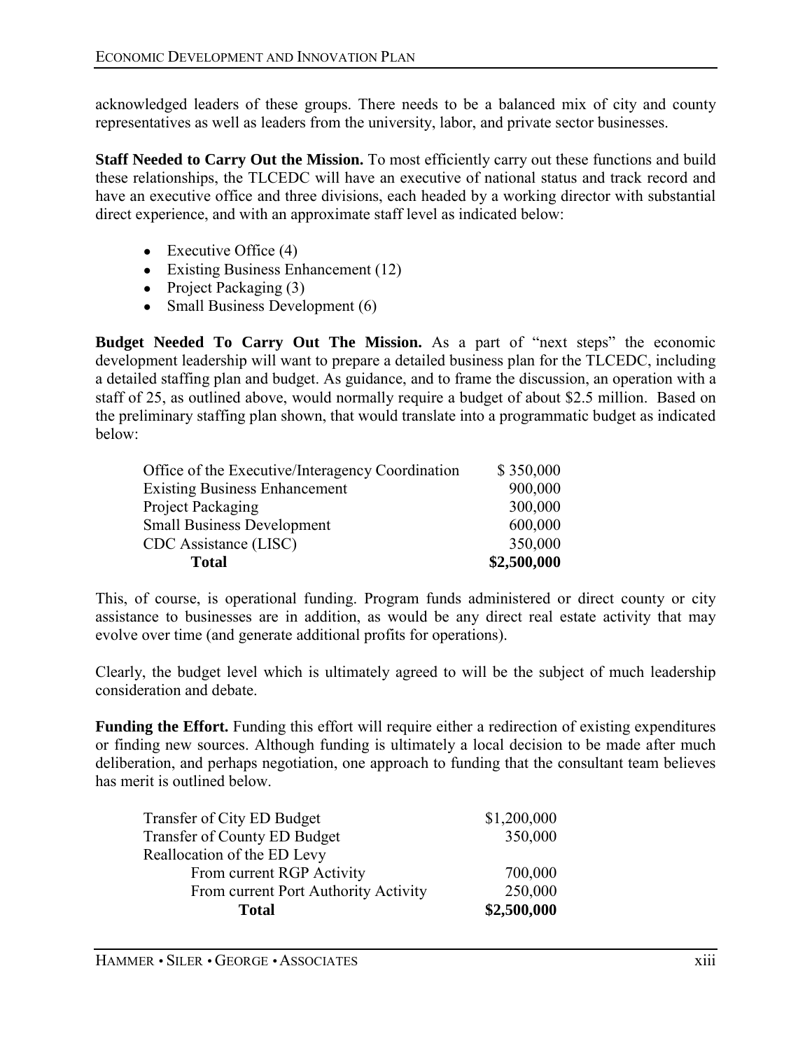acknowledged leaders of these groups. There needs to be a balanced mix of city and county representatives as well as leaders from the university, labor, and private sector businesses.

**Staff Needed to Carry Out the Mission.** To most efficiently carry out these functions and build these relationships, the TLCEDC will have an executive of national status and track record and have an executive office and three divisions, each headed by a working director with substantial direct experience, and with an approximate staff level as indicated below:

- Executive Office (4)
- Existing Business Enhancement (12)
- Project Packaging (3)
- Small Business Development (6)

**Budget Needed To Carry Out The Mission.** As a part of "next steps" the economic development leadership will want to prepare a detailed business plan for the TLCEDC, including a detailed staffing plan and budget. As guidance, and to frame the discussion, an operation with a staff of 25, as outlined above, would normally require a budget of about $2.5 million. Based on the preliminary staffing plan shown, that would translate into a programmatic budget as indicated below:

| | |
|---|---|
| Office of the Executive/Interagency Coordination | $ 350,000 |
| Existing Business Enhancement | 900,000 |
| Project Packaging | 300,000 |
| Small Business Development | 600,000 |
| CDC Assistance (LISC) | 350,000 |
| **Total** | **$2,500,000** |

This, of course, is operational funding. Program funds administered or direct county or city assistance to businesses are in addition, as would be any direct real estate activity that may evolve over time (and generate additional profits for operations).

Clearly, the budget level which is ultimately agreed to will be the subject of much leadership consideration and debate.

**Funding the Effort.** Funding this effort will require either a redirection of existing expenditures or finding new sources. Although funding is ultimately a local decision to be made after much deliberation, and perhaps negotiation, one approach to funding that the consultant team believes has merit is outlined below.

| | |
|---|---|
| Transfer of City ED Budget | $1,200,000 |
| Transfer of County ED Budget | 350,000 |
| Reallocation of the ED Levy | |
| From current RGP Activity | 700,000 |
| From current Port Authority Activity | 250,000 |
| **Total** | **$2,500,000** |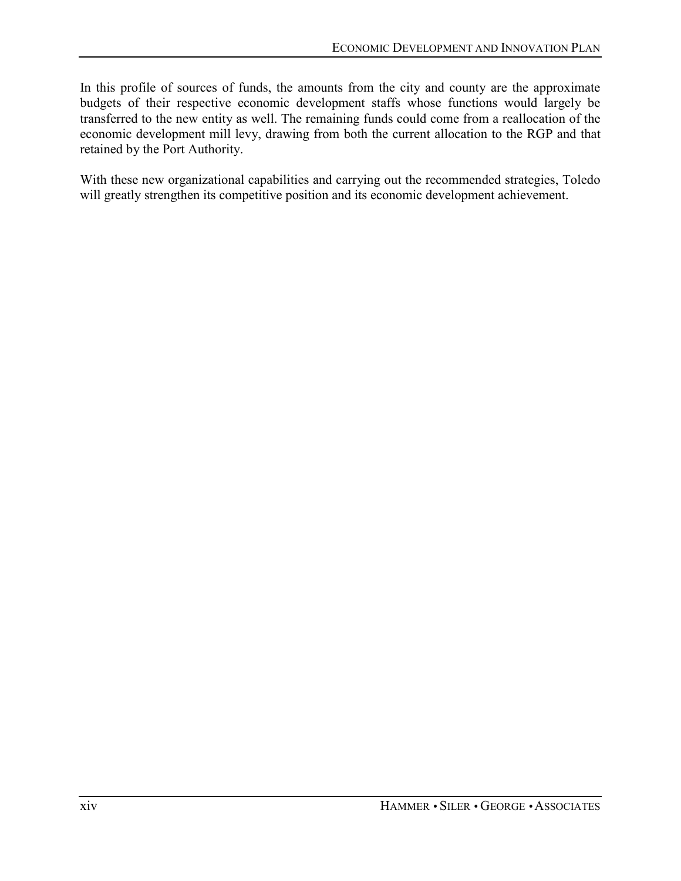In this profile of sources of funds, the amounts from the city and county are the approximate budgets of their respective economic development staffs whose functions would largely be transferred to the new entity as well. The remaining funds could come from a reallocation of the economic development mill levy, drawing from both the current allocation to the RGP and that retained by the Port Authority.

With these new organizational capabilities and carrying out the recommended strategies, Toledo will greatly strengthen its competitive position and its economic development achievement.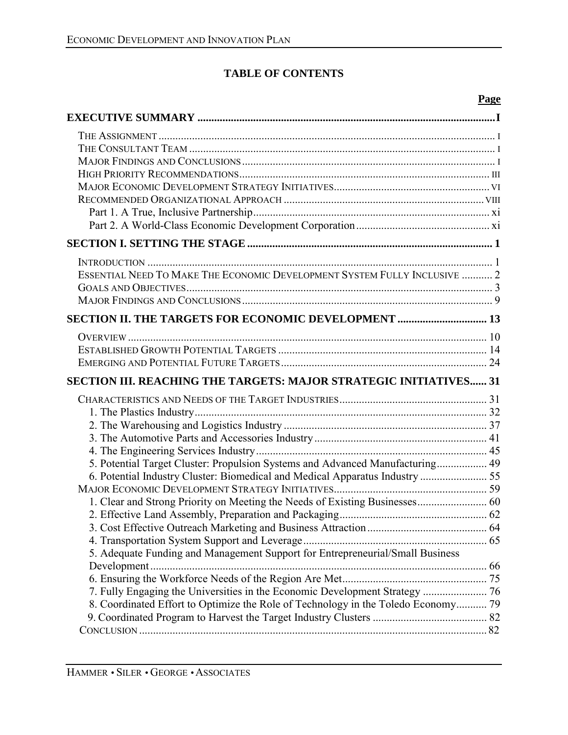## TABLE OF CONTENTS

| | Page |
|---|---|
| **EXECUTIVE SUMMARY** | **I** |
| THE ASSIGNMENT | I |
| THE CONSULTANT TEAM | I |
| MAJOR FINDINGS AND CONCLUSIONS | I |
| HIGH PRIORITY RECOMMENDATIONS | III |
| MAJOR ECONOMIC DEVELOPMENT STRATEGY INITIATIVES | VI |
| RECOMMENDED ORGANIZATIONAL APPROACH | VIII |
| Part 1. A True, Inclusive Partnership | xi |
| Part 2. A World-Class Economic Development Corporation | xi |
| **SECTION I. SETTING THE STAGE** | **1** |
| INTRODUCTION | 1 |
| ESSENTIAL NEED TO MAKE THE ECONOMIC DEVELOPMENT SYSTEM FULLY INCLUSIVE | 2 |
| GOALS AND OBJECTIVES | 3 |
| MAJOR FINDINGS AND CONCLUSIONS | 9 |
| **SECTION II. THE TARGETS FOR ECONOMIC DEVELOPMENT** | **13** |
| OVERVIEW | 10 |
| ESTABLISHED GROWTH POTENTIAL TARGETS | 14 |
| EMERGING AND POTENTIAL FUTURE TARGETS | 24 |
| **SECTION III. REACHING THE TARGETS: MAJOR STRATEGIC INITIATIVES** | **31** |
| CHARACTERISTICS AND NEEDS OF THE TARGET INDUSTRIES | 31 |
| 1. The Plastics Industry | 32 |
| 2. The Warehousing and Logistics Industry | 37 |
| 3. The Automotive Parts and Accessories Industry | 41 |
| 4. The Engineering Services Industry | 45 |
| 5. Potential Target Cluster: Propulsion Systems and Advanced Manufacturing | 49 |
| 6. Potential Industry Cluster: Biomedical and Medical Apparatus Industry | 55 |
| MAJOR ECONOMIC DEVELOPMENT STRATEGY INITIATIVES | 59 |
| 1. Clear and Strong Priority on Meeting the Needs of Existing Businesses | 60 |
| 2. Effective Land Assembly, Preparation and Packaging | 62 |
| 3. Cost Effective Outreach Marketing and Business Attraction | 64 |
| 4. Transportation System Support and Leverage | 65 |
| 5. Adequate Funding and Management Support for Entrepreneurial/Small Business Development | 66 |
| 6. Ensuring the Workforce Needs of the Region Are Met | 75 |
| 7. Fully Engaging the Universities in the Economic Development Strategy | 76 |
| 8. Coordinated Effort to Optimize the Role of Technology in the Toledo Economy | 79 |
| 9. Coordinated Program to Harvest the Target Industry Clusters | 82 |
| CONCLUSION | 82 |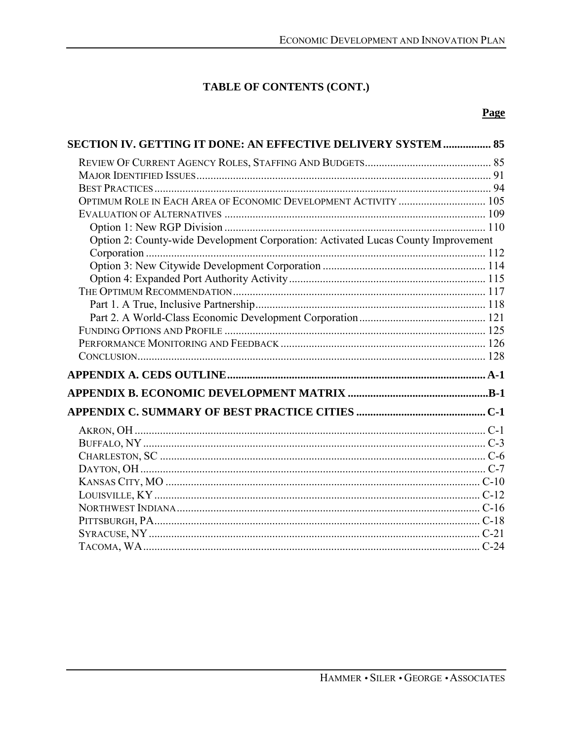# TABLE OF CONTENTS (CONT.)

**Page**

**SECTION IV. GETTING IT DONE: AN EFFECTIVE DELIVERY SYSTEM ................ 85**

- Review Of Current Agency Roles, Staffing And Budgets ............................................ 85
- Major Identified Issues ........................................................................................ 91
- Best Practices ....................................................................................................... 94
- Optimum Role in Each Area of Economic Development Activity ............................... 105
- Evaluation of Alternatives ............................................................................ 109
  - Option 1: New RGP Division ............................................................................ 110
  - Option 2: County-wide Development Corporation: Activated Lucas County Improvement Corporation ........................................................................................................ 112
  - Option 3: New Citywide Development Corporation .......................................................... 114
  - Option 4: Expanded Port Authority Activity ..................................................................... 115
- The Optimum Recommendation ......................................................................................... 117
  - Part 1. A True, Inclusive Partnership ................................................................................. 118
  - Part 2. A World-Class Economic Development Corporation ............................................ 121
- Funding Options and Profile ............................................................................................ 125
- Performance Monitoring and Feedback ......................................................................... 126
- Conclusion ........................................................................................................................ 128

**APPENDIX A. CEDS OUTLINE ........................................................................................... A-1**

**APPENDIX B. ECONOMIC DEVELOPMENT MATRIX .................................................B-1**

**APPENDIX C. SUMMARY OF BEST PRACTICE CITIES ............................................. C-1**

- Akron, OH ........................................................................................................................... C-1
- Buffalo, NY ......................................................................................................................... C-3
- Charleston, SC .................................................................................................................. C-6
- Dayton, OH ......................................................................................................................... C-7
- Kansas City, MO ................................................................................................................ C-10
- Louisville, KY .................................................................................................................... C-12
- Northwest Indiana ............................................................................................................ C-16
- Pittsburgh, PA .................................................................................................................... C-18
- Syracuse, NY ...................................................................................................................... C-21
- Tacoma, WA ....................................................................................................................... C-24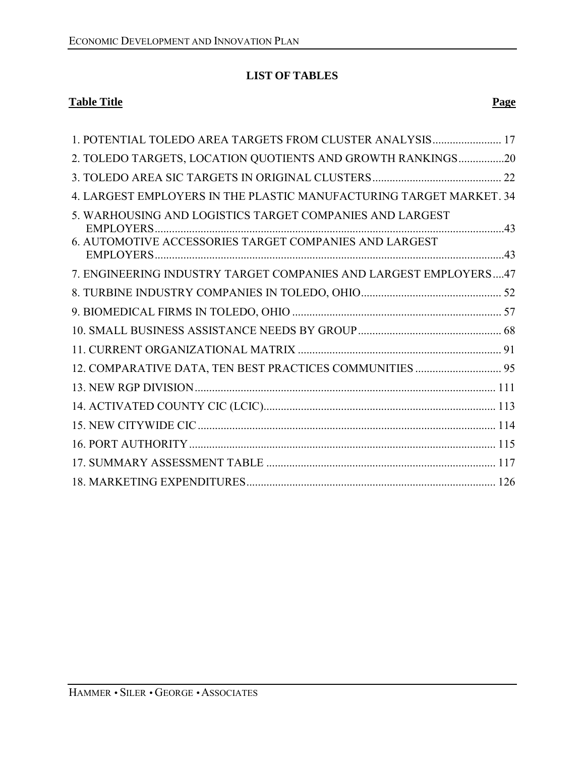## LIST OF TABLES

| Table Title | Page |
|---|---|
| 1. POTENTIAL TOLEDO AREA TARGETS FROM CLUSTER ANALYSIS | 17 |
| 2. TOLEDO TARGETS, LOCATION QUOTIENTS AND GROWTH RANKINGS | 20 |
| 3. TOLEDO AREA SIC TARGETS IN ORIGINAL CLUSTERS | 22 |
| 4. LARGEST EMPLOYERS IN THE PLASTIC MANUFACTURING TARGET MARKET | 34 |
| 5. WARHOUSING AND LOGISTICS TARGET COMPANIES AND LARGEST EMPLOYERS | 43 |
| 6. AUTOMOTIVE ACCESSORIES TARGET COMPANIES AND LARGEST EMPLOYERS | 43 |
| 7. ENGINEERING INDUSTRY TARGET COMPANIES AND LARGEST EMPLOYERS | 47 |
| 8. TURBINE INDUSTRY COMPANIES IN TOLEDO, OHIO | 52 |
| 9. BIOMEDICAL FIRMS IN TOLEDO, OHIO | 57 |
| 10. SMALL BUSINESS ASSISTANCE NEEDS BY GROUP | 68 |
| 11. CURRENT ORGANIZATIONAL MATRIX | 91 |
| 12. COMPARATIVE DATA, TEN BEST PRACTICES COMMUNITIES | 95 |
| 13. NEW RGP DIVISION | 111 |
| 14. ACTIVATED COUNTY CIC (LCIC) | 113 |
| 15. NEW CITYWIDE CIC | 114 |
| 16. PORT AUTHORITY | 115 |
| 17. SUMMARY ASSESSMENT TABLE | 117 |
| 18. MARKETING EXPENDITURES | 126 |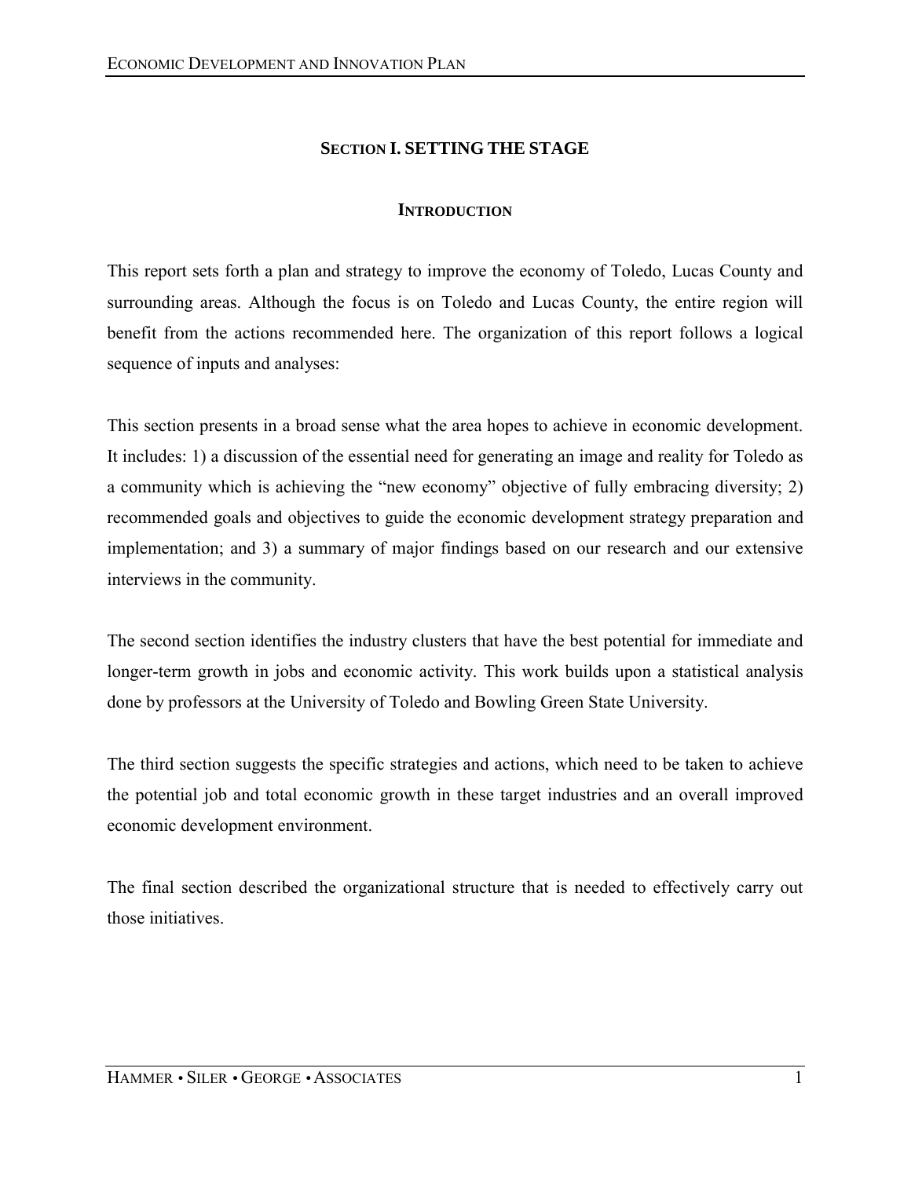# Section I. SETTING THE STAGE

## Introduction

This report sets forth a plan and strategy to improve the economy of Toledo, Lucas County and surrounding areas. Although the focus is on Toledo and Lucas County, the entire region will benefit from the actions recommended here. The organization of this report follows a logical sequence of inputs and analyses:

This section presents in a broad sense what the area hopes to achieve in economic development. It includes: 1) a discussion of the essential need for generating an image and reality for Toledo as a community which is achieving the "new economy" objective of fully embracing diversity; 2) recommended goals and objectives to guide the economic development strategy preparation and implementation; and 3) a summary of major findings based on our research and our extensive interviews in the community.

The second section identifies the industry clusters that have the best potential for immediate and longer-term growth in jobs and economic activity. This work builds upon a statistical analysis done by professors at the University of Toledo and Bowling Green State University.

The third section suggests the specific strategies and actions, which need to be taken to achieve the potential job and total economic growth in these target industries and an overall improved economic development environment.

The final section described the organizational structure that is needed to effectively carry out those initiatives.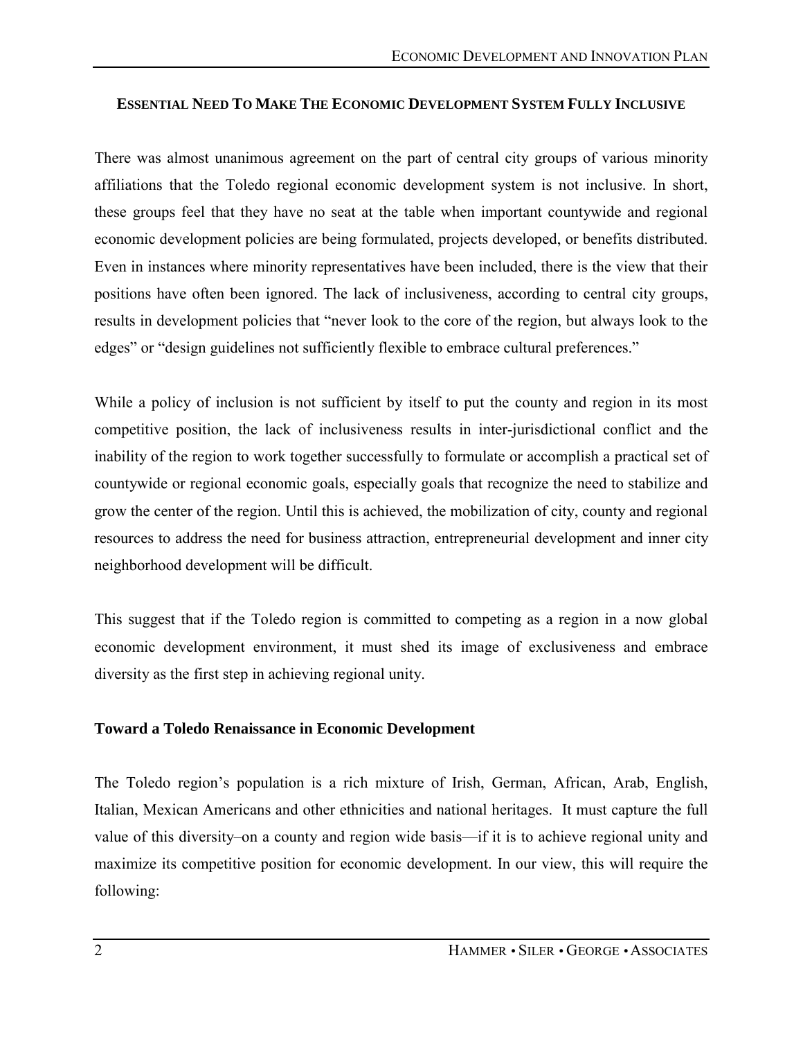## ESSENTIAL NEED TO MAKE THE ECONOMIC DEVELOPMENT SYSTEM FULLY INCLUSIVE

There was almost unanimous agreement on the part of central city groups of various minority affiliations that the Toledo regional economic development system is not inclusive. In short, these groups feel that they have no seat at the table when important countywide and regional economic development policies are being formulated, projects developed, or benefits distributed. Even in instances where minority representatives have been included, there is the view that their positions have often been ignored. The lack of inclusiveness, according to central city groups, results in development policies that "never look to the core of the region, but always look to the edges" or "design guidelines not sufficiently flexible to embrace cultural preferences."

While a policy of inclusion is not sufficient by itself to put the county and region in its most competitive position, the lack of inclusiveness results in inter-jurisdictional conflict and the inability of the region to work together successfully to formulate or accomplish a practical set of countywide or regional economic goals, especially goals that recognize the need to stabilize and grow the center of the region. Until this is achieved, the mobilization of city, county and regional resources to address the need for business attraction, entrepreneurial development and inner city neighborhood development will be difficult.

This suggest that if the Toledo region is committed to competing as a region in a now global economic development environment, it must shed its image of exclusiveness and embrace diversity as the first step in achieving regional unity.

### Toward a Toledo Renaissance in Economic Development

The Toledo region's population is a rich mixture of Irish, German, African, Arab, English, Italian, Mexican Americans and other ethnicities and national heritages. It must capture the full value of this diversity–on a county and region wide basis—if it is to achieve regional unity and maximize its competitive position for economic development. In our view, this will require the following: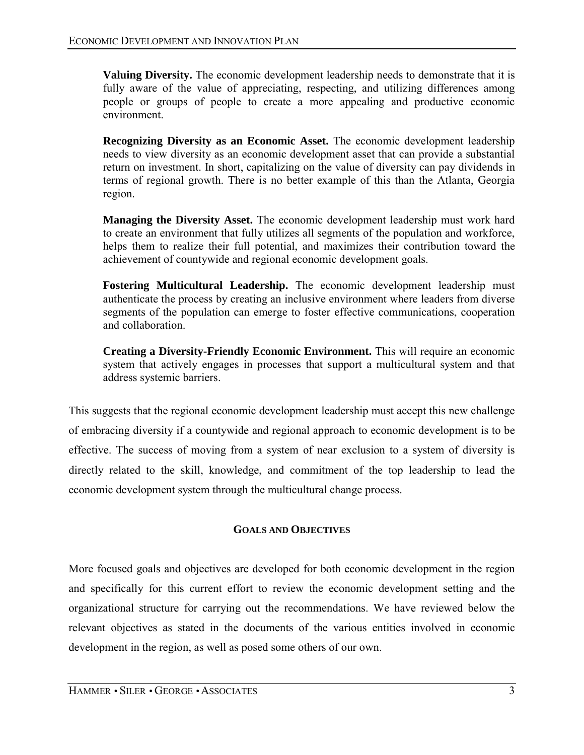**Valuing Diversity.** The economic development leadership needs to demonstrate that it is fully aware of the value of appreciating, respecting, and utilizing differences among people or groups of people to create a more appealing and productive economic environment.

**Recognizing Diversity as an Economic Asset.** The economic development leadership needs to view diversity as an economic development asset that can provide a substantial return on investment. In short, capitalizing on the value of diversity can pay dividends in terms of regional growth. There is no better example of this than the Atlanta, Georgia region.

**Managing the Diversity Asset.** The economic development leadership must work hard to create an environment that fully utilizes all segments of the population and workforce, helps them to realize their full potential, and maximizes their contribution toward the achievement of countywide and regional economic development goals.

**Fostering Multicultural Leadership.** The economic development leadership must authenticate the process by creating an inclusive environment where leaders from diverse segments of the population can emerge to foster effective communications, cooperation and collaboration.

**Creating a Diversity-Friendly Economic Environment.** This will require an economic system that actively engages in processes that support a multicultural system and that address systemic barriers.

This suggests that the regional economic development leadership must accept this new challenge of embracing diversity if a countywide and regional approach to economic development is to be effective. The success of moving from a system of near exclusion to a system of diversity is directly related to the skill, knowledge, and commitment of the top leadership to lead the economic development system through the multicultural change process.

## GOALS AND OBJECTIVES

More focused goals and objectives are developed for both economic development in the region and specifically for this current effort to review the economic development setting and the organizational structure for carrying out the recommendations. We have reviewed below the relevant objectives as stated in the documents of the various entities involved in economic development in the region, as well as posed some others of our own.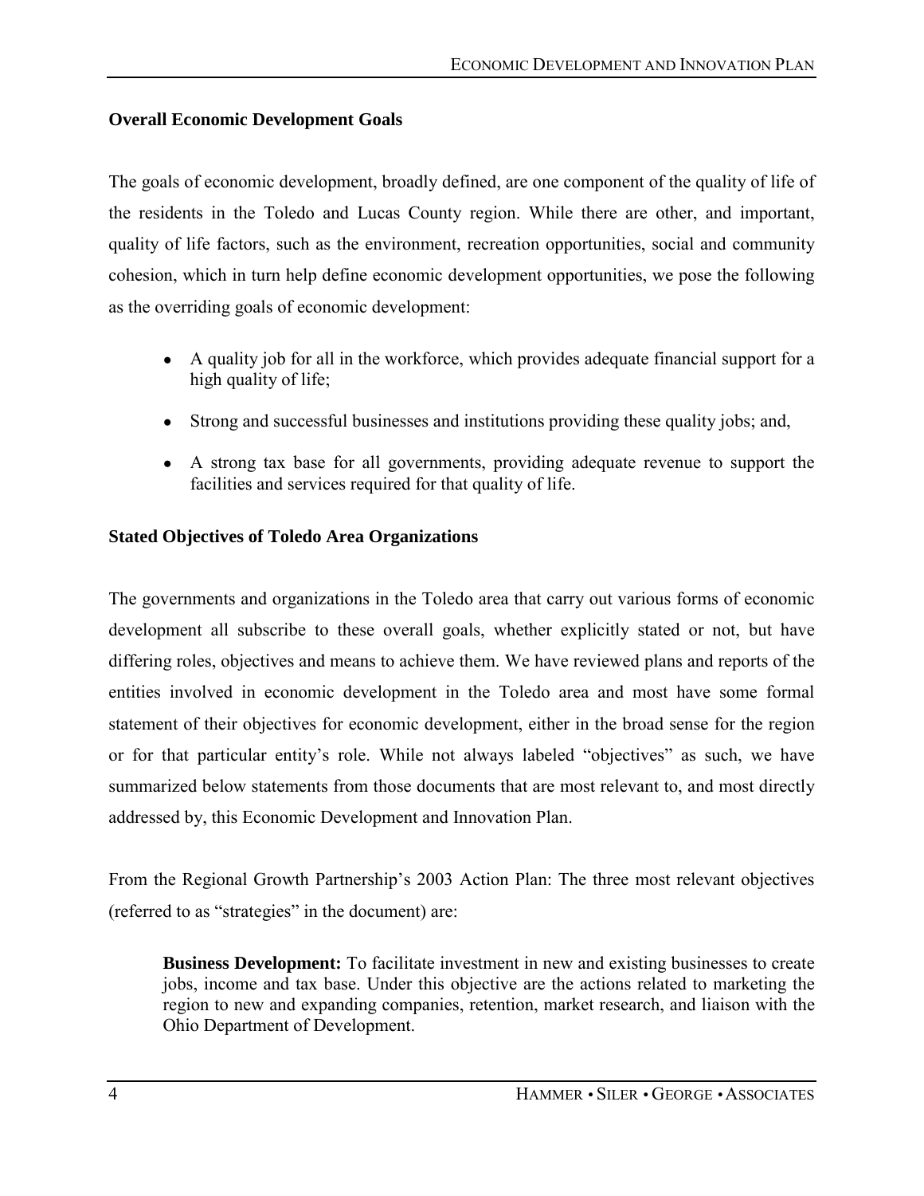### Overall Economic Development Goals

The goals of economic development, broadly defined, are one component of the quality of life of the residents in the Toledo and Lucas County region. While there are other, and important, quality of life factors, such as the environment, recreation opportunities, social and community cohesion, which in turn help define economic development opportunities, we pose the following as the overriding goals of economic development:

- A quality job for all in the workforce, which provides adequate financial support for a high quality of life;
- Strong and successful businesses and institutions providing these quality jobs; and,
- A strong tax base for all governments, providing adequate revenue to support the facilities and services required for that quality of life.

### Stated Objectives of Toledo Area Organizations

The governments and organizations in the Toledo area that carry out various forms of economic development all subscribe to these overall goals, whether explicitly stated or not, but have differing roles, objectives and means to achieve them. We have reviewed plans and reports of the entities involved in economic development in the Toledo area and most have some formal statement of their objectives for economic development, either in the broad sense for the region or for that particular entity's role. While not always labeled "objectives" as such, we have summarized below statements from those documents that are most relevant to, and most directly addressed by, this Economic Development and Innovation Plan.

From the Regional Growth Partnership's 2003 Action Plan: The three most relevant objectives (referred to as "strategies" in the document) are:

> **Business Development:** To facilitate investment in new and existing businesses to create jobs, income and tax base. Under this objective are the actions related to marketing the region to new and expanding companies, retention, market research, and liaison with the Ohio Department of Development.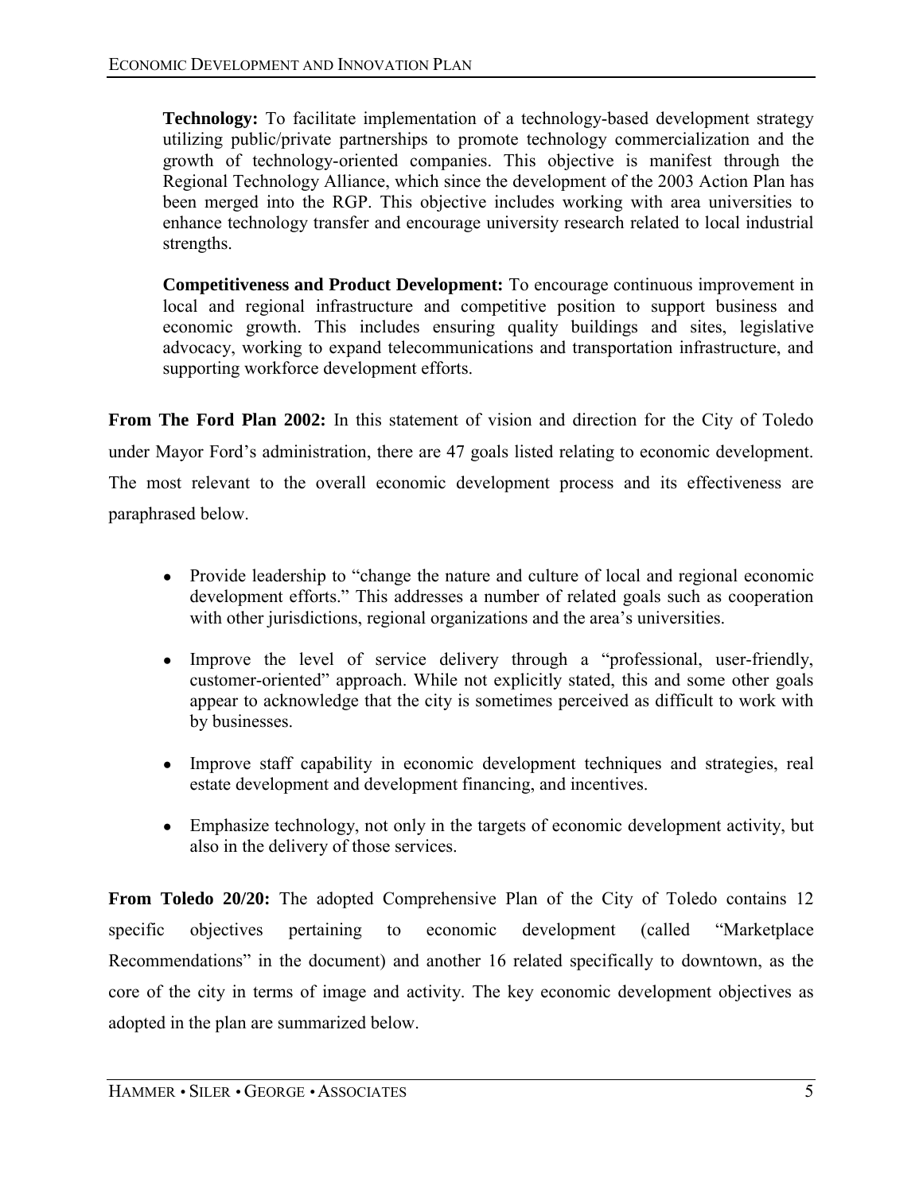**Technology:** To facilitate implementation of a technology-based development strategy utilizing public/private partnerships to promote technology commercialization and the growth of technology-oriented companies. This objective is manifest through the Regional Technology Alliance, which since the development of the 2003 Action Plan has been merged into the RGP. This objective includes working with area universities to enhance technology transfer and encourage university research related to local industrial strengths.

**Competitiveness and Product Development:** To encourage continuous improvement in local and regional infrastructure and competitive position to support business and economic growth. This includes ensuring quality buildings and sites, legislative advocacy, working to expand telecommunications and transportation infrastructure, and supporting workforce development efforts.

**From The Ford Plan 2002:** In this statement of vision and direction for the City of Toledo under Mayor Ford's administration, there are 47 goals listed relating to economic development. The most relevant to the overall economic development process and its effectiveness are paraphrased below.

- Provide leadership to "change the nature and culture of local and regional economic development efforts." This addresses a number of related goals such as cooperation with other jurisdictions, regional organizations and the area's universities.
- Improve the level of service delivery through a "professional, user-friendly, customer-oriented" approach. While not explicitly stated, this and some other goals appear to acknowledge that the city is sometimes perceived as difficult to work with by businesses.
- Improve staff capability in economic development techniques and strategies, real estate development and development financing, and incentives.
- Emphasize technology, not only in the targets of economic development activity, but also in the delivery of those services.

**From Toledo 20/20:** The adopted Comprehensive Plan of the City of Toledo contains 12 specific objectives pertaining to economic development (called "Marketplace Recommendations" in the document) and another 16 related specifically to downtown, as the core of the city in terms of image and activity. The key economic development objectives as adopted in the plan are summarized below.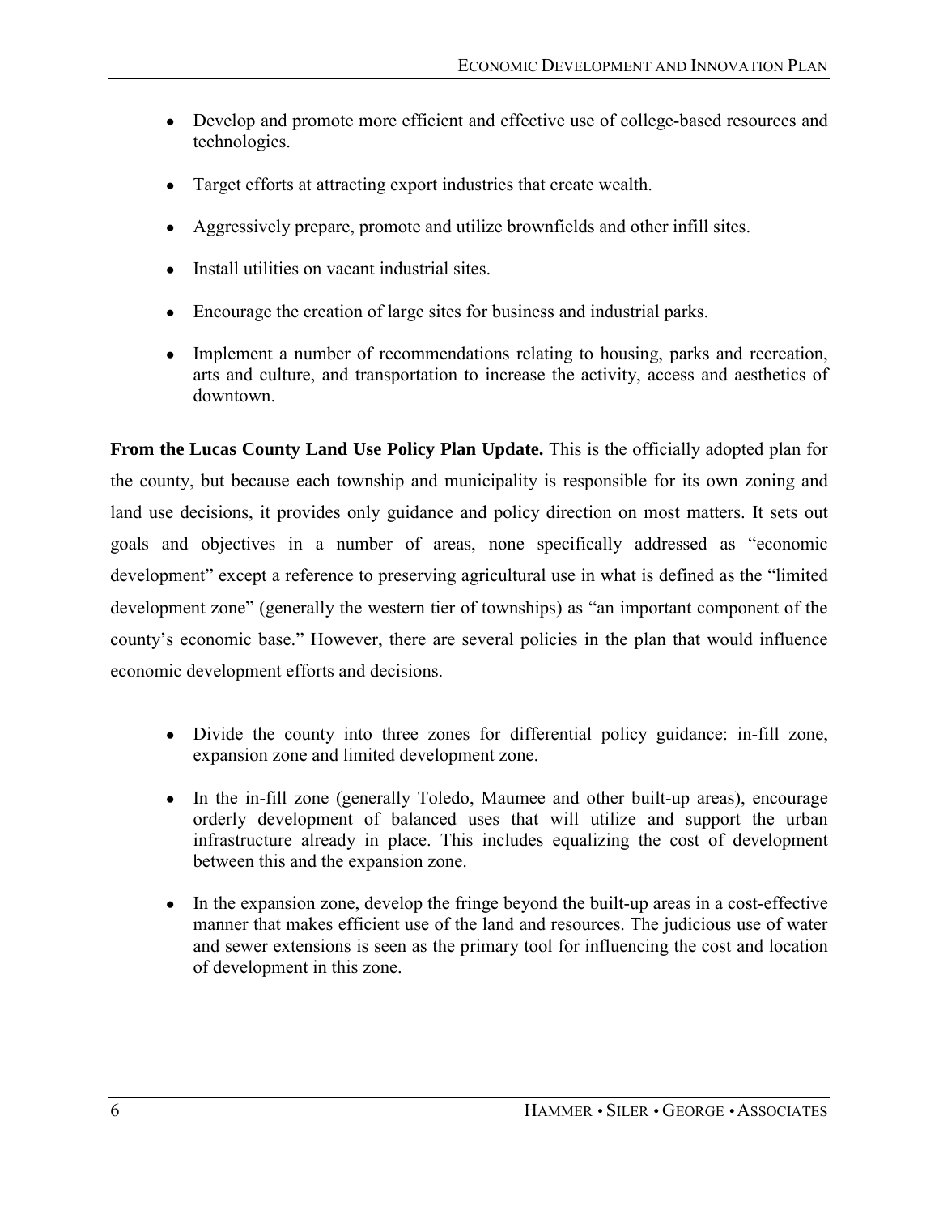- Develop and promote more efficient and effective use of college-based resources and technologies.
- Target efforts at attracting export industries that create wealth.
- Aggressively prepare, promote and utilize brownfields and other infill sites.
- Install utilities on vacant industrial sites.
- Encourage the creation of large sites for business and industrial parks.
- Implement a number of recommendations relating to housing, parks and recreation, arts and culture, and transportation to increase the activity, access and aesthetics of downtown.

**From the Lucas County Land Use Policy Plan Update.** This is the officially adopted plan for the county, but because each township and municipality is responsible for its own zoning and land use decisions, it provides only guidance and policy direction on most matters. It sets out goals and objectives in a number of areas, none specifically addressed as "economic development" except a reference to preserving agricultural use in what is defined as the "limited development zone" (generally the western tier of townships) as "an important component of the county's economic base." However, there are several policies in the plan that would influence economic development efforts and decisions.

- Divide the county into three zones for differential policy guidance: in-fill zone, expansion zone and limited development zone.
- In the in-fill zone (generally Toledo, Maumee and other built-up areas), encourage orderly development of balanced uses that will utilize and support the urban infrastructure already in place. This includes equalizing the cost of development between this and the expansion zone.
- In the expansion zone, develop the fringe beyond the built-up areas in a cost-effective manner that makes efficient use of the land and resources. The judicious use of water and sewer extensions is seen as the primary tool for influencing the cost and location of development in this zone.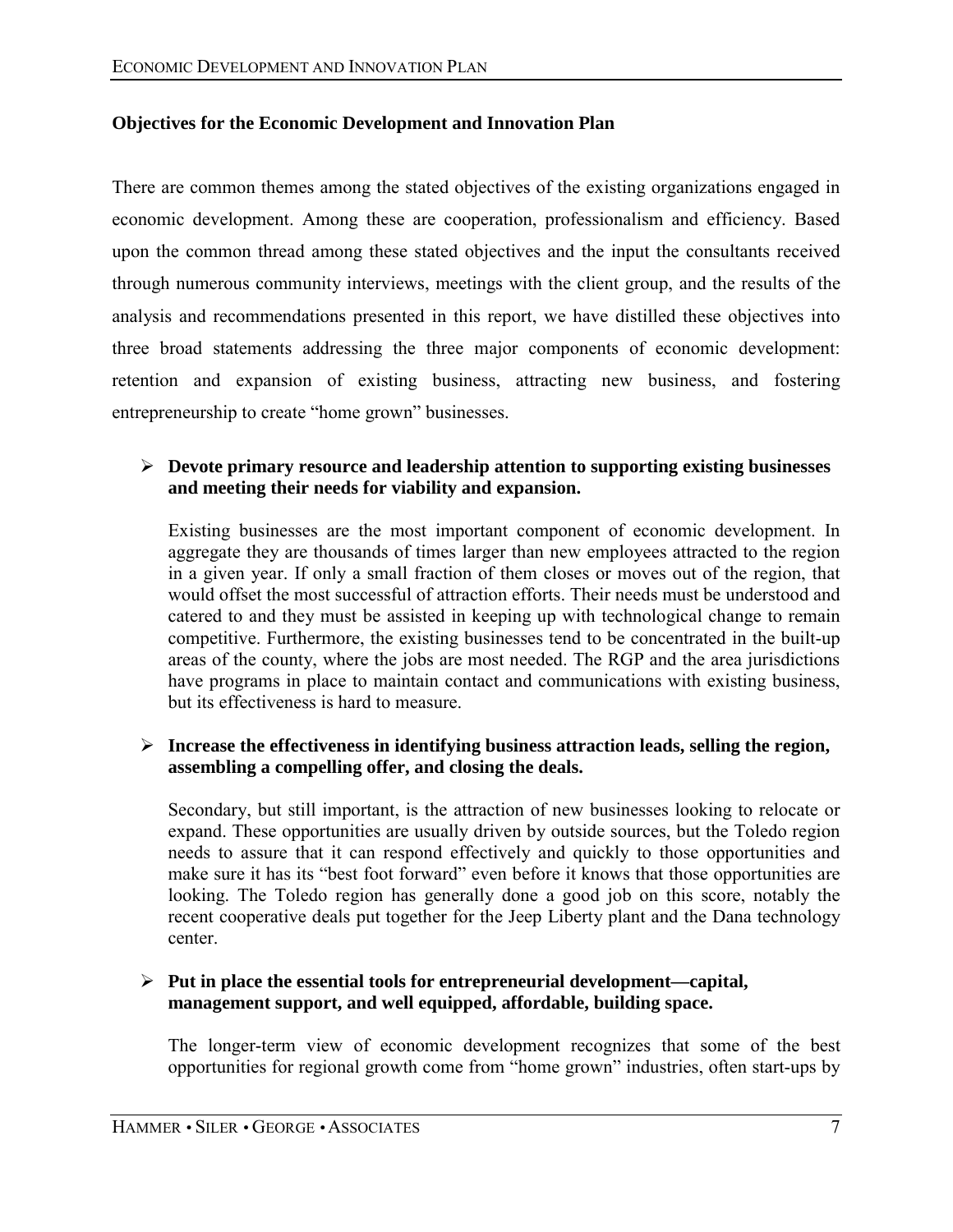### Objectives for the Economic Development and Innovation Plan

There are common themes among the stated objectives of the existing organizations engaged in economic development. Among these are cooperation, professionalism and efficiency. Based upon the common thread among these stated objectives and the input the consultants received through numerous community interviews, meetings with the client group, and the results of the analysis and recommendations presented in this report, we have distilled these objectives into three broad statements addressing the three major components of economic development: retention and expansion of existing business, attracting new business, and fostering entrepreneurship to create "home grown" businesses.

- **Devote primary resource and leadership attention to supporting existing businesses and meeting their needs for viability and expansion.**

  Existing businesses are the most important component of economic development. In aggregate they are thousands of times larger than new employees attracted to the region in a given year. If only a small fraction of them closes or moves out of the region, that would offset the most successful of attraction efforts. Their needs must be understood and catered to and they must be assisted in keeping up with technological change to remain competitive. Furthermore, the existing businesses tend to be concentrated in the built-up areas of the county, where the jobs are most needed. The RGP and the area jurisdictions have programs in place to maintain contact and communications with existing business, but its effectiveness is hard to measure.

- **Increase the effectiveness in identifying business attraction leads, selling the region, assembling a compelling offer, and closing the deals.**

  Secondary, but still important, is the attraction of new businesses looking to relocate or expand. These opportunities are usually driven by outside sources, but the Toledo region needs to assure that it can respond effectively and quickly to those opportunities and make sure it has its "best foot forward" even before it knows that those opportunities are looking. The Toledo region has generally done a good job on this score, notably the recent cooperative deals put together for the Jeep Liberty plant and the Dana technology center.

- **Put in place the essential tools for entrepreneurial development—capital, management support, and well equipped, affordable, building space.**

  The longer-term view of economic development recognizes that some of the best opportunities for regional growth come from "home grown" industries, often start-ups by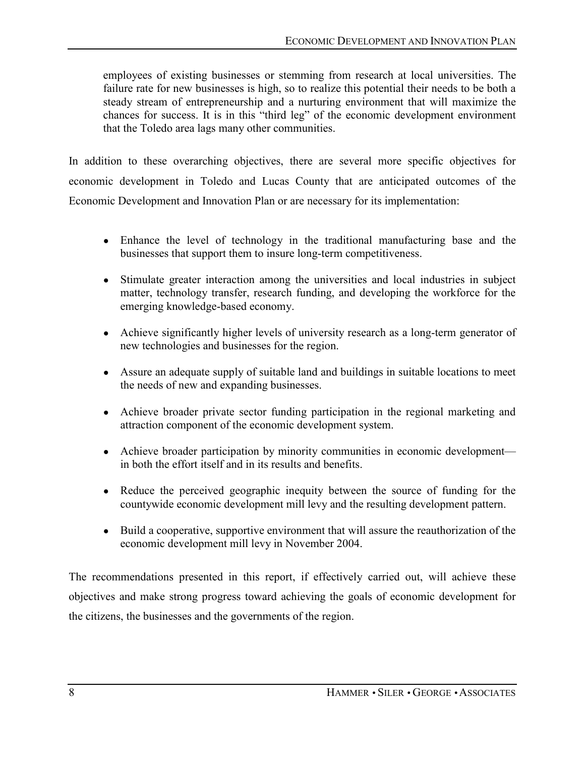employees of existing businesses or stemming from research at local universities. The failure rate for new businesses is high, so to realize this potential their needs to be both a steady stream of entrepreneurship and a nurturing environment that will maximize the chances for success. It is in this "third leg" of the economic development environment that the Toledo area lags many other communities.

In addition to these overarching objectives, there are several more specific objectives for economic development in Toledo and Lucas County that are anticipated outcomes of the Economic Development and Innovation Plan or are necessary for its implementation:

- Enhance the level of technology in the traditional manufacturing base and the businesses that support them to insure long-term competitiveness.
- Stimulate greater interaction among the universities and local industries in subject matter, technology transfer, research funding, and developing the workforce for the emerging knowledge-based economy.
- Achieve significantly higher levels of university research as a long-term generator of new technologies and businesses for the region.
- Assure an adequate supply of suitable land and buildings in suitable locations to meet the needs of new and expanding businesses.
- Achieve broader private sector funding participation in the regional marketing and attraction component of the economic development system.
- Achieve broader participation by minority communities in economic development—in both the effort itself and in its results and benefits.
- Reduce the perceived geographic inequity between the source of funding for the countywide economic development mill levy and the resulting development pattern.
- Build a cooperative, supportive environment that will assure the reauthorization of the economic development mill levy in November 2004.

The recommendations presented in this report, if effectively carried out, will achieve these objectives and make strong progress toward achieving the goals of economic development for the citizens, the businesses and the governments of the region.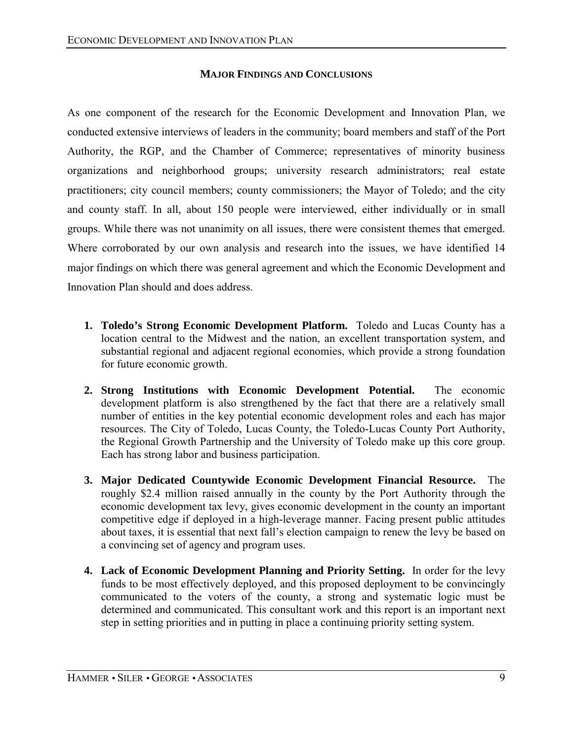## MAJOR FINDINGS AND CONCLUSIONS

As one component of the research for the Economic Development and Innovation Plan, we conducted extensive interviews of leaders in the community; board members and staff of the Port Authority, the RGP, and the Chamber of Commerce; representatives of minority business organizations and neighborhood groups; university research administrators; real estate practitioners; city council members; county commissioners; the Mayor of Toledo; and the city and county staff. In all, about 150 people were interviewed, either individually or in small groups. While there was not unanimity on all issues, there were consistent themes that emerged. Where corroborated by our own analysis and research into the issues, we have identified 14 major findings on which there was general agreement and which the Economic Development and Innovation Plan should and does address.

1. **Toledo's Strong Economic Development Platform.** Toledo and Lucas County has a location central to the Midwest and the nation, an excellent transportation system, and substantial regional and adjacent regional economies, which provide a strong foundation for future economic growth.

2. **Strong Institutions with Economic Development Potential.** The economic development platform is also strengthened by the fact that there are a relatively small number of entities in the key potential economic development roles and each has major resources. The City of Toledo, Lucas County, the Toledo-Lucas County Port Authority, the Regional Growth Partnership and the University of Toledo make up this core group. Each has strong labor and business participation.

3. **Major Dedicated Countywide Economic Development Financial Resource.** The roughly $2.4 million raised annually in the county by the Port Authority through the economic development tax levy, gives economic development in the county an important competitive edge if deployed in a high-leverage manner. Facing present public attitudes about taxes, it is essential that next fall's election campaign to renew the levy be based on a convincing set of agency and program uses.

4. **Lack of Economic Development Planning and Priority Setting.** In order for the levy funds to be most effectively deployed, and this proposed deployment to be convincingly communicated to the voters of the county, a strong and systematic logic must be determined and communicated. This consultant work and this report is an important next step in setting priorities and in putting in place a continuing priority setting system.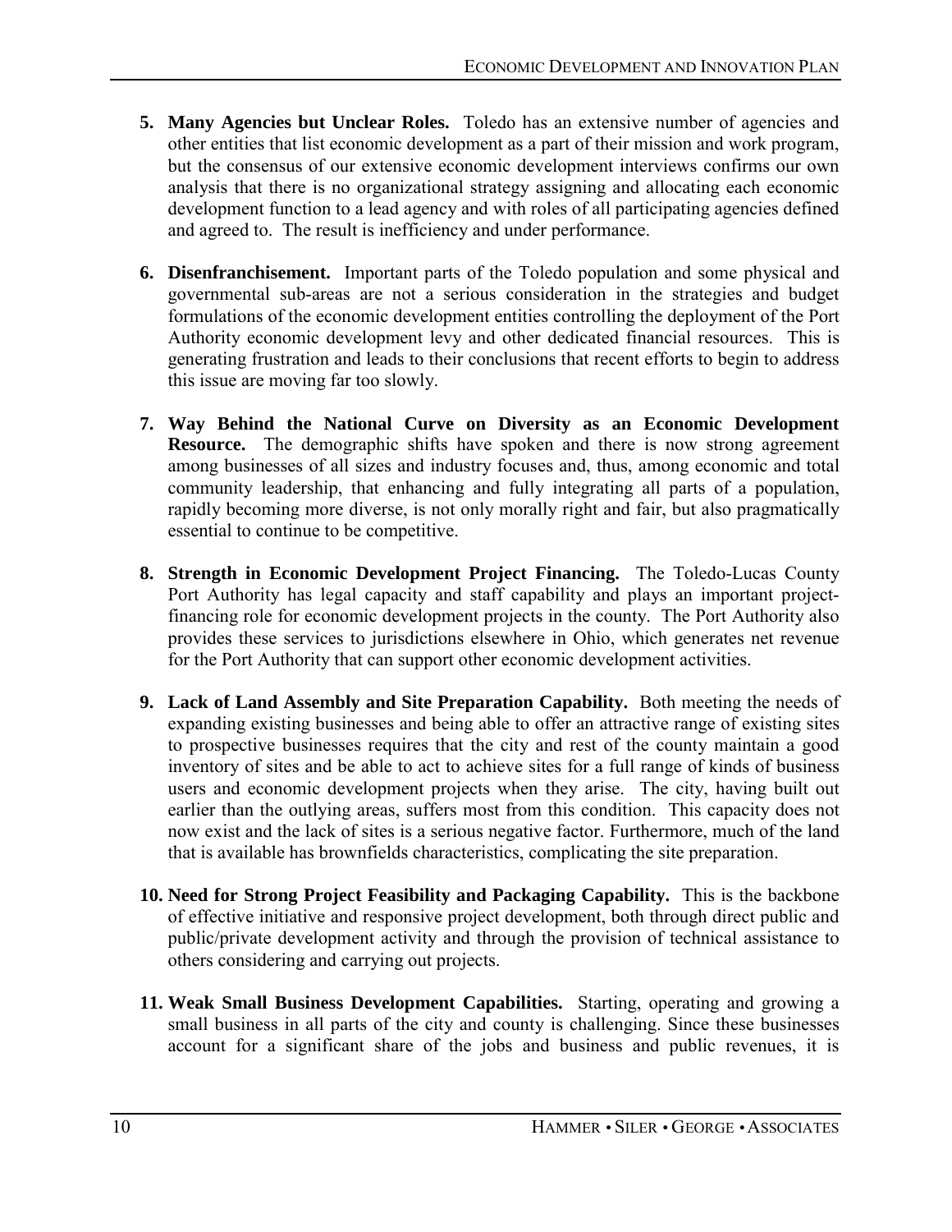5. **Many Agencies but Unclear Roles.** Toledo has an extensive number of agencies and other entities that list economic development as a part of their mission and work program, but the consensus of our extensive economic development interviews confirms our own analysis that there is no organizational strategy assigning and allocating each economic development function to a lead agency and with roles of all participating agencies defined and agreed to. The result is inefficiency and under performance.

6. **Disenfranchisement.** Important parts of the Toledo population and some physical and governmental sub-areas are not a serious consideration in the strategies and budget formulations of the economic development entities controlling the deployment of the Port Authority economic development levy and other dedicated financial resources. This is generating frustration and leads to their conclusions that recent efforts to begin to address this issue are moving far too slowly.

7. **Way Behind the National Curve on Diversity as an Economic Development Resource.** The demographic shifts have spoken and there is now strong agreement among businesses of all sizes and industry focuses and, thus, among economic and total community leadership, that enhancing and fully integrating all parts of a population, rapidly becoming more diverse, is not only morally right and fair, but also pragmatically essential to continue to be competitive.

8. **Strength in Economic Development Project Financing.** The Toledo-Lucas County Port Authority has legal capacity and staff capability and plays an important project-financing role for economic development projects in the county. The Port Authority also provides these services to jurisdictions elsewhere in Ohio, which generates net revenue for the Port Authority that can support other economic development activities.

9. **Lack of Land Assembly and Site Preparation Capability.** Both meeting the needs of expanding existing businesses and being able to offer an attractive range of existing sites to prospective businesses requires that the city and rest of the county maintain a good inventory of sites and be able to act to achieve sites for a full range of kinds of business users and economic development projects when they arise. The city, having built out earlier than the outlying areas, suffers most from this condition. This capacity does not now exist and the lack of sites is a serious negative factor. Furthermore, much of the land that is available has brownfields characteristics, complicating the site preparation.

10. **Need for Strong Project Feasibility and Packaging Capability.** This is the backbone of effective initiative and responsive project development, both through direct public and public/private development activity and through the provision of technical assistance to others considering and carrying out projects.

11. **Weak Small Business Development Capabilities.** Starting, operating and growing a small business in all parts of the city and county is challenging. Since these businesses account for a significant share of the jobs and business and public revenues, it is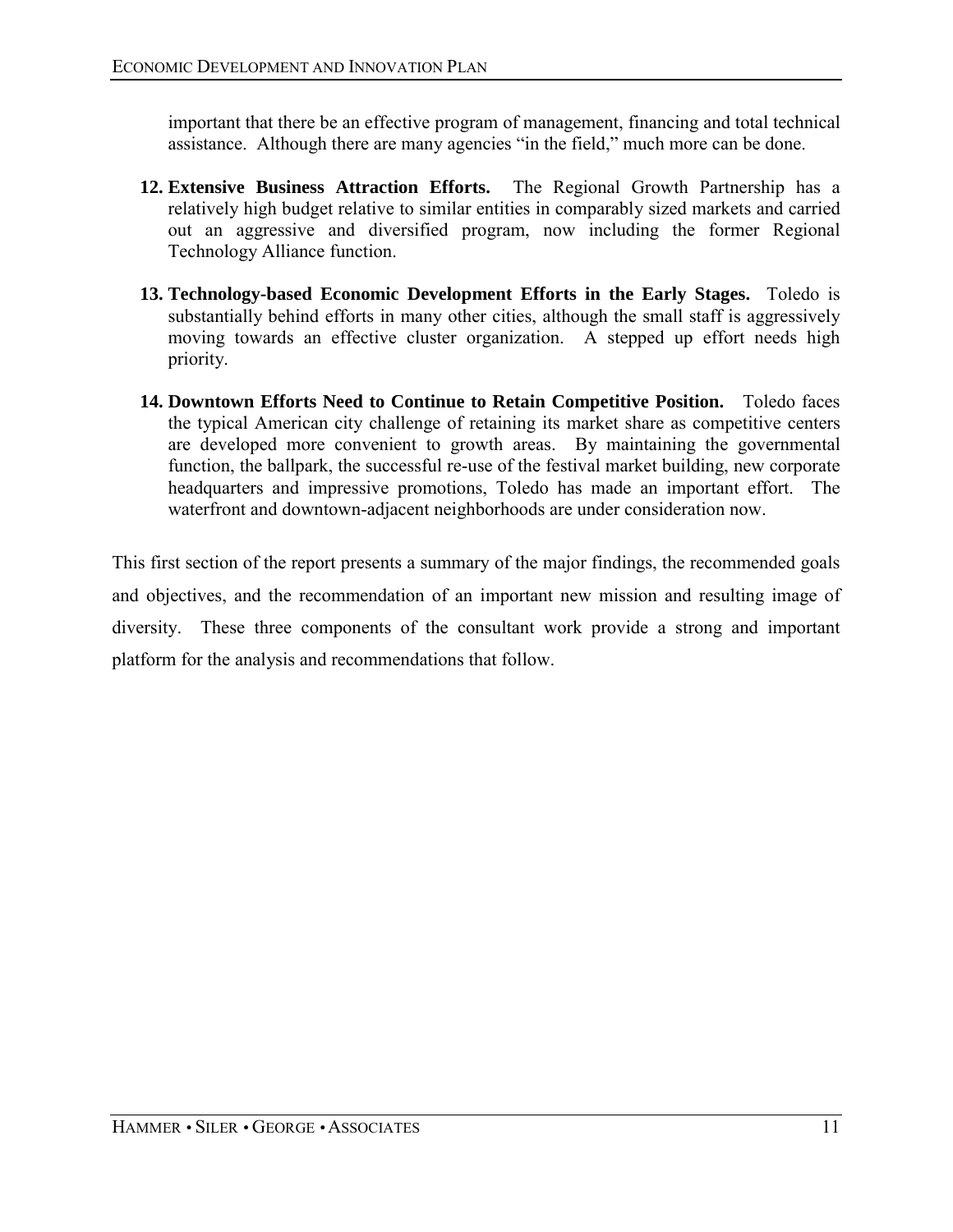important that there be an effective program of management, financing and total technical assistance. Although there are many agencies "in the field," much more can be done.

12. **Extensive Business Attraction Efforts.** The Regional Growth Partnership has a relatively high budget relative to similar entities in comparably sized markets and carried out an aggressive and diversified program, now including the former Regional Technology Alliance function.

13. **Technology-based Economic Development Efforts in the Early Stages.** Toledo is substantially behind efforts in many other cities, although the small staff is aggressively moving towards an effective cluster organization. A stepped up effort needs high priority.

14. **Downtown Efforts Need to Continue to Retain Competitive Position.** Toledo faces the typical American city challenge of retaining its market share as competitive centers are developed more convenient to growth areas. By maintaining the governmental function, the ballpark, the successful re-use of the festival market building, new corporate headquarters and impressive promotions, Toledo has made an important effort. The waterfront and downtown-adjacent neighborhoods are under consideration now.

This first section of the report presents a summary of the major findings, the recommended goals and objectives, and the recommendation of an important new mission and resulting image of diversity. These three components of the consultant work provide a strong and important platform for the analysis and recommendations that follow.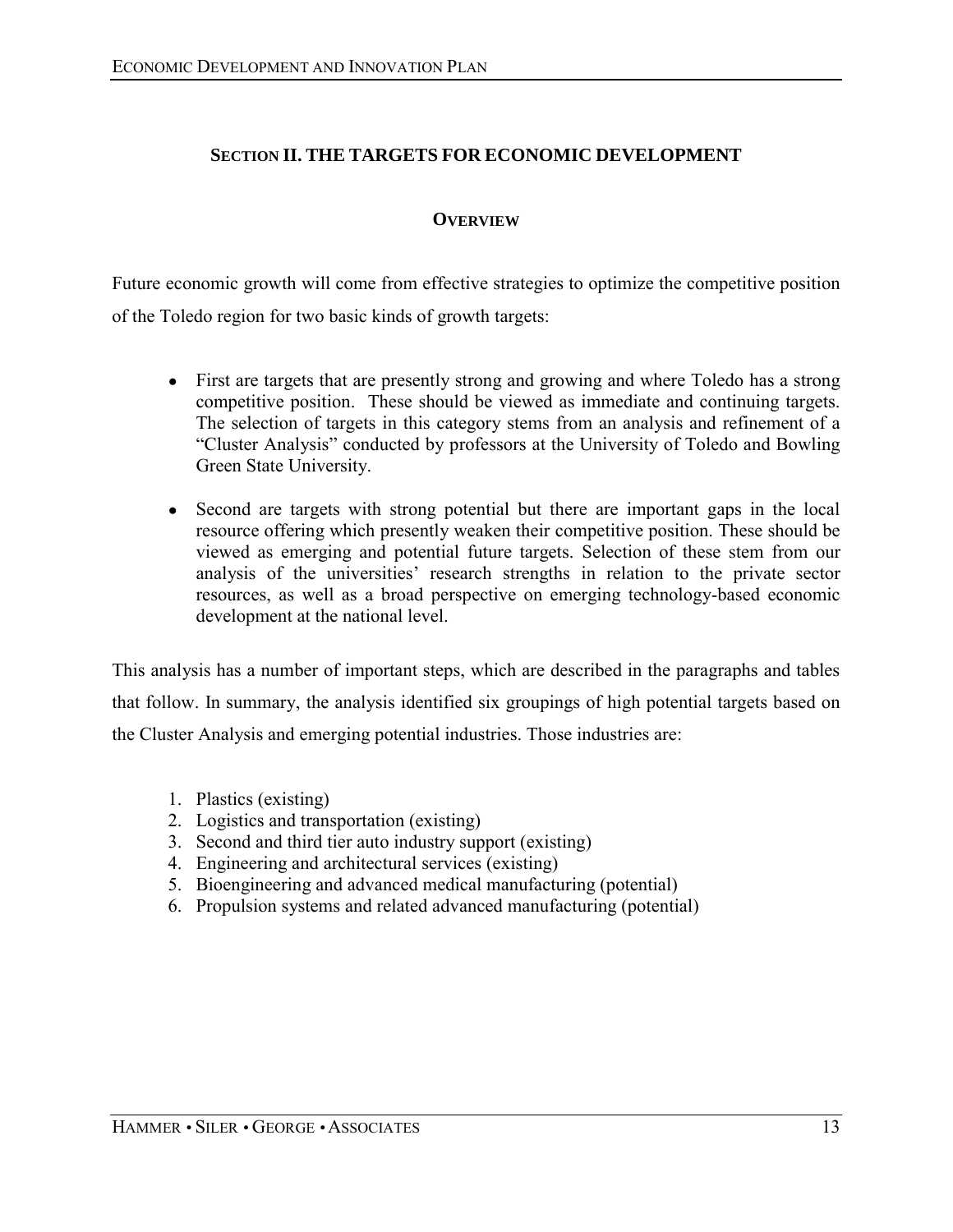## SECTION II. THE TARGETS FOR ECONOMIC DEVELOPMENT

### OVERVIEW

Future economic growth will come from effective strategies to optimize the competitive position of the Toledo region for two basic kinds of growth targets:

- First are targets that are presently strong and growing and where Toledo has a strong competitive position. These should be viewed as immediate and continuing targets. The selection of targets in this category stems from an analysis and refinement of a "Cluster Analysis" conducted by professors at the University of Toledo and Bowling Green State University.
- Second are targets with strong potential but there are important gaps in the local resource offering which presently weaken their competitive position. These should be viewed as emerging and potential future targets. Selection of these stem from our analysis of the universities' research strengths in relation to the private sector resources, as well as a broad perspective on emerging technology-based economic development at the national level.

This analysis has a number of important steps, which are described in the paragraphs and tables that follow. In summary, the analysis identified six groupings of high potential targets based on the Cluster Analysis and emerging potential industries. Those industries are:

1. Plastics (existing)
2. Logistics and transportation (existing)
3. Second and third tier auto industry support (existing)
4. Engineering and architectural services (existing)
5. Bioengineering and advanced medical manufacturing (potential)
6. Propulsion systems and related advanced manufacturing (potential)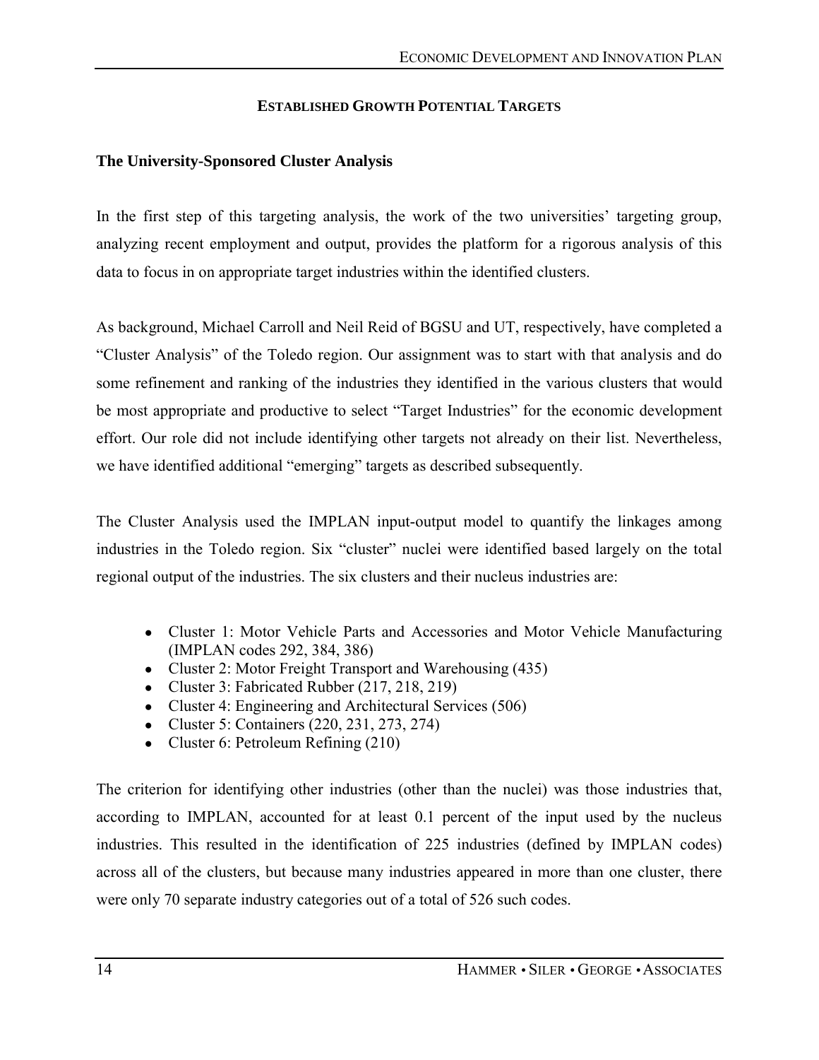## Established Growth Potential Targets

### The University-Sponsored Cluster Analysis

In the first step of this targeting analysis, the work of the two universities' targeting group, analyzing recent employment and output, provides the platform for a rigorous analysis of this data to focus in on appropriate target industries within the identified clusters.

As background, Michael Carroll and Neil Reid of BGSU and UT, respectively, have completed a "Cluster Analysis" of the Toledo region. Our assignment was to start with that analysis and do some refinement and ranking of the industries they identified in the various clusters that would be most appropriate and productive to select "Target Industries" for the economic development effort. Our role did not include identifying other targets not already on their list. Nevertheless, we have identified additional "emerging" targets as described subsequently.

The Cluster Analysis used the IMPLAN input-output model to quantify the linkages among industries in the Toledo region. Six "cluster" nuclei were identified based largely on the total regional output of the industries. The six clusters and their nucleus industries are:

- Cluster 1: Motor Vehicle Parts and Accessories and Motor Vehicle Manufacturing (IMPLAN codes 292, 384, 386)
- Cluster 2: Motor Freight Transport and Warehousing (435)
- Cluster 3: Fabricated Rubber (217, 218, 219)
- Cluster 4: Engineering and Architectural Services (506)
- Cluster 5: Containers (220, 231, 273, 274)
- Cluster 6: Petroleum Refining (210)

The criterion for identifying other industries (other than the nuclei) was those industries that, according to IMPLAN, accounted for at least 0.1 percent of the input used by the nucleus industries. This resulted in the identification of 225 industries (defined by IMPLAN codes) across all of the clusters, but because many industries appeared in more than one cluster, there were only 70 separate industry categories out of a total of 526 such codes.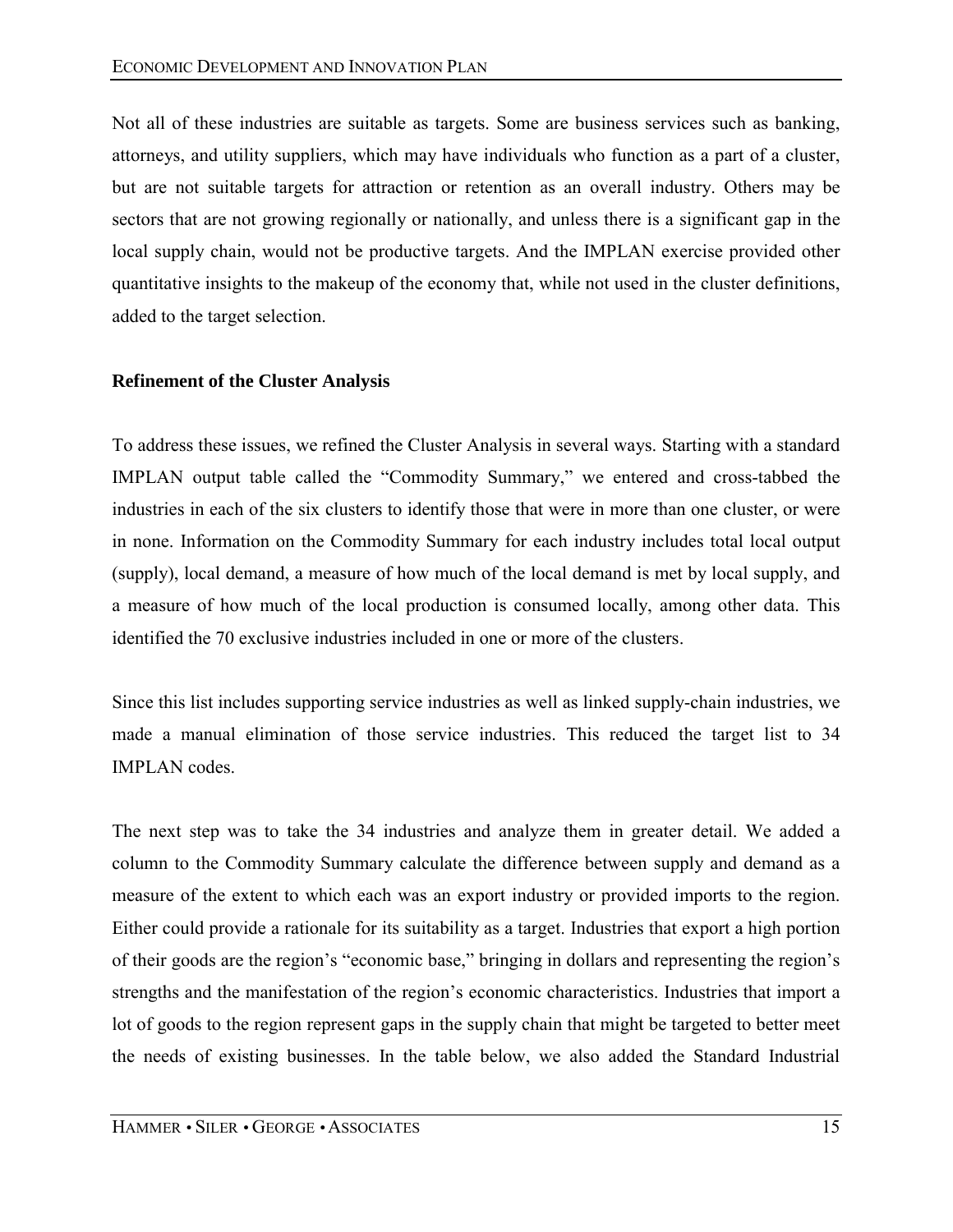Not all of these industries are suitable as targets. Some are business services such as banking, attorneys, and utility suppliers, which may have individuals who function as a part of a cluster, but are not suitable targets for attraction or retention as an overall industry. Others may be sectors that are not growing regionally or nationally, and unless there is a significant gap in the local supply chain, would not be productive targets. And the IMPLAN exercise provided other quantitative insights to the makeup of the economy that, while not used in the cluster definitions, added to the target selection.

**Refinement of the Cluster Analysis**

To address these issues, we refined the Cluster Analysis in several ways. Starting with a standard IMPLAN output table called the "Commodity Summary," we entered and cross-tabbed the industries in each of the six clusters to identify those that were in more than one cluster, or were in none. Information on the Commodity Summary for each industry includes total local output (supply), local demand, a measure of how much of the local demand is met by local supply, and a measure of how much of the local production is consumed locally, among other data. This identified the 70 exclusive industries included in one or more of the clusters.

Since this list includes supporting service industries as well as linked supply-chain industries, we made a manual elimination of those service industries. This reduced the target list to 34 IMPLAN codes.

The next step was to take the 34 industries and analyze them in greater detail. We added a column to the Commodity Summary calculate the difference between supply and demand as a measure of the extent to which each was an export industry or provided imports to the region. Either could provide a rationale for its suitability as a target. Industries that export a high portion of their goods are the region's "economic base," bringing in dollars and representing the region's strengths and the manifestation of the region's economic characteristics. Industries that import a lot of goods to the region represent gaps in the supply chain that might be targeted to better meet the needs of existing businesses. In the table below, we also added the Standard Industrial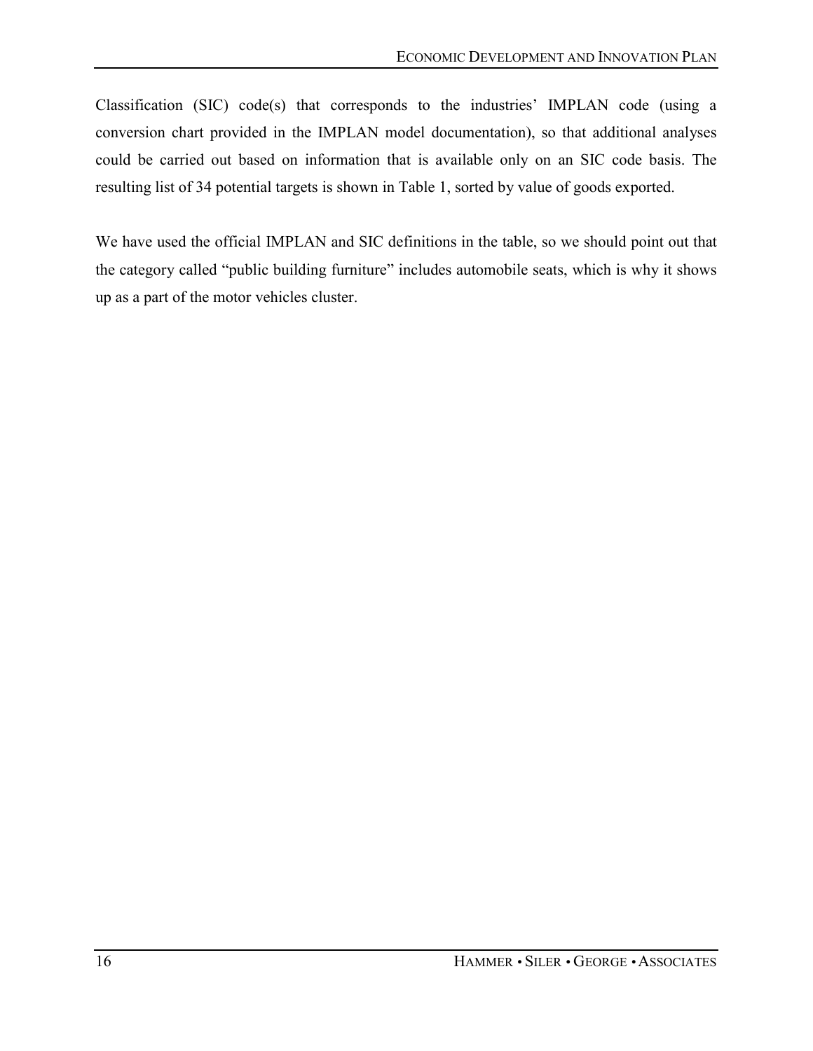Classification (SIC) code(s) that corresponds to the industries' IMPLAN code (using a conversion chart provided in the IMPLAN model documentation), so that additional analyses could be carried out based on information that is available only on an SIC code basis. The resulting list of 34 potential targets is shown in Table 1, sorted by value of goods exported.

We have used the official IMPLAN and SIC definitions in the table, so we should point out that the category called "public building furniture" includes automobile seats, which is why it shows up as a part of the motor vehicles cluster.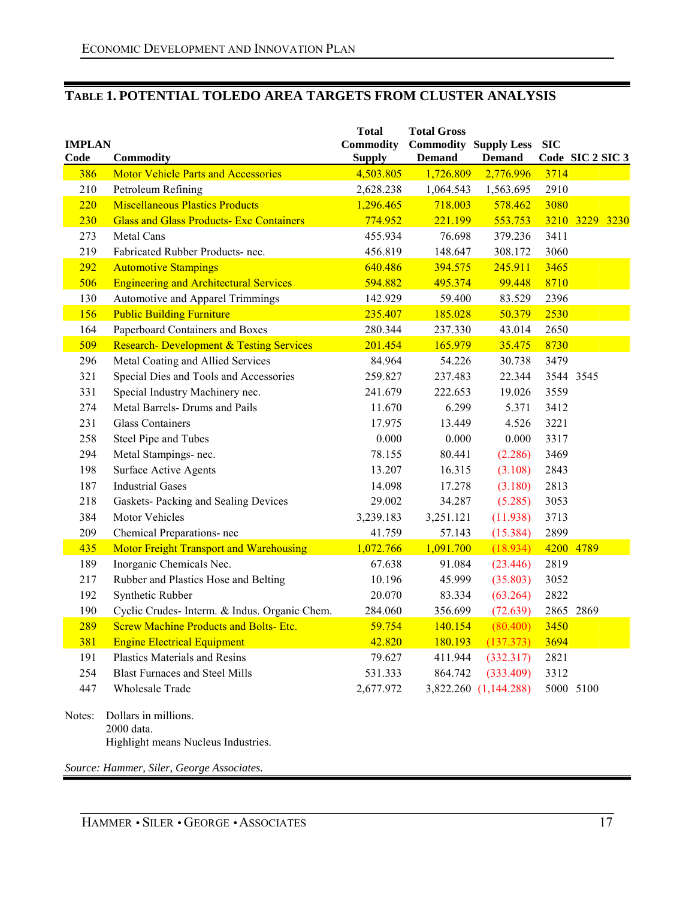## TABLE 1. POTENTIAL TOLEDO AREA TARGETS FROM CLUSTER ANALYSIS

| IMPLAN Code | Commodity | Total Commodity Supply | Total Gross Commodity Demand | Supply Less Demand | SIC Code | SIC 2 | SIC 3 |
|---|---|---|---|---|---|---|---|
| 386 | Motor Vehicle Parts and Accessories | 4,503.805 | 1,726.809 | 2,776.996 | 3714 | | |
| 210 | Petroleum Refining | 2,628.238 | 1,064.543 | 1,563.695 | 2910 | | |
| 220 | Miscellaneous Plastics Products | 1,296.465 | 718.003 | 578.462 | 3080 | | |
| 230 | Glass and Glass Products- Exc Containers | 774.952 | 221.199 | 553.753 | 3210 | 3229 | 3230 |
| 273 | Metal Cans | 455.934 | 76.698 | 379.236 | 3411 | | |
| 219 | Fabricated Rubber Products- nec. | 456.819 | 148.647 | 308.172 | 3060 | | |
| 292 | Automotive Stampings | 640.486 | 394.575 | 245.911 | 3465 | | |
| 506 | Engineering and Architectural Services | 594.882 | 495.374 | 99.448 | 8710 | | |
| 130 | Automotive and Apparel Trimmings | 142.929 | 59.400 | 83.529 | 2396 | | |
| 156 | Public Building Furniture | 235.407 | 185.028 | 50.379 | 2530 | | |
| 164 | Paperboard Containers and Boxes | 280.344 | 237.330 | 43.014 | 2650 | | |
| 509 | Research- Development & Testing Services | 201.454 | 165.979 | 35.475 | 8730 | | |
| 296 | Metal Coating and Allied Services | 84.964 | 54.226 | 30.738 | 3479 | | |
| 321 | Special Dies and Tools and Accessories | 259.827 | 237.483 | 22.344 | 3544 | 3545 | |
| 331 | Special Industry Machinery nec. | 241.679 | 222.653 | 19.026 | 3559 | | |
| 274 | Metal Barrels- Drums and Pails | 11.670 | 6.299 | 5.371 | 3412 | | |
| 231 | Glass Containers | 17.975 | 13.449 | 4.526 | 3221 | | |
| 258 | Steel Pipe and Tubes | 0.000 | 0.000 | 0.000 | 3317 | | |
| 294 | Metal Stampings- nec. | 78.155 | 80.441 | (2.286) | 3469 | | |
| 198 | Surface Active Agents | 13.207 | 16.315 | (3.108) | 2843 | | |
| 187 | Industrial Gases | 14.098 | 17.278 | (3.180) | 2813 | | |
| 218 | Gaskets- Packing and Sealing Devices | 29.002 | 34.287 | (5.285) | 3053 | | |
| 384 | Motor Vehicles | 3,239.183 | 3,251.121 | (11.938) | 3713 | | |
| 209 | Chemical Preparations- nec | 41.759 | 57.143 | (15.384) | 2899 | | |
| 435 | Motor Freight Transport and Warehousing | 1,072.766 | 1,091.700 | (18.934) | 4200 | 4789 | |
| 189 | Inorganic Chemicals Nec. | 67.638 | 91.084 | (23.446) | 2819 | | |
| 217 | Rubber and Plastics Hose and Belting | 10.196 | 45.999 | (35.803) | 3052 | | |
| 192 | Synthetic Rubber | 20.070 | 83.334 | (63.264) | 2822 | | |
| 190 | Cyclic Crudes- Interm. & Indus. Organic Chem. | 284.060 | 356.699 | (72.639) | 2865 | 2869 | |
| 289 | Screw Machine Products and Bolts- Etc. | 59.754 | 140.154 | (80.400) | 3450 | | |
| 381 | Engine Electrical Equipment | 42.820 | 180.193 | (137.373) | 3694 | | |
| 191 | Plastics Materials and Resins | 79.627 | 411.944 | (332.317) | 2821 | | |
| 254 | Blast Furnaces and Steel Mills | 531.333 | 864.742 | (333.409) | 3312 | | |
| 447 | Wholesale Trade | 2,677.972 | 3,822.260 | (1,144.288) | 5000 | 5100 | |

Notes: Dollars in millions.
2000 data.
Highlight means Nucleus Industries.

*Source: Hammer, Siler, George Associates.*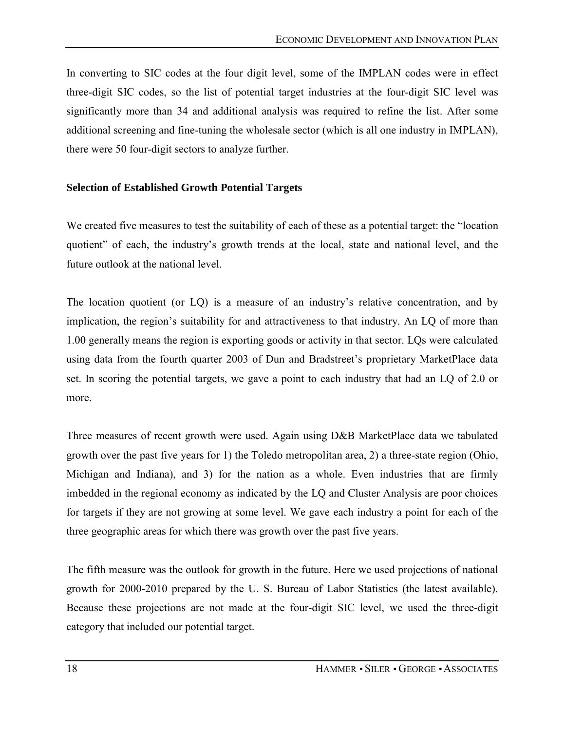In converting to SIC codes at the four digit level, some of the IMPLAN codes were in effect three-digit SIC codes, so the list of potential target industries at the four-digit SIC level was significantly more than 34 and additional analysis was required to refine the list. After some additional screening and fine-tuning the wholesale sector (which is all one industry in IMPLAN), there were 50 four-digit sectors to analyze further.

**Selection of Established Growth Potential Targets**

We created five measures to test the suitability of each of these as a potential target: the "location quotient" of each, the industry's growth trends at the local, state and national level, and the future outlook at the national level.

The location quotient (or LQ) is a measure of an industry's relative concentration, and by implication, the region's suitability for and attractiveness to that industry. An LQ of more than 1.00 generally means the region is exporting goods or activity in that sector. LQs were calculated using data from the fourth quarter 2003 of Dun and Bradstreet's proprietary MarketPlace data set. In scoring the potential targets, we gave a point to each industry that had an LQ of 2.0 or more.

Three measures of recent growth were used. Again using D&B MarketPlace data we tabulated growth over the past five years for 1) the Toledo metropolitan area, 2) a three-state region (Ohio, Michigan and Indiana), and 3) for the nation as a whole. Even industries that are firmly imbedded in the regional economy as indicated by the LQ and Cluster Analysis are poor choices for targets if they are not growing at some level. We gave each industry a point for each of the three geographic areas for which there was growth over the past five years.

The fifth measure was the outlook for growth in the future. Here we used projections of national growth for 2000-2010 prepared by the U. S. Bureau of Labor Statistics (the latest available). Because these projections are not made at the four-digit SIC level, we used the three-digit category that included our potential target.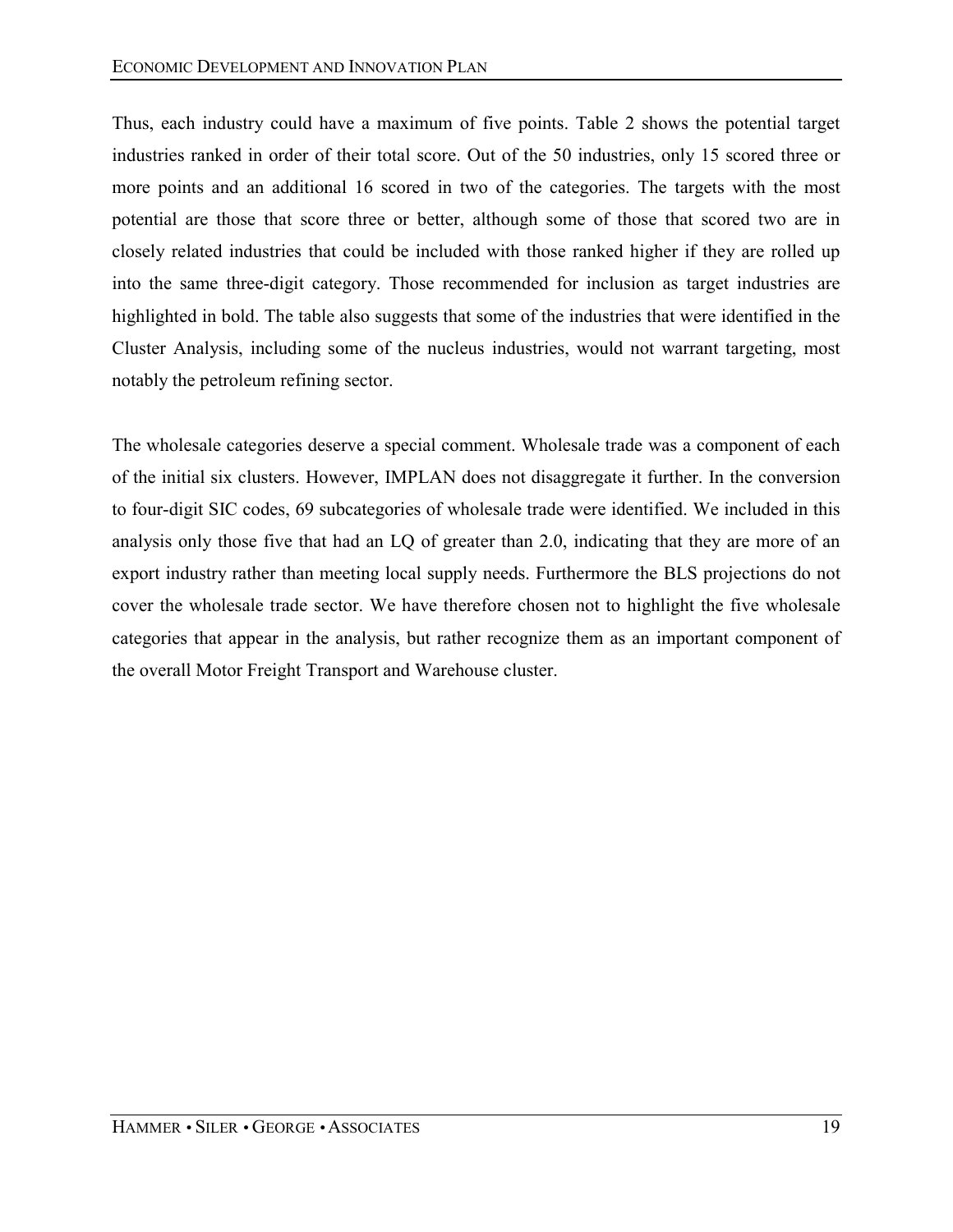Thus, each industry could have a maximum of five points. Table 2 shows the potential target industries ranked in order of their total score. Out of the 50 industries, only 15 scored three or more points and an additional 16 scored in two of the categories. The targets with the most potential are those that score three or better, although some of those that scored two are in closely related industries that could be included with those ranked higher if they are rolled up into the same three-digit category. Those recommended for inclusion as target industries are highlighted in bold. The table also suggests that some of the industries that were identified in the Cluster Analysis, including some of the nucleus industries, would not warrant targeting, most notably the petroleum refining sector.

The wholesale categories deserve a special comment. Wholesale trade was a component of each of the initial six clusters. However, IMPLAN does not disaggregate it further. In the conversion to four-digit SIC codes, 69 subcategories of wholesale trade were identified. We included in this analysis only those five that had an LQ of greater than 2.0, indicating that they are more of an export industry rather than meeting local supply needs. Furthermore the BLS projections do not cover the wholesale trade sector. We have therefore chosen not to highlight the five wholesale categories that appear in the analysis, but rather recognize them as an important component of the overall Motor Freight Transport and Warehouse cluster.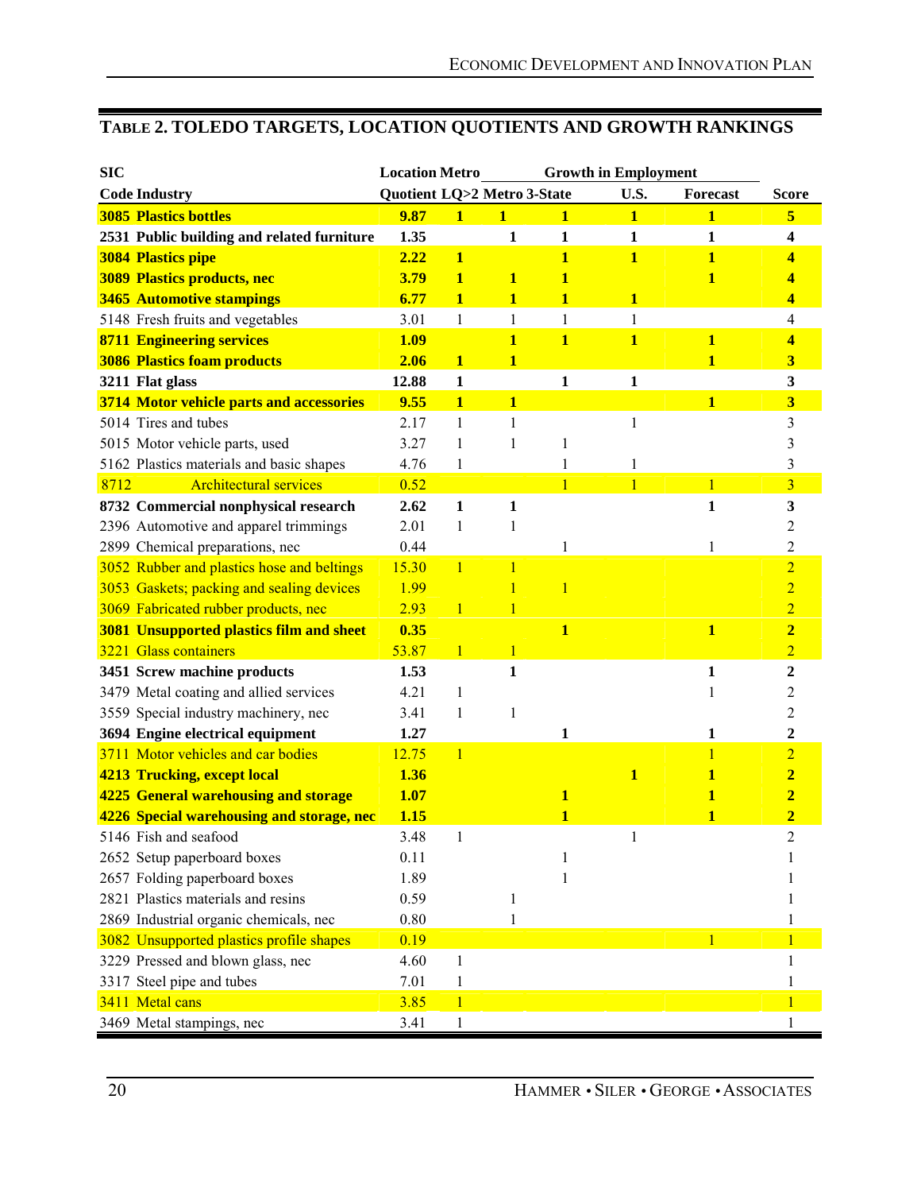## TABLE 2. TOLEDO TARGETS, LOCATION QUOTIENTS AND GROWTH RANKINGS

| SIC Code | Industry | Location Quotient | Metro LQ>2 | Growth in Employment Metro | 3-State | U.S. | Forecast | Score |
|---|---|---|---|---|---|---|---|---|
| **3085** | **Plastics bottles** | **9.87** | **1** | **1** | **1** | **1** | **1** | **5** |
| **2531** | **Public building and related furniture** | **1.35** | | **1** | **1** | **1** | **1** | **4** |
| **3084** | **Plastics pipe** | **2.22** | **1** | | **1** | **1** | **1** | **4** |
| **3089** | **Plastics products, nec** | **3.79** | **1** | **1** | **1** | | **1** | **4** |
| **3465** | **Automotive stampings** | **6.77** | **1** | **1** | **1** | **1** | | **4** |
| 5148 | Fresh fruits and vegetables | 3.01 | 1 | 1 | 1 | 1 | | 4 |
| **8711** | **Engineering services** | **1.09** | | **1** | **1** | **1** | **1** | **4** |
| **3086** | **Plastics foam products** | **2.06** | **1** | **1** | | | **1** | **3** |
| **3211** | **Flat glass** | **12.88** | **1** | | **1** | **1** | | **3** |
| **3714** | **Motor vehicle parts and accessories** | **9.55** | **1** | **1** | | | **1** | **3** |
| 5014 | Tires and tubes | 2.17 | 1 | 1 | | 1 | | 3 |
| 5015 | Motor vehicle parts, used | 3.27 | 1 | 1 | 1 | | | 3 |
| 5162 | Plastics materials and basic shapes | 4.76 | 1 | | 1 | 1 | | 3 |
| 8712 | Architectural services | 0.52 | | | 1 | 1 | 1 | 3 |
| **8732** | **Commercial nonphysical research** | **2.62** | **1** | **1** | | | **1** | **3** |
| 2396 | Automotive and apparel trimmings | 2.01 | 1 | 1 | | | | 2 |
| 2899 | Chemical preparations, nec | 0.44 | | | 1 | | 1 | 2 |
| 3052 | Rubber and plastics hose and beltings | 15.30 | 1 | 1 | | | | 2 |
| 3053 | Gaskets; packing and sealing devices | 1.99 | | 1 | 1 | | | 2 |
| 3069 | Fabricated rubber products, nec | 2.93 | 1 | 1 | | | | 2 |
| **3081** | **Unsupported plastics film and sheet** | **0.35** | | | **1** | | **1** | **2** |
| 3221 | Glass containers | 53.87 | 1 | 1 | | | | 2 |
| **3451** | **Screw machine products** | **1.53** | | **1** | | | **1** | **2** |
| 3479 | Metal coating and allied services | 4.21 | 1 | | | | 1 | 2 |
| 3559 | Special industry machinery, nec | 3.41 | 1 | 1 | | | | 2 |
| **3694** | **Engine electrical equipment** | **1.27** | | | **1** | | **1** | **2** |
| 3711 | Motor vehicles and car bodies | 12.75 | 1 | | | | 1 | 2 |
| **4213** | **Trucking, except local** | **1.36** | | | | **1** | **1** | **2** |
| **4225** | **General warehousing and storage** | **1.07** | | | **1** | | **1** | **2** |
| **4226** | **Special warehousing and storage, nec** | **1.15** | | | **1** | | **1** | **2** |
| 5146 | Fish and seafood | 3.48 | 1 | | | 1 | | 2 |
| 2652 | Setup paperboard boxes | 0.11 | | | 1 | | | 1 |
| 2657 | Folding paperboard boxes | 1.89 | | | 1 | | | 1 |
| 2821 | Plastics materials and resins | 0.59 | | 1 | | | | 1 |
| 2869 | Industrial organic chemicals, nec | 0.80 | | 1 | | | | 1 |
| 3082 | Unsupported plastics profile shapes | 0.19 | | | | | 1 | 1 |
| 3229 | Pressed and blown glass, nec | 4.60 | 1 | | | | | 1 |
| 3317 | Steel pipe and tubes | 7.01 | 1 | | | | | 1 |
| 3411 | Metal cans | 3.85 | 1 | | | | | 1 |
| 3469 | Metal stampings, nec | 3.41 | 1 | | | | | 1 |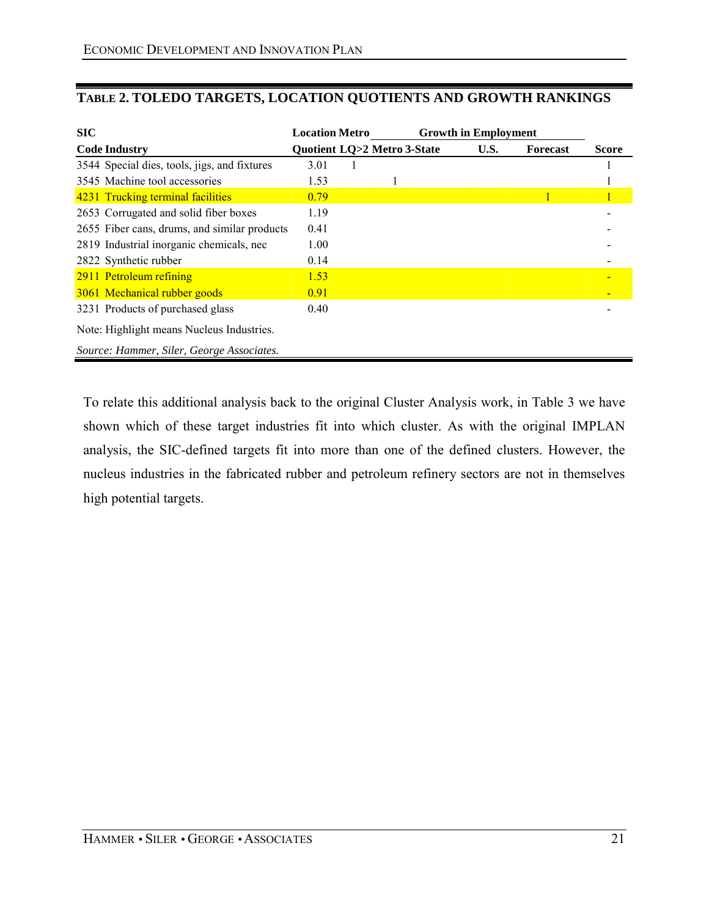### TABLE 2. TOLEDO TARGETS, LOCATION QUOTIENTS AND GROWTH RANKINGS

| SIC Code | Industry | Location Quotient | Metro LQ>2 | Growth in Employment Metro | 3-State | U.S. | Forecast | Score |
|---|---|---|---|---|---|---|---|---|
| 3544 | Special dies, tools, jigs, and fixtures | 3.01 | 1 | | | | | 1 |
| 3545 | Machine tool accessories | 1.53 | | 1 | | | | 1 |
| 4231 | Trucking terminal facilities | 0.79 | | | | | 1 | 1 |
| 2653 | Corrugated and solid fiber boxes | 1.19 | | | | | | - |
| 2655 | Fiber cans, drums, and similar products | 0.41 | | | | | | - |
| 2819 | Industrial inorganic chemicals, nec | 1.00 | | | | | | - |
| 2822 | Synthetic rubber | 0.14 | | | | | | - |
| 2911 | Petroleum refining | 1.53 | | | | | | - |
| 3061 | Mechanical rubber goods | 0.91 | | | | | | - |
| 3231 | Products of purchased glass | 0.40 | | | | | | - |

Note: Highlight means Nucleus Industries. (Highlighted rows: 4231, 2911, 3061)

*Source: Hammer, Siler, George Associates.*

To relate this additional analysis back to the original Cluster Analysis work, in Table 3 we have shown which of these target industries fit into which cluster. As with the original IMPLAN analysis, the SIC-defined targets fit into more than one of the defined clusters. However, the nucleus industries in the fabricated rubber and petroleum refinery sectors are not in themselves high potential targets.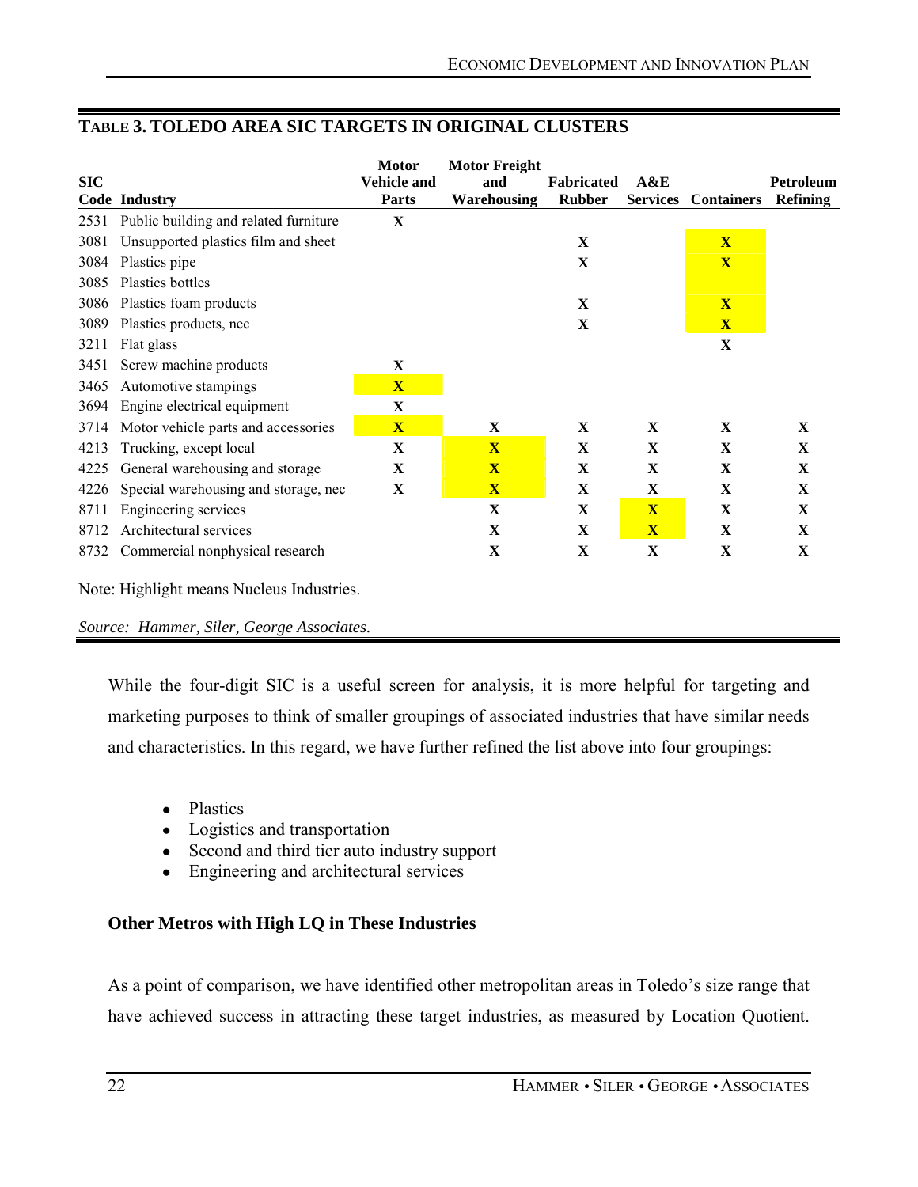**TABLE 3. TOLEDO AREA SIC TARGETS IN ORIGINAL CLUSTERS**

| SIC Code | Industry | Motor Vehicle and Parts | Motor Freight and Warehousing | Fabricated Rubber | A&E Services | Containers | Petroleum Refining |
|---|---|---|---|---|---|---|---|
| 2531 | Public building and related furniture | X | | | | | |
| 3081 | Unsupported plastics film and sheet | | | X | | X | |
| 3084 | Plastics pipe | | | X | | X | |
| 3085 | Plastics bottles | | | | | | |
| 3086 | Plastics foam products | | | X | | X | |
| 3089 | Plastics products, nec | | | X | | X | |
| 3211 | Flat glass | | | | | X | |
| 3451 | Screw machine products | X | | | | | |
| 3465 | Automotive stampings | X | | | | | |
| 3694 | Engine electrical equipment | X | | | | | |
| 3714 | Motor vehicle parts and accessories | X | X | X | X | X | X |
| 4213 | Trucking, except local | X | X | X | X | X | X |
| 4225 | General warehousing and storage | X | X | X | X | X | X |
| 4226 | Special warehousing and storage, nec | X | X | X | X | X | X |
| 8711 | Engineering services | | X | X | X | X | X |
| 8712 | Architectural services | | X | X | X | X | X |
| 8732 | Commercial nonphysical research | | X | X | X | X | X |

Note: Highlight means Nucleus Industries.

*Source: Hammer, Siler, George Associates.*

While the four-digit SIC is a useful screen for analysis, it is more helpful for targeting and marketing purposes to think of smaller groupings of associated industries that have similar needs and characteristics. In this regard, we have further refined the list above into four groupings:

- Plastics
- Logistics and transportation
- Second and third tier auto industry support
- Engineering and architectural services

**Other Metros with High LQ in These Industries**

As a point of comparison, we have identified other metropolitan areas in Toledo's size range that have achieved success in attracting these target industries, as measured by Location Quotient.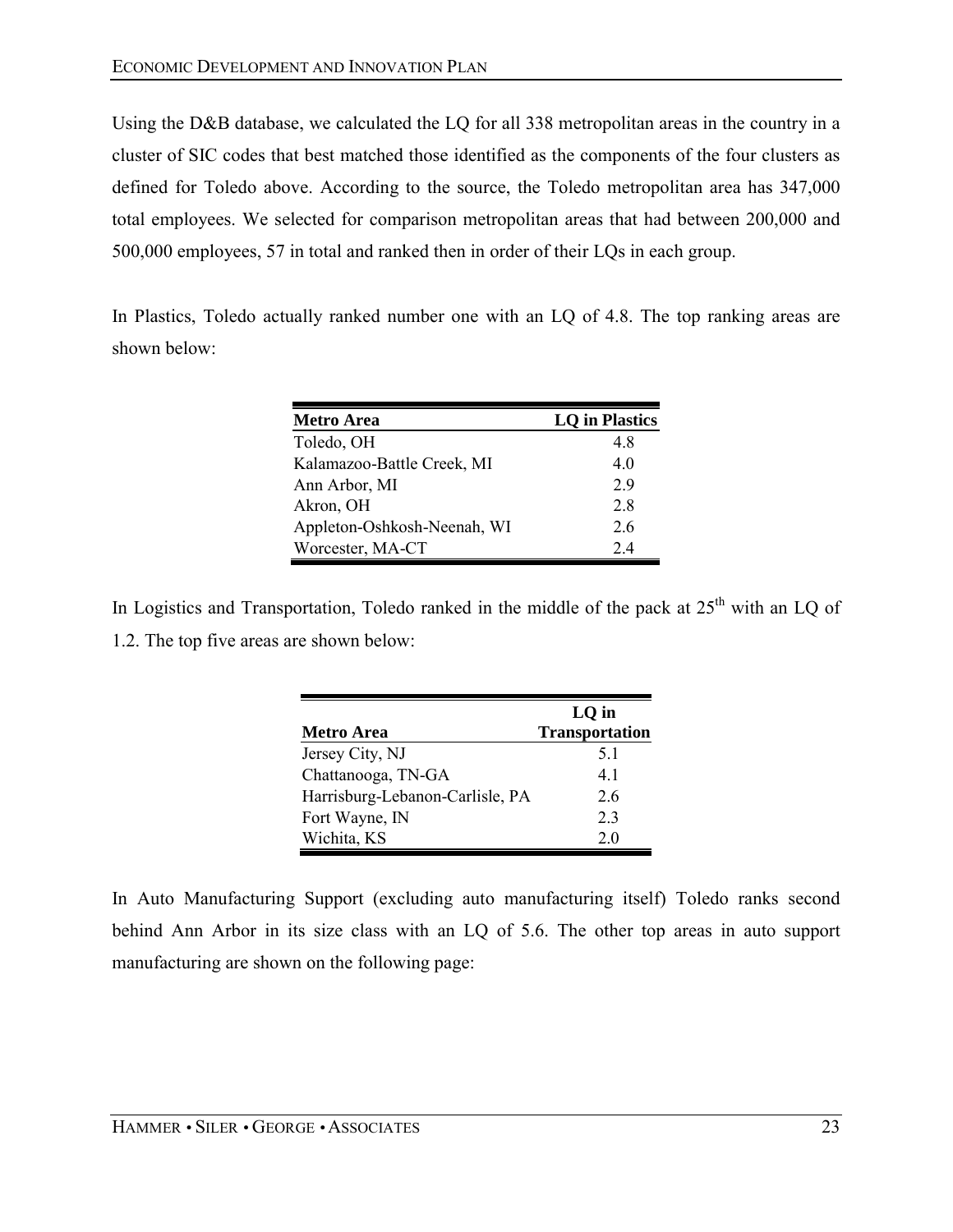Using the D&B database, we calculated the LQ for all 338 metropolitan areas in the country in a cluster of SIC codes that best matched those identified as the components of the four clusters as defined for Toledo above. According to the source, the Toledo metropolitan area has 347,000 total employees. We selected for comparison metropolitan areas that had between 200,000 and 500,000 employees, 57 in total and ranked then in order of their LQs in each group.

In Plastics, Toledo actually ranked number one with an LQ of 4.8. The top ranking areas are shown below:

| Metro Area | LQ in Plastics |
|---|---|
| Toledo, OH | 4.8 |
| Kalamazoo-Battle Creek, MI | 4.0 |
| Ann Arbor, MI | 2.9 |
| Akron, OH | 2.8 |
| Appleton-Oshkosh-Neenah, WI | 2.6 |
| Worcester, MA-CT | 2.4 |

In Logistics and Transportation, Toledo ranked in the middle of the pack at 25th with an LQ of 1.2. The top five areas are shown below:

| Metro Area | LQ in Transportation |
|---|---|
| Jersey City, NJ | 5.1 |
| Chattanooga, TN-GA | 4.1 |
| Harrisburg-Lebanon-Carlisle, PA | 2.6 |
| Fort Wayne, IN | 2.3 |
| Wichita, KS | 2.0 |

In Auto Manufacturing Support (excluding auto manufacturing itself) Toledo ranks second behind Ann Arbor in its size class with an LQ of 5.6. The other top areas in auto support manufacturing are shown on the following page: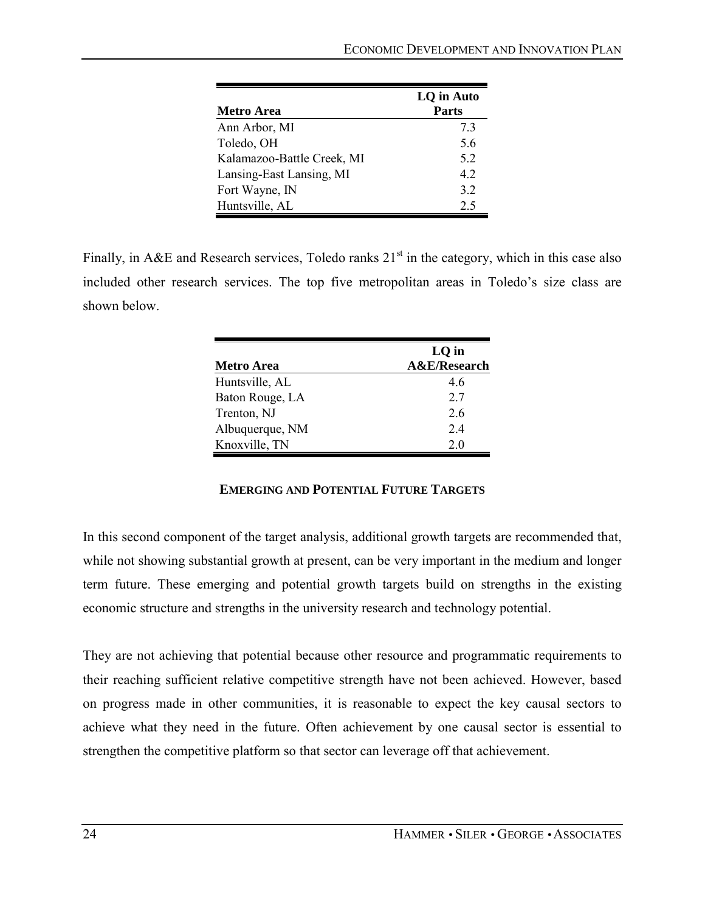| Metro Area | LQ in Auto Parts |
|---|---|
| Ann Arbor, MI | 7.3 |
| Toledo, OH | 5.6 |
| Kalamazoo-Battle Creek, MI | 5.2 |
| Lansing-East Lansing, MI | 4.2 |
| Fort Wayne, IN | 3.2 |
| Huntsville, AL | 2.5 |

Finally, in A&E and Research services, Toledo ranks 21st in the category, which in this case also included other research services. The top five metropolitan areas in Toledo's size class are shown below.

| Metro Area | LQ in A&E/Research |
|---|---|
| Huntsville, AL | 4.6 |
| Baton Rouge, LA | 2.7 |
| Trenton, NJ | 2.6 |
| Albuquerque, NM | 2.4 |
| Knoxville, TN | 2.0 |

## EMERGING AND POTENTIAL FUTURE TARGETS

In this second component of the target analysis, additional growth targets are recommended that, while not showing substantial growth at present, can be very important in the medium and longer term future. These emerging and potential growth targets build on strengths in the existing economic structure and strengths in the university research and technology potential.

They are not achieving that potential because other resource and programmatic requirements to their reaching sufficient relative competitive strength have not been achieved. However, based on progress made in other communities, it is reasonable to expect the key causal sectors to achieve what they need in the future. Often achievement by one causal sector is essential to strengthen the competitive platform so that sector can leverage off that achievement.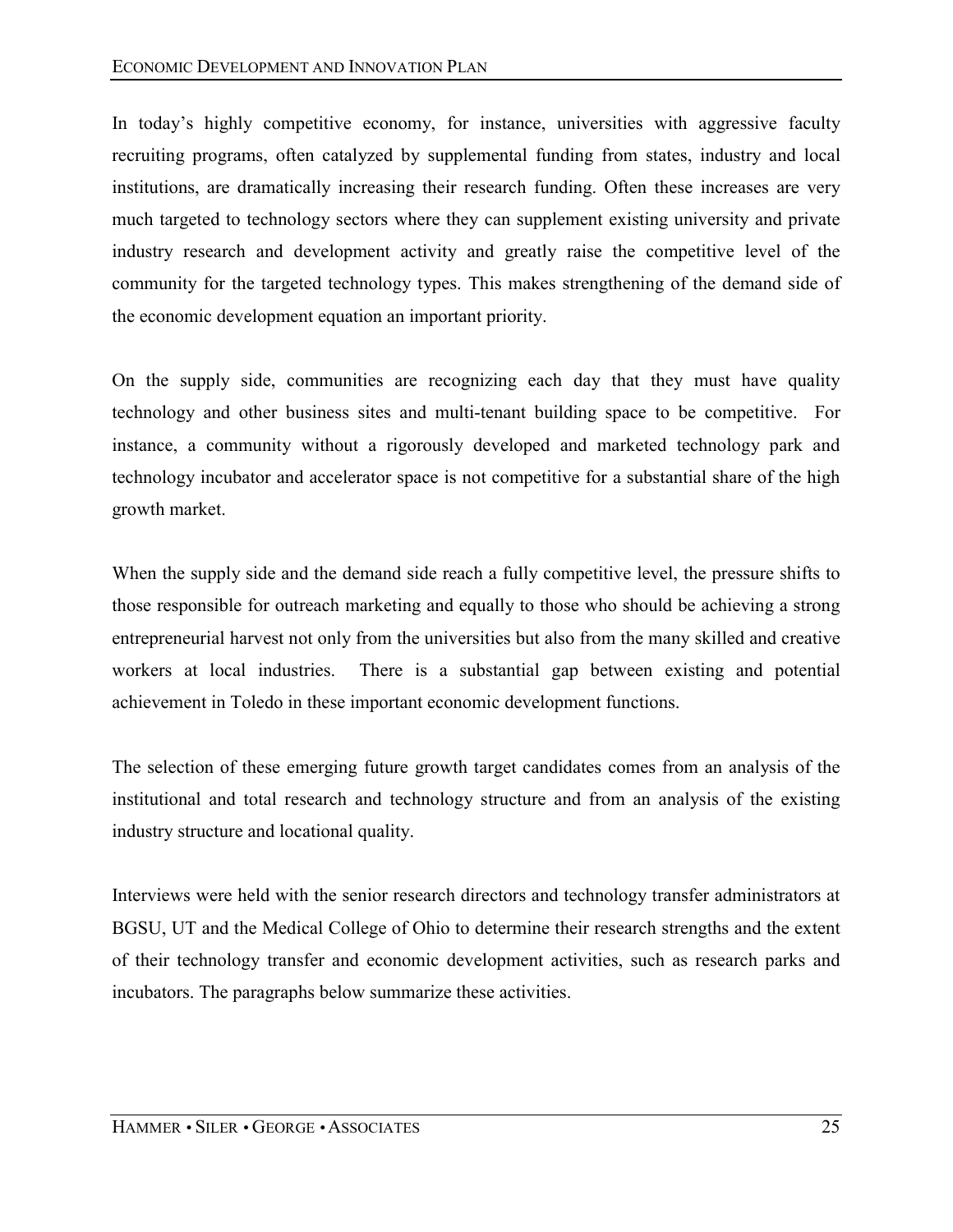In today's highly competitive economy, for instance, universities with aggressive faculty recruiting programs, often catalyzed by supplemental funding from states, industry and local institutions, are dramatically increasing their research funding. Often these increases are very much targeted to technology sectors where they can supplement existing university and private industry research and development activity and greatly raise the competitive level of the community for the targeted technology types. This makes strengthening of the demand side of the economic development equation an important priority.

On the supply side, communities are recognizing each day that they must have quality technology and other business sites and multi-tenant building space to be competitive. For instance, a community without a rigorously developed and marketed technology park and technology incubator and accelerator space is not competitive for a substantial share of the high growth market.

When the supply side and the demand side reach a fully competitive level, the pressure shifts to those responsible for outreach marketing and equally to those who should be achieving a strong entrepreneurial harvest not only from the universities but also from the many skilled and creative workers at local industries. There is a substantial gap between existing and potential achievement in Toledo in these important economic development functions.

The selection of these emerging future growth target candidates comes from an analysis of the institutional and total research and technology structure and from an analysis of the existing industry structure and locational quality.

Interviews were held with the senior research directors and technology transfer administrators at BGSU, UT and the Medical College of Ohio to determine their research strengths and the extent of their technology transfer and economic development activities, such as research parks and incubators. The paragraphs below summarize these activities.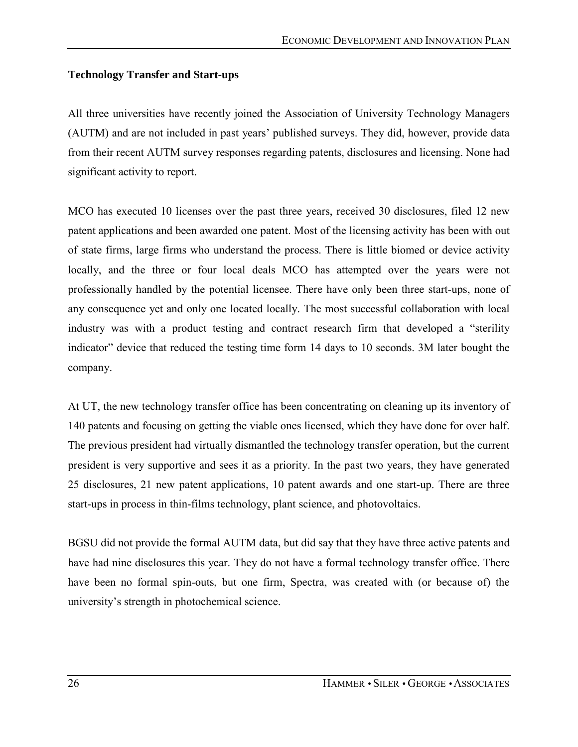### Technology Transfer and Start-ups

All three universities have recently joined the Association of University Technology Managers (AUTM) and are not included in past years' published surveys. They did, however, provide data from their recent AUTM survey responses regarding patents, disclosures and licensing. None had significant activity to report.

MCO has executed 10 licenses over the past three years, received 30 disclosures, filed 12 new patent applications and been awarded one patent. Most of the licensing activity has been with out of state firms, large firms who understand the process. There is little biomed or device activity locally, and the three or four local deals MCO has attempted over the years were not professionally handled by the potential licensee. There have only been three start-ups, none of any consequence yet and only one located locally. The most successful collaboration with local industry was with a product testing and contract research firm that developed a "sterility indicator" device that reduced the testing time form 14 days to 10 seconds. 3M later bought the company.

At UT, the new technology transfer office has been concentrating on cleaning up its inventory of 140 patents and focusing on getting the viable ones licensed, which they have done for over half. The previous president had virtually dismantled the technology transfer operation, but the current president is very supportive and sees it as a priority. In the past two years, they have generated 25 disclosures, 21 new patent applications, 10 patent awards and one start-up. There are three start-ups in process in thin-films technology, plant science, and photovoltaics.

BGSU did not provide the formal AUTM data, but did say that they have three active patents and have had nine disclosures this year. They do not have a formal technology transfer office. There have been no formal spin-outs, but one firm, Spectra, was created with (or because of) the university's strength in photochemical science.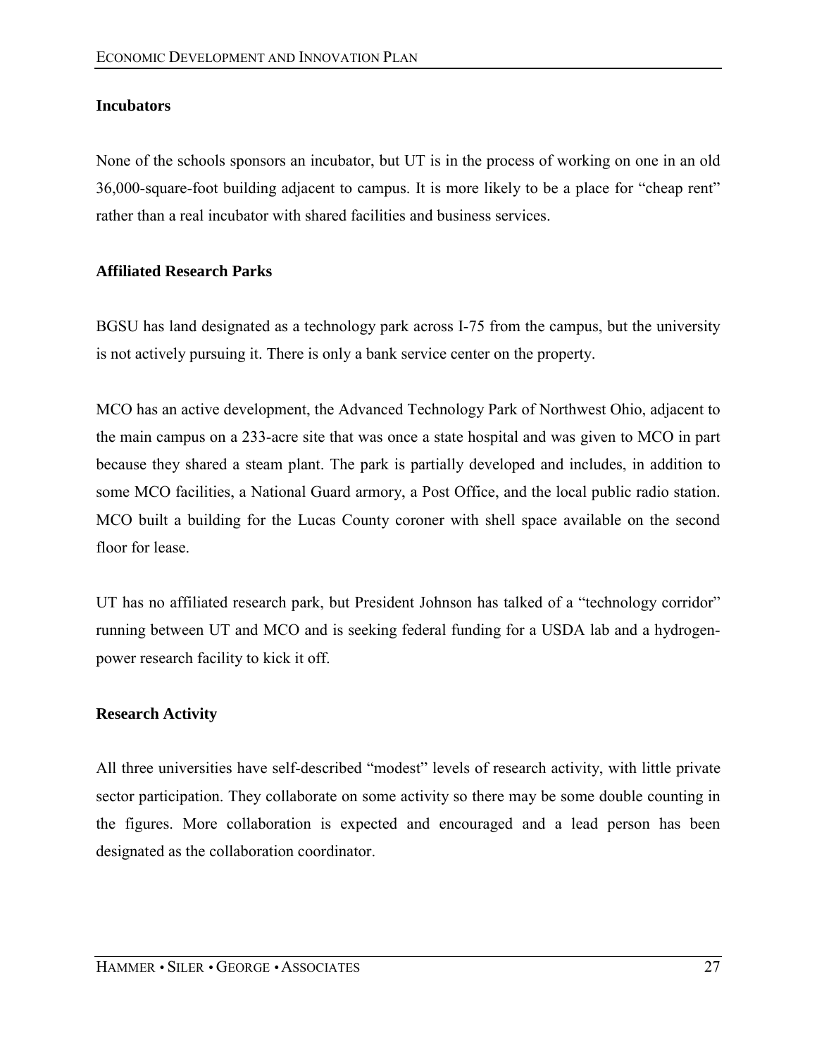### Incubators

None of the schools sponsors an incubator, but UT is in the process of working on one in an old 36,000-square-foot building adjacent to campus. It is more likely to be a place for "cheap rent" rather than a real incubator with shared facilities and business services.

### Affiliated Research Parks

BGSU has land designated as a technology park across I-75 from the campus, but the university is not actively pursuing it. There is only a bank service center on the property.

MCO has an active development, the Advanced Technology Park of Northwest Ohio, adjacent to the main campus on a 233-acre site that was once a state hospital and was given to MCO in part because they shared a steam plant. The park is partially developed and includes, in addition to some MCO facilities, a National Guard armory, a Post Office, and the local public radio station. MCO built a building for the Lucas County coroner with shell space available on the second floor for lease.

UT has no affiliated research park, but President Johnson has talked of a "technology corridor" running between UT and MCO and is seeking federal funding for a USDA lab and a hydrogen-power research facility to kick it off.

### Research Activity

All three universities have self-described "modest" levels of research activity, with little private sector participation. They collaborate on some activity so there may be some double counting in the figures. More collaboration is expected and encouraged and a lead person has been designated as the collaboration coordinator.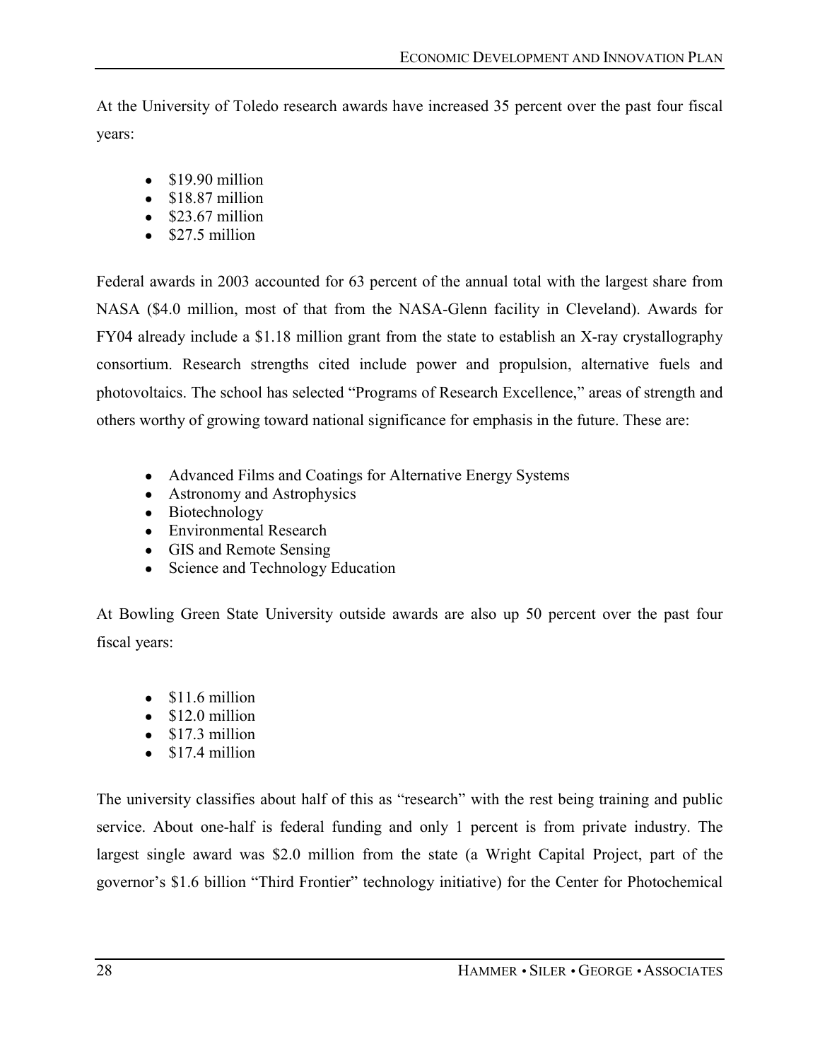At the University of Toledo research awards have increased 35 percent over the past four fiscal years:

- $19.90 million
- $18.87 million
- $23.67 million
- $27.5 million

Federal awards in 2003 accounted for 63 percent of the annual total with the largest share from NASA ($4.0 million, most of that from the NASA-Glenn facility in Cleveland). Awards for FY04 already include a $1.18 million grant from the state to establish an X-ray crystallography consortium. Research strengths cited include power and propulsion, alternative fuels and photovoltaics. The school has selected "Programs of Research Excellence," areas of strength and others worthy of growing toward national significance for emphasis in the future. These are:

- Advanced Films and Coatings for Alternative Energy Systems
- Astronomy and Astrophysics
- Biotechnology
- Environmental Research
- GIS and Remote Sensing
- Science and Technology Education

At Bowling Green State University outside awards are also up 50 percent over the past four fiscal years:

- $11.6 million
- $12.0 million
- $17.3 million
- $17.4 million

The university classifies about half of this as "research" with the rest being training and public service. About one-half is federal funding and only 1 percent is from private industry. The largest single award was $2.0 million from the state (a Wright Capital Project, part of the governor's $1.6 billion "Third Frontier" technology initiative) for the Center for Photochemical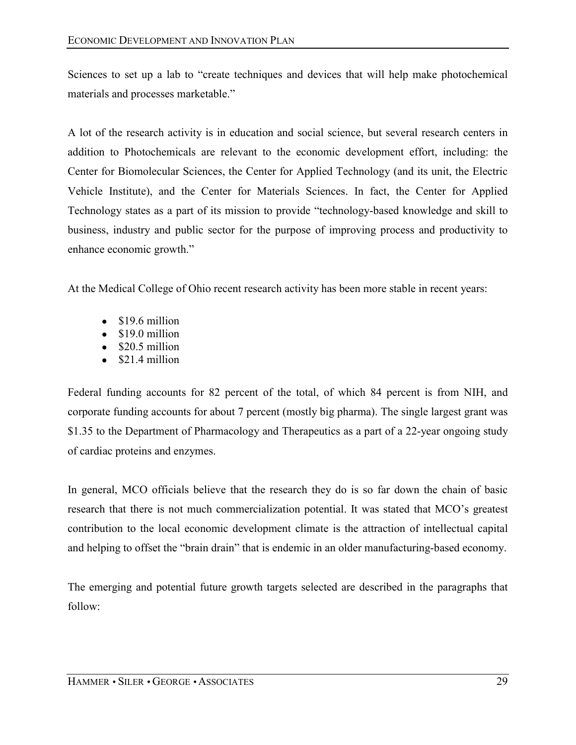Sciences to set up a lab to "create techniques and devices that will help make photochemical materials and processes marketable."

A lot of the research activity is in education and social science, but several research centers in addition to Photochemicals are relevant to the economic development effort, including: the Center for Biomolecular Sciences, the Center for Applied Technology (and its unit, the Electric Vehicle Institute), and the Center for Materials Sciences. In fact, the Center for Applied Technology states as a part of its mission to provide "technology-based knowledge and skill to business, industry and public sector for the purpose of improving process and productivity to enhance economic growth."

At the Medical College of Ohio recent research activity has been more stable in recent years:

- $19.6 million
- $19.0 million
- $20.5 million
- $21.4 million

Federal funding accounts for 82 percent of the total, of which 84 percent is from NIH, and corporate funding accounts for about 7 percent (mostly big pharma). The single largest grant was $1.35 to the Department of Pharmacology and Therapeutics as a part of a 22-year ongoing study of cardiac proteins and enzymes.

In general, MCO officials believe that the research they do is so far down the chain of basic research that there is not much commercialization potential. It was stated that MCO's greatest contribution to the local economic development climate is the attraction of intellectual capital and helping to offset the "brain drain" that is endemic in an older manufacturing-based economy.

The emerging and potential future growth targets selected are described in the paragraphs that follow: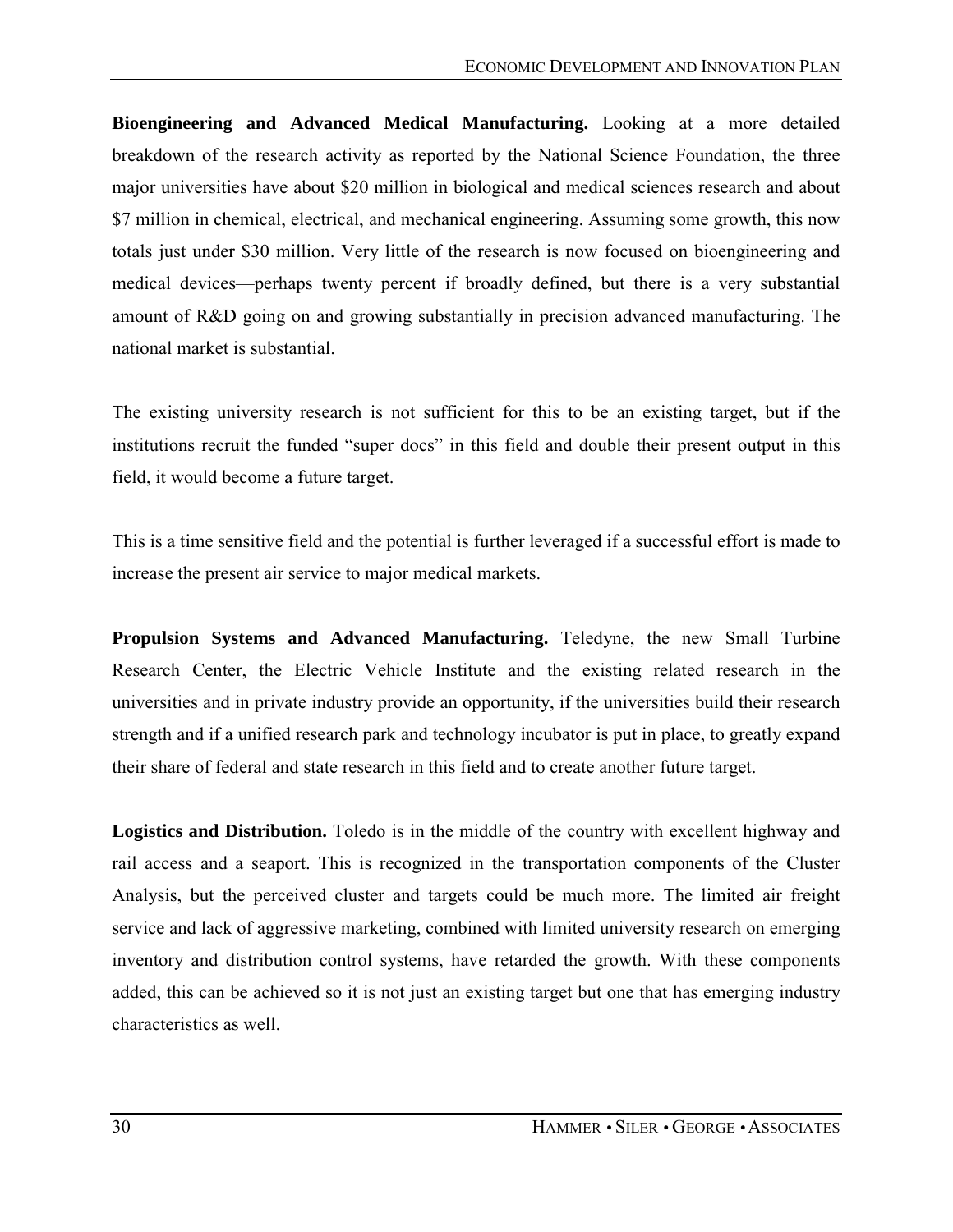**Bioengineering and Advanced Medical Manufacturing.** Looking at a more detailed breakdown of the research activity as reported by the National Science Foundation, the three major universities have about $20 million in biological and medical sciences research and about $7 million in chemical, electrical, and mechanical engineering. Assuming some growth, this now totals just under $30 million. Very little of the research is now focused on bioengineering and medical devices—perhaps twenty percent if broadly defined, but there is a very substantial amount of R&D going on and growing substantially in precision advanced manufacturing. The national market is substantial.

The existing university research is not sufficient for this to be an existing target, but if the institutions recruit the funded "super docs" in this field and double their present output in this field, it would become a future target.

This is a time sensitive field and the potential is further leveraged if a successful effort is made to increase the present air service to major medical markets.

**Propulsion Systems and Advanced Manufacturing.** Teledyne, the new Small Turbine Research Center, the Electric Vehicle Institute and the existing related research in the universities and in private industry provide an opportunity, if the universities build their research strength and if a unified research park and technology incubator is put in place, to greatly expand their share of federal and state research in this field and to create another future target.

**Logistics and Distribution.** Toledo is in the middle of the country with excellent highway and rail access and a seaport. This is recognized in the transportation components of the Cluster Analysis, but the perceived cluster and targets could be much more. The limited air freight service and lack of aggressive marketing, combined with limited university research on emerging inventory and distribution control systems, have retarded the growth. With these components added, this can be achieved so it is not just an existing target but one that has emerging industry characteristics as well.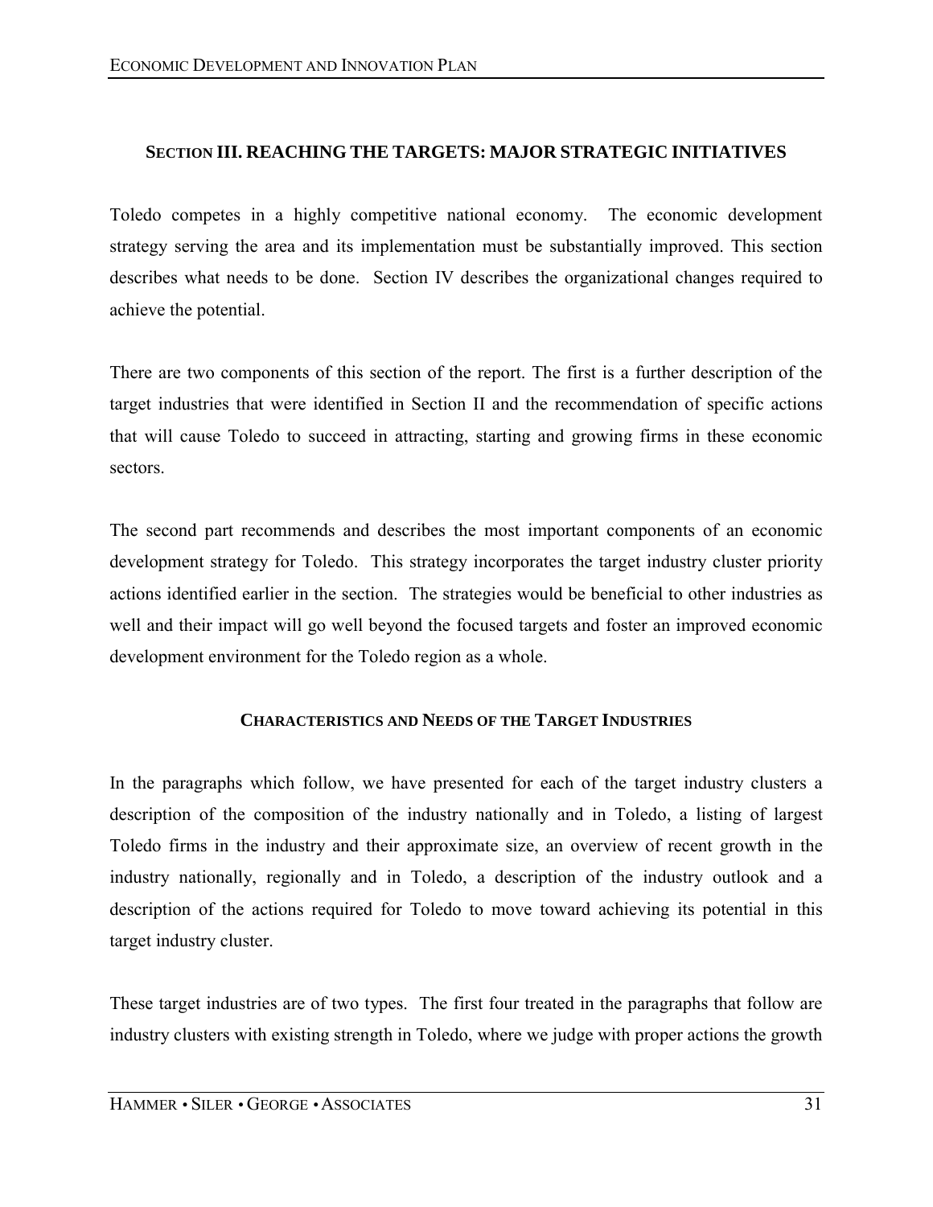## SECTION III. REACHING THE TARGETS: MAJOR STRATEGIC INITIATIVES

Toledo competes in a highly competitive national economy. The economic development strategy serving the area and its implementation must be substantially improved. This section describes what needs to be done. Section IV describes the organizational changes required to achieve the potential.

There are two components of this section of the report. The first is a further description of the target industries that were identified in Section II and the recommendation of specific actions that will cause Toledo to succeed in attracting, starting and growing firms in these economic sectors.

The second part recommends and describes the most important components of an economic development strategy for Toledo. This strategy incorporates the target industry cluster priority actions identified earlier in the section. The strategies would be beneficial to other industries as well and their impact will go well beyond the focused targets and foster an improved economic development environment for the Toledo region as a whole.

### CHARACTERISTICS AND NEEDS OF THE TARGET INDUSTRIES

In the paragraphs which follow, we have presented for each of the target industry clusters a description of the composition of the industry nationally and in Toledo, a listing of largest Toledo firms in the industry and their approximate size, an overview of recent growth in the industry nationally, regionally and in Toledo, a description of the industry outlook and a description of the actions required for Toledo to move toward achieving its potential in this target industry cluster.

These target industries are of two types. The first four treated in the paragraphs that follow are industry clusters with existing strength in Toledo, where we judge with proper actions the growth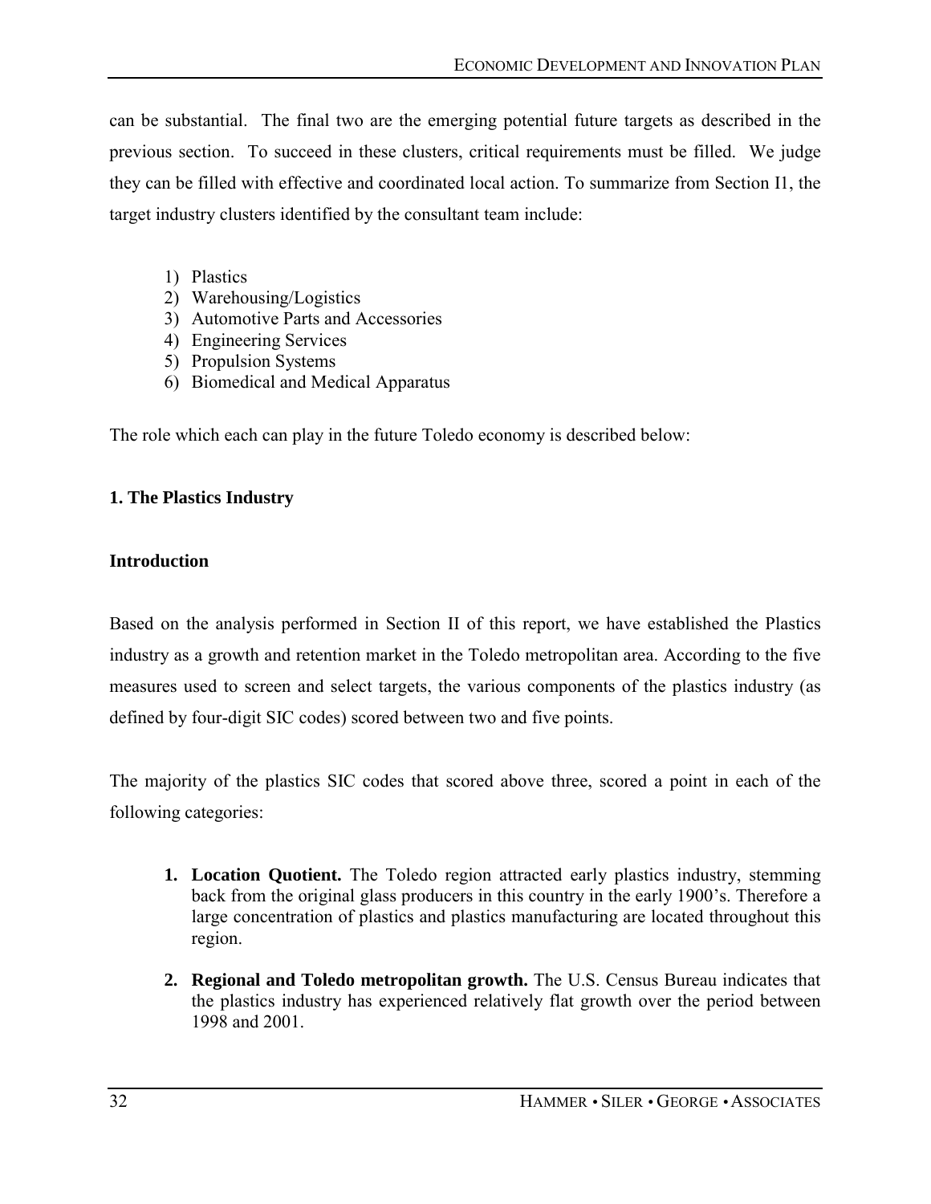can be substantial. The final two are the emerging potential future targets as described in the previous section. To succeed in these clusters, critical requirements must be filled. We judge they can be filled with effective and coordinated local action. To summarize from Section I1, the target industry clusters identified by the consultant team include:

1) Plastics
2) Warehousing/Logistics
3) Automotive Parts and Accessories
4) Engineering Services
5) Propulsion Systems
6) Biomedical and Medical Apparatus

The role which each can play in the future Toledo economy is described below:

### 1. The Plastics Industry

#### Introduction

Based on the analysis performed in Section II of this report, we have established the Plastics industry as a growth and retention market in the Toledo metropolitan area. According to the five measures used to screen and select targets, the various components of the plastics industry (as defined by four-digit SIC codes) scored between two and five points.

The majority of the plastics SIC codes that scored above three, scored a point in each of the following categories:

1. **Location Quotient.** The Toledo region attracted early plastics industry, stemming back from the original glass producers in this country in the early 1900's. Therefore a large concentration of plastics and plastics manufacturing are located throughout this region.

2. **Regional and Toledo metropolitan growth.** The U.S. Census Bureau indicates that the plastics industry has experienced relatively flat growth over the period between 1998 and 2001.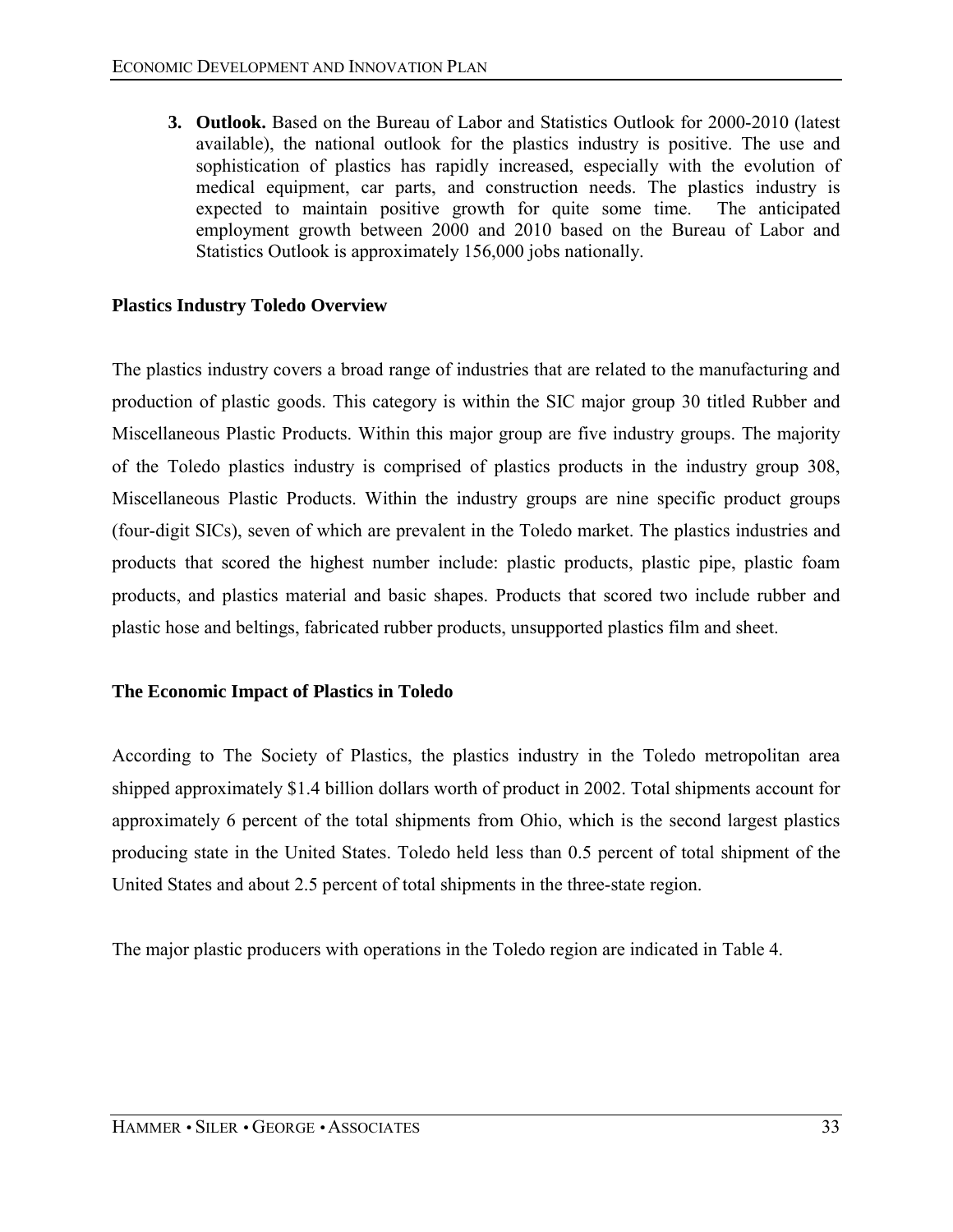3. **Outlook.** Based on the Bureau of Labor and Statistics Outlook for 2000-2010 (latest available), the national outlook for the plastics industry is positive. The use and sophistication of plastics has rapidly increased, especially with the evolution of medical equipment, car parts, and construction needs. The plastics industry is expected to maintain positive growth for quite some time. The anticipated employment growth between 2000 and 2010 based on the Bureau of Labor and Statistics Outlook is approximately 156,000 jobs nationally.

### Plastics Industry Toledo Overview

The plastics industry covers a broad range of industries that are related to the manufacturing and production of plastic goods. This category is within the SIC major group 30 titled Rubber and Miscellaneous Plastic Products. Within this major group are five industry groups. The majority of the Toledo plastics industry is comprised of plastics products in the industry group 308, Miscellaneous Plastic Products. Within the industry groups are nine specific product groups (four-digit SICs), seven of which are prevalent in the Toledo market. The plastics industries and products that scored the highest number include: plastic products, plastic pipe, plastic foam products, and plastics material and basic shapes. Products that scored two include rubber and plastic hose and beltings, fabricated rubber products, unsupported plastics film and sheet.

### The Economic Impact of Plastics in Toledo

According to The Society of Plastics, the plastics industry in the Toledo metropolitan area shipped approximately $1.4 billion dollars worth of product in 2002. Total shipments account for approximately 6 percent of the total shipments from Ohio, which is the second largest plastics producing state in the United States. Toledo held less than 0.5 percent of total shipment of the United States and about 2.5 percent of total shipments in the three-state region.

The major plastic producers with operations in the Toledo region are indicated in Table 4.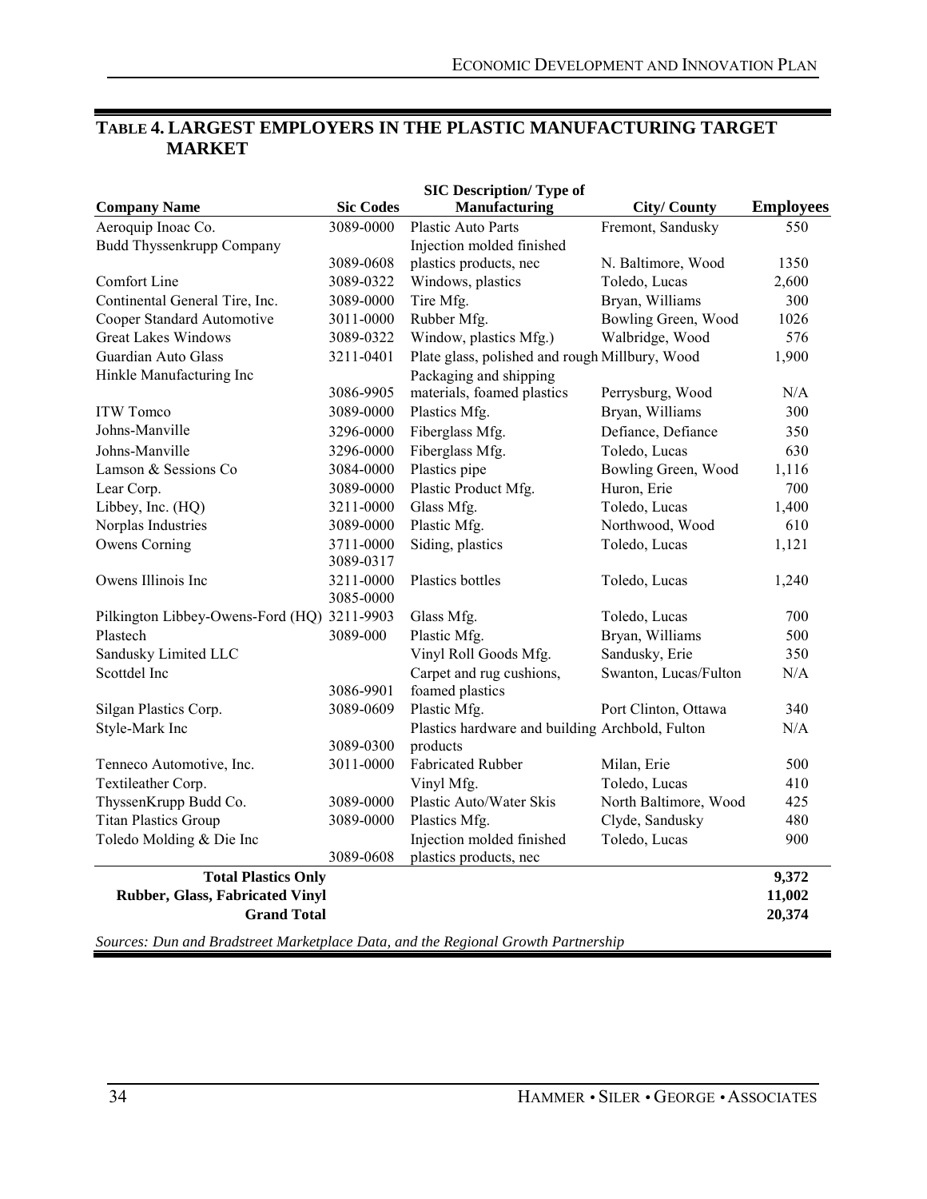## TABLE 4. LARGEST EMPLOYERS IN THE PLASTIC MANUFACTURING TARGET MARKET

| Company Name | Sic Codes | SIC Description/ Type of Manufacturing | City/ County | Employees |
|---|---|---|---|---|
| Aeroquip Inoac Co. | 3089-0000 | Plastic Auto Parts | Fremont, Sandusky | 550 |
| Budd Thyssenkrupp Company | 3089-0608 | Injection molded finished plastics products, nec | N. Baltimore, Wood | 1350 |
| Comfort Line | 3089-0322 | Windows, plastics | Toledo, Lucas | 2,600 |
| Continental General Tire, Inc. | 3089-0000 | Tire Mfg. | Bryan, Williams | 300 |
| Cooper Standard Automotive | 3011-0000 | Rubber Mfg. | Bowling Green, Wood | 1026 |
| Great Lakes Windows | 3089-0322 | Window, plastics Mfg.) | Walbridge, Wood | 576 |
| Guardian Auto Glass | 3211-0401 | Plate glass, polished and rough | Millbury, Wood | 1,900 |
| Hinkle Manufacturing Inc | 3086-9905 | Packaging and shipping materials, foamed plastics | Perrysburg, Wood | N/A |
| ITW Tomco | 3089-0000 | Plastics Mfg. | Bryan, Williams | 300 |
| Johns-Manville | 3296-0000 | Fiberglass Mfg. | Defiance, Defiance | 350 |
| Johns-Manville | 3296-0000 | Fiberglass Mfg. | Toledo, Lucas | 630 |
| Lamson & Sessions Co | 3084-0000 | Plastics pipe | Bowling Green, Wood | 1,116 |
| Lear Corp. | 3089-0000 | Plastic Product Mfg. | Huron, Erie | 700 |
| Libbey, Inc. (HQ) | 3211-0000 | Glass Mfg. | Toledo, Lucas | 1,400 |
| Norplas Industries | 3089-0000 | Plastic Mfg. | Northwood, Wood | 610 |
| Owens Corning | 3711-0000<br>3089-0317 | Siding, plastics | Toledo, Lucas | 1,121 |
| Owens Illinois Inc | 3211-0000<br>3085-0000 | Plastics bottles | Toledo, Lucas | 1,240 |
| Pilkington Libbey-Owens-Ford (HQ) | 3211-9903 | Glass Mfg. | Toledo, Lucas | 700 |
| Plastech | 3089-000 | Plastic Mfg. | Bryan, Williams | 500 |
| Sandusky Limited LLC | | Vinyl Roll Goods Mfg. | Sandusky, Erie | 350 |
| Scottdel Inc | 3086-9901 | Carpet and rug cushions, foamed plastics | Swanton, Lucas/Fulton | N/A |
| Silgan Plastics Corp. | 3089-0609 | Plastic Mfg. | Port Clinton, Ottawa | 340 |
| Style-Mark Inc | 3089-0300 | Plastics hardware and building products | Archbold, Fulton | N/A |
| Tenneco Automotive, Inc. | 3011-0000 | Fabricated Rubber | Milan, Erie | 500 |
| Textileather Corp. | | Vinyl Mfg. | Toledo, Lucas | 410 |
| ThyssenKrupp Budd Co. | 3089-0000 | Plastic Auto/Water Skis | North Baltimore, Wood | 425 |
| Titan Plastics Group | 3089-0000 | Plastics Mfg. | Clyde, Sandusky | 480 |
| Toledo Molding & Die Inc | 3089-0608 | Injection molded finished plastics products, nec | Toledo, Lucas | 900 |
| **Total Plastics Only** | | | | **9,372** |
| **Rubber, Glass, Fabricated Vinyl** | | | | **11,002** |
| **Grand Total** | | | | **20,374** |

*Sources: Dun and Bradstreet Marketplace Data, and the Regional Growth Partnership*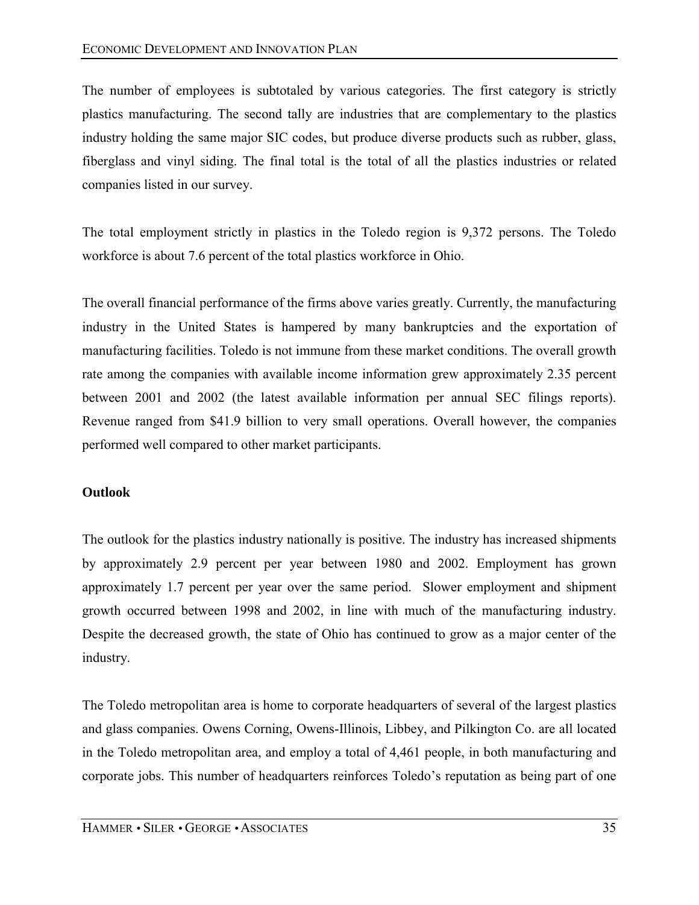The number of employees is subtotaled by various categories. The first category is strictly plastics manufacturing. The second tally are industries that are complementary to the plastics industry holding the same major SIC codes, but produce diverse products such as rubber, glass, fiberglass and vinyl siding. The final total is the total of all the plastics industries or related companies listed in our survey.

The total employment strictly in plastics in the Toledo region is 9,372 persons. The Toledo workforce is about 7.6 percent of the total plastics workforce in Ohio.

The overall financial performance of the firms above varies greatly. Currently, the manufacturing industry in the United States is hampered by many bankruptcies and the exportation of manufacturing facilities. Toledo is not immune from these market conditions. The overall growth rate among the companies with available income information grew approximately 2.35 percent between 2001 and 2002 (the latest available information per annual SEC filings reports). Revenue ranged from $41.9 billion to very small operations. Overall however, the companies performed well compared to other market participants.

**Outlook**

The outlook for the plastics industry nationally is positive. The industry has increased shipments by approximately 2.9 percent per year between 1980 and 2002. Employment has grown approximately 1.7 percent per year over the same period. Slower employment and shipment growth occurred between 1998 and 2002, in line with much of the manufacturing industry. Despite the decreased growth, the state of Ohio has continued to grow as a major center of the industry.

The Toledo metropolitan area is home to corporate headquarters of several of the largest plastics and glass companies. Owens Corning, Owens-Illinois, Libbey, and Pilkington Co. are all located in the Toledo metropolitan area, and employ a total of 4,461 people, in both manufacturing and corporate jobs. This number of headquarters reinforces Toledo's reputation as being part of one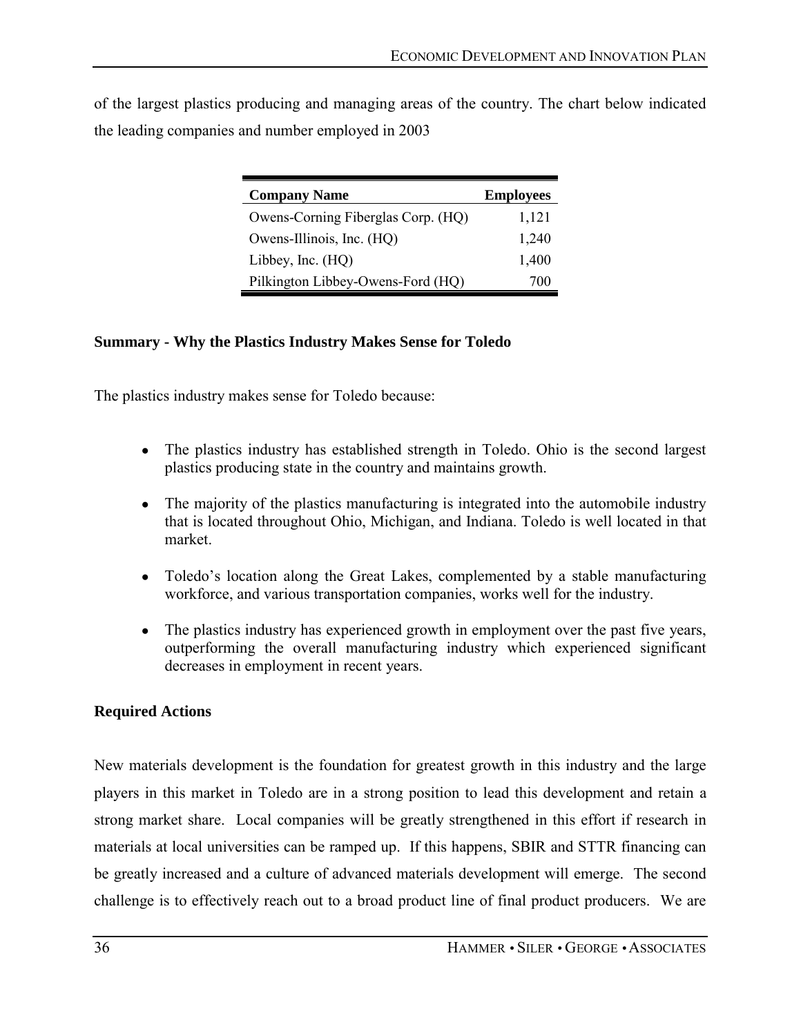of the largest plastics producing and managing areas of the country. The chart below indicated the leading companies and number employed in 2003

| Company Name | Employees |
|---|---|
| Owens-Corning Fiberglas Corp. (HQ) | 1,121 |
| Owens-Illinois, Inc. (HQ) | 1,240 |
| Libbey, Inc. (HQ) | 1,400 |
| Pilkington Libbey-Owens-Ford (HQ) | 700 |

### Summary - Why the Plastics Industry Makes Sense for Toledo

The plastics industry makes sense for Toledo because:

- The plastics industry has established strength in Toledo. Ohio is the second largest plastics producing state in the country and maintains growth.
- The majority of the plastics manufacturing is integrated into the automobile industry that is located throughout Ohio, Michigan, and Indiana. Toledo is well located in that market.
- Toledo's location along the Great Lakes, complemented by a stable manufacturing workforce, and various transportation companies, works well for the industry.
- The plastics industry has experienced growth in employment over the past five years, outperforming the overall manufacturing industry which experienced significant decreases in employment in recent years.

### Required Actions

New materials development is the foundation for greatest growth in this industry and the large players in this market in Toledo are in a strong position to lead this development and retain a strong market share. Local companies will be greatly strengthened in this effort if research in materials at local universities can be ramped up. If this happens, SBIR and STTR financing can be greatly increased and a culture of advanced materials development will emerge. The second challenge is to effectively reach out to a broad product line of final product producers. We are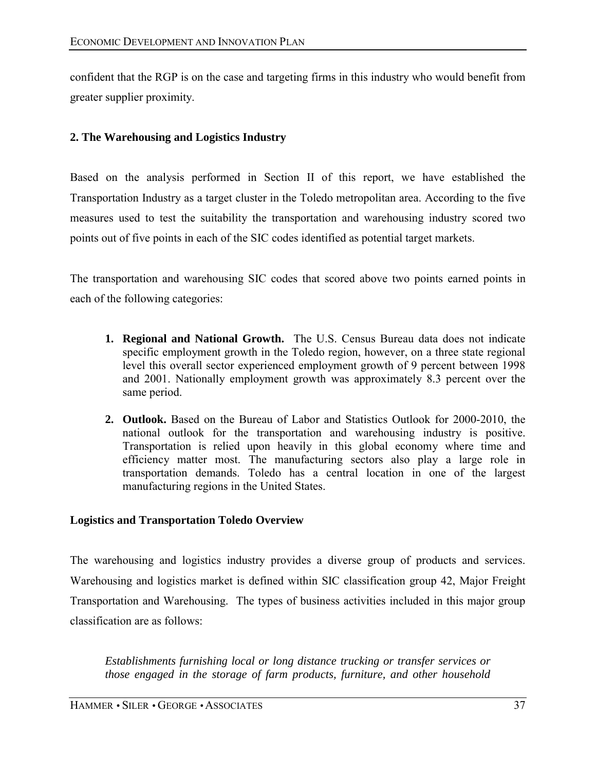confident that the RGP is on the case and targeting firms in this industry who would benefit from greater supplier proximity.

### 2. The Warehousing and Logistics Industry

Based on the analysis performed in Section II of this report, we have established the Transportation Industry as a target cluster in the Toledo metropolitan area. According to the five measures used to test the suitability the transportation and warehousing industry scored two points out of five points in each of the SIC codes identified as potential target markets.

The transportation and warehousing SIC codes that scored above two points earned points in each of the following categories:

1. **Regional and National Growth.** The U.S. Census Bureau data does not indicate specific employment growth in the Toledo region, however, on a three state regional level this overall sector experienced employment growth of 9 percent between 1998 and 2001. Nationally employment growth was approximately 8.3 percent over the same period.
2. **Outlook.** Based on the Bureau of Labor and Statistics Outlook for 2000-2010, the national outlook for the transportation and warehousing industry is positive. Transportation is relied upon heavily in this global economy where time and efficiency matter most. The manufacturing sectors also play a large role in transportation demands. Toledo has a central location in one of the largest manufacturing regions in the United States.

### Logistics and Transportation Toledo Overview

The warehousing and logistics industry provides a diverse group of products and services. Warehousing and logistics market is defined within SIC classification group 42, Major Freight Transportation and Warehousing. The types of business activities included in this major group classification are as follows:

*Establishments furnishing local or long distance trucking or transfer services or those engaged in the storage of farm products, furniture, and other household*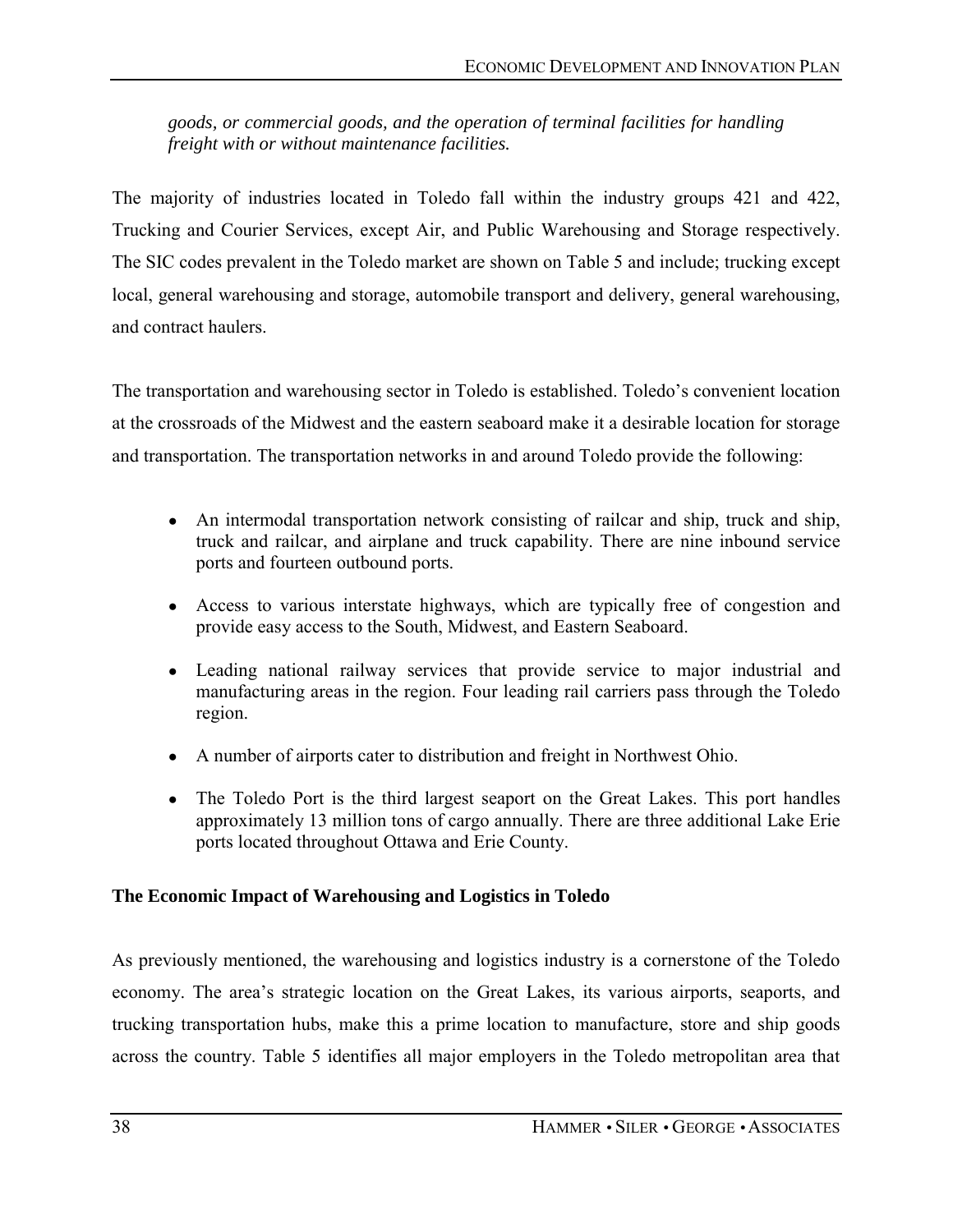*goods, or commercial goods, and the operation of terminal facilities for handling freight with or without maintenance facilities.*

The majority of industries located in Toledo fall within the industry groups 421 and 422, Trucking and Courier Services, except Air, and Public Warehousing and Storage respectively. The SIC codes prevalent in the Toledo market are shown on Table 5 and include; trucking except local, general warehousing and storage, automobile transport and delivery, general warehousing, and contract haulers.

The transportation and warehousing sector in Toledo is established. Toledo's convenient location at the crossroads of the Midwest and the eastern seaboard make it a desirable location for storage and transportation. The transportation networks in and around Toledo provide the following:

- An intermodal transportation network consisting of railcar and ship, truck and ship, truck and railcar, and airplane and truck capability. There are nine inbound service ports and fourteen outbound ports.
- Access to various interstate highways, which are typically free of congestion and provide easy access to the South, Midwest, and Eastern Seaboard.
- Leading national railway services that provide service to major industrial and manufacturing areas in the region. Four leading rail carriers pass through the Toledo region.
- A number of airports cater to distribution and freight in Northwest Ohio.
- The Toledo Port is the third largest seaport on the Great Lakes. This port handles approximately 13 million tons of cargo annually. There are three additional Lake Erie ports located throughout Ottawa and Erie County.

**The Economic Impact of Warehousing and Logistics in Toledo**

As previously mentioned, the warehousing and logistics industry is a cornerstone of the Toledo economy. The area's strategic location on the Great Lakes, its various airports, seaports, and trucking transportation hubs, make this a prime location to manufacture, store and ship goods across the country. Table 5 identifies all major employers in the Toledo metropolitan area that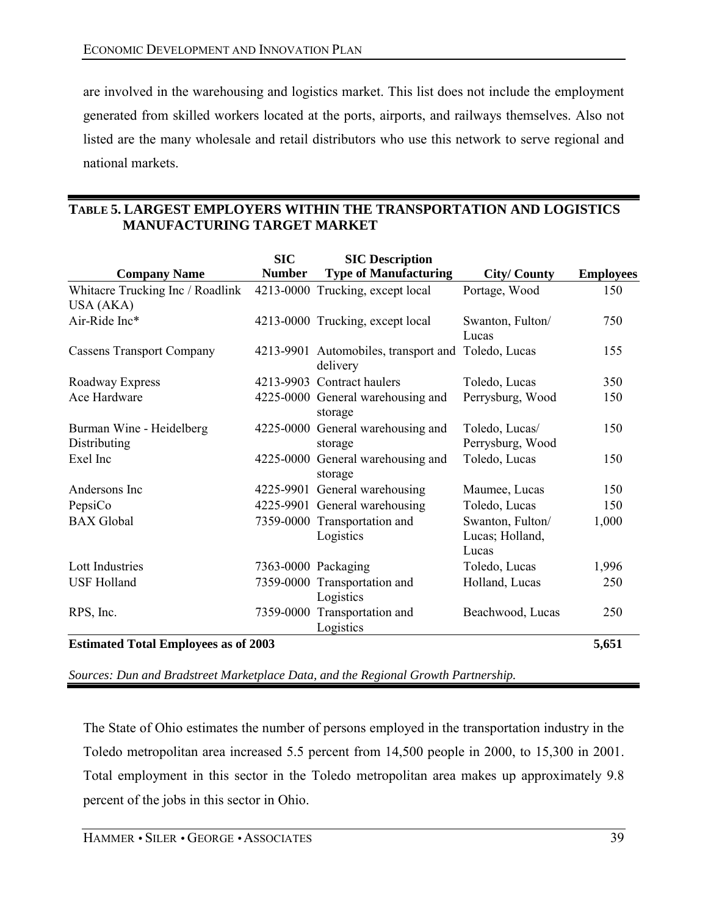are involved in the warehousing and logistics market. This list does not include the employment generated from skilled workers located at the ports, airports, and railways themselves. Also not listed are the many wholesale and retail distributors who use this network to serve regional and national markets.

**TABLE 5. LARGEST EMPLOYERS WITHIN THE TRANSPORTATION AND LOGISTICS MANUFACTURING TARGET MARKET**

| Company Name | SIC Number | SIC Description Type of Manufacturing | City/ County | Employees |
|---|---|---|---|---|
| Whitacre Trucking Inc / Roadlink USA (AKA) | 4213-0000 | Trucking, except local | Portage, Wood | 150 |
| Air-Ride Inc* | 4213-0000 | Trucking, except local | Swanton, Fulton/ Lucas | 750 |
| Cassens Transport Company | 4213-9901 | Automobiles, transport and delivery | Toledo, Lucas | 155 |
| Roadway Express | 4213-9903 | Contract haulers | Toledo, Lucas | 350 |
| Ace Hardware | 4225-0000 | General warehousing and storage | Perrysburg, Wood | 150 |
| Burman Wine - Heidelberg Distributing | 4225-0000 | General warehousing and storage | Toledo, Lucas/ Perrysburg, Wood | 150 |
| Exel Inc | 4225-0000 | General warehousing and storage | Toledo, Lucas | 150 |
| Andersons Inc | 4225-9901 | General warehousing | Maumee, Lucas | 150 |
| PepsiCo | 4225-9901 | General warehousing | Toledo, Lucas | 150 |
| BAX Global | 7359-0000 | Transportation and Logistics | Swanton, Fulton/ Lucas; Holland, Lucas | 1,000 |
| Lott Industries | 7363-0000 | Packaging | Toledo, Lucas | 1,996 |
| USF Holland | 7359-0000 | Transportation and Logistics | Holland, Lucas | 250 |
| RPS, Inc. | 7359-0000 | Transportation and Logistics | Beachwood, Lucas | 250 |
| **Estimated Total Employees as of 2003** | | | | **5,651** |

*Sources: Dun and Bradstreet Marketplace Data, and the Regional Growth Partnership.*

The State of Ohio estimates the number of persons employed in the transportation industry in the Toledo metropolitan area increased 5.5 percent from 14,500 people in 2000, to 15,300 in 2001. Total employment in this sector in the Toledo metropolitan area makes up approximately 9.8 percent of the jobs in this sector in Ohio.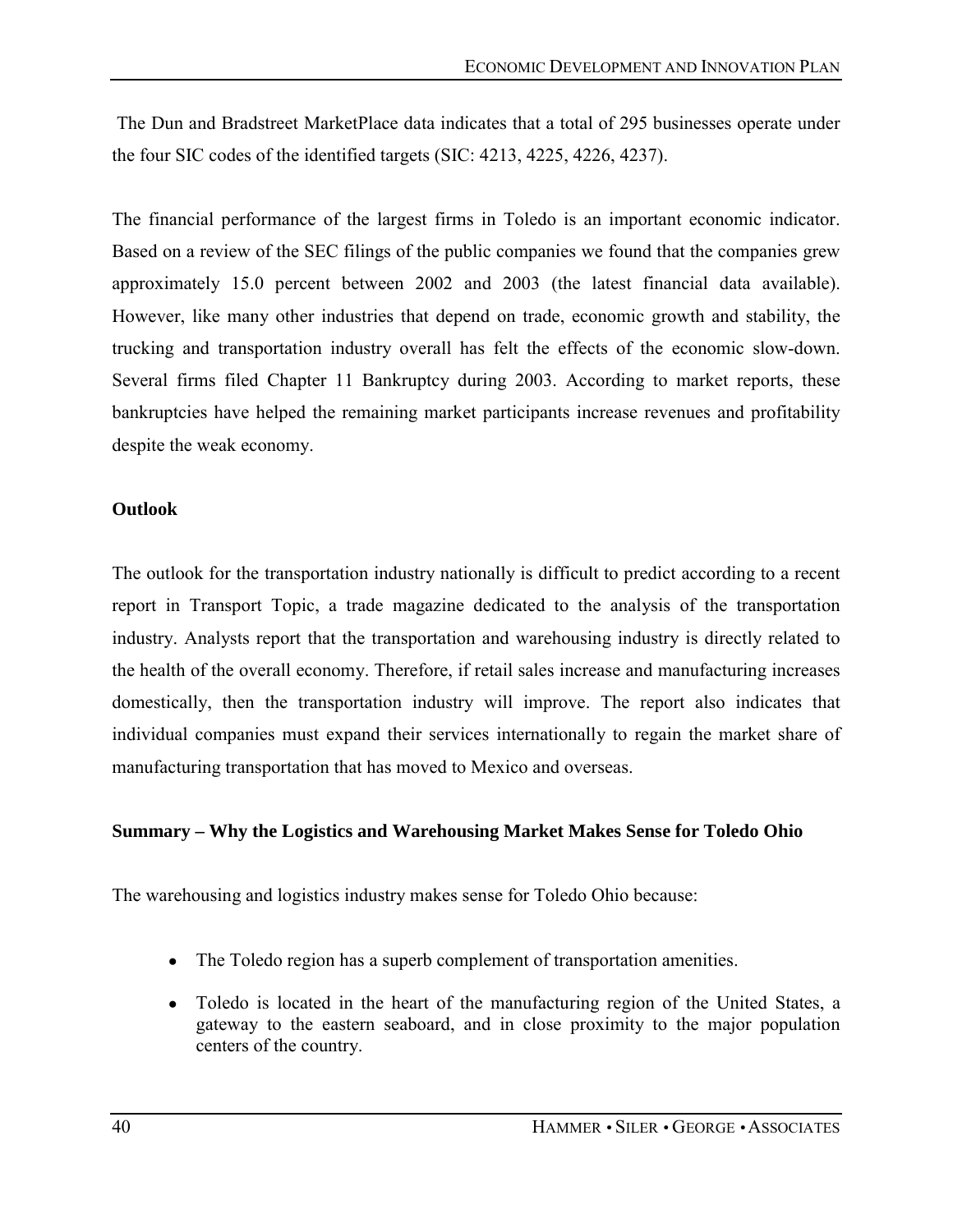The Dun and Bradstreet MarketPlace data indicates that a total of 295 businesses operate under the four SIC codes of the identified targets (SIC: 4213, 4225, 4226, 4237).

The financial performance of the largest firms in Toledo is an important economic indicator. Based on a review of the SEC filings of the public companies we found that the companies grew approximately 15.0 percent between 2002 and 2003 (the latest financial data available). However, like many other industries that depend on trade, economic growth and stability, the trucking and transportation industry overall has felt the effects of the economic slow-down. Several firms filed Chapter 11 Bankruptcy during 2003. According to market reports, these bankruptcies have helped the remaining market participants increase revenues and profitability despite the weak economy.

**Outlook**

The outlook for the transportation industry nationally is difficult to predict according to a recent report in Transport Topic, a trade magazine dedicated to the analysis of the transportation industry. Analysts report that the transportation and warehousing industry is directly related to the health of the overall economy. Therefore, if retail sales increase and manufacturing increases domestically, then the transportation industry will improve. The report also indicates that individual companies must expand their services internationally to regain the market share of manufacturing transportation that has moved to Mexico and overseas.

**Summary – Why the Logistics and Warehousing Market Makes Sense for Toledo Ohio**

The warehousing and logistics industry makes sense for Toledo Ohio because:

- The Toledo region has a superb complement of transportation amenities.
- Toledo is located in the heart of the manufacturing region of the United States, a gateway to the eastern seaboard, and in close proximity to the major population centers of the country.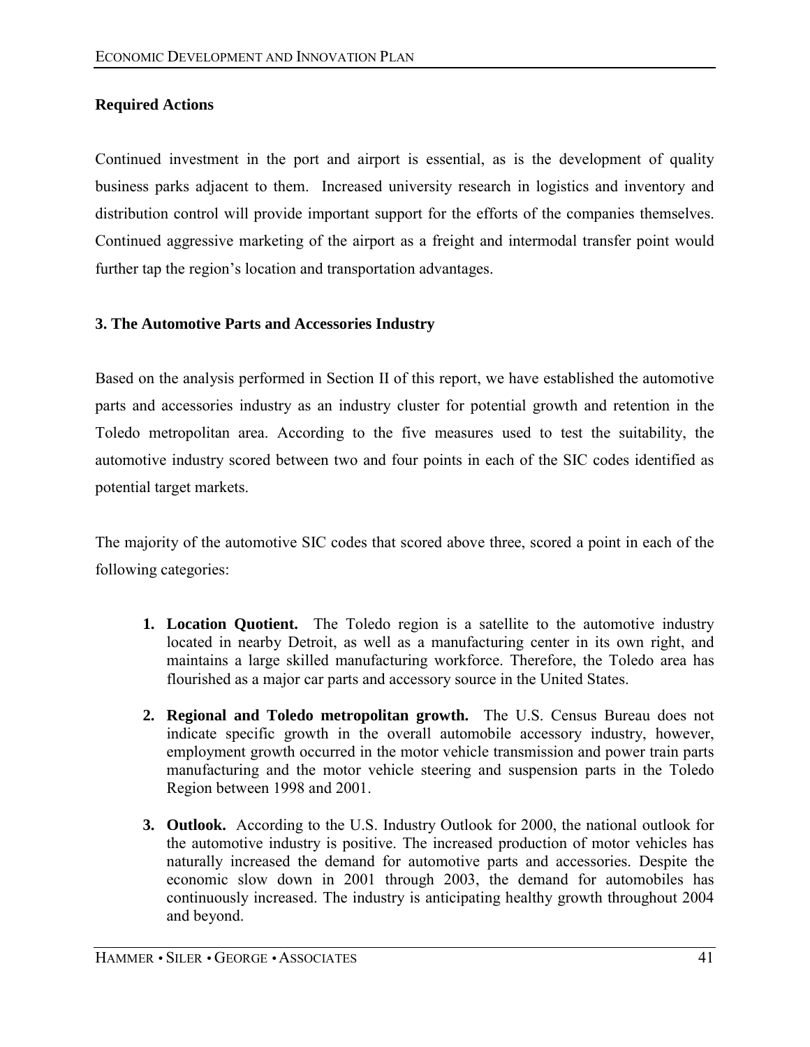**Required Actions**

Continued investment in the port and airport is essential, as is the development of quality business parks adjacent to them. Increased university research in logistics and inventory and distribution control will provide important support for the efforts of the companies themselves. Continued aggressive marketing of the airport as a freight and intermodal transfer point would further tap the region's location and transportation advantages.

**3. The Automotive Parts and Accessories Industry**

Based on the analysis performed in Section II of this report, we have established the automotive parts and accessories industry as an industry cluster for potential growth and retention in the Toledo metropolitan area. According to the five measures used to test the suitability, the automotive industry scored between two and four points in each of the SIC codes identified as potential target markets.

The majority of the automotive SIC codes that scored above three, scored a point in each of the following categories:

1. **Location Quotient.** The Toledo region is a satellite to the automotive industry located in nearby Detroit, as well as a manufacturing center in its own right, and maintains a large skilled manufacturing workforce. Therefore, the Toledo area has flourished as a major car parts and accessory source in the United States.

2. **Regional and Toledo metropolitan growth.** The U.S. Census Bureau does not indicate specific growth in the overall automobile accessory industry, however, employment growth occurred in the motor vehicle transmission and power train parts manufacturing and the motor vehicle steering and suspension parts in the Toledo Region between 1998 and 2001.

3. **Outlook.** According to the U.S. Industry Outlook for 2000, the national outlook for the automotive industry is positive. The increased production of motor vehicles has naturally increased the demand for automotive parts and accessories. Despite the economic slow down in 2001 through 2003, the demand for automobiles has continuously increased. The industry is anticipating healthy growth throughout 2004 and beyond.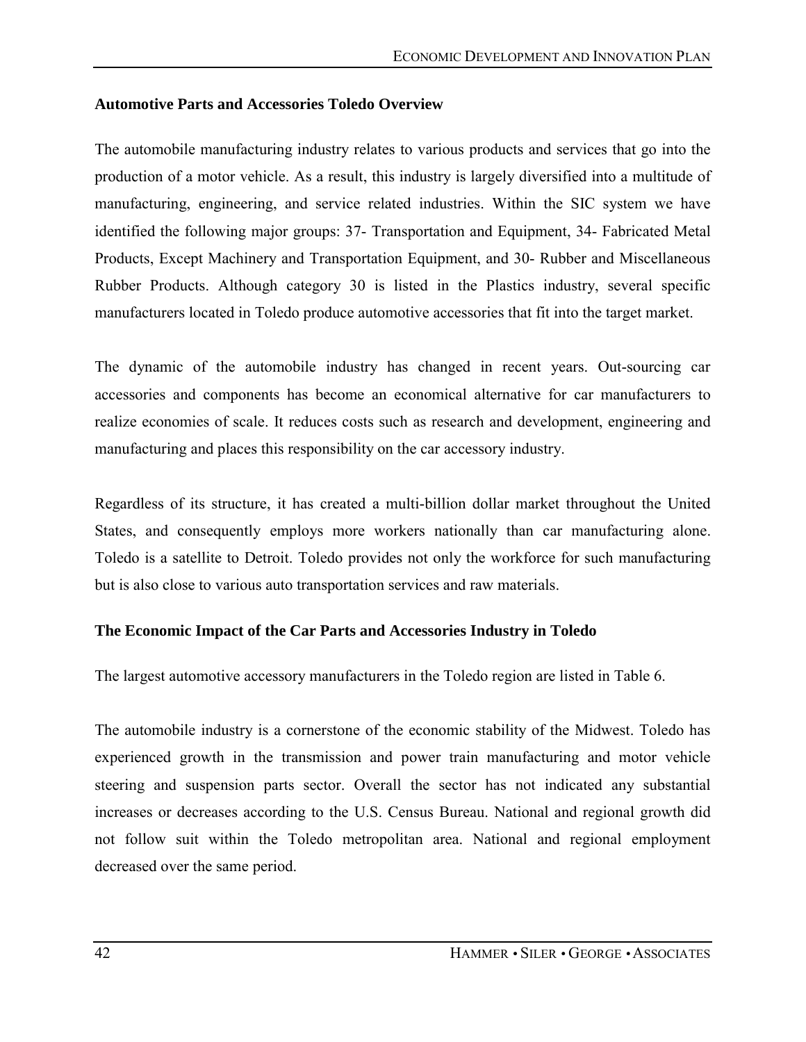## Automotive Parts and Accessories Toledo Overview

The automobile manufacturing industry relates to various products and services that go into the production of a motor vehicle. As a result, this industry is largely diversified into a multitude of manufacturing, engineering, and service related industries. Within the SIC system we have identified the following major groups: 37- Transportation and Equipment, 34- Fabricated Metal Products, Except Machinery and Transportation Equipment, and 30- Rubber and Miscellaneous Rubber Products. Although category 30 is listed in the Plastics industry, several specific manufacturers located in Toledo produce automotive accessories that fit into the target market.

The dynamic of the automobile industry has changed in recent years. Out-sourcing car accessories and components has become an economical alternative for car manufacturers to realize economies of scale. It reduces costs such as research and development, engineering and manufacturing and places this responsibility on the car accessory industry.

Regardless of its structure, it has created a multi-billion dollar market throughout the United States, and consequently employs more workers nationally than car manufacturing alone. Toledo is a satellite to Detroit. Toledo provides not only the workforce for such manufacturing but is also close to various auto transportation services and raw materials.

## The Economic Impact of the Car Parts and Accessories Industry in Toledo

The largest automotive accessory manufacturers in the Toledo region are listed in Table 6.

The automobile industry is a cornerstone of the economic stability of the Midwest. Toledo has experienced growth in the transmission and power train manufacturing and motor vehicle steering and suspension parts sector. Overall the sector has not indicated any substantial increases or decreases according to the U.S. Census Bureau. National and regional growth did not follow suit within the Toledo metropolitan area. National and regional employment decreased over the same period.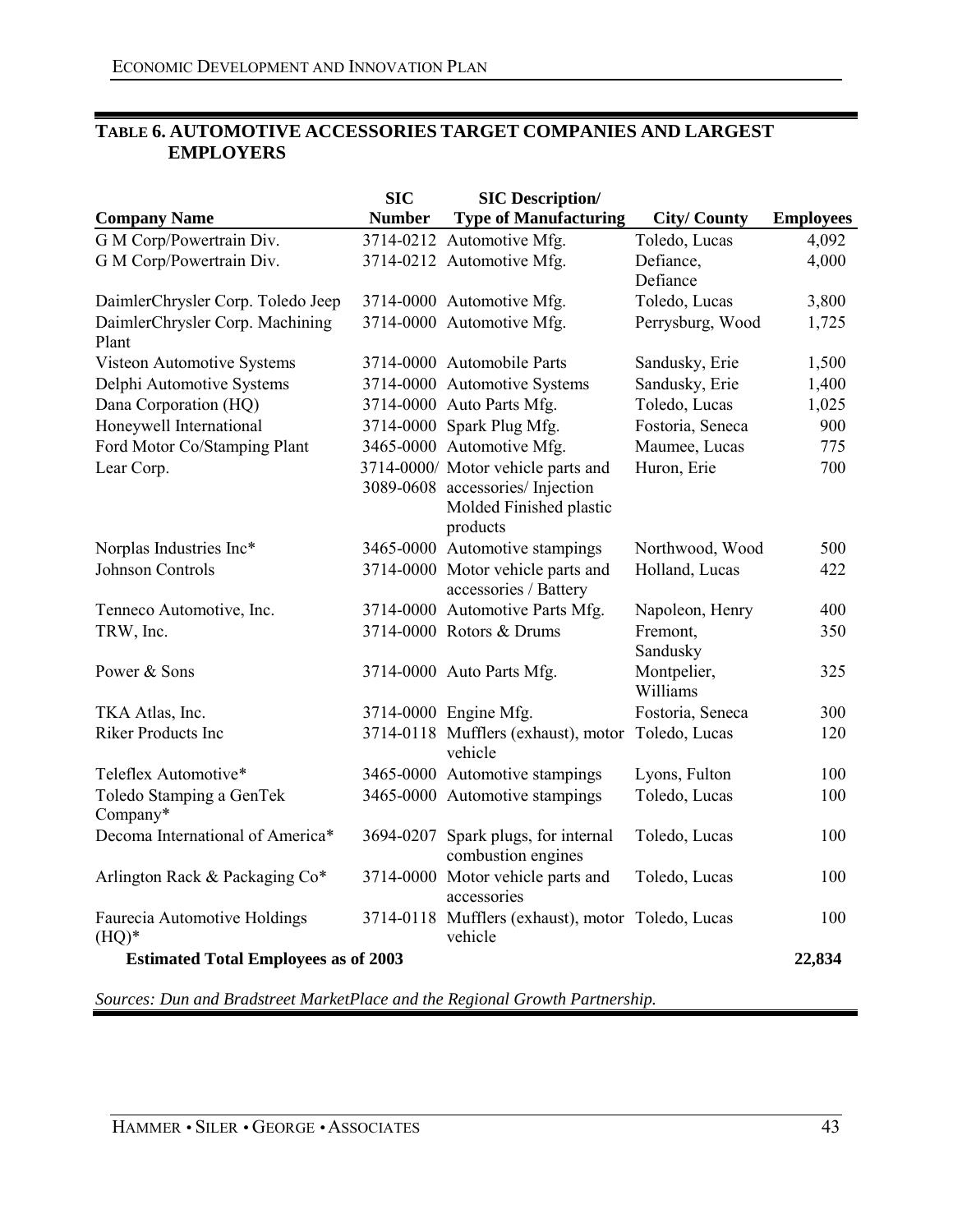## TABLE 6. AUTOMOTIVE ACCESSORIES TARGET COMPANIES AND LARGEST EMPLOYERS

| Company Name | SIC Number | SIC Description/ Type of Manufacturing | City/ County | Employees |
|---|---|---|---|---|
| G M Corp/Powertrain Div. | 3714-0212 | Automotive Mfg. | Toledo, Lucas | 4,092 |
| G M Corp/Powertrain Div. | 3714-0212 | Automotive Mfg. | Defiance, Defiance | 4,000 |
| DaimlerChrysler Corp. Toledo Jeep | 3714-0000 | Automotive Mfg. | Toledo, Lucas | 3,800 |
| DaimlerChrysler Corp. Machining Plant | 3714-0000 | Automotive Mfg. | Perrysburg, Wood | 1,725 |
| Visteon Automotive Systems | 3714-0000 | Automobile Parts | Sandusky, Erie | 1,500 |
| Delphi Automotive Systems | 3714-0000 | Automotive Systems | Sandusky, Erie | 1,400 |
| Dana Corporation (HQ) | 3714-0000 | Auto Parts Mfg. | Toledo, Lucas | 1,025 |
| Honeywell International | 3714-0000 | Spark Plug Mfg. | Fostoria, Seneca | 900 |
| Ford Motor Co/Stamping Plant | 3465-0000 | Automotive Mfg. | Maumee, Lucas | 775 |
| Lear Corp. | 3714-0000/ 3089-0608 | Motor vehicle parts and accessories/ Injection Molded Finished plastic products | Huron, Erie | 700 |
| Norplas Industries Inc* | 3465-0000 | Automotive stampings | Northwood, Wood | 500 |
| Johnson Controls | 3714-0000 | Motor vehicle parts and accessories / Battery | Holland, Lucas | 422 |
| Tenneco Automotive, Inc. | 3714-0000 | Automotive Parts Mfg. | Napoleon, Henry | 400 |
| TRW, Inc. | 3714-0000 | Rotors & Drums | Fremont, Sandusky | 350 |
| Power & Sons | 3714-0000 | Auto Parts Mfg. | Montpelier, Williams | 325 |
| TKA Atlas, Inc. | 3714-0000 | Engine Mfg. | Fostoria, Seneca | 300 |
| Riker Products Inc | 3714-0118 | Mufflers (exhaust), motor vehicle | Toledo, Lucas | 120 |
| Teleflex Automotive* | 3465-0000 | Automotive stampings | Lyons, Fulton | 100 |
| Toledo Stamping a GenTek Company* | 3465-0000 | Automotive stampings | Toledo, Lucas | 100 |
| Decoma International of America* | 3694-0207 | Spark plugs, for internal combustion engines | Toledo, Lucas | 100 |
| Arlington Rack & Packaging Co* | 3714-0000 | Motor vehicle parts and accessories | Toledo, Lucas | 100 |
| Faurecia Automotive Holdings (HQ)* | 3714-0118 | Mufflers (exhaust), motor vehicle | Toledo, Lucas | 100 |
| **Estimated Total Employees as of 2003** | | | | **22,834** |

*Sources: Dun and Bradstreet MarketPlace and the Regional Growth Partnership.*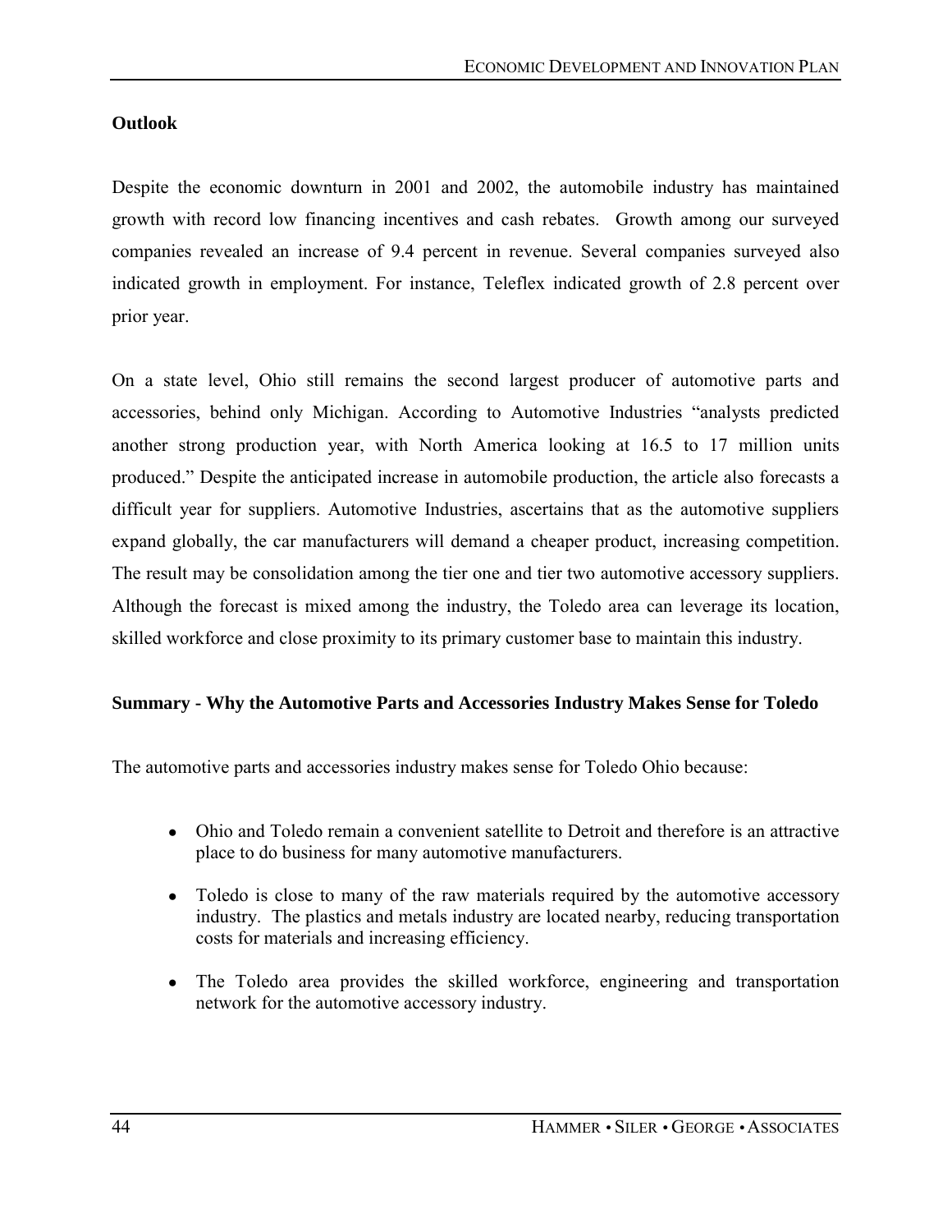## Outlook

Despite the economic downturn in 2001 and 2002, the automobile industry has maintained growth with record low financing incentives and cash rebates. Growth among our surveyed companies revealed an increase of 9.4 percent in revenue. Several companies surveyed also indicated growth in employment. For instance, Teleflex indicated growth of 2.8 percent over prior year.

On a state level, Ohio still remains the second largest producer of automotive parts and accessories, behind only Michigan. According to Automotive Industries "analysts predicted another strong production year, with North America looking at 16.5 to 17 million units produced." Despite the anticipated increase in automobile production, the article also forecasts a difficult year for suppliers. Automotive Industries, ascertains that as the automotive suppliers expand globally, the car manufacturers will demand a cheaper product, increasing competition. The result may be consolidation among the tier one and tier two automotive accessory suppliers. Although the forecast is mixed among the industry, the Toledo area can leverage its location, skilled workforce and close proximity to its primary customer base to maintain this industry.

## Summary - Why the Automotive Parts and Accessories Industry Makes Sense for Toledo

The automotive parts and accessories industry makes sense for Toledo Ohio because:

- Ohio and Toledo remain a convenient satellite to Detroit and therefore is an attractive place to do business for many automotive manufacturers.
- Toledo is close to many of the raw materials required by the automotive accessory industry. The plastics and metals industry are located nearby, reducing transportation costs for materials and increasing efficiency.
- The Toledo area provides the skilled workforce, engineering and transportation network for the automotive accessory industry.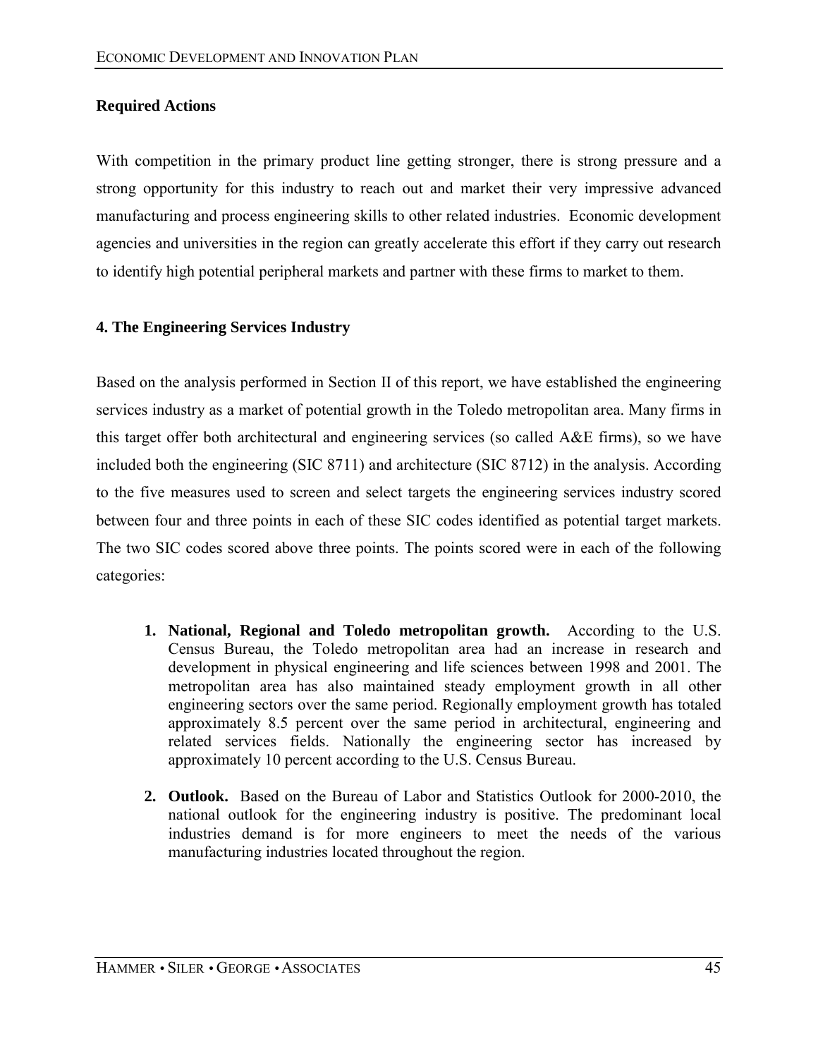**Required Actions**

With competition in the primary product line getting stronger, there is strong pressure and a strong opportunity for this industry to reach out and market their very impressive advanced manufacturing and process engineering skills to other related industries. Economic development agencies and universities in the region can greatly accelerate this effort if they carry out research to identify high potential peripheral markets and partner with these firms to market to them.

**4. The Engineering Services Industry**

Based on the analysis performed in Section II of this report, we have established the engineering services industry as a market of potential growth in the Toledo metropolitan area. Many firms in this target offer both architectural and engineering services (so called A&E firms), so we have included both the engineering (SIC 8711) and architecture (SIC 8712) in the analysis. According to the five measures used to screen and select targets the engineering services industry scored between four and three points in each of these SIC codes identified as potential target markets. The two SIC codes scored above three points. The points scored were in each of the following categories:

1. **National, Regional and Toledo metropolitan growth.** According to the U.S. Census Bureau, the Toledo metropolitan area had an increase in research and development in physical engineering and life sciences between 1998 and 2001. The metropolitan area has also maintained steady employment growth in all other engineering sectors over the same period. Regionally employment growth has totaled approximately 8.5 percent over the same period in architectural, engineering and related services fields. Nationally the engineering sector has increased by approximately 10 percent according to the U.S. Census Bureau.

2. **Outlook.** Based on the Bureau of Labor and Statistics Outlook for 2000-2010, the national outlook for the engineering industry is positive. The predominant local industries demand is for more engineers to meet the needs of the various manufacturing industries located throughout the region.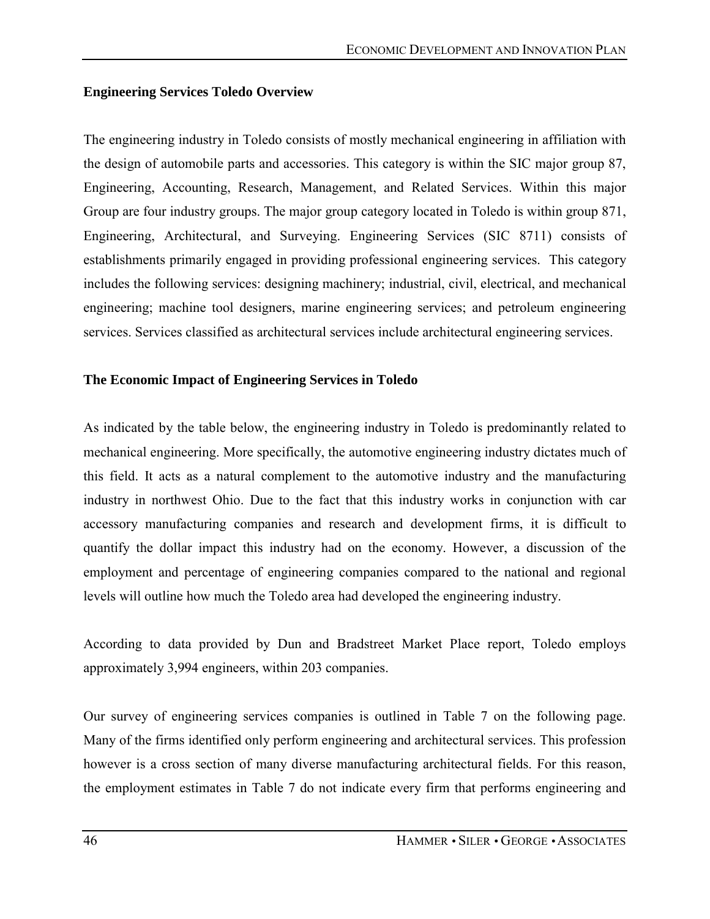## Engineering Services Toledo Overview

The engineering industry in Toledo consists of mostly mechanical engineering in affiliation with the design of automobile parts and accessories. This category is within the SIC major group 87, Engineering, Accounting, Research, Management, and Related Services. Within this major Group are four industry groups. The major group category located in Toledo is within group 871, Engineering, Architectural, and Surveying. Engineering Services (SIC 8711) consists of establishments primarily engaged in providing professional engineering services. This category includes the following services: designing machinery; industrial, civil, electrical, and mechanical engineering; machine tool designers, marine engineering services; and petroleum engineering services. Services classified as architectural services include architectural engineering services.

## The Economic Impact of Engineering Services in Toledo

As indicated by the table below, the engineering industry in Toledo is predominantly related to mechanical engineering. More specifically, the automotive engineering industry dictates much of this field. It acts as a natural complement to the automotive industry and the manufacturing industry in northwest Ohio. Due to the fact that this industry works in conjunction with car accessory manufacturing companies and research and development firms, it is difficult to quantify the dollar impact this industry had on the economy. However, a discussion of the employment and percentage of engineering companies compared to the national and regional levels will outline how much the Toledo area had developed the engineering industry.

According to data provided by Dun and Bradstreet Market Place report, Toledo employs approximately 3,994 engineers, within 203 companies.

Our survey of engineering services companies is outlined in Table 7 on the following page. Many of the firms identified only perform engineering and architectural services. This profession however is a cross section of many diverse manufacturing architectural fields. For this reason, the employment estimates in Table 7 do not indicate every firm that performs engineering and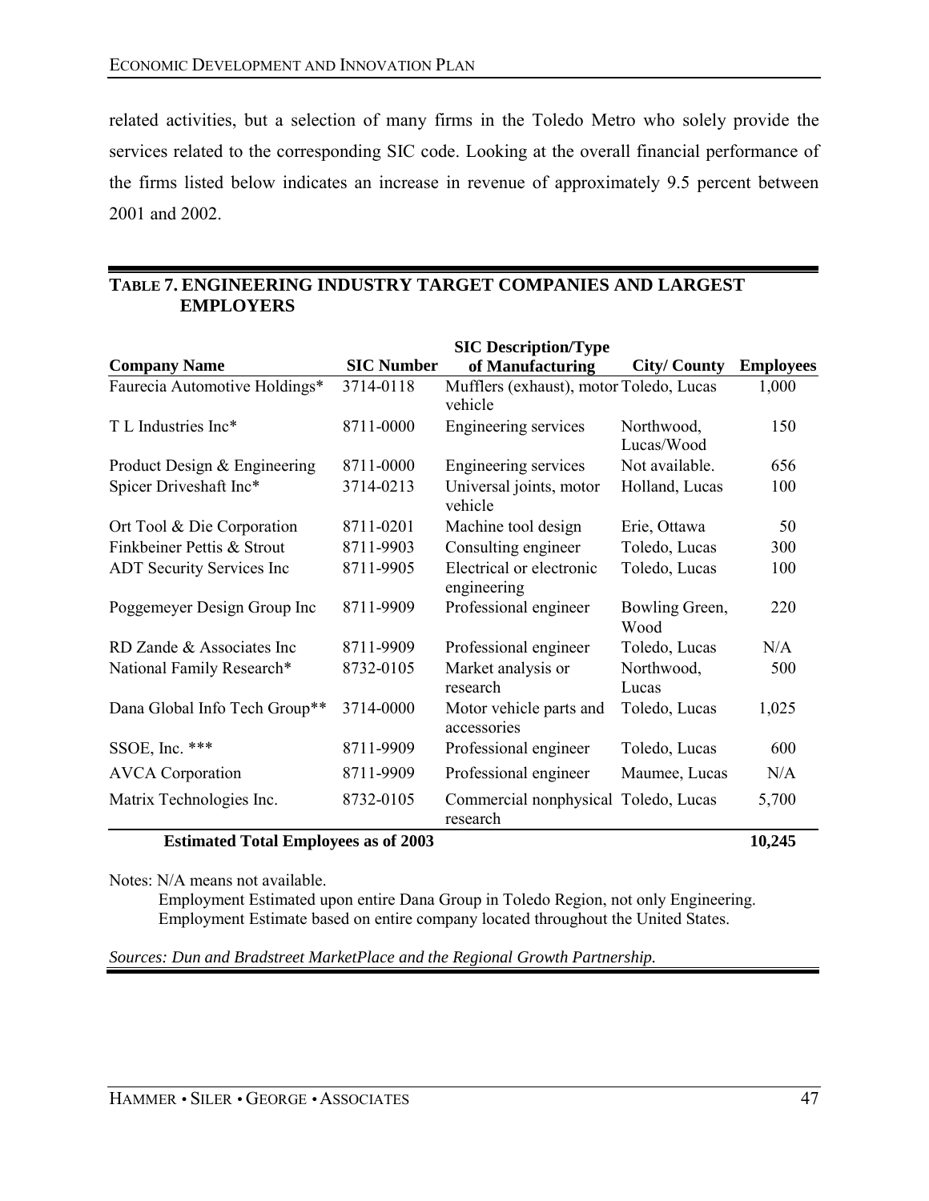related activities, but a selection of many firms in the Toledo Metro who solely provide the services related to the corresponding SIC code. Looking at the overall financial performance of the firms listed below indicates an increase in revenue of approximately 9.5 percent between 2001 and 2002.

**TABLE 7. ENGINEERING INDUSTRY TARGET COMPANIES AND LARGEST EMPLOYERS**

| Company Name | SIC Number | SIC Description/Type of Manufacturing | City/ County | Employees |
|---|---|---|---|---|
| Faurecia Automotive Holdings* | 3714-0118 | Mufflers (exhaust), motor vehicle | Toledo, Lucas | 1,000 |
| T L Industries Inc* | 8711-0000 | Engineering services | Northwood, Lucas/Wood | 150 |
| Product Design & Engineering | 8711-0000 | Engineering services | Not available. | 656 |
| Spicer Driveshaft Inc* | 3714-0213 | Universal joints, motor vehicle | Holland, Lucas | 100 |
| Ort Tool & Die Corporation | 8711-0201 | Machine tool design | Erie, Ottawa | 50 |
| Finkbeiner Pettis & Strout | 8711-9903 | Consulting engineer | Toledo, Lucas | 300 |
| ADT Security Services Inc | 8711-9905 | Electrical or electronic engineering | Toledo, Lucas | 100 |
| Poggemeyer Design Group Inc | 8711-9909 | Professional engineer | Bowling Green, Wood | 220 |
| RD Zande & Associates Inc | 8711-9909 | Professional engineer | Toledo, Lucas | N/A |
| National Family Research* | 8732-0105 | Market analysis or research | Northwood, Lucas | 500 |
| Dana Global Info Tech Group** | 3714-0000 | Motor vehicle parts and accessories | Toledo, Lucas | 1,025 |
| SSOE, Inc. *** | 8711-9909 | Professional engineer | Toledo, Lucas | 600 |
| AVCA Corporation | 8711-9909 | Professional engineer | Maumee, Lucas | N/A |
| Matrix Technologies Inc. | 8732-0105 | Commercial nonphysical research | Toledo, Lucas | 5,700 |
| **Estimated Total Employees as of 2003** | | | | **10,245** |

Notes: N/A means not available.
Employment Estimated upon entire Dana Group in Toledo Region, not only Engineering.
Employment Estimate based on entire company located throughout the United States.

*Sources: Dun and Bradstreet MarketPlace and the Regional Growth Partnership.*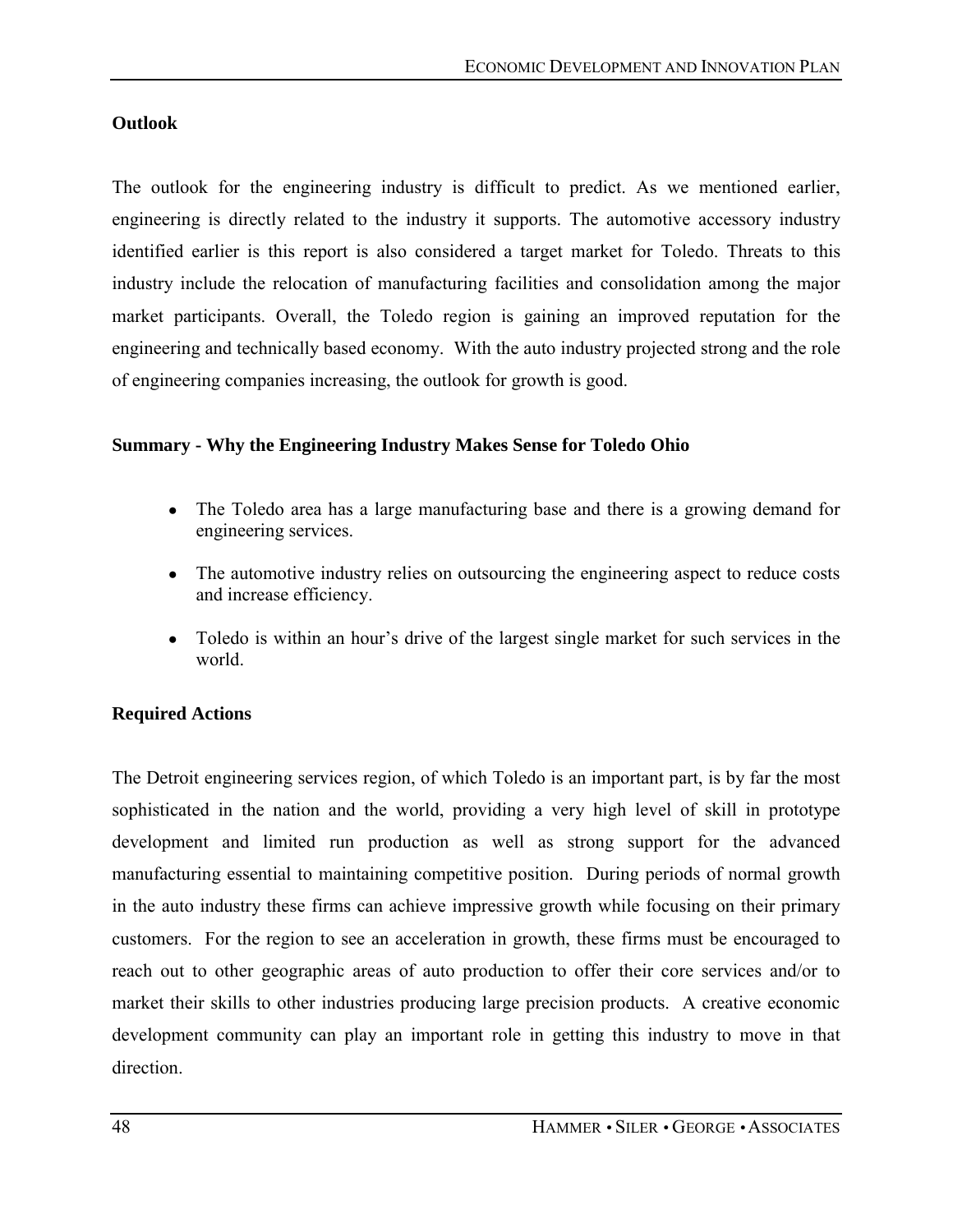**Outlook**

The outlook for the engineering industry is difficult to predict. As we mentioned earlier, engineering is directly related to the industry it supports. The automotive accessory industry identified earlier is this report is also considered a target market for Toledo. Threats to this industry include the relocation of manufacturing facilities and consolidation among the major market participants. Overall, the Toledo region is gaining an improved reputation for the engineering and technically based economy. With the auto industry projected strong and the role of engineering companies increasing, the outlook for growth is good.

**Summary - Why the Engineering Industry Makes Sense for Toledo Ohio**

- The Toledo area has a large manufacturing base and there is a growing demand for engineering services.
- The automotive industry relies on outsourcing the engineering aspect to reduce costs and increase efficiency.
- Toledo is within an hour's drive of the largest single market for such services in the world.

**Required Actions**

The Detroit engineering services region, of which Toledo is an important part, is by far the most sophisticated in the nation and the world, providing a very high level of skill in prototype development and limited run production as well as strong support for the advanced manufacturing essential to maintaining competitive position. During periods of normal growth in the auto industry these firms can achieve impressive growth while focusing on their primary customers. For the region to see an acceleration in growth, these firms must be encouraged to reach out to other geographic areas of auto production to offer their core services and/or to market their skills to other industries producing large precision products. A creative economic development community can play an important role in getting this industry to move in that direction.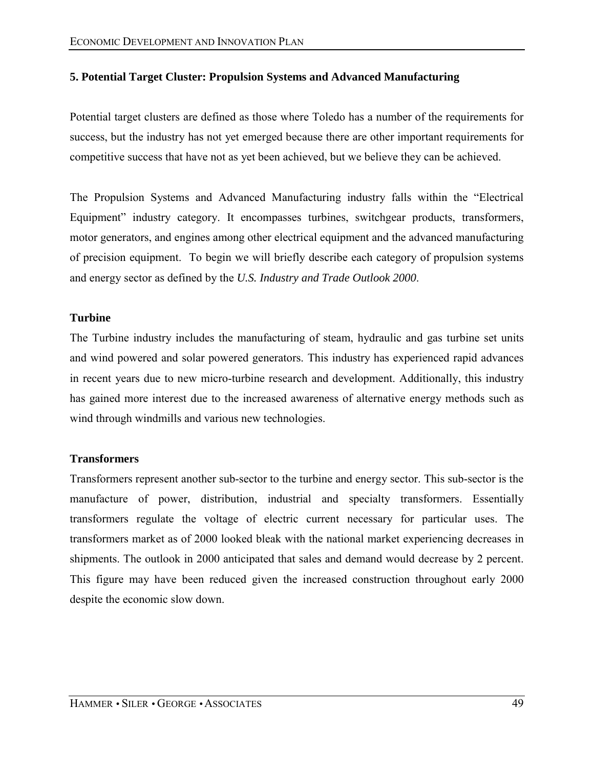## 5. Potential Target Cluster: Propulsion Systems and Advanced Manufacturing

Potential target clusters are defined as those where Toledo has a number of the requirements for success, but the industry has not yet emerged because there are other important requirements for competitive success that have not as yet been achieved, but we believe they can be achieved.

The Propulsion Systems and Advanced Manufacturing industry falls within the "Electrical Equipment" industry category. It encompasses turbines, switchgear products, transformers, motor generators, and engines among other electrical equipment and the advanced manufacturing of precision equipment. To begin we will briefly describe each category of propulsion systems and energy sector as defined by the *U.S. Industry and Trade Outlook 2000*.

### Turbine

The Turbine industry includes the manufacturing of steam, hydraulic and gas turbine set units and wind powered and solar powered generators. This industry has experienced rapid advances in recent years due to new micro-turbine research and development. Additionally, this industry has gained more interest due to the increased awareness of alternative energy methods such as wind through windmills and various new technologies.

### Transformers

Transformers represent another sub-sector to the turbine and energy sector. This sub-sector is the manufacture of power, distribution, industrial and specialty transformers. Essentially transformers regulate the voltage of electric current necessary for particular uses. The transformers market as of 2000 looked bleak with the national market experiencing decreases in shipments. The outlook in 2000 anticipated that sales and demand would decrease by 2 percent. This figure may have been reduced given the increased construction throughout early 2000 despite the economic slow down.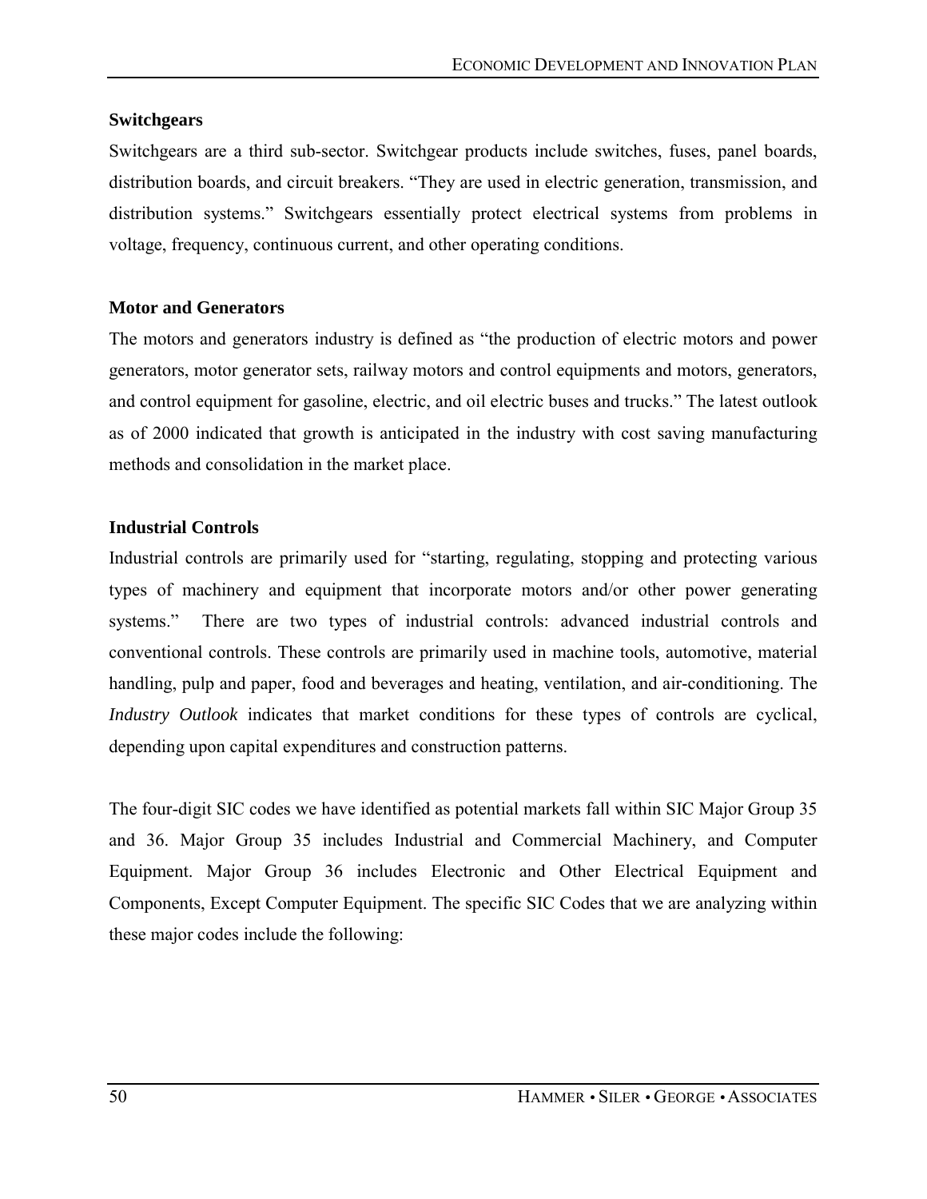### Switchgears

Switchgears are a third sub-sector. Switchgear products include switches, fuses, panel boards, distribution boards, and circuit breakers. "They are used in electric generation, transmission, and distribution systems." Switchgears essentially protect electrical systems from problems in voltage, frequency, continuous current, and other operating conditions.

### Motor and Generators

The motors and generators industry is defined as "the production of electric motors and power generators, motor generator sets, railway motors and control equipments and motors, generators, and control equipment for gasoline, electric, and oil electric buses and trucks." The latest outlook as of 2000 indicated that growth is anticipated in the industry with cost saving manufacturing methods and consolidation in the market place.

### Industrial Controls

Industrial controls are primarily used for "starting, regulating, stopping and protecting various types of machinery and equipment that incorporate motors and/or other power generating systems." There are two types of industrial controls: advanced industrial controls and conventional controls. These controls are primarily used in machine tools, automotive, material handling, pulp and paper, food and beverages and heating, ventilation, and air-conditioning. The *Industry Outlook* indicates that market conditions for these types of controls are cyclical, depending upon capital expenditures and construction patterns.

The four-digit SIC codes we have identified as potential markets fall within SIC Major Group 35 and 36. Major Group 35 includes Industrial and Commercial Machinery, and Computer Equipment. Major Group 36 includes Electronic and Other Electrical Equipment and Components, Except Computer Equipment. The specific SIC Codes that we are analyzing within these major codes include the following: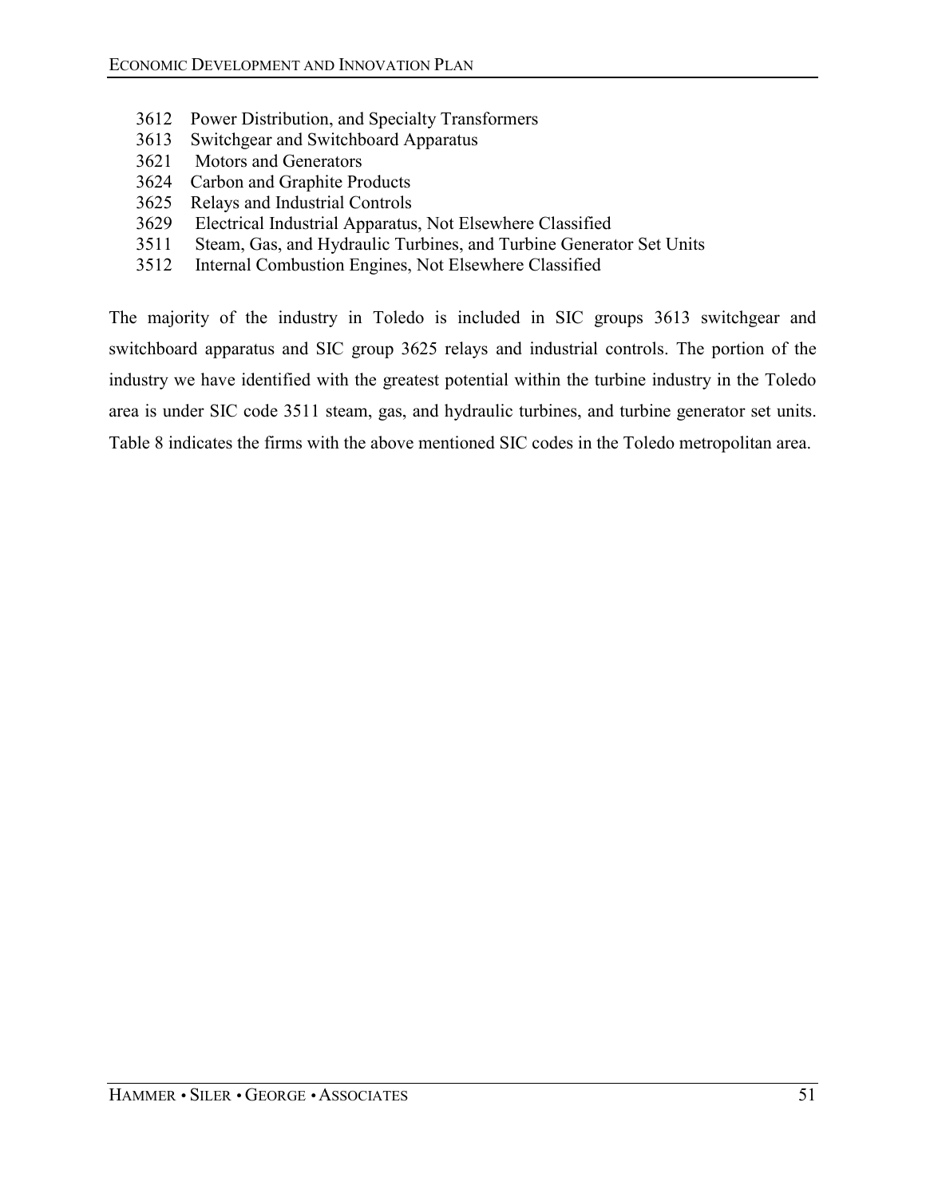3612 Power Distribution, and Specialty Transformers
3613 Switchgear and Switchboard Apparatus
3621 Motors and Generators
3624 Carbon and Graphite Products
3625 Relays and Industrial Controls
3629 Electrical Industrial Apparatus, Not Elsewhere Classified
3511 Steam, Gas, and Hydraulic Turbines, and Turbine Generator Set Units
3512 Internal Combustion Engines, Not Elsewhere Classified

The majority of the industry in Toledo is included in SIC groups 3613 switchgear and switchboard apparatus and SIC group 3625 relays and industrial controls. The portion of the industry we have identified with the greatest potential within the turbine industry in the Toledo area is under SIC code 3511 steam, gas, and hydraulic turbines, and turbine generator set units. Table 8 indicates the firms with the above mentioned SIC codes in the Toledo metropolitan area.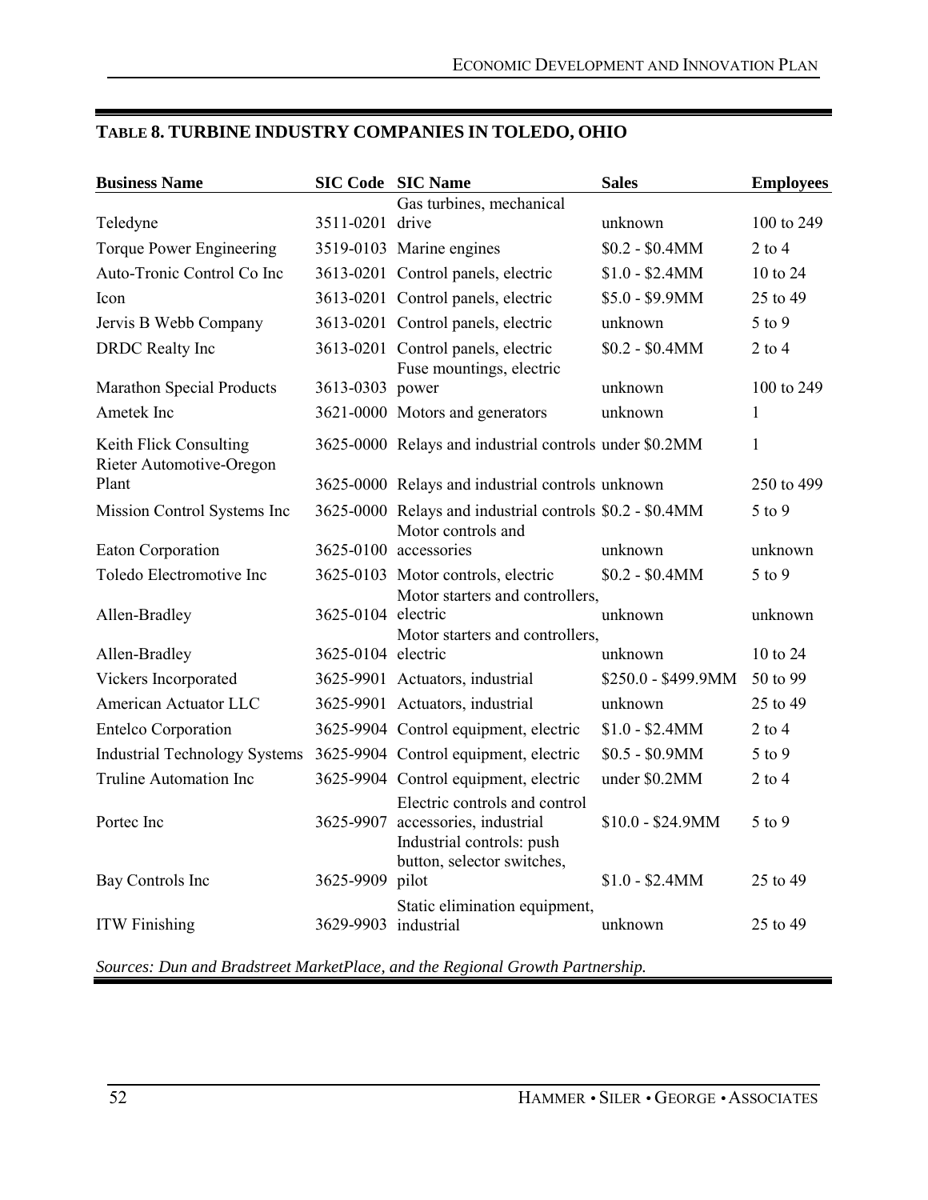## TABLE 8. TURBINE INDUSTRY COMPANIES IN TOLEDO, OHIO

| Business Name | SIC Code | SIC Name | Sales | Employees |
|---|---|---|---|---|
| Teledyne | 3511-0201 | Gas turbines, mechanical drive | unknown | 100 to 249 |
| Torque Power Engineering | 3519-0103 | Marine engines | $0.2 - $0.4MM | 2 to 4 |
| Auto-Tronic Control Co Inc | 3613-0201 | Control panels, electric | $1.0 - $2.4MM | 10 to 24 |
| Icon | 3613-0201 | Control panels, electric | $5.0 - $9.9MM | 25 to 49 |
| Jervis B Webb Company | 3613-0201 | Control panels, electric | unknown | 5 to 9 |
| DRDC Realty Inc | 3613-0201 | Control panels, electric | $0.2 - $0.4MM | 2 to 4 |
| Marathon Special Products | 3613-0303 | Fuse mountings, electric power | unknown | 100 to 249 |
| Ametek Inc | 3621-0000 | Motors and generators | unknown | 1 |
| Keith Flick Consulting | 3625-0000 | Relays and industrial controls | under $0.2MM | 1 |
| Rieter Automotive-Oregon Plant | 3625-0000 | Relays and industrial controls | unknown | 250 to 499 |
| Mission Control Systems Inc | 3625-0000 | Relays and industrial controls | $0.2 - $0.4MM | 5 to 9 |
| Eaton Corporation | 3625-0100 | Motor controls and accessories | unknown | unknown |
| Toledo Electromotive Inc | 3625-0103 | Motor controls, electric | $0.2 - $0.4MM | 5 to 9 |
| Allen-Bradley | 3625-0104 | Motor starters and controllers, electric | unknown | unknown |
| Allen-Bradley | 3625-0104 | Motor starters and controllers, electric | unknown | 10 to 24 |
| Vickers Incorporated | 3625-9901 | Actuators, industrial | $250.0 - $499.9MM | 50 to 99 |
| American Actuator LLC | 3625-9901 | Actuators, industrial | unknown | 25 to 49 |
| Entelco Corporation | 3625-9904 | Control equipment, electric | $1.0 - $2.4MM | 2 to 4 |
| Industrial Technology Systems | 3625-9904 | Control equipment, electric | $0.5 - $0.9MM | 5 to 9 |
| Truline Automation Inc | 3625-9904 | Control equipment, electric | under $0.2MM | 2 to 4 |
| Portec Inc | 3625-9907 | Electric controls and control accessories, industrial | $10.0 - $24.9MM | 5 to 9 |
| Bay Controls Inc | 3625-9909 | Industrial controls: push button, selector switches, pilot | $1.0 - $2.4MM | 25 to 49 |
| ITW Finishing | 3629-9903 | Static elimination equipment, industrial | unknown | 25 to 49 |

*Sources: Dun and Bradstreet MarketPlace, and the Regional Growth Partnership.*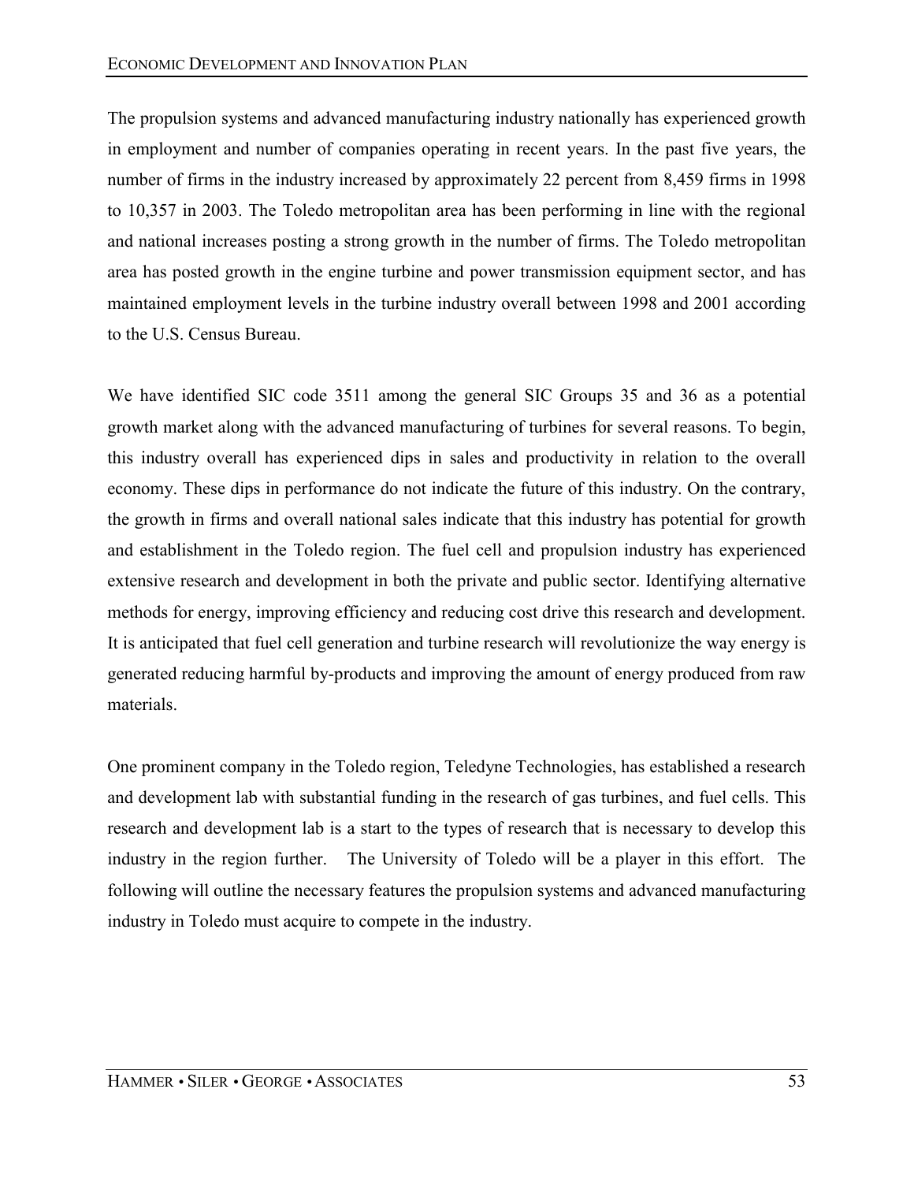The propulsion systems and advanced manufacturing industry nationally has experienced growth in employment and number of companies operating in recent years. In the past five years, the number of firms in the industry increased by approximately 22 percent from 8,459 firms in 1998 to 10,357 in 2003. The Toledo metropolitan area has been performing in line with the regional and national increases posting a strong growth in the number of firms. The Toledo metropolitan area has posted growth in the engine turbine and power transmission equipment sector, and has maintained employment levels in the turbine industry overall between 1998 and 2001 according to the U.S. Census Bureau.

We have identified SIC code 3511 among the general SIC Groups 35 and 36 as a potential growth market along with the advanced manufacturing of turbines for several reasons. To begin, this industry overall has experienced dips in sales and productivity in relation to the overall economy. These dips in performance do not indicate the future of this industry. On the contrary, the growth in firms and overall national sales indicate that this industry has potential for growth and establishment in the Toledo region. The fuel cell and propulsion industry has experienced extensive research and development in both the private and public sector. Identifying alternative methods for energy, improving efficiency and reducing cost drive this research and development. It is anticipated that fuel cell generation and turbine research will revolutionize the way energy is generated reducing harmful by-products and improving the amount of energy produced from raw materials.

One prominent company in the Toledo region, Teledyne Technologies, has established a research and development lab with substantial funding in the research of gas turbines, and fuel cells. This research and development lab is a start to the types of research that is necessary to develop this industry in the region further. The University of Toledo will be a player in this effort. The following will outline the necessary features the propulsion systems and advanced manufacturing industry in Toledo must acquire to compete in the industry.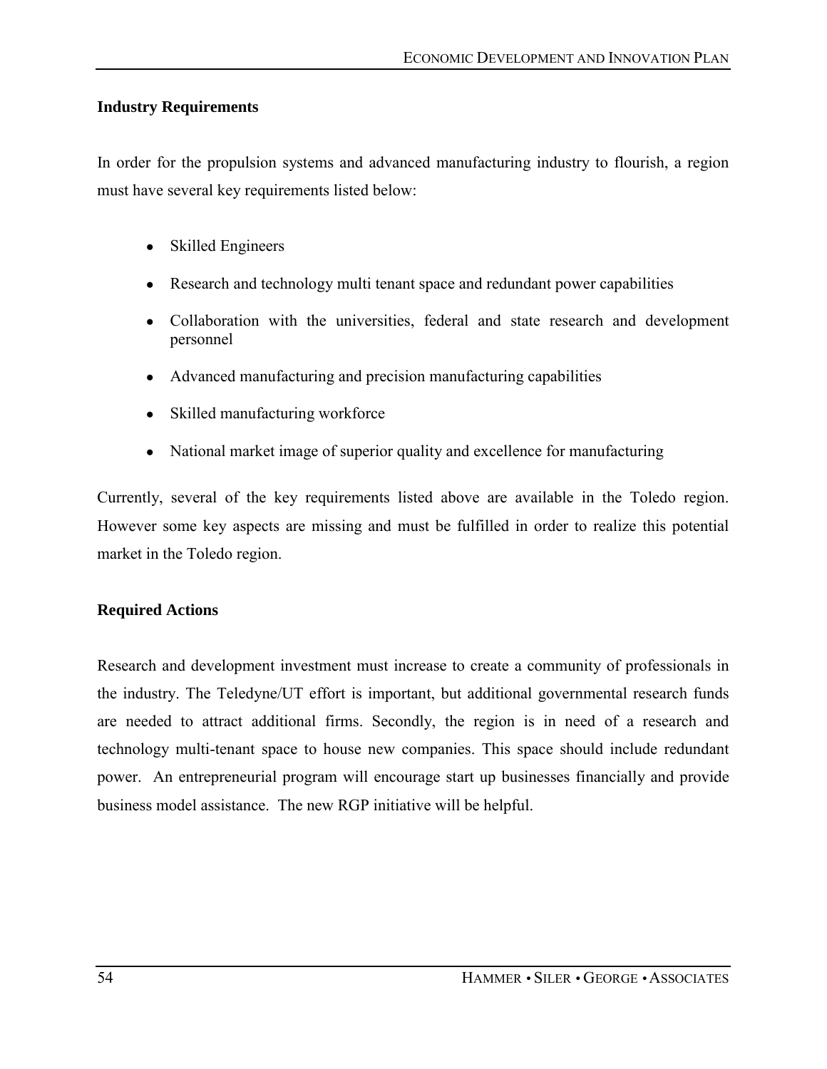### Industry Requirements

In order for the propulsion systems and advanced manufacturing industry to flourish, a region must have several key requirements listed below:

- Skilled Engineers
- Research and technology multi tenant space and redundant power capabilities
- Collaboration with the universities, federal and state research and development personnel
- Advanced manufacturing and precision manufacturing capabilities
- Skilled manufacturing workforce
- National market image of superior quality and excellence for manufacturing

Currently, several of the key requirements listed above are available in the Toledo region. However some key aspects are missing and must be fulfilled in order to realize this potential market in the Toledo region.

### Required Actions

Research and development investment must increase to create a community of professionals in the industry. The Teledyne/UT effort is important, but additional governmental research funds are needed to attract additional firms. Secondly, the region is in need of a research and technology multi-tenant space to house new companies. This space should include redundant power. An entrepreneurial program will encourage start up businesses financially and provide business model assistance. The new RGP initiative will be helpful.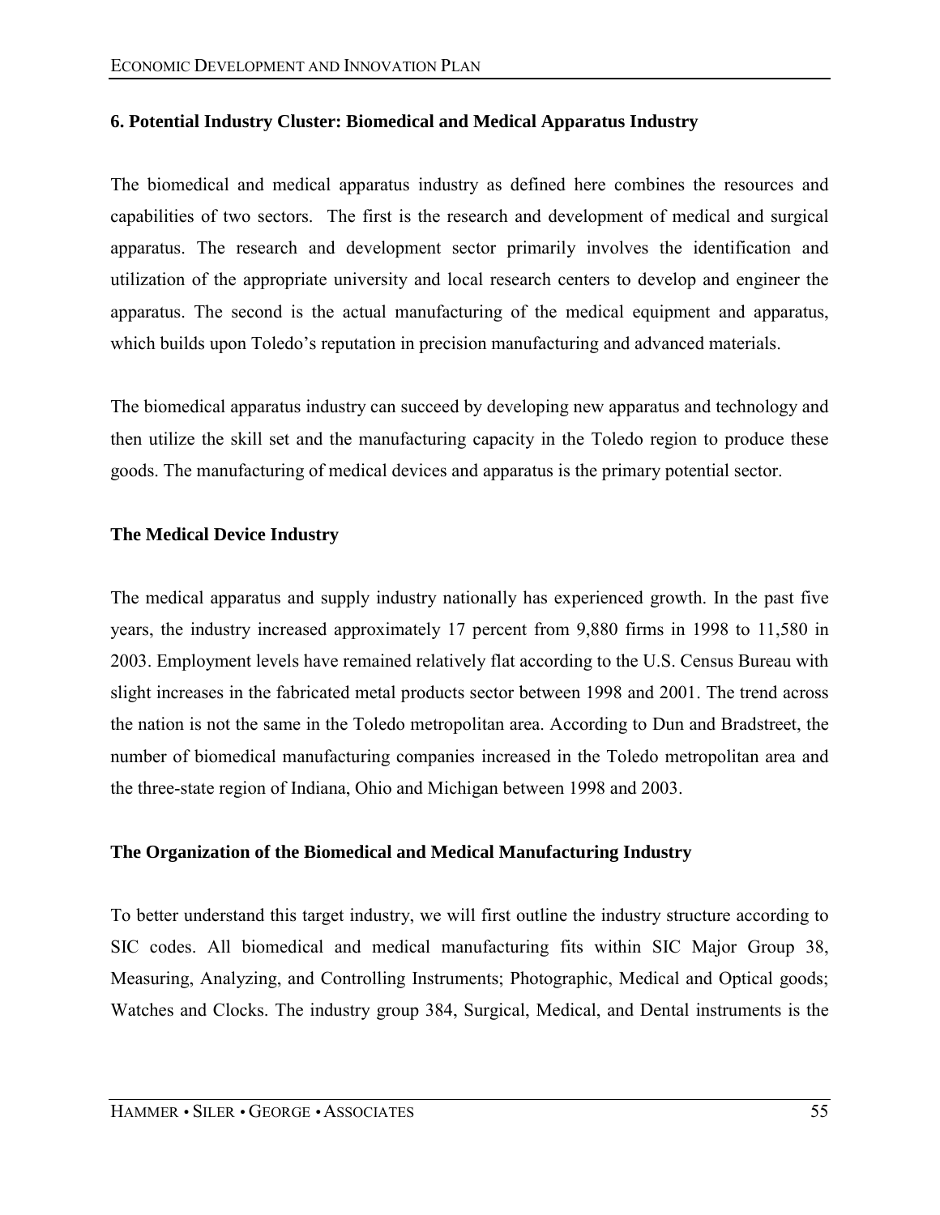### 6. Potential Industry Cluster: Biomedical and Medical Apparatus Industry

The biomedical and medical apparatus industry as defined here combines the resources and capabilities of two sectors. The first is the research and development of medical and surgical apparatus. The research and development sector primarily involves the identification and utilization of the appropriate university and local research centers to develop and engineer the apparatus. The second is the actual manufacturing of the medical equipment and apparatus, which builds upon Toledo's reputation in precision manufacturing and advanced materials.

The biomedical apparatus industry can succeed by developing new apparatus and technology and then utilize the skill set and the manufacturing capacity in the Toledo region to produce these goods. The manufacturing of medical devices and apparatus is the primary potential sector.

#### The Medical Device Industry

The medical apparatus and supply industry nationally has experienced growth. In the past five years, the industry increased approximately 17 percent from 9,880 firms in 1998 to 11,580 in 2003. Employment levels have remained relatively flat according to the U.S. Census Bureau with slight increases in the fabricated metal products sector between 1998 and 2001. The trend across the nation is not the same in the Toledo metropolitan area. According to Dun and Bradstreet, the number of biomedical manufacturing companies increased in the Toledo metropolitan area and the three-state region of Indiana, Ohio and Michigan between 1998 and 2003.

#### The Organization of the Biomedical and Medical Manufacturing Industry

To better understand this target industry, we will first outline the industry structure according to SIC codes. All biomedical and medical manufacturing fits within SIC Major Group 38, Measuring, Analyzing, and Controlling Instruments; Photographic, Medical and Optical goods; Watches and Clocks. The industry group 384, Surgical, Medical, and Dental instruments is the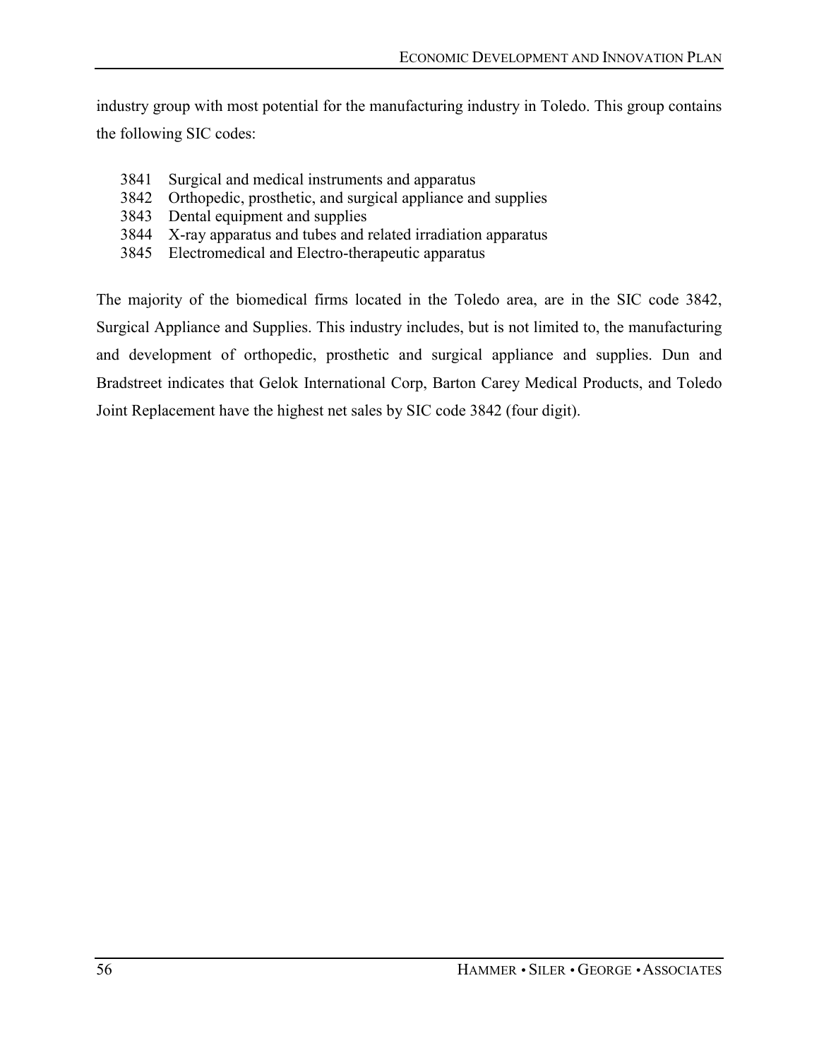industry group with most potential for the manufacturing industry in Toledo. This group contains the following SIC codes:

- 3841 Surgical and medical instruments and apparatus
- 3842 Orthopedic, prosthetic, and surgical appliance and supplies
- 3843 Dental equipment and supplies
- 3844 X-ray apparatus and tubes and related irradiation apparatus
- 3845 Electromedical and Electro-therapeutic apparatus

The majority of the biomedical firms located in the Toledo area, are in the SIC code 3842, Surgical Appliance and Supplies. This industry includes, but is not limited to, the manufacturing and development of orthopedic, prosthetic and surgical appliance and supplies. Dun and Bradstreet indicates that Gelok International Corp, Barton Carey Medical Products, and Toledo Joint Replacement have the highest net sales by SIC code 3842 (four digit).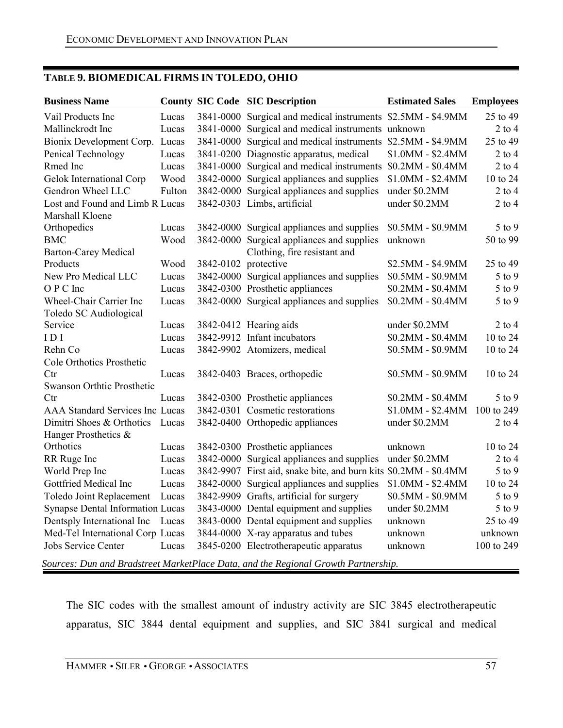## TABLE 9. BIOMEDICAL FIRMS IN TOLEDO, OHIO

| Business Name | County | SIC Code | SIC Description | Estimated Sales | Employees |
|---|---|---|---|---|---|
| Vail Products Inc | Lucas | 3841-0000 | Surgical and medical instruments | \$2.5MM - \$4.9MM | 25 to 49 |
| Mallinckrodt Inc | Lucas | 3841-0000 | Surgical and medical instruments | unknown | 2 to 4 |
| Bionix Development Corp. | Lucas | 3841-0000 | Surgical and medical instruments | \$2.5MM - \$4.9MM | 25 to 49 |
| Penical Technology | Lucas | 3841-0200 | Diagnostic apparatus, medical | \$1.0MM - \$2.4MM | 2 to 4 |
| Rmed Inc | Lucas | 3841-0000 | Surgical and medical instruments | \$0.2MM - \$0.4MM | 2 to 4 |
| Gelok International Corp | Wood | 3842-0000 | Surgical appliances and supplies | \$1.0MM - \$2.4MM | 10 to 24 |
| Gendron Wheel LLC | Fulton | 3842-0000 | Surgical appliances and supplies | under \$0.2MM | 2 to 4 |
| Lost and Found and Limb R | Lucas | 3842-0303 | Limbs, artificial | under \$0.2MM | 2 to 4 |
| Marshall Kloene Orthopedics | Lucas | 3842-0000 | Surgical appliances and supplies | \$0.5MM - \$0.9MM | 5 to 9 |
| BMC | Wood | 3842-0000 | Surgical appliances and supplies | unknown | 50 to 99 |
| Barton-Carey Medical Products | Wood | 3842-0102 | Clothing, fire resistant and protective | \$2.5MM - \$4.9MM | 25 to 49 |
| New Pro Medical LLC | Lucas | 3842-0000 | Surgical appliances and supplies | \$0.5MM - \$0.9MM | 5 to 9 |
| O P C Inc | Lucas | 3842-0300 | Prosthetic appliances | \$0.2MM - \$0.4MM | 5 to 9 |
| Wheel-Chair Carrier Inc | Lucas | 3842-0000 | Surgical appliances and supplies | \$0.2MM - \$0.4MM | 5 to 9 |
| Toledo SC Audiological Service | Lucas | 3842-0412 | Hearing aids | under \$0.2MM | 2 to 4 |
| I D I | Lucas | 3842-9912 | Infant incubators | \$0.2MM - \$0.4MM | 10 to 24 |
| Rehn Co | Lucas | 3842-9902 | Atomizers, medical | \$0.5MM - \$0.9MM | 10 to 24 |
| Cole Orthotics Prosthetic Ctr | Lucas | 3842-0403 | Braces, orthopedic | \$0.5MM - \$0.9MM | 10 to 24 |
| Swanson Orthtic Prosthetic Ctr | Lucas | 3842-0300 | Prosthetic appliances | \$0.2MM - \$0.4MM | 5 to 9 |
| AAA Standard Services Inc | Lucas | 3842-0301 | Cosmetic restorations | \$1.0MM - \$2.4MM | 100 to 249 |
| Dimitri Shoes & Orthotics | Lucas | 3842-0400 | Orthopedic appliances | under \$0.2MM | 2 to 4 |
| Hanger Prosthetics & Orthotics | Lucas | 3842-0300 | Prosthetic appliances | unknown | 10 to 24 |
| RR Ruge Inc | Lucas | 3842-0000 | Surgical appliances and supplies | under \$0.2MM | 2 to 4 |
| World Prep Inc | Lucas | 3842-9907 | First aid, snake bite, and burn kits | \$0.2MM - \$0.4MM | 5 to 9 |
| Gottfried Medical Inc | Lucas | 3842-0000 | Surgical appliances and supplies | \$1.0MM - \$2.4MM | 10 to 24 |
| Toledo Joint Replacement | Lucas | 3842-9909 | Grafts, artificial for surgery | \$0.5MM - \$0.9MM | 5 to 9 |
| Synapse Dental Information | Lucas | 3843-0000 | Dental equipment and supplies | under \$0.2MM | 5 to 9 |
| Dentsply International Inc | Lucas | 3843-0000 | Dental equipment and supplies | unknown | 25 to 49 |
| Med-Tel International Corp | Lucas | 3844-0000 | X-ray apparatus and tubes | unknown | unknown |
| Jobs Service Center | Lucas | 3845-0200 | Electrotherapeutic apparatus | unknown | 100 to 249 |

*Sources: Dun and Bradstreet MarketPlace Data, and the Regional Growth Partnership.*

The SIC codes with the smallest amount of industry activity are SIC 3845 electrotherapeutic apparatus, SIC 3844 dental equipment and supplies, and SIC 3841 surgical and medical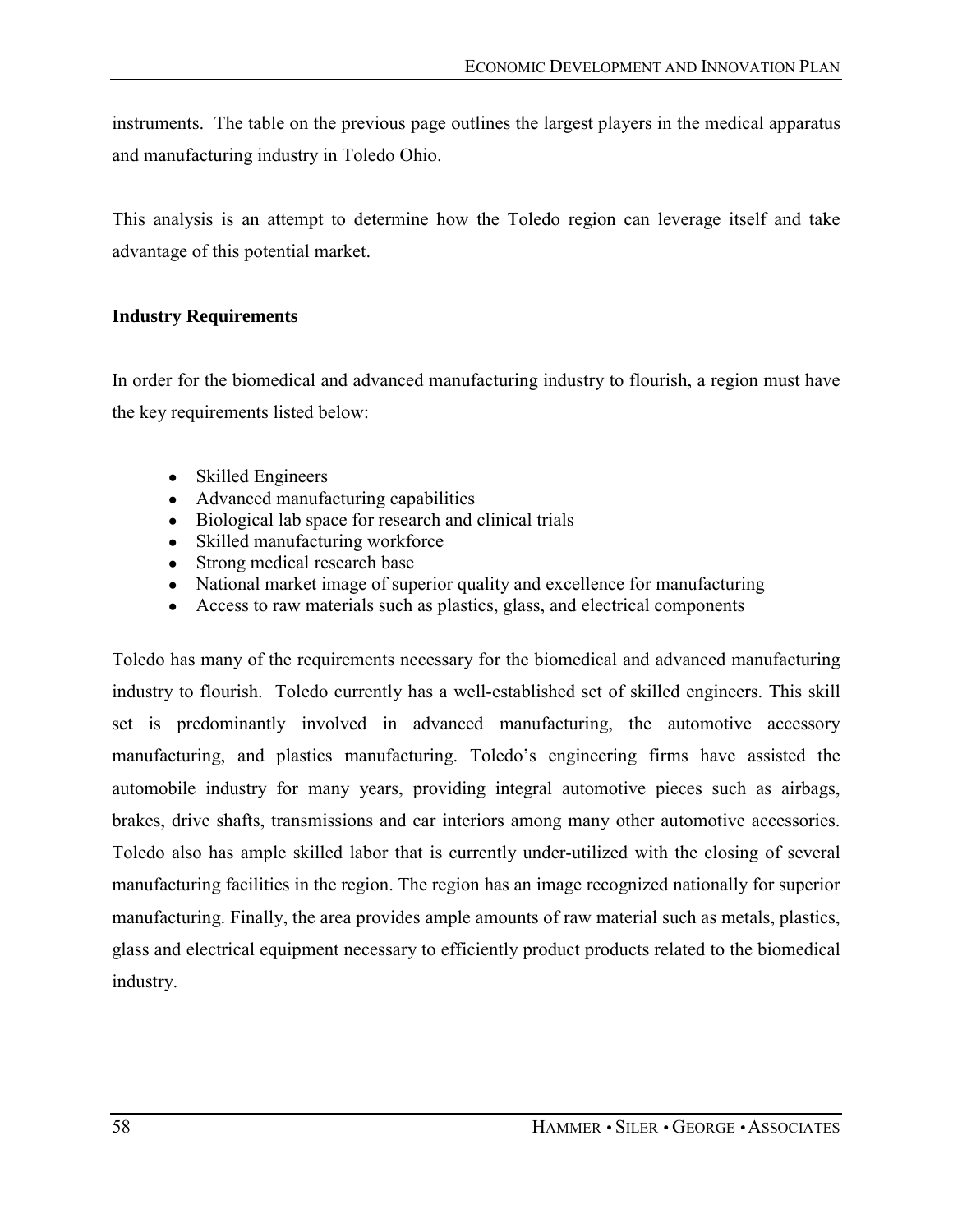instruments. The table on the previous page outlines the largest players in the medical apparatus and manufacturing industry in Toledo Ohio.

This analysis is an attempt to determine how the Toledo region can leverage itself and take advantage of this potential market.

**Industry Requirements**

In order for the biomedical and advanced manufacturing industry to flourish, a region must have the key requirements listed below:

- Skilled Engineers
- Advanced manufacturing capabilities
- Biological lab space for research and clinical trials
- Skilled manufacturing workforce
- Strong medical research base
- National market image of superior quality and excellence for manufacturing
- Access to raw materials such as plastics, glass, and electrical components

Toledo has many of the requirements necessary for the biomedical and advanced manufacturing industry to flourish. Toledo currently has a well-established set of skilled engineers. This skill set is predominantly involved in advanced manufacturing, the automotive accessory manufacturing, and plastics manufacturing. Toledo's engineering firms have assisted the automobile industry for many years, providing integral automotive pieces such as airbags, brakes, drive shafts, transmissions and car interiors among many other automotive accessories. Toledo also has ample skilled labor that is currently under-utilized with the closing of several manufacturing facilities in the region. The region has an image recognized nationally for superior manufacturing. Finally, the area provides ample amounts of raw material such as metals, plastics, glass and electrical equipment necessary to efficiently product products related to the biomedical industry.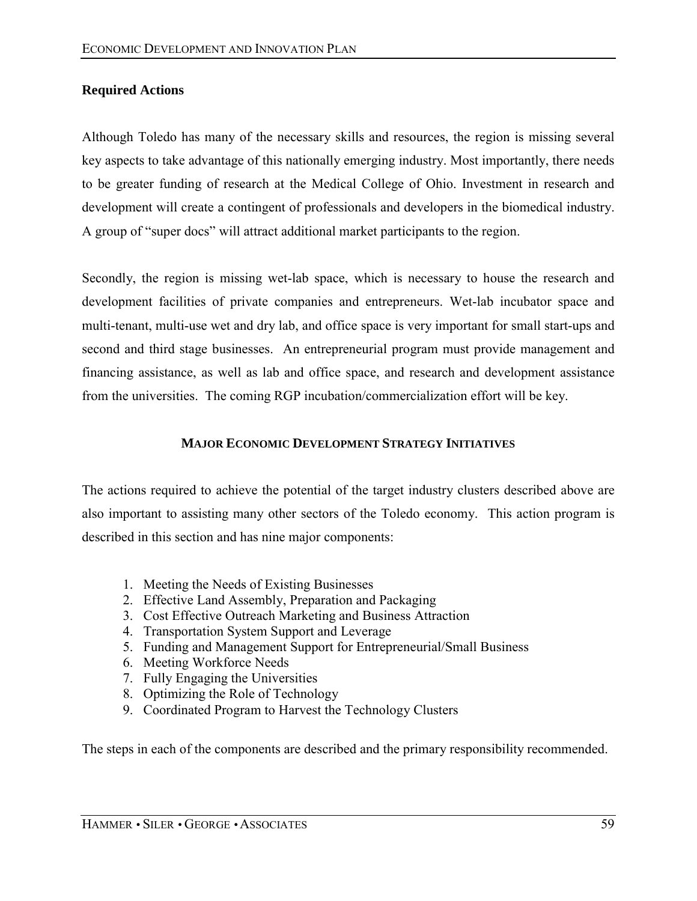**Required Actions**

Although Toledo has many of the necessary skills and resources, the region is missing several key aspects to take advantage of this nationally emerging industry. Most importantly, there needs to be greater funding of research at the Medical College of Ohio. Investment in research and development will create a contingent of professionals and developers in the biomedical industry. A group of "super docs" will attract additional market participants to the region.

Secondly, the region is missing wet-lab space, which is necessary to house the research and development facilities of private companies and entrepreneurs. Wet-lab incubator space and multi-tenant, multi-use wet and dry lab, and office space is very important for small start-ups and second and third stage businesses. An entrepreneurial program must provide management and financing assistance, as well as lab and office space, and research and development assistance from the universities. The coming RGP incubation/commercialization effort will be key.

## MAJOR ECONOMIC DEVELOPMENT STRATEGY INITIATIVES

The actions required to achieve the potential of the target industry clusters described above are also important to assisting many other sectors of the Toledo economy. This action program is described in this section and has nine major components:

1. Meeting the Needs of Existing Businesses
2. Effective Land Assembly, Preparation and Packaging
3. Cost Effective Outreach Marketing and Business Attraction
4. Transportation System Support and Leverage
5. Funding and Management Support for Entrepreneurial/Small Business
6. Meeting Workforce Needs
7. Fully Engaging the Universities
8. Optimizing the Role of Technology
9. Coordinated Program to Harvest the Technology Clusters

The steps in each of the components are described and the primary responsibility recommended.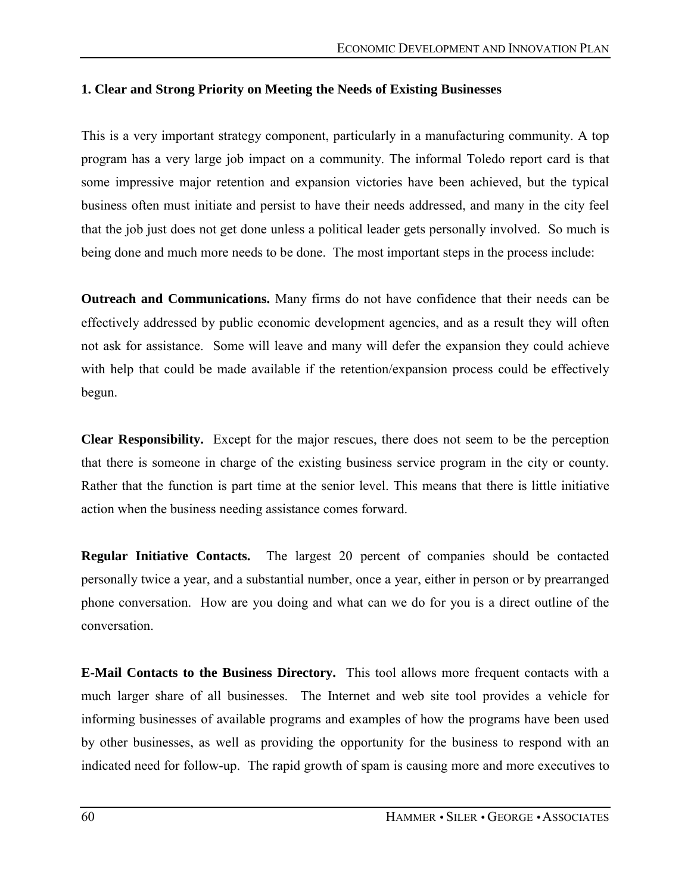**1. Clear and Strong Priority on Meeting the Needs of Existing Businesses**

This is a very important strategy component, particularly in a manufacturing community. A top program has a very large job impact on a community. The informal Toledo report card is that some impressive major retention and expansion victories have been achieved, but the typical business often must initiate and persist to have their needs addressed, and many in the city feel that the job just does not get done unless a political leader gets personally involved. So much is being done and much more needs to be done. The most important steps in the process include:

**Outreach and Communications.** Many firms do not have confidence that their needs can be effectively addressed by public economic development agencies, and as a result they will often not ask for assistance. Some will leave and many will defer the expansion they could achieve with help that could be made available if the retention/expansion process could be effectively begun.

**Clear Responsibility.** Except for the major rescues, there does not seem to be the perception that there is someone in charge of the existing business service program in the city or county. Rather that the function is part time at the senior level. This means that there is little initiative action when the business needing assistance comes forward.

**Regular Initiative Contacts.** The largest 20 percent of companies should be contacted personally twice a year, and a substantial number, once a year, either in person or by prearranged phone conversation. How are you doing and what can we do for you is a direct outline of the conversation.

**E-Mail Contacts to the Business Directory.** This tool allows more frequent contacts with a much larger share of all businesses. The Internet and web site tool provides a vehicle for informing businesses of available programs and examples of how the programs have been used by other businesses, as well as providing the opportunity for the business to respond with an indicated need for follow-up. The rapid growth of spam is causing more and more executives to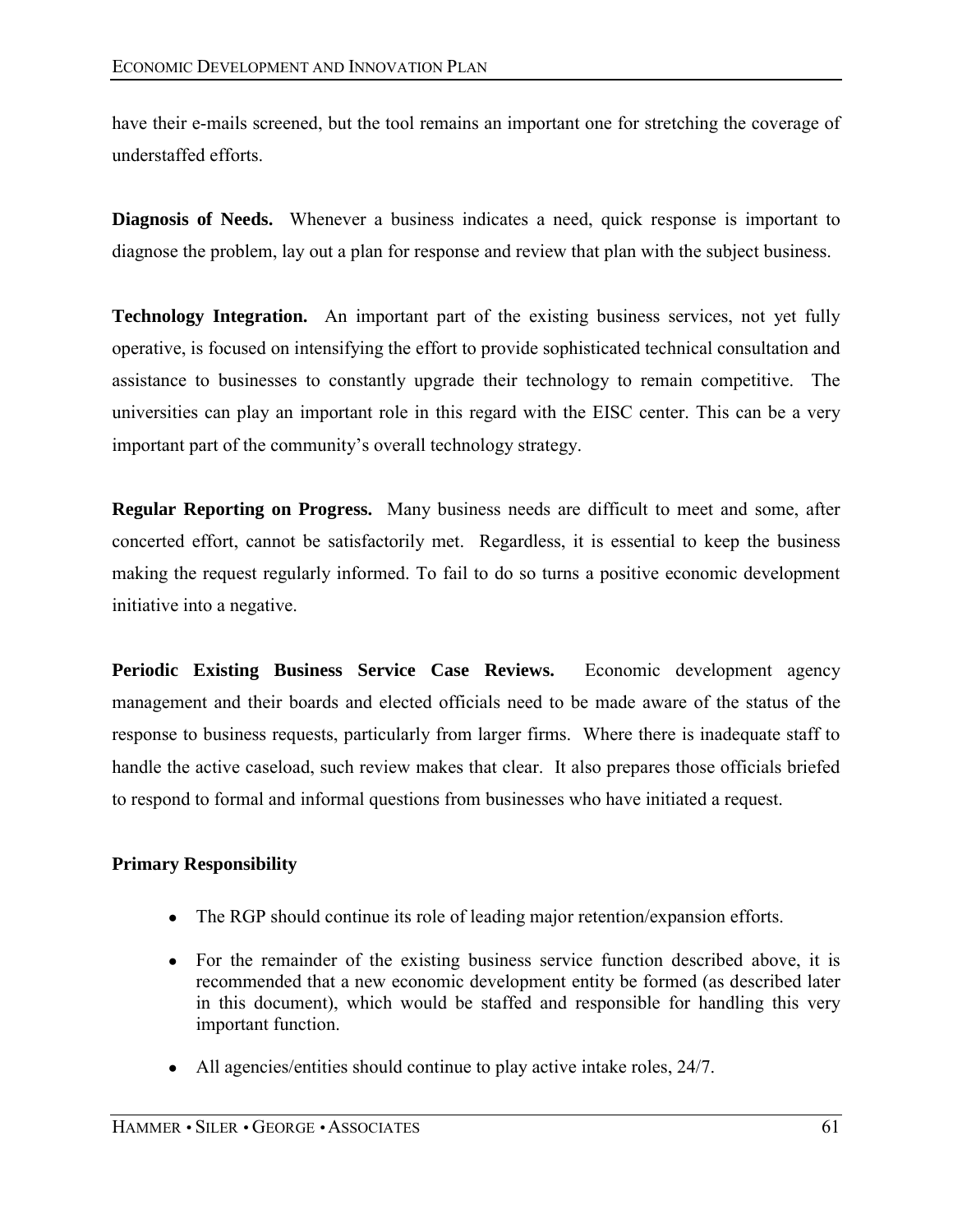have their e-mails screened, but the tool remains an important one for stretching the coverage of understaffed efforts.

**Diagnosis of Needs.** Whenever a business indicates a need, quick response is important to diagnose the problem, lay out a plan for response and review that plan with the subject business.

**Technology Integration.** An important part of the existing business services, not yet fully operative, is focused on intensifying the effort to provide sophisticated technical consultation and assistance to businesses to constantly upgrade their technology to remain competitive. The universities can play an important role in this regard with the EISC center. This can be a very important part of the community's overall technology strategy.

**Regular Reporting on Progress.** Many business needs are difficult to meet and some, after concerted effort, cannot be satisfactorily met. Regardless, it is essential to keep the business making the request regularly informed. To fail to do so turns a positive economic development initiative into a negative.

**Periodic Existing Business Service Case Reviews.** Economic development agency management and their boards and elected officials need to be made aware of the status of the response to business requests, particularly from larger firms. Where there is inadequate staff to handle the active caseload, such review makes that clear. It also prepares those officials briefed to respond to formal and informal questions from businesses who have initiated a request.

**Primary Responsibility**

- The RGP should continue its role of leading major retention/expansion efforts.
- For the remainder of the existing business service function described above, it is recommended that a new economic development entity be formed (as described later in this document), which would be staffed and responsible for handling this very important function.
- All agencies/entities should continue to play active intake roles, 24/7.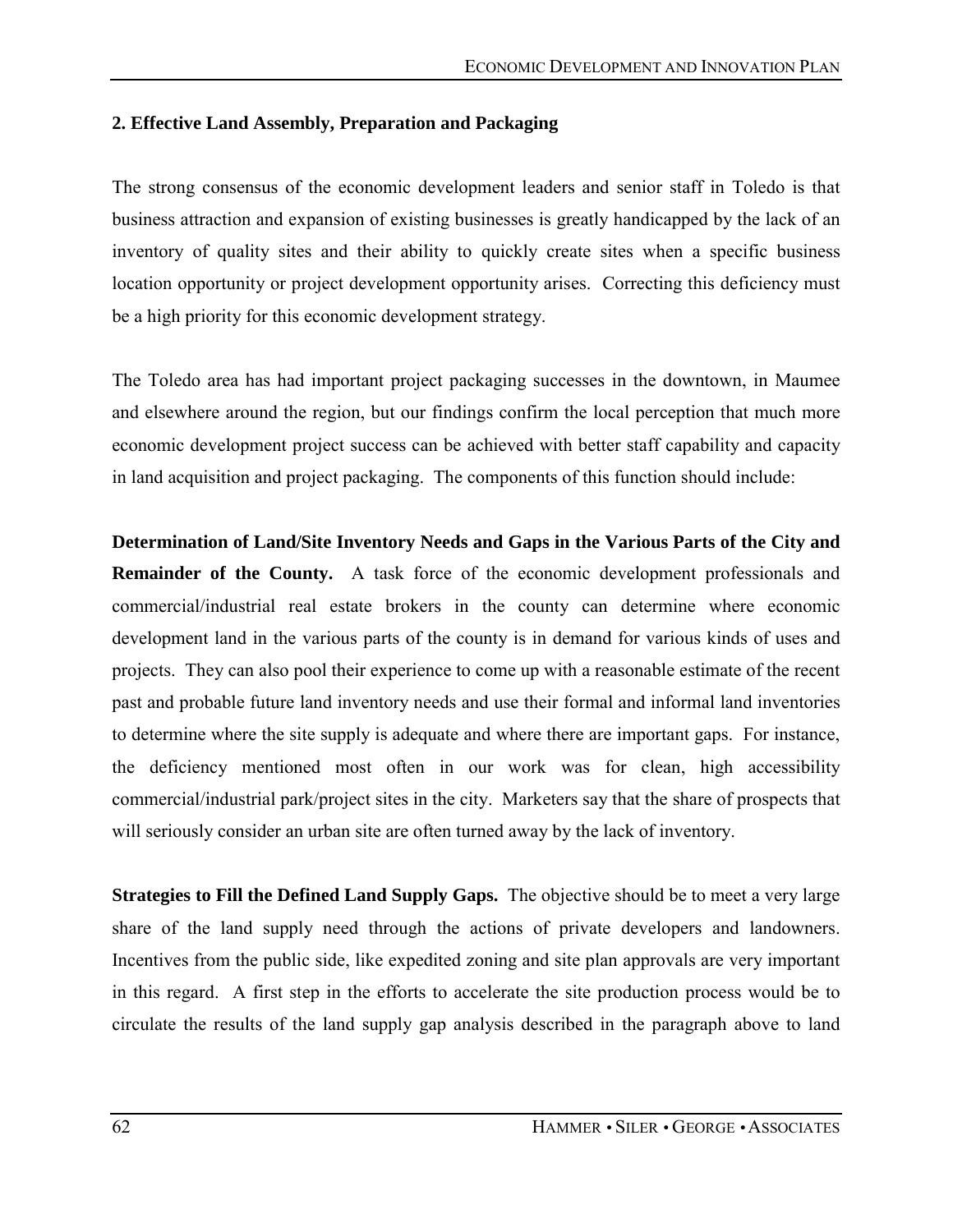## 2. Effective Land Assembly, Preparation and Packaging

The strong consensus of the economic development leaders and senior staff in Toledo is that business attraction and expansion of existing businesses is greatly handicapped by the lack of an inventory of quality sites and their ability to quickly create sites when a specific business location opportunity or project development opportunity arises. Correcting this deficiency must be a high priority for this economic development strategy.

The Toledo area has had important project packaging successes in the downtown, in Maumee and elsewhere around the region, but our findings confirm the local perception that much more economic development project success can be achieved with better staff capability and capacity in land acquisition and project packaging. The components of this function should include:

**Determination of Land/Site Inventory Needs and Gaps in the Various Parts of the City and Remainder of the County.** A task force of the economic development professionals and commercial/industrial real estate brokers in the county can determine where economic development land in the various parts of the county is in demand for various kinds of uses and projects. They can also pool their experience to come up with a reasonable estimate of the recent past and probable future land inventory needs and use their formal and informal land inventories to determine where the site supply is adequate and where there are important gaps. For instance, the deficiency mentioned most often in our work was for clean, high accessibility commercial/industrial park/project sites in the city. Marketers say that the share of prospects that will seriously consider an urban site are often turned away by the lack of inventory.

**Strategies to Fill the Defined Land Supply Gaps.** The objective should be to meet a very large share of the land supply need through the actions of private developers and landowners. Incentives from the public side, like expedited zoning and site plan approvals are very important in this regard. A first step in the efforts to accelerate the site production process would be to circulate the results of the land supply gap analysis described in the paragraph above to land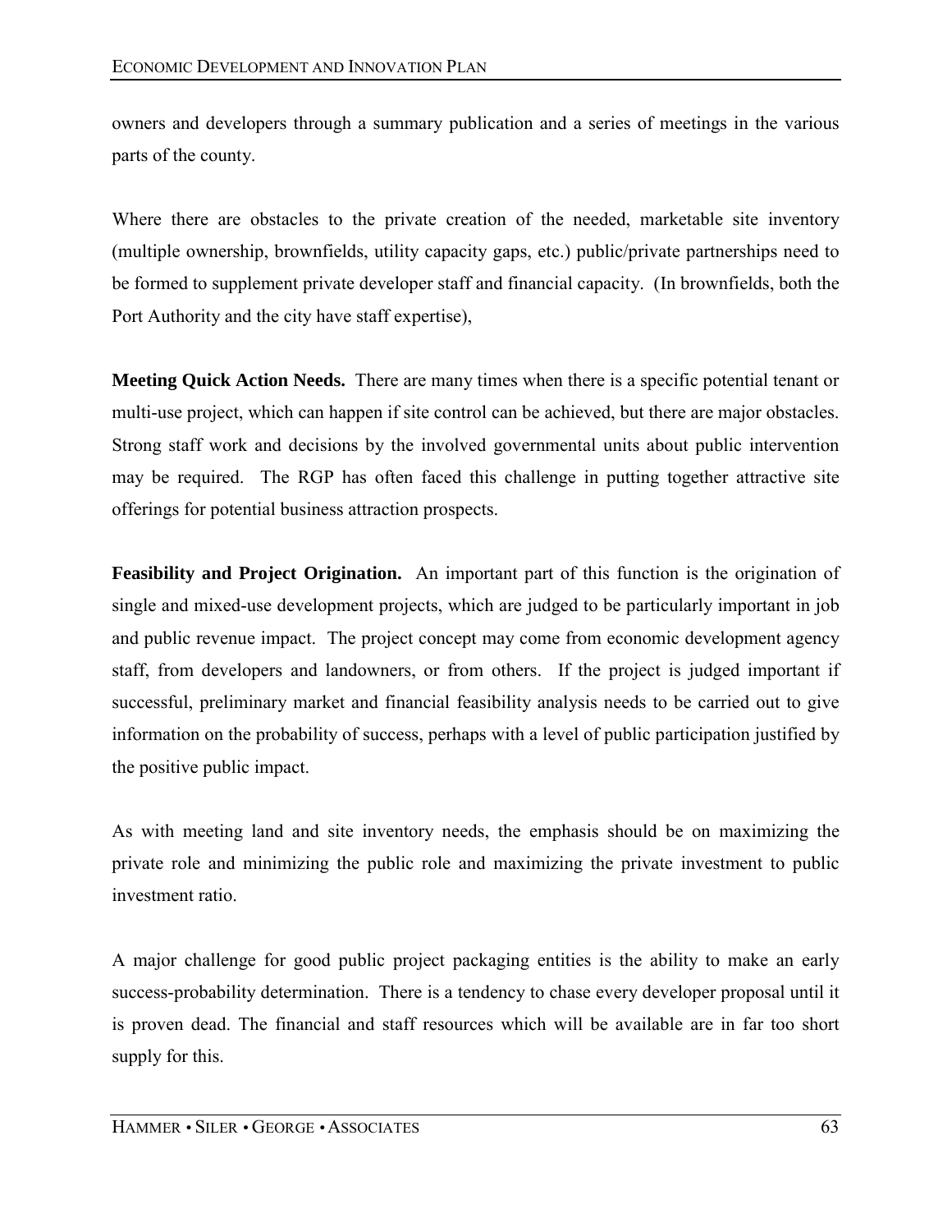owners and developers through a summary publication and a series of meetings in the various parts of the county.

Where there are obstacles to the private creation of the needed, marketable site inventory (multiple ownership, brownfields, utility capacity gaps, etc.) public/private partnerships need to be formed to supplement private developer staff and financial capacity. (In brownfields, both the Port Authority and the city have staff expertise),

**Meeting Quick Action Needs.** There are many times when there is a specific potential tenant or multi-use project, which can happen if site control can be achieved, but there are major obstacles. Strong staff work and decisions by the involved governmental units about public intervention may be required. The RGP has often faced this challenge in putting together attractive site offerings for potential business attraction prospects.

**Feasibility and Project Origination.** An important part of this function is the origination of single and mixed-use development projects, which are judged to be particularly important in job and public revenue impact. The project concept may come from economic development agency staff, from developers and landowners, or from others. If the project is judged important if successful, preliminary market and financial feasibility analysis needs to be carried out to give information on the probability of success, perhaps with a level of public participation justified by the positive public impact.

As with meeting land and site inventory needs, the emphasis should be on maximizing the private role and minimizing the public role and maximizing the private investment to public investment ratio.

A major challenge for good public project packaging entities is the ability to make an early success-probability determination. There is a tendency to chase every developer proposal until it is proven dead. The financial and staff resources which will be available are in far too short supply for this.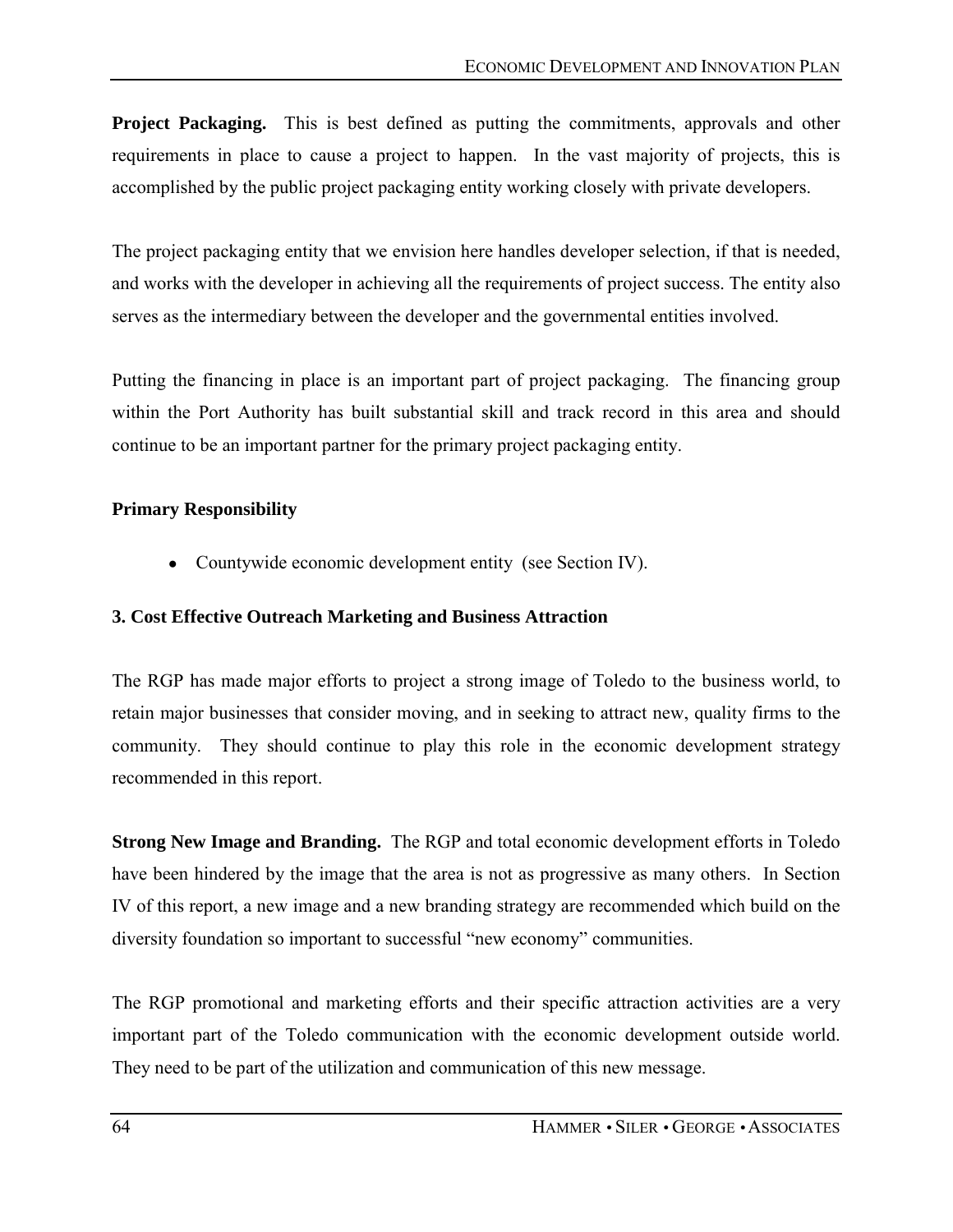**Project Packaging.** This is best defined as putting the commitments, approvals and other requirements in place to cause a project to happen. In the vast majority of projects, this is accomplished by the public project packaging entity working closely with private developers.

The project packaging entity that we envision here handles developer selection, if that is needed, and works with the developer in achieving all the requirements of project success. The entity also serves as the intermediary between the developer and the governmental entities involved.

Putting the financing in place is an important part of project packaging. The financing group within the Port Authority has built substantial skill and track record in this area and should continue to be an important partner for the primary project packaging entity.

**Primary Responsibility**

- Countywide economic development entity (see Section IV).

### 3. Cost Effective Outreach Marketing and Business Attraction

The RGP has made major efforts to project a strong image of Toledo to the business world, to retain major businesses that consider moving, and in seeking to attract new, quality firms to the community. They should continue to play this role in the economic development strategy recommended in this report.

**Strong New Image and Branding.** The RGP and total economic development efforts in Toledo have been hindered by the image that the area is not as progressive as many others. In Section IV of this report, a new image and a new branding strategy are recommended which build on the diversity foundation so important to successful "new economy" communities.

The RGP promotional and marketing efforts and their specific attraction activities are a very important part of the Toledo communication with the economic development outside world. They need to be part of the utilization and communication of this new message.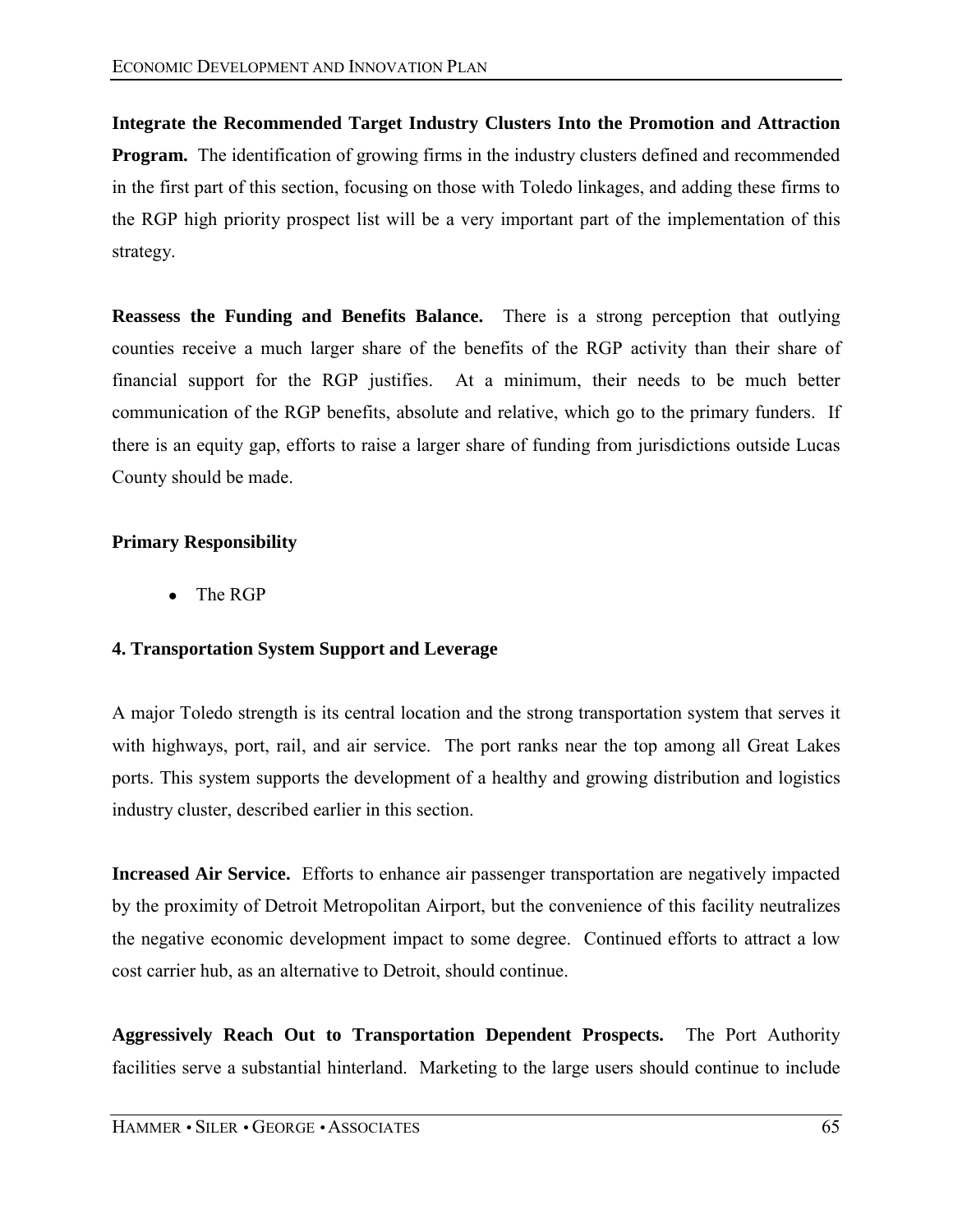**Integrate the Recommended Target Industry Clusters Into the Promotion and Attraction Program.** The identification of growing firms in the industry clusters defined and recommended in the first part of this section, focusing on those with Toledo linkages, and adding these firms to the RGP high priority prospect list will be a very important part of the implementation of this strategy.

**Reassess the Funding and Benefits Balance.** There is a strong perception that outlying counties receive a much larger share of the benefits of the RGP activity than their share of financial support for the RGP justifies. At a minimum, their needs to be much better communication of the RGP benefits, absolute and relative, which go to the primary funders. If there is an equity gap, efforts to raise a larger share of funding from jurisdictions outside Lucas County should be made.

**Primary Responsibility**

- The RGP

**4. Transportation System Support and Leverage**

A major Toledo strength is its central location and the strong transportation system that serves it with highways, port, rail, and air service. The port ranks near the top among all Great Lakes ports. This system supports the development of a healthy and growing distribution and logistics industry cluster, described earlier in this section.

**Increased Air Service.** Efforts to enhance air passenger transportation are negatively impacted by the proximity of Detroit Metropolitan Airport, but the convenience of this facility neutralizes the negative economic development impact to some degree. Continued efforts to attract a low cost carrier hub, as an alternative to Detroit, should continue.

**Aggressively Reach Out to Transportation Dependent Prospects.** The Port Authority facilities serve a substantial hinterland. Marketing to the large users should continue to include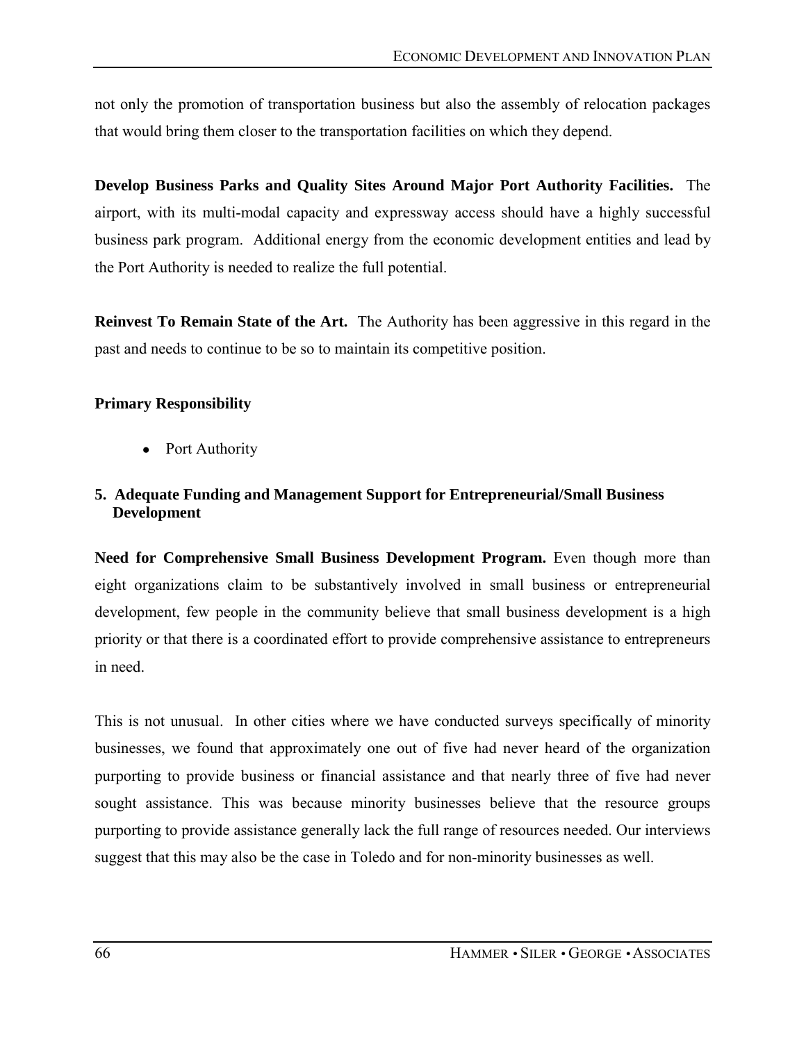not only the promotion of transportation business but also the assembly of relocation packages that would bring them closer to the transportation facilities on which they depend.

**Develop Business Parks and Quality Sites Around Major Port Authority Facilities.** The airport, with its multi-modal capacity and expressway access should have a highly successful business park program. Additional energy from the economic development entities and lead by the Port Authority is needed to realize the full potential.

**Reinvest To Remain State of the Art.** The Authority has been aggressive in this regard in the past and needs to continue to be so to maintain its competitive position.

**Primary Responsibility**

- Port Authority

### 5. Adequate Funding and Management Support for Entrepreneurial/Small Business Development

**Need for Comprehensive Small Business Development Program.** Even though more than eight organizations claim to be substantively involved in small business or entrepreneurial development, few people in the community believe that small business development is a high priority or that there is a coordinated effort to provide comprehensive assistance to entrepreneurs in need.

This is not unusual. In other cities where we have conducted surveys specifically of minority businesses, we found that approximately one out of five had never heard of the organization purporting to provide business or financial assistance and that nearly three of five had never sought assistance. This was because minority businesses believe that the resource groups purporting to provide assistance generally lack the full range of resources needed. Our interviews suggest that this may also be the case in Toledo and for non-minority businesses as well.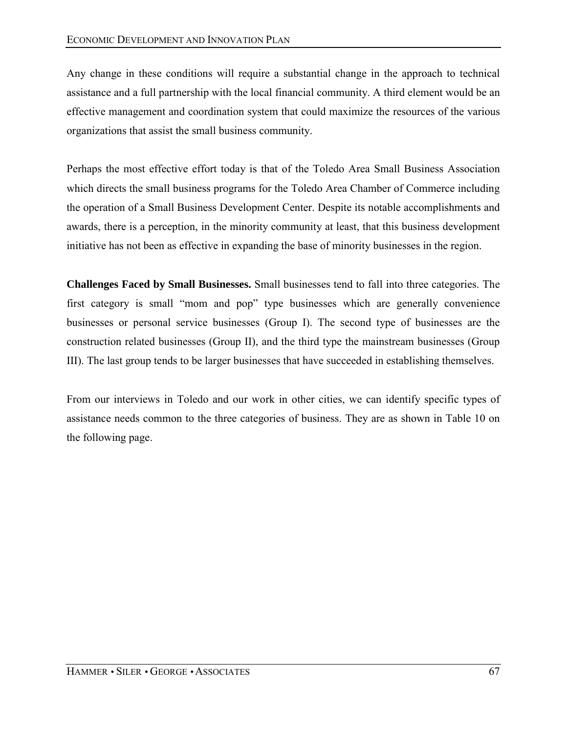Any change in these conditions will require a substantial change in the approach to technical assistance and a full partnership with the local financial community. A third element would be an effective management and coordination system that could maximize the resources of the various organizations that assist the small business community.

Perhaps the most effective effort today is that of the Toledo Area Small Business Association which directs the small business programs for the Toledo Area Chamber of Commerce including the operation of a Small Business Development Center. Despite its notable accomplishments and awards, there is a perception, in the minority community at least, that this business development initiative has not been as effective in expanding the base of minority businesses in the region.

**Challenges Faced by Small Businesses.** Small businesses tend to fall into three categories. The first category is small "mom and pop" type businesses which are generally convenience businesses or personal service businesses (Group I). The second type of businesses are the construction related businesses (Group II), and the third type the mainstream businesses (Group III). The last group tends to be larger businesses that have succeeded in establishing themselves.

From our interviews in Toledo and our work in other cities, we can identify specific types of assistance needs common to the three categories of business. They are as shown in Table 10 on the following page.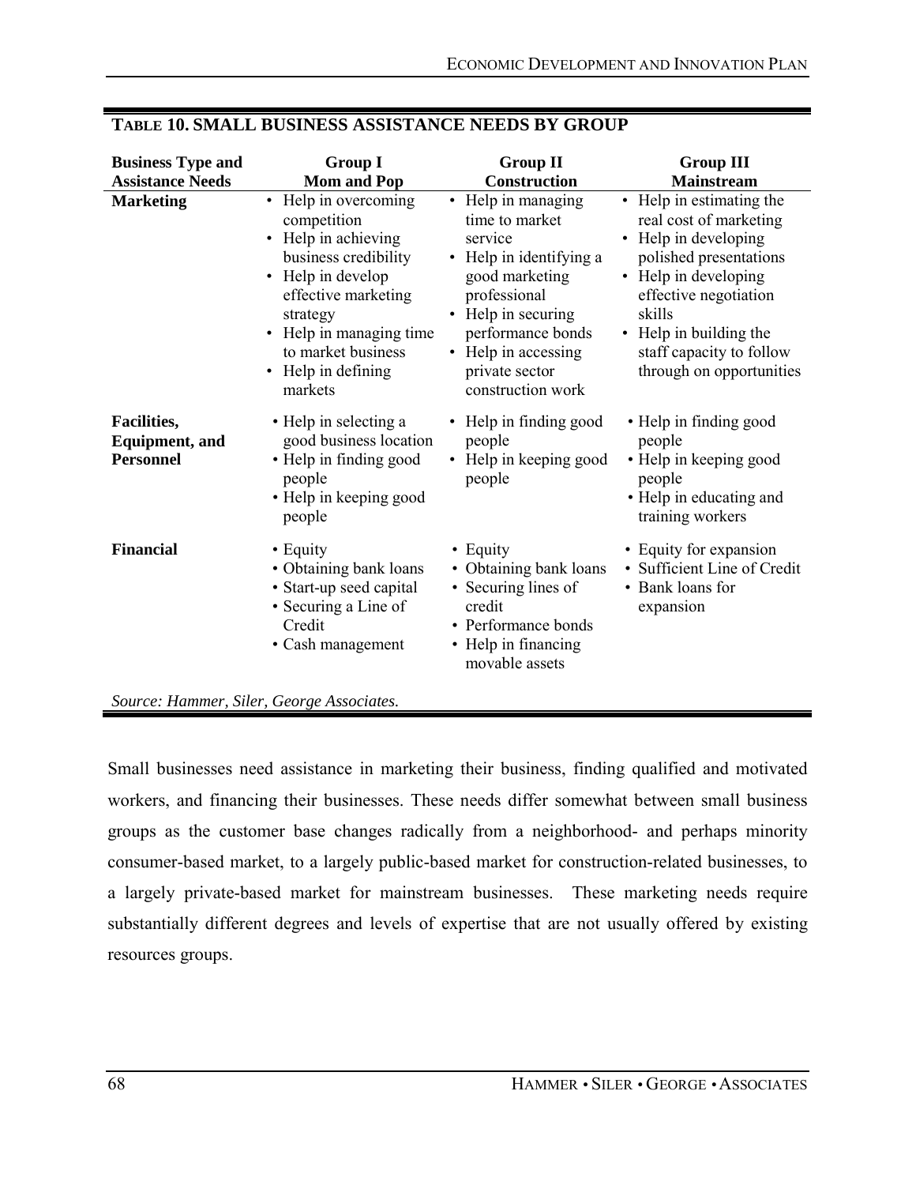**TABLE 10. SMALL BUSINESS ASSISTANCE NEEDS BY GROUP**

| Business Type and Assistance Needs | Group I Mom and Pop | Group II Construction | Group III Mainstream |
|---|---|---|---|
| **Marketing** | • Help in overcoming competition<br>• Help in achieving business credibility<br>• Help in develop effective marketing strategy<br>• Help in managing time to market business<br>• Help in defining markets | • Help in managing time to market service<br>• Help in identifying a good marketing professional<br>• Help in securing performance bonds<br>• Help in accessing private sector construction work | • Help in estimating the real cost of marketing<br>• Help in developing polished presentations<br>• Help in developing effective negotiation skills<br>• Help in building the staff capacity to follow through on opportunities |
| **Facilities, Equipment, and Personnel** | • Help in selecting a good business location<br>• Help in finding good people<br>• Help in keeping good people | • Help in finding good people<br>• Help in keeping good people | • Help in finding good people<br>• Help in keeping good people<br>• Help in educating and training workers |
| **Financial** | • Equity<br>• Obtaining bank loans<br>• Start-up seed capital<br>• Securing a Line of Credit<br>• Cash management | • Equity<br>• Obtaining bank loans<br>• Securing lines of credit<br>• Performance bonds<br>• Help in financing movable assets | • Equity for expansion<br>• Sufficient Line of Credit<br>• Bank loans for expansion |

*Source: Hammer, Siler, George Associates.*

Small businesses need assistance in marketing their business, finding qualified and motivated workers, and financing their businesses. These needs differ somewhat between small business groups as the customer base changes radically from a neighborhood- and perhaps minority consumer-based market, to a largely public-based market for construction-related businesses, to a largely private-based market for mainstream businesses. These marketing needs require substantially different degrees and levels of expertise that are not usually offered by existing resources groups.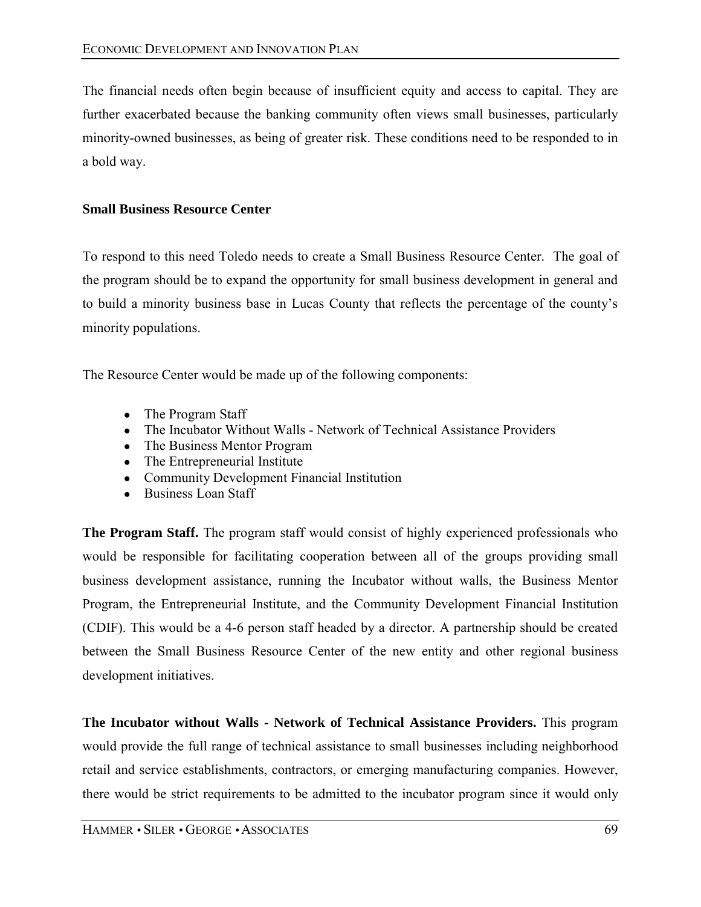The financial needs often begin because of insufficient equity and access to capital. They are further exacerbated because the banking community often views small businesses, particularly minority-owned businesses, as being of greater risk. These conditions need to be responded to in a bold way.

**Small Business Resource Center**

To respond to this need Toledo needs to create a Small Business Resource Center. The goal of the program should be to expand the opportunity for small business development in general and to build a minority business base in Lucas County that reflects the percentage of the county's minority populations.

The Resource Center would be made up of the following components:

- The Program Staff
- The Incubator Without Walls - Network of Technical Assistance Providers
- The Business Mentor Program
- The Entrepreneurial Institute
- Community Development Financial Institution
- Business Loan Staff

**The Program Staff.** The program staff would consist of highly experienced professionals who would be responsible for facilitating cooperation between all of the groups providing small business development assistance, running the Incubator without walls, the Business Mentor Program, the Entrepreneurial Institute, and the Community Development Financial Institution (CDIF). This would be a 4-6 person staff headed by a director. A partnership should be created between the Small Business Resource Center of the new entity and other regional business development initiatives.

**The Incubator without Walls - Network of Technical Assistance Providers.** This program would provide the full range of technical assistance to small businesses including neighborhood retail and service establishments, contractors, or emerging manufacturing companies. However, there would be strict requirements to be admitted to the incubator program since it would only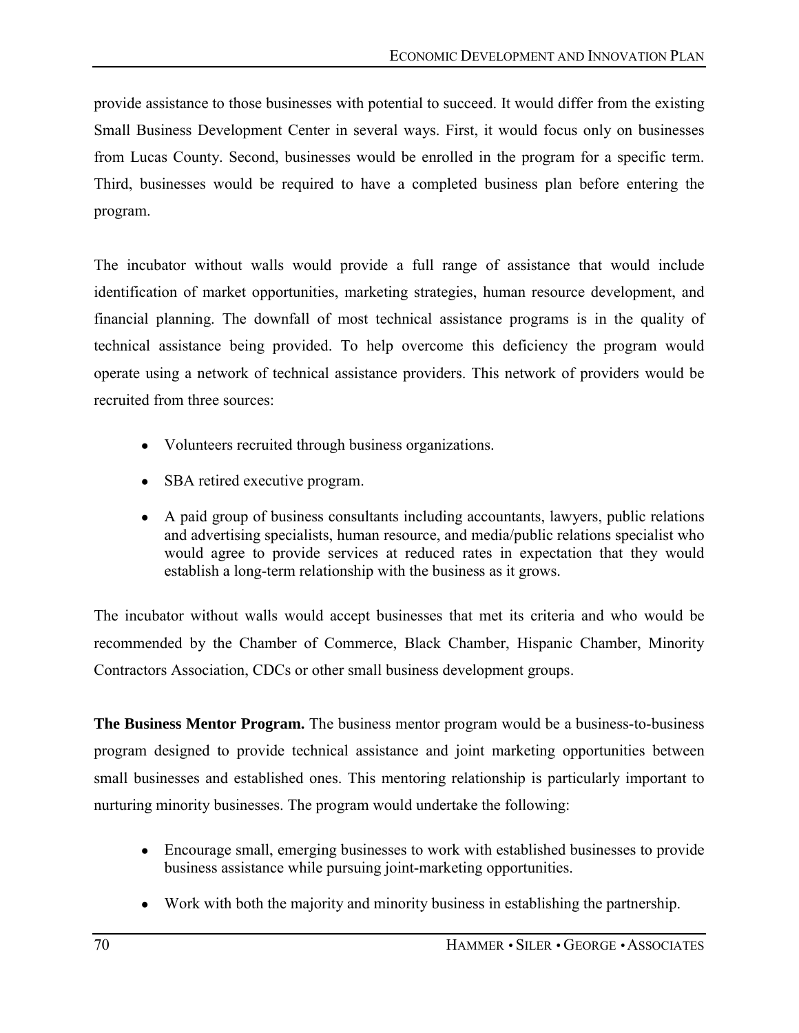provide assistance to those businesses with potential to succeed. It would differ from the existing Small Business Development Center in several ways. First, it would focus only on businesses from Lucas County. Second, businesses would be enrolled in the program for a specific term. Third, businesses would be required to have a completed business plan before entering the program.

The incubator without walls would provide a full range of assistance that would include identification of market opportunities, marketing strategies, human resource development, and financial planning. The downfall of most technical assistance programs is in the quality of technical assistance being provided. To help overcome this deficiency the program would operate using a network of technical assistance providers. This network of providers would be recruited from three sources:

- Volunteers recruited through business organizations.
- SBA retired executive program.
- A paid group of business consultants including accountants, lawyers, public relations and advertising specialists, human resource, and media/public relations specialist who would agree to provide services at reduced rates in expectation that they would establish a long-term relationship with the business as it grows.

The incubator without walls would accept businesses that met its criteria and who would be recommended by the Chamber of Commerce, Black Chamber, Hispanic Chamber, Minority Contractors Association, CDCs or other small business development groups.

**The Business Mentor Program.** The business mentor program would be a business-to-business program designed to provide technical assistance and joint marketing opportunities between small businesses and established ones. This mentoring relationship is particularly important to nurturing minority businesses. The program would undertake the following:

- Encourage small, emerging businesses to work with established businesses to provide business assistance while pursuing joint-marketing opportunities.
- Work with both the majority and minority business in establishing the partnership.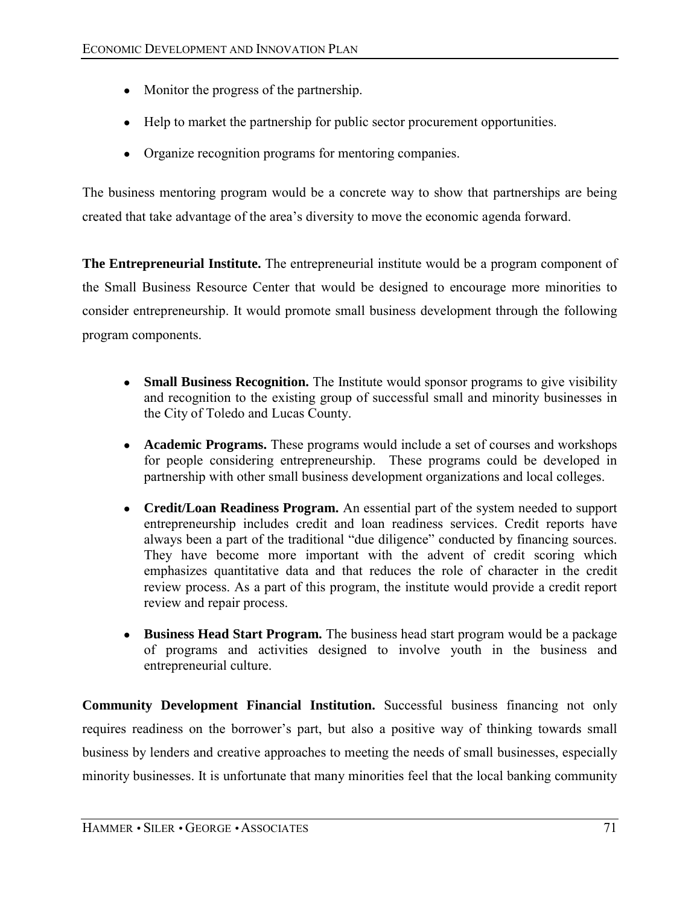- Monitor the progress of the partnership.
- Help to market the partnership for public sector procurement opportunities.
- Organize recognition programs for mentoring companies.

The business mentoring program would be a concrete way to show that partnerships are being created that take advantage of the area's diversity to move the economic agenda forward.

**The Entrepreneurial Institute.** The entrepreneurial institute would be a program component of the Small Business Resource Center that would be designed to encourage more minorities to consider entrepreneurship. It would promote small business development through the following program components.

- **Small Business Recognition.** The Institute would sponsor programs to give visibility and recognition to the existing group of successful small and minority businesses in the City of Toledo and Lucas County.
- **Academic Programs.** These programs would include a set of courses and workshops for people considering entrepreneurship. These programs could be developed in partnership with other small business development organizations and local colleges.
- **Credit/Loan Readiness Program.** An essential part of the system needed to support entrepreneurship includes credit and loan readiness services. Credit reports have always been a part of the traditional "due diligence" conducted by financing sources. They have become more important with the advent of credit scoring which emphasizes quantitative data and that reduces the role of character in the credit review process. As a part of this program, the institute would provide a credit report review and repair process.
- **Business Head Start Program.** The business head start program would be a package of programs and activities designed to involve youth in the business and entrepreneurial culture.

**Community Development Financial Institution.** Successful business financing not only requires readiness on the borrower's part, but also a positive way of thinking towards small business by lenders and creative approaches to meeting the needs of small businesses, especially minority businesses. It is unfortunate that many minorities feel that the local banking community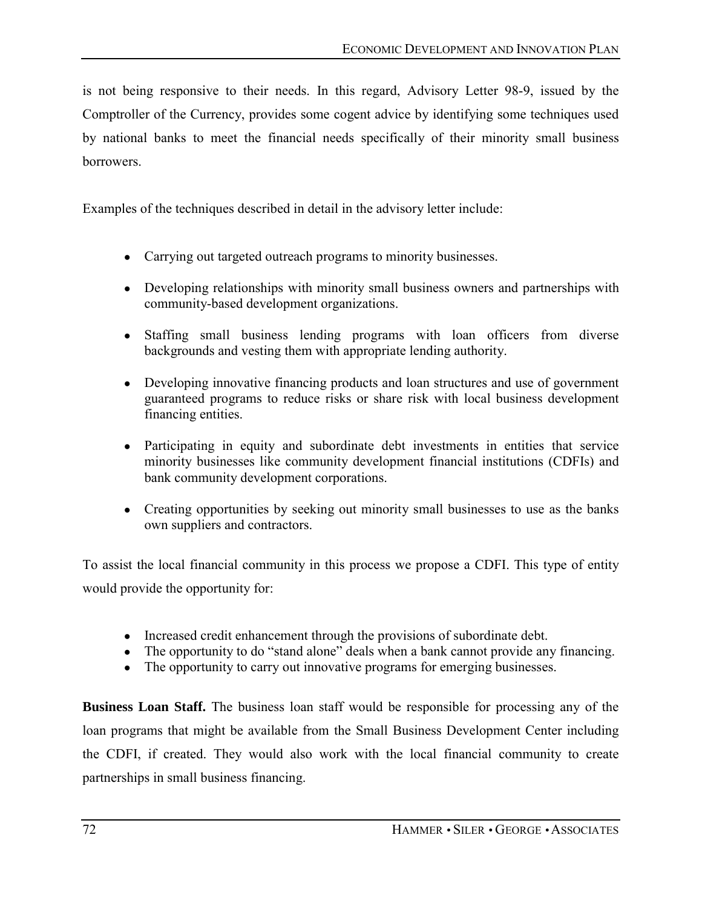is not being responsive to their needs. In this regard, Advisory Letter 98-9, issued by the Comptroller of the Currency, provides some cogent advice by identifying some techniques used by national banks to meet the financial needs specifically of their minority small business borrowers.

Examples of the techniques described in detail in the advisory letter include:

- Carrying out targeted outreach programs to minority businesses.
- Developing relationships with minority small business owners and partnerships with community-based development organizations.
- Staffing small business lending programs with loan officers from diverse backgrounds and vesting them with appropriate lending authority.
- Developing innovative financing products and loan structures and use of government guaranteed programs to reduce risks or share risk with local business development financing entities.
- Participating in equity and subordinate debt investments in entities that service minority businesses like community development financial institutions (CDFIs) and bank community development corporations.
- Creating opportunities by seeking out minority small businesses to use as the banks own suppliers and contractors.

To assist the local financial community in this process we propose a CDFI. This type of entity would provide the opportunity for:

- Increased credit enhancement through the provisions of subordinate debt.
- The opportunity to do "stand alone" deals when a bank cannot provide any financing.
- The opportunity to carry out innovative programs for emerging businesses.

**Business Loan Staff.** The business loan staff would be responsible for processing any of the loan programs that might be available from the Small Business Development Center including the CDFI, if created. They would also work with the local financial community to create partnerships in small business financing.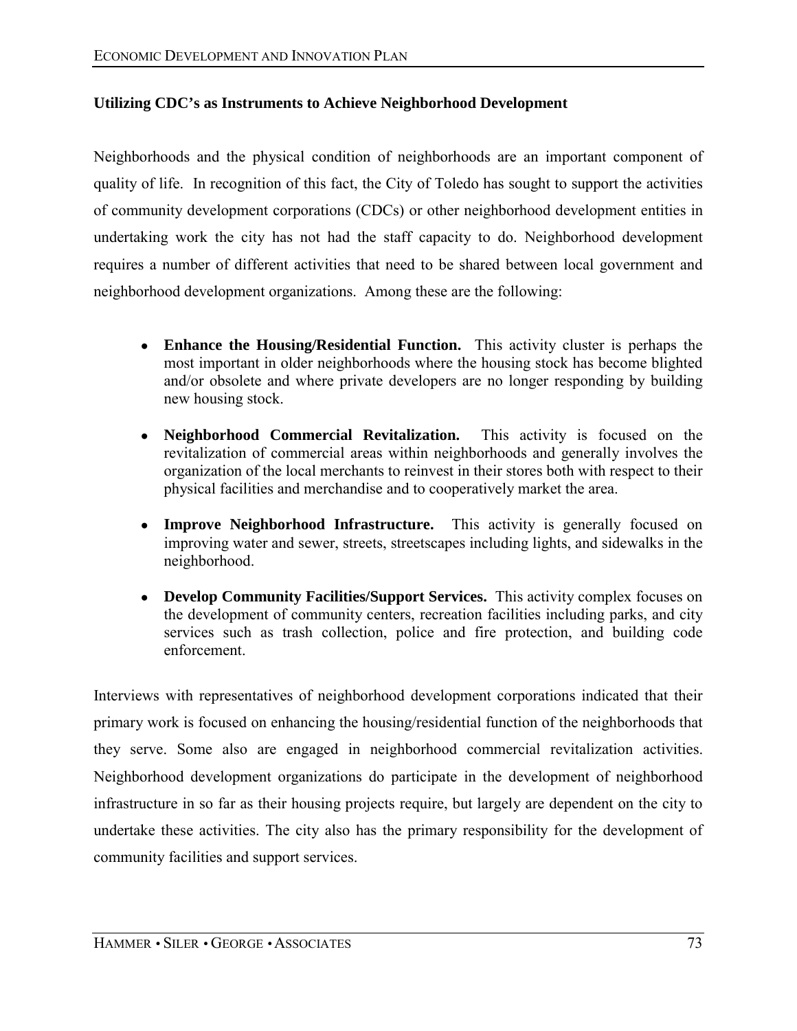### Utilizing CDC's as Instruments to Achieve Neighborhood Development

Neighborhoods and the physical condition of neighborhoods are an important component of quality of life. In recognition of this fact, the City of Toledo has sought to support the activities of community development corporations (CDCs) or other neighborhood development entities in undertaking work the city has not had the staff capacity to do. Neighborhood development requires a number of different activities that need to be shared between local government and neighborhood development organizations. Among these are the following:

- **Enhance the Housing/Residential Function.** This activity cluster is perhaps the most important in older neighborhoods where the housing stock has become blighted and/or obsolete and where private developers are no longer responding by building new housing stock.
- **Neighborhood Commercial Revitalization.** This activity is focused on the revitalization of commercial areas within neighborhoods and generally involves the organization of the local merchants to reinvest in their stores both with respect to their physical facilities and merchandise and to cooperatively market the area.
- **Improve Neighborhood Infrastructure.** This activity is generally focused on improving water and sewer, streets, streetscapes including lights, and sidewalks in the neighborhood.
- **Develop Community Facilities/Support Services.** This activity complex focuses on the development of community centers, recreation facilities including parks, and city services such as trash collection, police and fire protection, and building code enforcement.

Interviews with representatives of neighborhood development corporations indicated that their primary work is focused on enhancing the housing/residential function of the neighborhoods that they serve. Some also are engaged in neighborhood commercial revitalization activities. Neighborhood development organizations do participate in the development of neighborhood infrastructure in so far as their housing projects require, but largely are dependent on the city to undertake these activities. The city also has the primary responsibility for the development of community facilities and support services.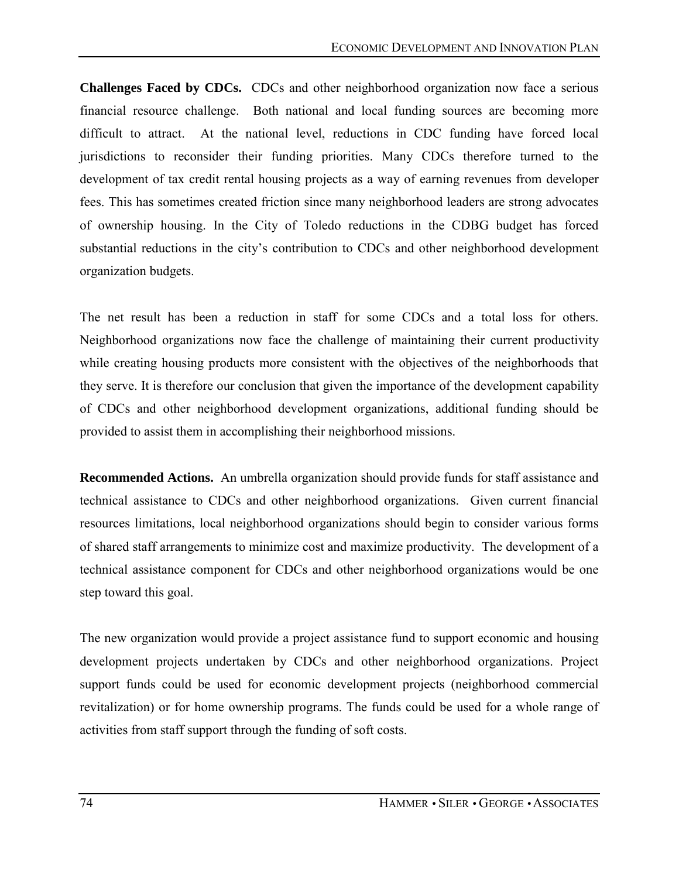**Challenges Faced by CDCs.** CDCs and other neighborhood organization now face a serious financial resource challenge. Both national and local funding sources are becoming more difficult to attract. At the national level, reductions in CDC funding have forced local jurisdictions to reconsider their funding priorities. Many CDCs therefore turned to the development of tax credit rental housing projects as a way of earning revenues from developer fees. This has sometimes created friction since many neighborhood leaders are strong advocates of ownership housing. In the City of Toledo reductions in the CDBG budget has forced substantial reductions in the city's contribution to CDCs and other neighborhood development organization budgets.

The net result has been a reduction in staff for some CDCs and a total loss for others. Neighborhood organizations now face the challenge of maintaining their current productivity while creating housing products more consistent with the objectives of the neighborhoods that they serve. It is therefore our conclusion that given the importance of the development capability of CDCs and other neighborhood development organizations, additional funding should be provided to assist them in accomplishing their neighborhood missions.

**Recommended Actions.** An umbrella organization should provide funds for staff assistance and technical assistance to CDCs and other neighborhood organizations. Given current financial resources limitations, local neighborhood organizations should begin to consider various forms of shared staff arrangements to minimize cost and maximize productivity. The development of a technical assistance component for CDCs and other neighborhood organizations would be one step toward this goal.

The new organization would provide a project assistance fund to support economic and housing development projects undertaken by CDCs and other neighborhood organizations. Project support funds could be used for economic development projects (neighborhood commercial revitalization) or for home ownership programs. The funds could be used for a whole range of activities from staff support through the funding of soft costs.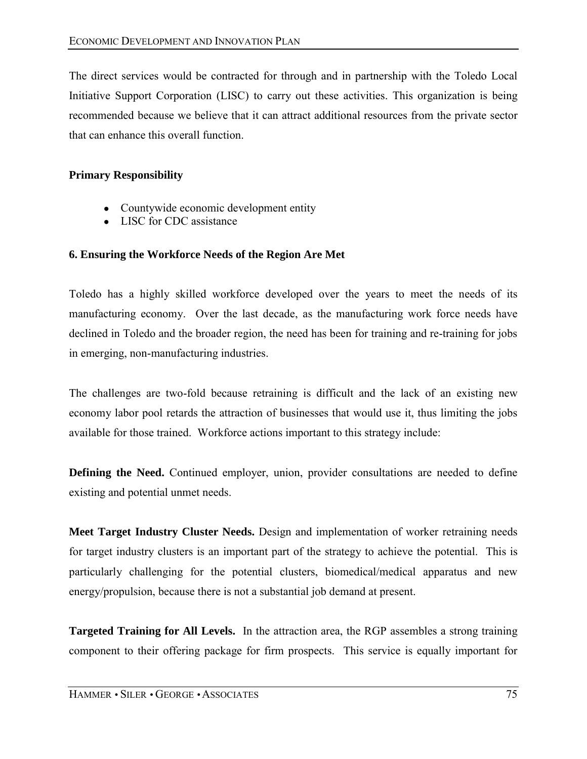The direct services would be contracted for through and in partnership with the Toledo Local Initiative Support Corporation (LISC) to carry out these activities. This organization is being recommended because we believe that it can attract additional resources from the private sector that can enhance this overall function.

**Primary Responsibility**

- Countywide economic development entity
- LISC for CDC assistance

**6. Ensuring the Workforce Needs of the Region Are Met**

Toledo has a highly skilled workforce developed over the years to meet the needs of its manufacturing economy. Over the last decade, as the manufacturing work force needs have declined in Toledo and the broader region, the need has been for training and re-training for jobs in emerging, non-manufacturing industries.

The challenges are two-fold because retraining is difficult and the lack of an existing new economy labor pool retards the attraction of businesses that would use it, thus limiting the jobs available for those trained. Workforce actions important to this strategy include:

**Defining the Need.** Continued employer, union, provider consultations are needed to define existing and potential unmet needs.

**Meet Target Industry Cluster Needs.** Design and implementation of worker retraining needs for target industry clusters is an important part of the strategy to achieve the potential. This is particularly challenging for the potential clusters, biomedical/medical apparatus and new energy/propulsion, because there is not a substantial job demand at present.

**Targeted Training for All Levels.** In the attraction area, the RGP assembles a strong training component to their offering package for firm prospects. This service is equally important for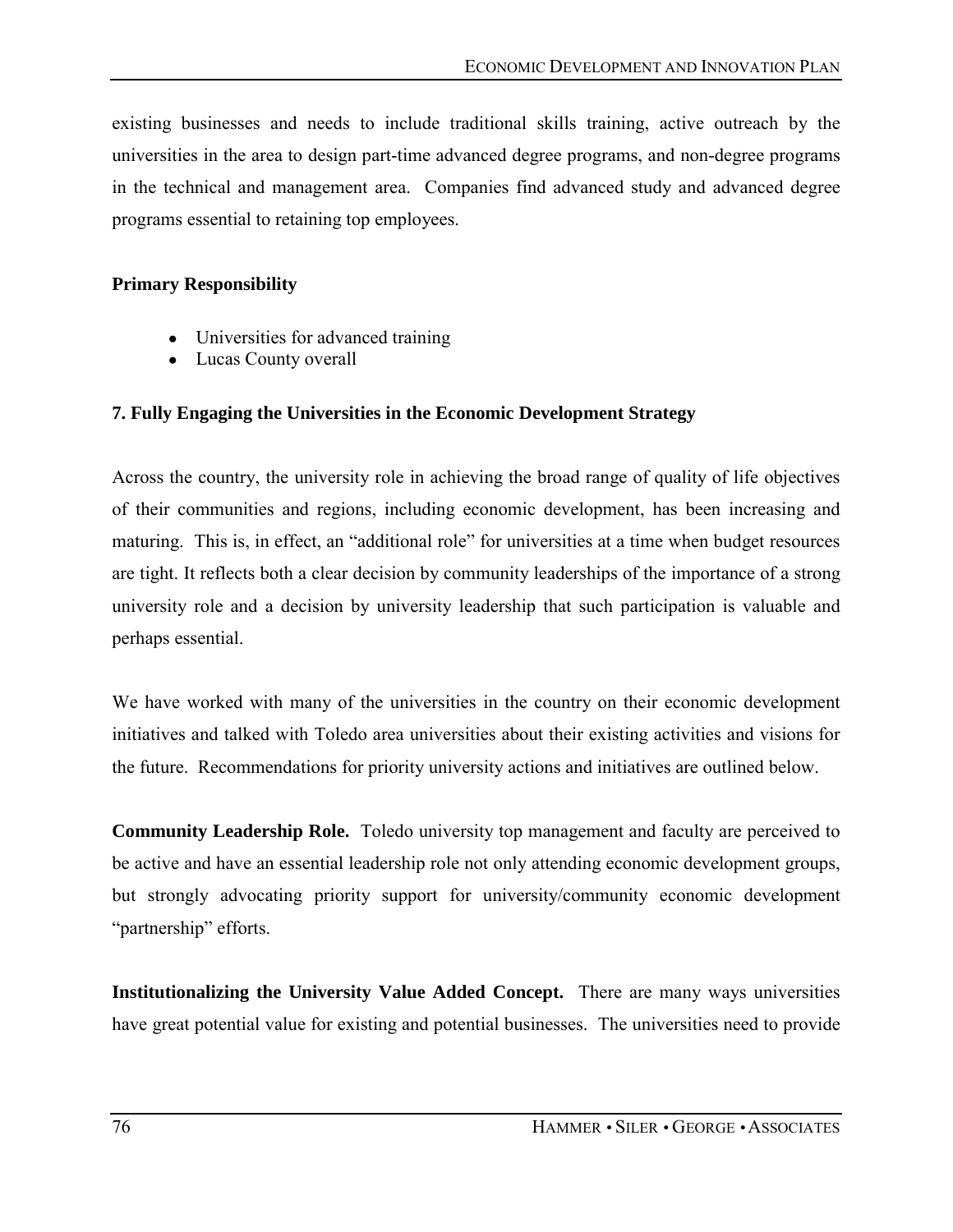existing businesses and needs to include traditional skills training, active outreach by the universities in the area to design part-time advanced degree programs, and non-degree programs in the technical and management area. Companies find advanced study and advanced degree programs essential to retaining top employees.

**Primary Responsibility**

- Universities for advanced training
- Lucas County overall

**7. Fully Engaging the Universities in the Economic Development Strategy**

Across the country, the university role in achieving the broad range of quality of life objectives of their communities and regions, including economic development, has been increasing and maturing. This is, in effect, an "additional role" for universities at a time when budget resources are tight. It reflects both a clear decision by community leaderships of the importance of a strong university role and a decision by university leadership that such participation is valuable and perhaps essential.

We have worked with many of the universities in the country on their economic development initiatives and talked with Toledo area universities about their existing activities and visions for the future. Recommendations for priority university actions and initiatives are outlined below.

**Community Leadership Role.** Toledo university top management and faculty are perceived to be active and have an essential leadership role not only attending economic development groups, but strongly advocating priority support for university/community economic development "partnership" efforts.

**Institutionalizing the University Value Added Concept.** There are many ways universities have great potential value for existing and potential businesses. The universities need to provide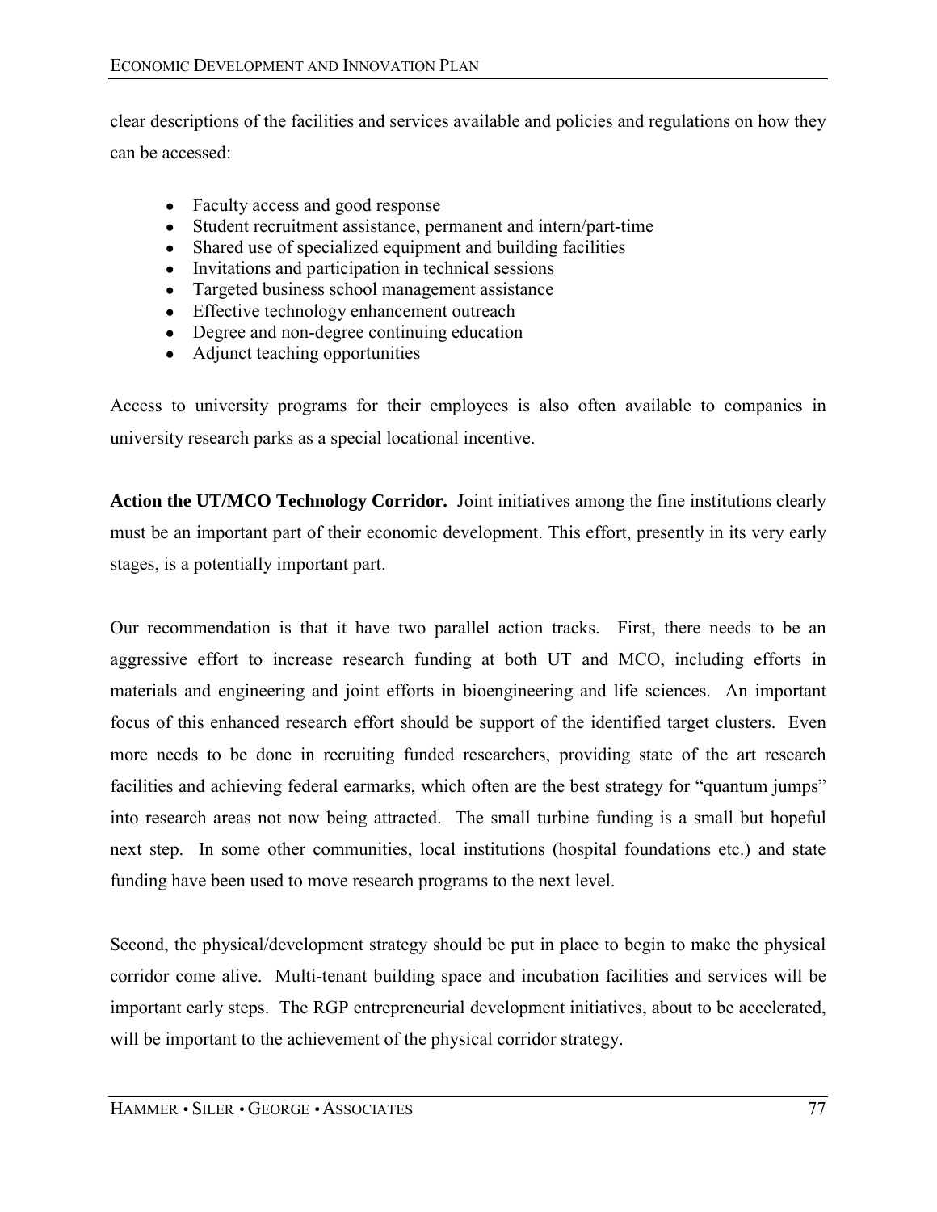clear descriptions of the facilities and services available and policies and regulations on how they can be accessed:

- Faculty access and good response
- Student recruitment assistance, permanent and intern/part-time
- Shared use of specialized equipment and building facilities
- Invitations and participation in technical sessions
- Targeted business school management assistance
- Effective technology enhancement outreach
- Degree and non-degree continuing education
- Adjunct teaching opportunities

Access to university programs for their employees is also often available to companies in university research parks as a special locational incentive.

**Action the UT/MCO Technology Corridor.** Joint initiatives among the fine institutions clearly must be an important part of their economic development. This effort, presently in its very early stages, is a potentially important part.

Our recommendation is that it have two parallel action tracks. First, there needs to be an aggressive effort to increase research funding at both UT and MCO, including efforts in materials and engineering and joint efforts in bioengineering and life sciences. An important focus of this enhanced research effort should be support of the identified target clusters. Even more needs to be done in recruiting funded researchers, providing state of the art research facilities and achieving federal earmarks, which often are the best strategy for "quantum jumps" into research areas not now being attracted. The small turbine funding is a small but hopeful next step. In some other communities, local institutions (hospital foundations etc.) and state funding have been used to move research programs to the next level.

Second, the physical/development strategy should be put in place to begin to make the physical corridor come alive. Multi-tenant building space and incubation facilities and services will be important early steps. The RGP entrepreneurial development initiatives, about to be accelerated, will be important to the achievement of the physical corridor strategy.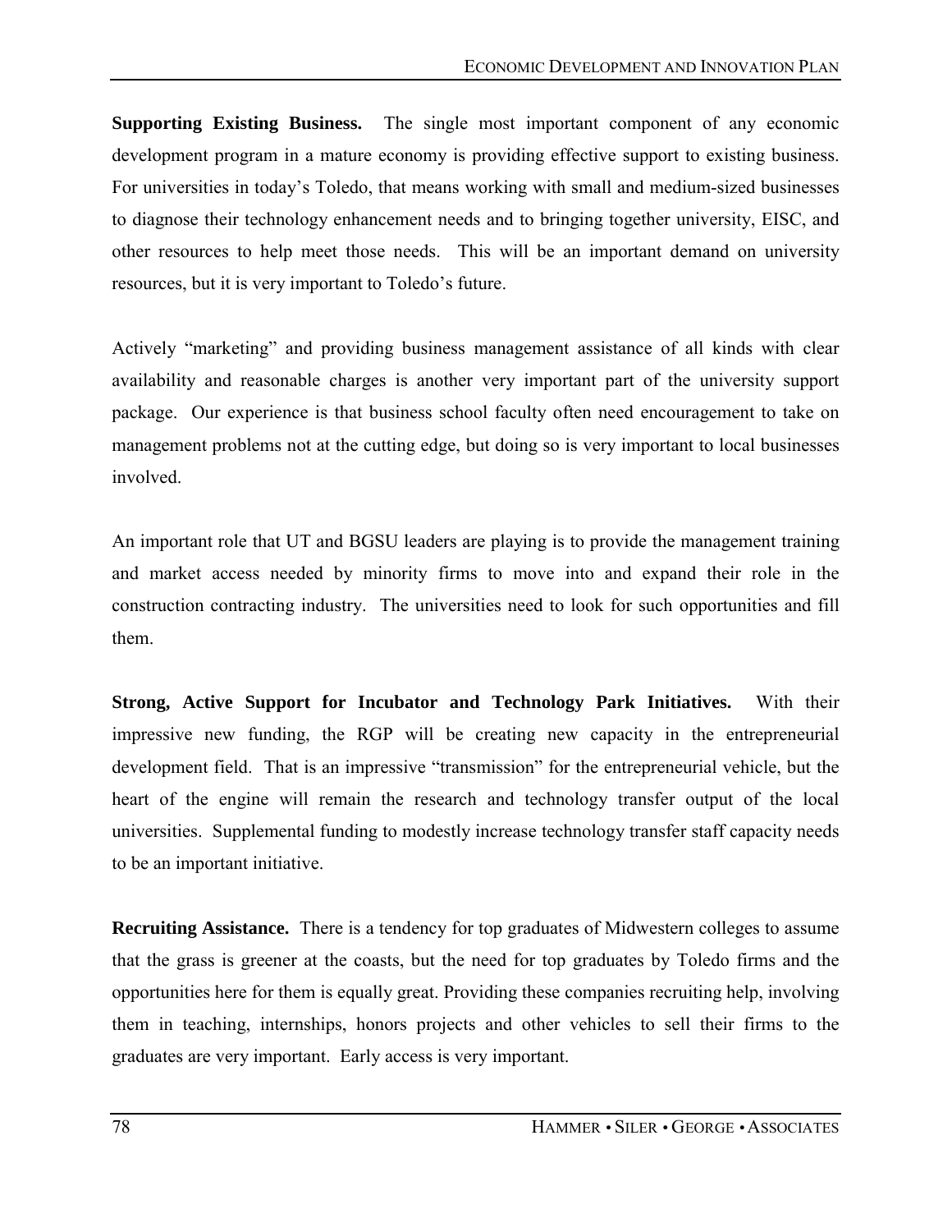**Supporting Existing Business.** The single most important component of any economic development program in a mature economy is providing effective support to existing business. For universities in today's Toledo, that means working with small and medium-sized businesses to diagnose their technology enhancement needs and to bringing together university, EISC, and other resources to help meet those needs. This will be an important demand on university resources, but it is very important to Toledo's future.

Actively "marketing" and providing business management assistance of all kinds with clear availability and reasonable charges is another very important part of the university support package. Our experience is that business school faculty often need encouragement to take on management problems not at the cutting edge, but doing so is very important to local businesses involved.

An important role that UT and BGSU leaders are playing is to provide the management training and market access needed by minority firms to move into and expand their role in the construction contracting industry. The universities need to look for such opportunities and fill them.

**Strong, Active Support for Incubator and Technology Park Initiatives.** With their impressive new funding, the RGP will be creating new capacity in the entrepreneurial development field. That is an impressive "transmission" for the entrepreneurial vehicle, but the heart of the engine will remain the research and technology transfer output of the local universities. Supplemental funding to modestly increase technology transfer staff capacity needs to be an important initiative.

**Recruiting Assistance.** There is a tendency for top graduates of Midwestern colleges to assume that the grass is greener at the coasts, but the need for top graduates by Toledo firms and the opportunities here for them is equally great. Providing these companies recruiting help, involving them in teaching, internships, honors projects and other vehicles to sell their firms to the graduates are very important. Early access is very important.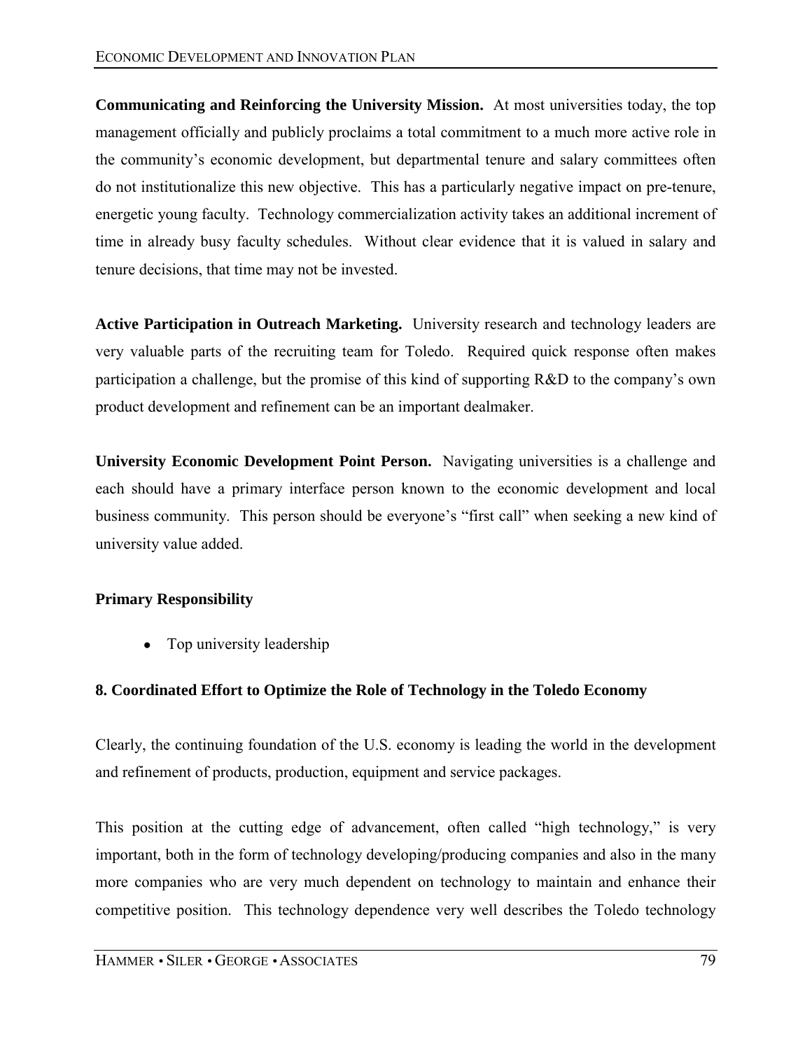**Communicating and Reinforcing the University Mission.** At most universities today, the top management officially and publicly proclaims a total commitment to a much more active role in the community's economic development, but departmental tenure and salary committees often do not institutionalize this new objective. This has a particularly negative impact on pre-tenure, energetic young faculty. Technology commercialization activity takes an additional increment of time in already busy faculty schedules. Without clear evidence that it is valued in salary and tenure decisions, that time may not be invested.

**Active Participation in Outreach Marketing.** University research and technology leaders are very valuable parts of the recruiting team for Toledo. Required quick response often makes participation a challenge, but the promise of this kind of supporting R&D to the company's own product development and refinement can be an important dealmaker.

**University Economic Development Point Person.** Navigating universities is a challenge and each should have a primary interface person known to the economic development and local business community. This person should be everyone's "first call" when seeking a new kind of university value added.

**Primary Responsibility**

- Top university leadership

### 8. Coordinated Effort to Optimize the Role of Technology in the Toledo Economy

Clearly, the continuing foundation of the U.S. economy is leading the world in the development and refinement of products, production, equipment and service packages.

This position at the cutting edge of advancement, often called "high technology," is very important, both in the form of technology developing/producing companies and also in the many more companies who are very much dependent on technology to maintain and enhance their competitive position. This technology dependence very well describes the Toledo technology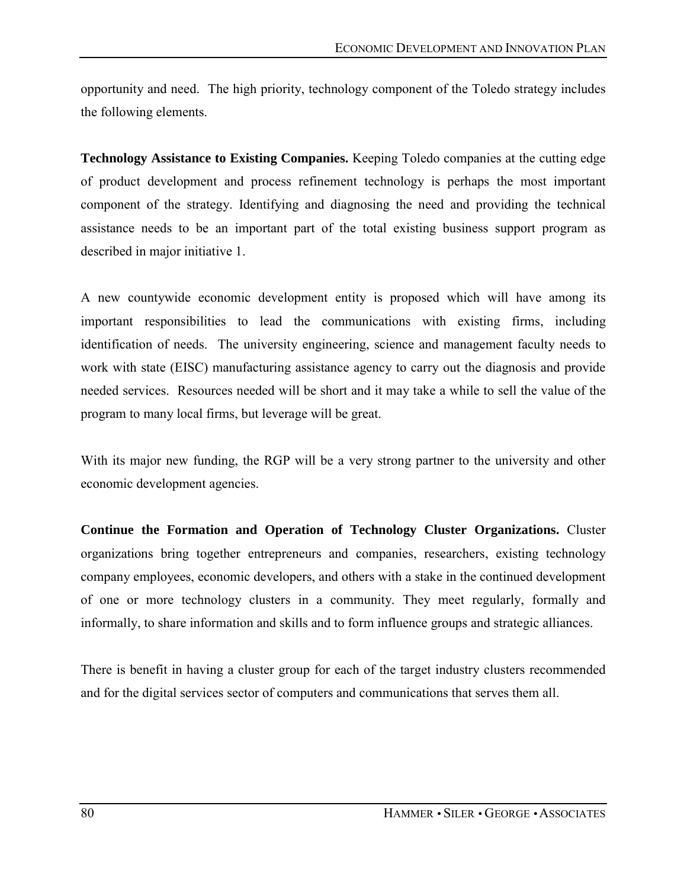opportunity and need. The high priority, technology component of the Toledo strategy includes the following elements.

**Technology Assistance to Existing Companies.** Keeping Toledo companies at the cutting edge of product development and process refinement technology is perhaps the most important component of the strategy. Identifying and diagnosing the need and providing the technical assistance needs to be an important part of the total existing business support program as described in major initiative 1.

A new countywide economic development entity is proposed which will have among its important responsibilities to lead the communications with existing firms, including identification of needs. The university engineering, science and management faculty needs to work with state (EISC) manufacturing assistance agency to carry out the diagnosis and provide needed services. Resources needed will be short and it may take a while to sell the value of the program to many local firms, but leverage will be great.

With its major new funding, the RGP will be a very strong partner to the university and other economic development agencies.

**Continue the Formation and Operation of Technology Cluster Organizations.** Cluster organizations bring together entrepreneurs and companies, researchers, existing technology company employees, economic developers, and others with a stake in the continued development of one or more technology clusters in a community. They meet regularly, formally and informally, to share information and skills and to form influence groups and strategic alliances.

There is benefit in having a cluster group for each of the target industry clusters recommended and for the digital services sector of computers and communications that serves them all.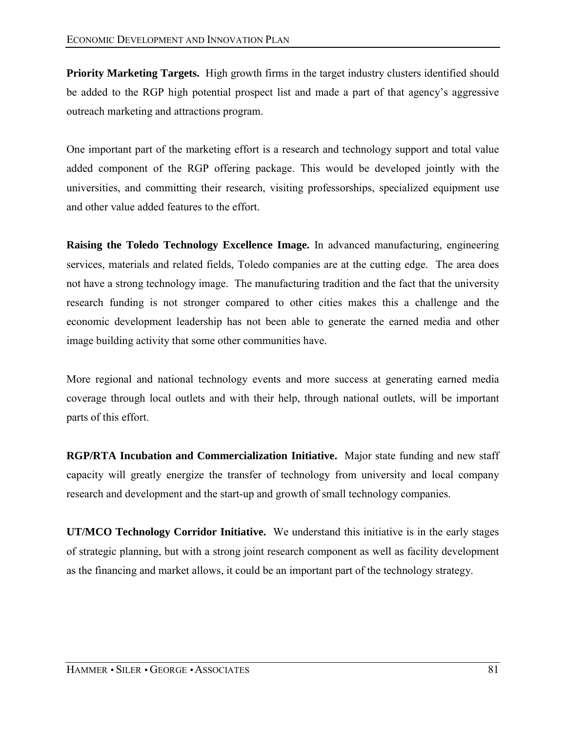**Priority Marketing Targets.** High growth firms in the target industry clusters identified should be added to the RGP high potential prospect list and made a part of that agency's aggressive outreach marketing and attractions program.

One important part of the marketing effort is a research and technology support and total value added component of the RGP offering package. This would be developed jointly with the universities, and committing their research, visiting professorships, specialized equipment use and other value added features to the effort.

**Raising the Toledo Technology Excellence Image.** In advanced manufacturing, engineering services, materials and related fields, Toledo companies are at the cutting edge. The area does not have a strong technology image. The manufacturing tradition and the fact that the university research funding is not stronger compared to other cities makes this a challenge and the economic development leadership has not been able to generate the earned media and other image building activity that some other communities have.

More regional and national technology events and more success at generating earned media coverage through local outlets and with their help, through national outlets, will be important parts of this effort.

**RGP/RTA Incubation and Commercialization Initiative.** Major state funding and new staff capacity will greatly energize the transfer of technology from university and local company research and development and the start-up and growth of small technology companies.

**UT/MCO Technology Corridor Initiative.** We understand this initiative is in the early stages of strategic planning, but with a strong joint research component as well as facility development as the financing and market allows, it could be an important part of the technology strategy.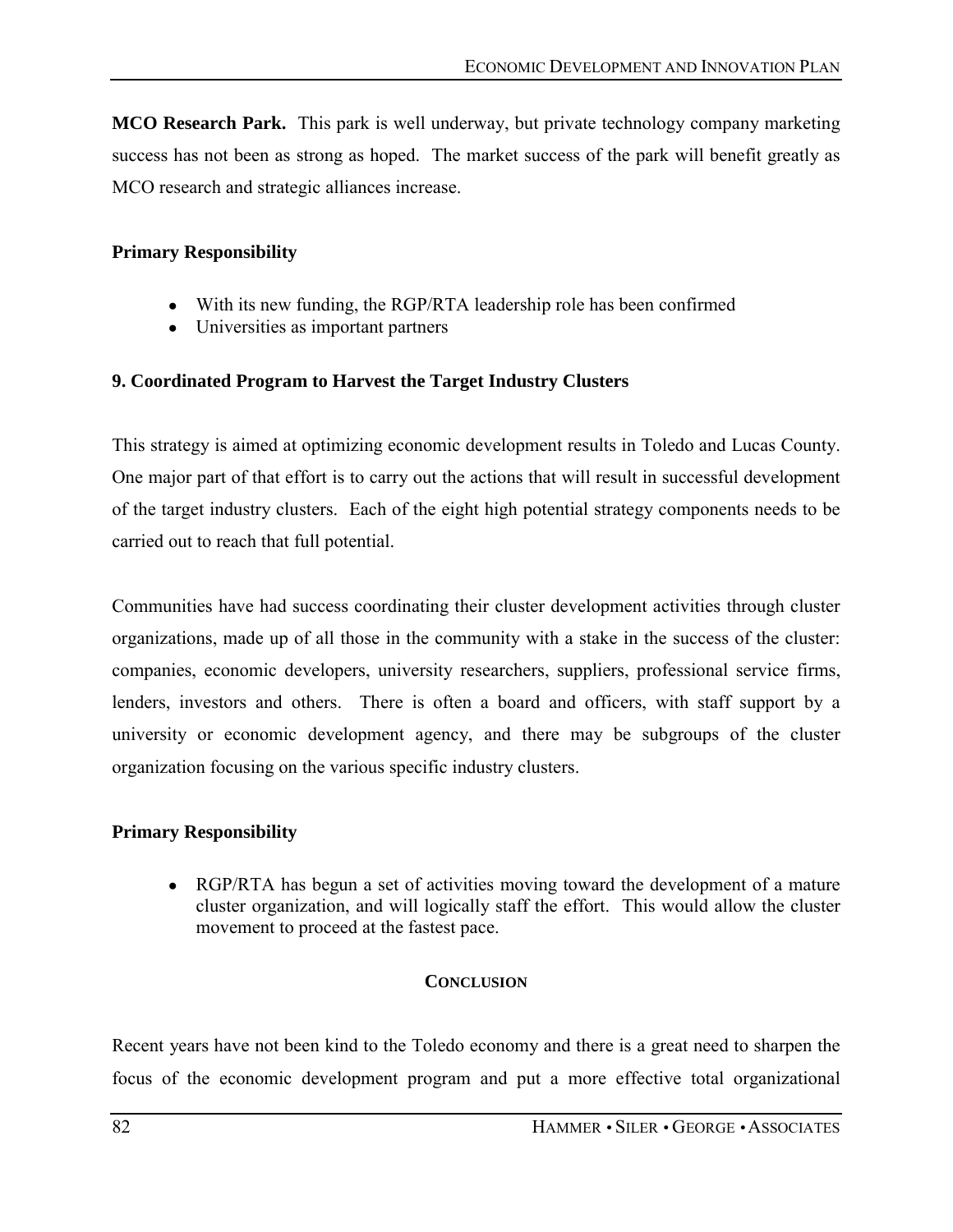**MCO Research Park.** This park is well underway, but private technology company marketing success has not been as strong as hoped. The market success of the park will benefit greatly as MCO research and strategic alliances increase.

**Primary Responsibility**

- With its new funding, the RGP/RTA leadership role has been confirmed
- Universities as important partners

### 9. Coordinated Program to Harvest the Target Industry Clusters

This strategy is aimed at optimizing economic development results in Toledo and Lucas County. One major part of that effort is to carry out the actions that will result in successful development of the target industry clusters. Each of the eight high potential strategy components needs to be carried out to reach that full potential.

Communities have had success coordinating their cluster development activities through cluster organizations, made up of all those in the community with a stake in the success of the cluster: companies, economic developers, university researchers, suppliers, professional service firms, lenders, investors and others. There is often a board and officers, with staff support by a university or economic development agency, and there may be subgroups of the cluster organization focusing on the various specific industry clusters.

**Primary Responsibility**

- RGP/RTA has begun a set of activities moving toward the development of a mature cluster organization, and will logically staff the effort. This would allow the cluster movement to proceed at the fastest pace.

## CONCLUSION

Recent years have not been kind to the Toledo economy and there is a great need to sharpen the focus of the economic development program and put a more effective total organizational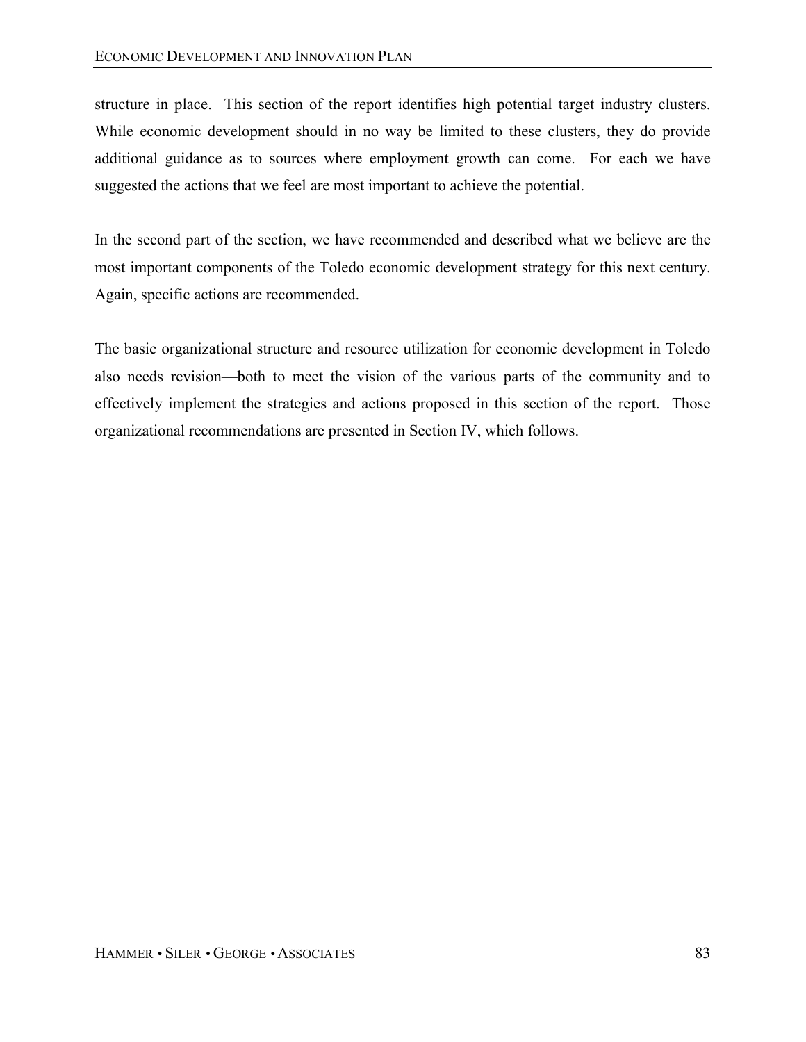structure in place. This section of the report identifies high potential target industry clusters. While economic development should in no way be limited to these clusters, they do provide additional guidance as to sources where employment growth can come. For each we have suggested the actions that we feel are most important to achieve the potential.

In the second part of the section, we have recommended and described what we believe are the most important components of the Toledo economic development strategy for this next century. Again, specific actions are recommended.

The basic organizational structure and resource utilization for economic development in Toledo also needs revision—both to meet the vision of the various parts of the community and to effectively implement the strategies and actions proposed in this section of the report. Those organizational recommendations are presented in Section IV, which follows.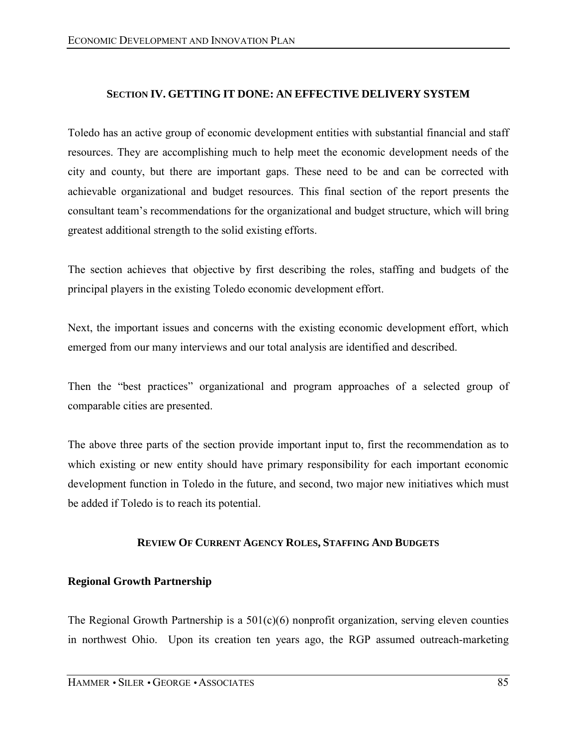## SECTION IV. GETTING IT DONE: AN EFFECTIVE DELIVERY SYSTEM

Toledo has an active group of economic development entities with substantial financial and staff resources. They are accomplishing much to help meet the economic development needs of the city and county, but there are important gaps. These need to be and can be corrected with achievable organizational and budget resources. This final section of the report presents the consultant team's recommendations for the organizational and budget structure, which will bring greatest additional strength to the solid existing efforts.

The section achieves that objective by first describing the roles, staffing and budgets of the principal players in the existing Toledo economic development effort.

Next, the important issues and concerns with the existing economic development effort, which emerged from our many interviews and our total analysis are identified and described.

Then the "best practices" organizational and program approaches of a selected group of comparable cities are presented.

The above three parts of the section provide important input to, first the recommendation as to which existing or new entity should have primary responsibility for each important economic development function in Toledo in the future, and second, two major new initiatives which must be added if Toledo is to reach its potential.

### REVIEW OF CURRENT AGENCY ROLES, STAFFING AND BUDGETS

#### Regional Growth Partnership

The Regional Growth Partnership is a 501(c)(6) nonprofit organization, serving eleven counties in northwest Ohio. Upon its creation ten years ago, the RGP assumed outreach-marketing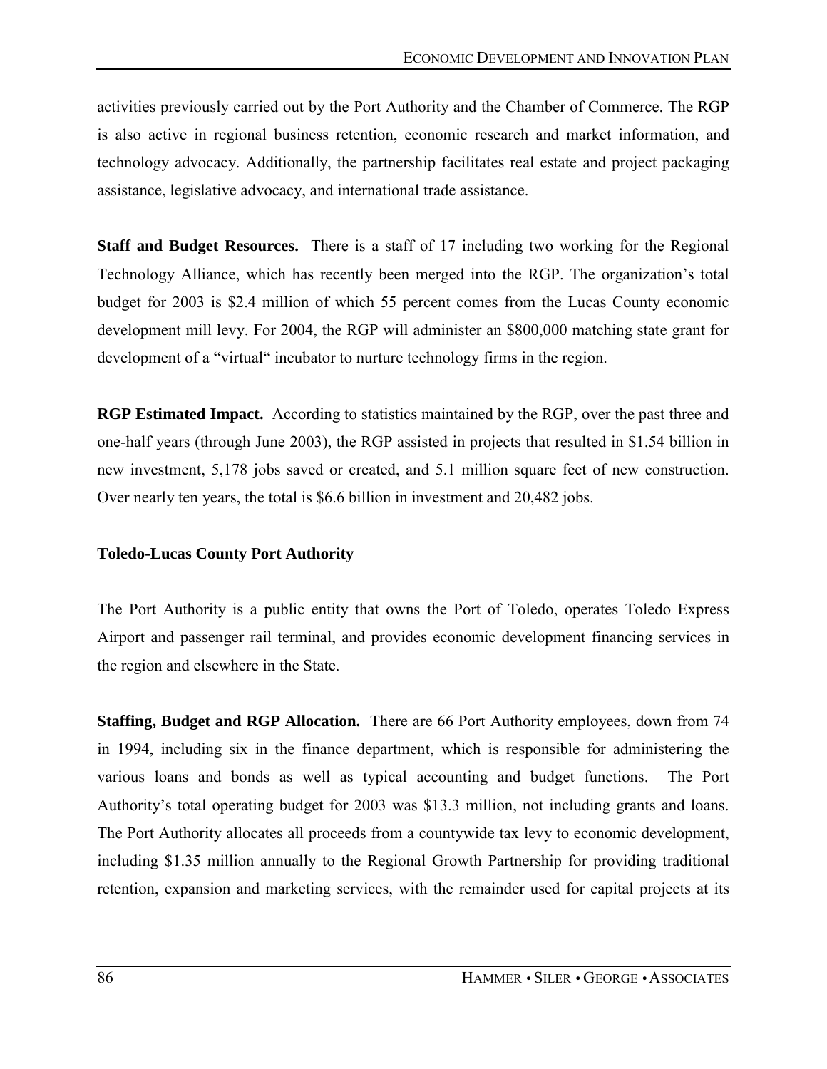activities previously carried out by the Port Authority and the Chamber of Commerce. The RGP is also active in regional business retention, economic research and market information, and technology advocacy. Additionally, the partnership facilitates real estate and project packaging assistance, legislative advocacy, and international trade assistance.

**Staff and Budget Resources.** There is a staff of 17 including two working for the Regional Technology Alliance, which has recently been merged into the RGP. The organization's total budget for 2003 is $2.4 million of which 55 percent comes from the Lucas County economic development mill levy. For 2004, the RGP will administer an $800,000 matching state grant for development of a "virtual" incubator to nurture technology firms in the region.

**RGP Estimated Impact.** According to statistics maintained by the RGP, over the past three and one-half years (through June 2003), the RGP assisted in projects that resulted in $1.54 billion in new investment, 5,178 jobs saved or created, and 5.1 million square feet of new construction. Over nearly ten years, the total is $6.6 billion in investment and 20,482 jobs.

### Toledo-Lucas County Port Authority

The Port Authority is a public entity that owns the Port of Toledo, operates Toledo Express Airport and passenger rail terminal, and provides economic development financing services in the region and elsewhere in the State.

**Staffing, Budget and RGP Allocation.** There are 66 Port Authority employees, down from 74 in 1994, including six in the finance department, which is responsible for administering the various loans and bonds as well as typical accounting and budget functions. The Port Authority's total operating budget for 2003 was $13.3 million, not including grants and loans. The Port Authority allocates all proceeds from a countywide tax levy to economic development, including $1.35 million annually to the Regional Growth Partnership for providing traditional retention, expansion and marketing services, with the remainder used for capital projects at its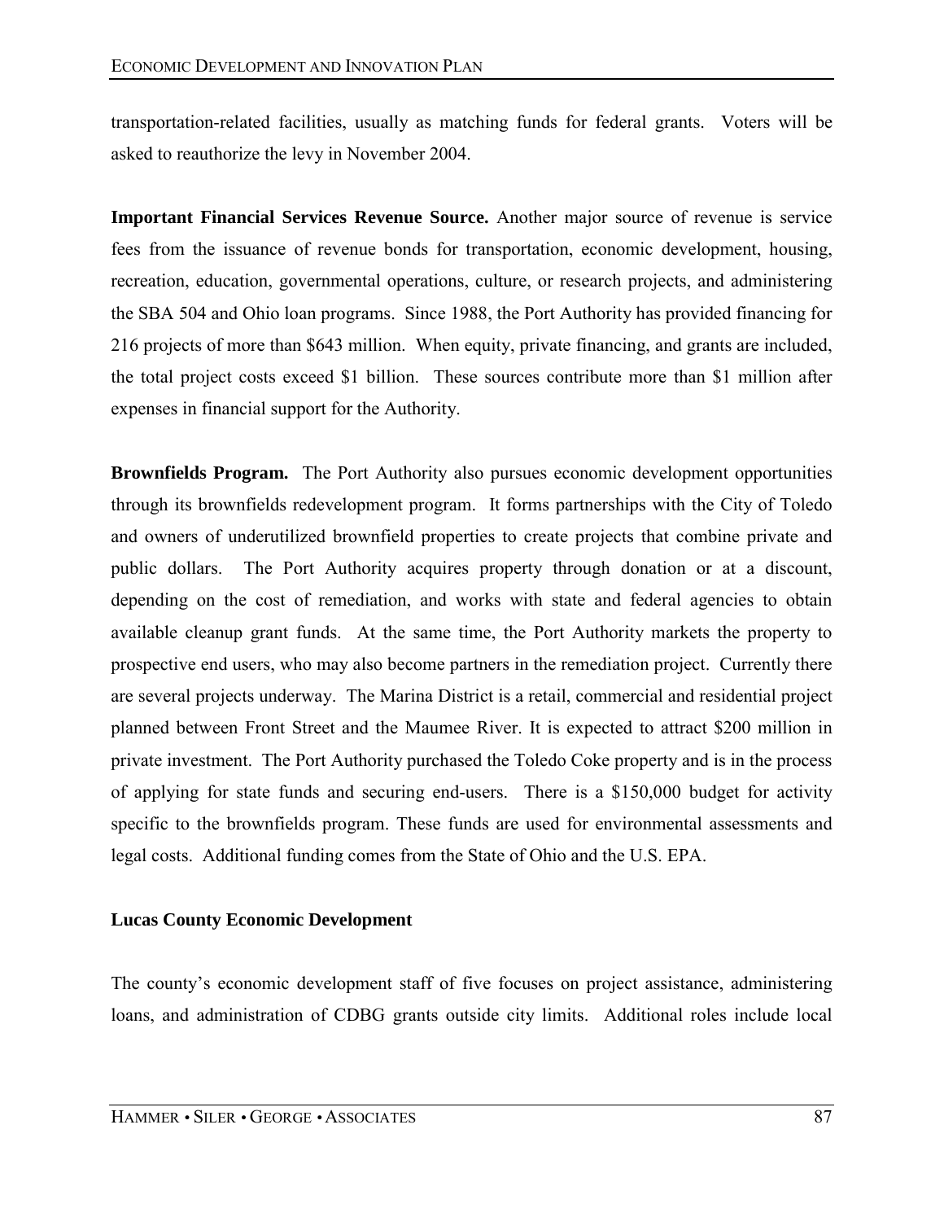transportation-related facilities, usually as matching funds for federal grants. Voters will be asked to reauthorize the levy in November 2004.

**Important Financial Services Revenue Source.** Another major source of revenue is service fees from the issuance of revenue bonds for transportation, economic development, housing, recreation, education, governmental operations, culture, or research projects, and administering the SBA 504 and Ohio loan programs. Since 1988, the Port Authority has provided financing for 216 projects of more than $643 million. When equity, private financing, and grants are included, the total project costs exceed $1 billion. These sources contribute more than $1 million after expenses in financial support for the Authority.

**Brownfields Program.** The Port Authority also pursues economic development opportunities through its brownfields redevelopment program. It forms partnerships with the City of Toledo and owners of underutilized brownfield properties to create projects that combine private and public dollars. The Port Authority acquires property through donation or at a discount, depending on the cost of remediation, and works with state and federal agencies to obtain available cleanup grant funds. At the same time, the Port Authority markets the property to prospective end users, who may also become partners in the remediation project. Currently there are several projects underway. The Marina District is a retail, commercial and residential project planned between Front Street and the Maumee River. It is expected to attract $200 million in private investment. The Port Authority purchased the Toledo Coke property and is in the process of applying for state funds and securing end-users. There is a $150,000 budget for activity specific to the brownfields program. These funds are used for environmental assessments and legal costs. Additional funding comes from the State of Ohio and the U.S. EPA.

### Lucas County Economic Development

The county's economic development staff of five focuses on project assistance, administering loans, and administration of CDBG grants outside city limits. Additional roles include local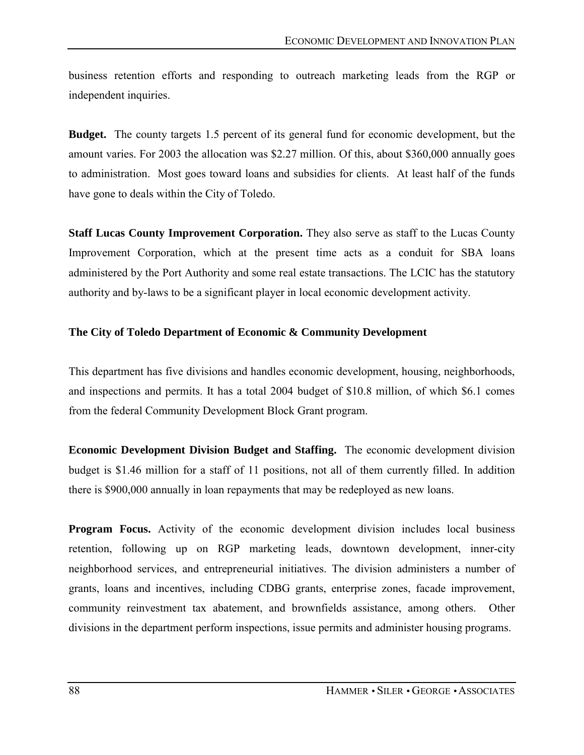business retention efforts and responding to outreach marketing leads from the RGP or independent inquiries.

**Budget.** The county targets 1.5 percent of its general fund for economic development, but the amount varies. For 2003 the allocation was $2.27 million. Of this, about $360,000 annually goes to administration. Most goes toward loans and subsidies for clients. At least half of the funds have gone to deals within the City of Toledo.

**Staff Lucas County Improvement Corporation.** They also serve as staff to the Lucas County Improvement Corporation, which at the present time acts as a conduit for SBA loans administered by the Port Authority and some real estate transactions. The LCIC has the statutory authority and by-laws to be a significant player in local economic development activity.

### The City of Toledo Department of Economic & Community Development

This department has five divisions and handles economic development, housing, neighborhoods, and inspections and permits. It has a total 2004 budget of $10.8 million, of which $6.1 comes from the federal Community Development Block Grant program.

**Economic Development Division Budget and Staffing.** The economic development division budget is $1.46 million for a staff of 11 positions, not all of them currently filled. In addition there is $900,000 annually in loan repayments that may be redeployed as new loans.

**Program Focus.** Activity of the economic development division includes local business retention, following up on RGP marketing leads, downtown development, inner-city neighborhood services, and entrepreneurial initiatives. The division administers a number of grants, loans and incentives, including CDBG grants, enterprise zones, facade improvement, community reinvestment tax abatement, and brownfields assistance, among others. Other divisions in the department perform inspections, issue permits and administer housing programs.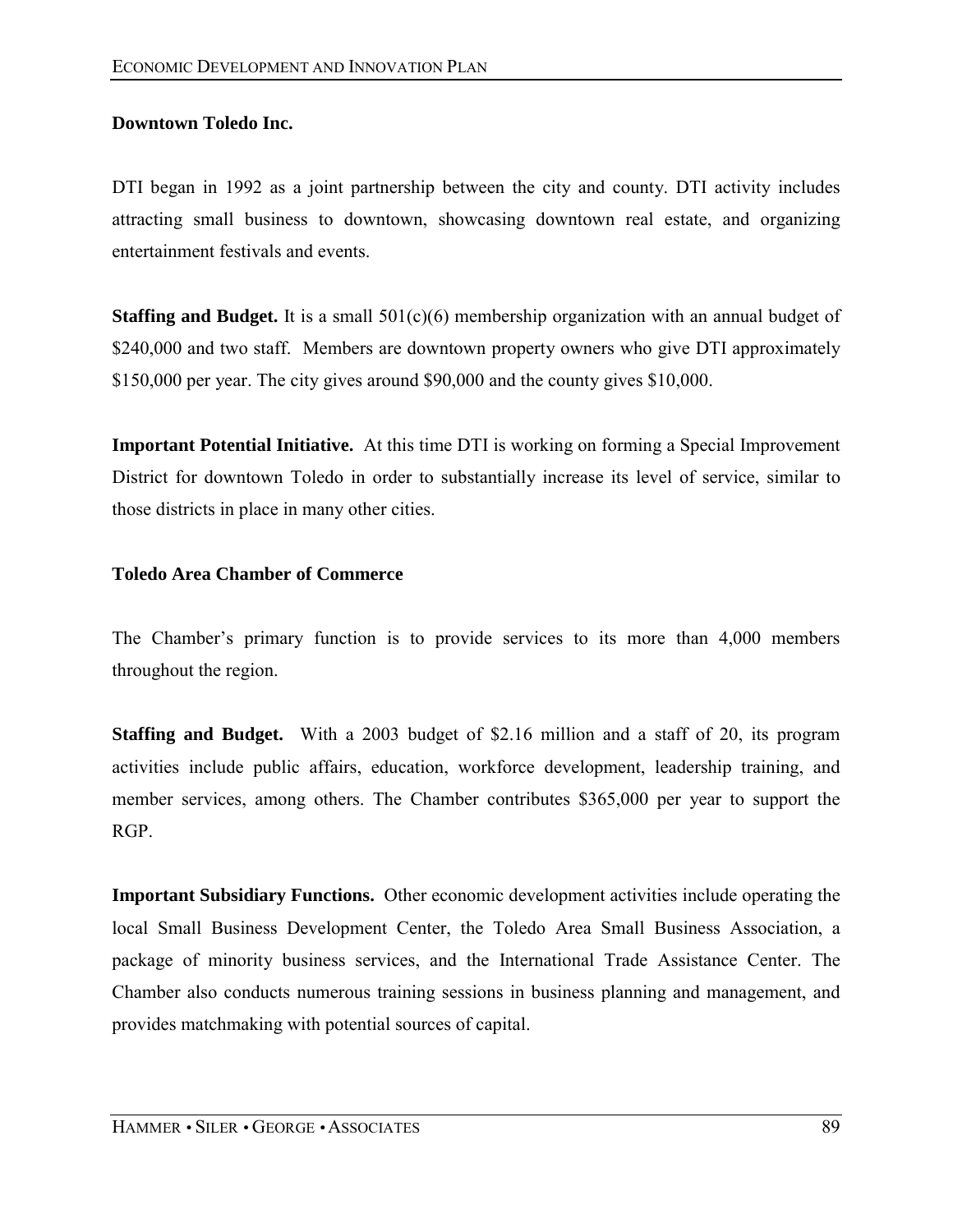### Downtown Toledo Inc.

DTI began in 1992 as a joint partnership between the city and county. DTI activity includes attracting small business to downtown, showcasing downtown real estate, and organizing entertainment festivals and events.

**Staffing and Budget.** It is a small 501(c)(6) membership organization with an annual budget of $240,000 and two staff. Members are downtown property owners who give DTI approximately $150,000 per year. The city gives around $90,000 and the county gives $10,000.

**Important Potential Initiative.** At this time DTI is working on forming a Special Improvement District for downtown Toledo in order to substantially increase its level of service, similar to those districts in place in many other cities.

### Toledo Area Chamber of Commerce

The Chamber's primary function is to provide services to its more than 4,000 members throughout the region.

**Staffing and Budget.** With a 2003 budget of $2.16 million and a staff of 20, its program activities include public affairs, education, workforce development, leadership training, and member services, among others. The Chamber contributes $365,000 per year to support the RGP.

**Important Subsidiary Functions.** Other economic development activities include operating the local Small Business Development Center, the Toledo Area Small Business Association, a package of minority business services, and the International Trade Assistance Center. The Chamber also conducts numerous training sessions in business planning and management, and provides matchmaking with potential sources of capital.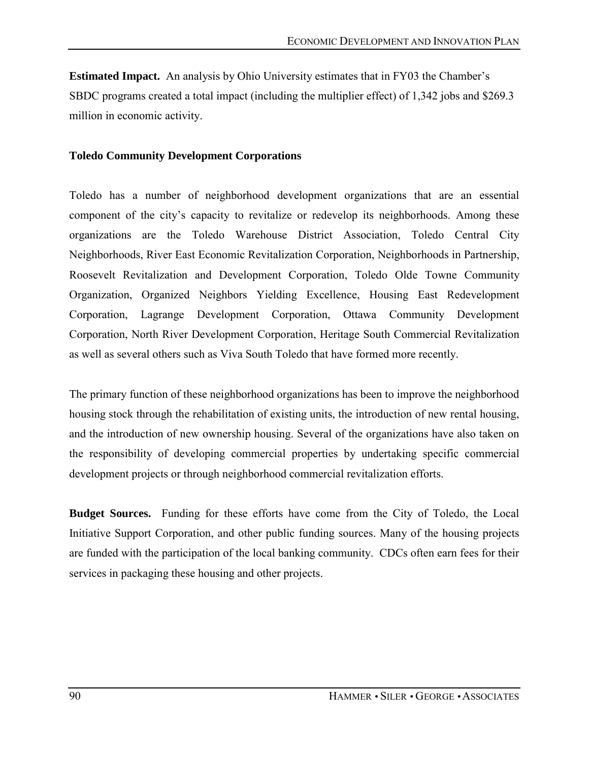**Estimated Impact.** An analysis by Ohio University estimates that in FY03 the Chamber's SBDC programs created a total impact (including the multiplier effect) of 1,342 jobs and $269.3 million in economic activity.

### Toledo Community Development Corporations

Toledo has a number of neighborhood development organizations that are an essential component of the city's capacity to revitalize or redevelop its neighborhoods. Among these organizations are the Toledo Warehouse District Association, Toledo Central City Neighborhoods, River East Economic Revitalization Corporation, Neighborhoods in Partnership, Roosevelt Revitalization and Development Corporation, Toledo Olde Towne Community Organization, Organized Neighbors Yielding Excellence, Housing East Redevelopment Corporation, Lagrange Development Corporation, Ottawa Community Development Corporation, North River Development Corporation, Heritage South Commercial Revitalization as well as several others such as Viva South Toledo that have formed more recently.

The primary function of these neighborhood organizations has been to improve the neighborhood housing stock through the rehabilitation of existing units, the introduction of new rental housing, and the introduction of new ownership housing. Several of the organizations have also taken on the responsibility of developing commercial properties by undertaking specific commercial development projects or through neighborhood commercial revitalization efforts.

**Budget Sources.** Funding for these efforts have come from the City of Toledo, the Local Initiative Support Corporation, and other public funding sources. Many of the housing projects are funded with the participation of the local banking community. CDCs often earn fees for their services in packaging these housing and other projects.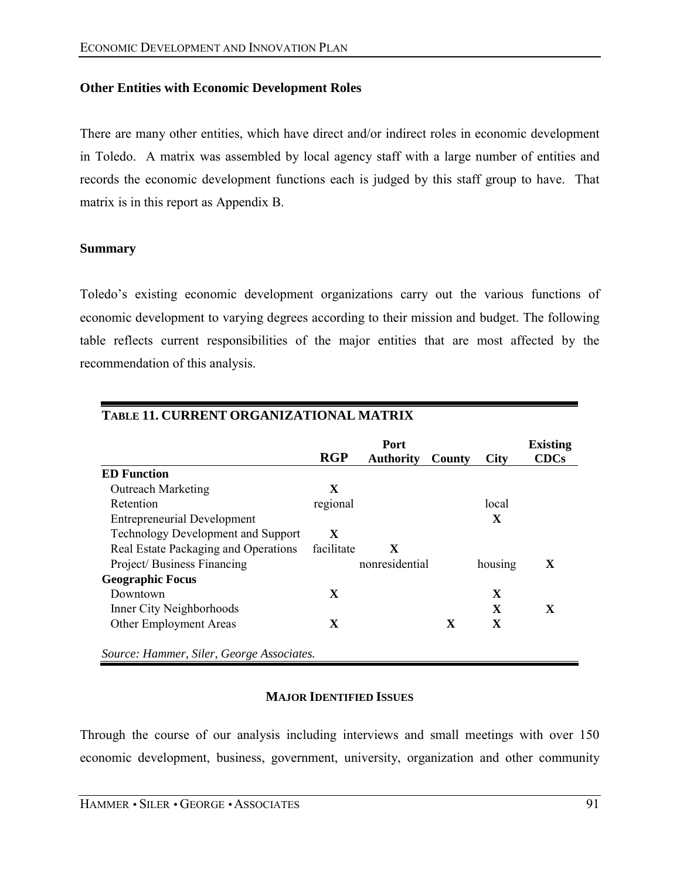**Other Entities with Economic Development Roles**

There are many other entities, which have direct and/or indirect roles in economic development in Toledo. A matrix was assembled by local agency staff with a large number of entities and records the economic development functions each is judged by this staff group to have. That matrix is in this report as Appendix B.

**Summary**

Toledo's existing economic development organizations carry out the various functions of economic development to varying degrees according to their mission and budget. The following table reflects current responsibilities of the major entities that are most affected by the recommendation of this analysis.

**TABLE 11. CURRENT ORGANIZATIONAL MATRIX**

| | RGP | Port Authority | County | City | Existing CDCs |
|---|---|---|---|---|---|
| **ED Function** | | | | | |
| Outreach Marketing | X | | | | |
| Retention | regional | | | local | |
| Entrepreneurial Development | | | | X | |
| Technology Development and Support | X | | | | |
| Real Estate Packaging and Operations | facilitate | X | | | |
| Project/ Business Financing | | nonresidential | | housing | X |
| **Geographic Focus** | | | | | |
| Downtown | X | | | X | |
| Inner City Neighborhoods | | | | X | X |
| Other Employment Areas | X | | X | X | |

*Source: Hammer, Siler, George Associates.*

## MAJOR IDENTIFIED ISSUES

Through the course of our analysis including interviews and small meetings with over 150 economic development, business, government, university, organization and other community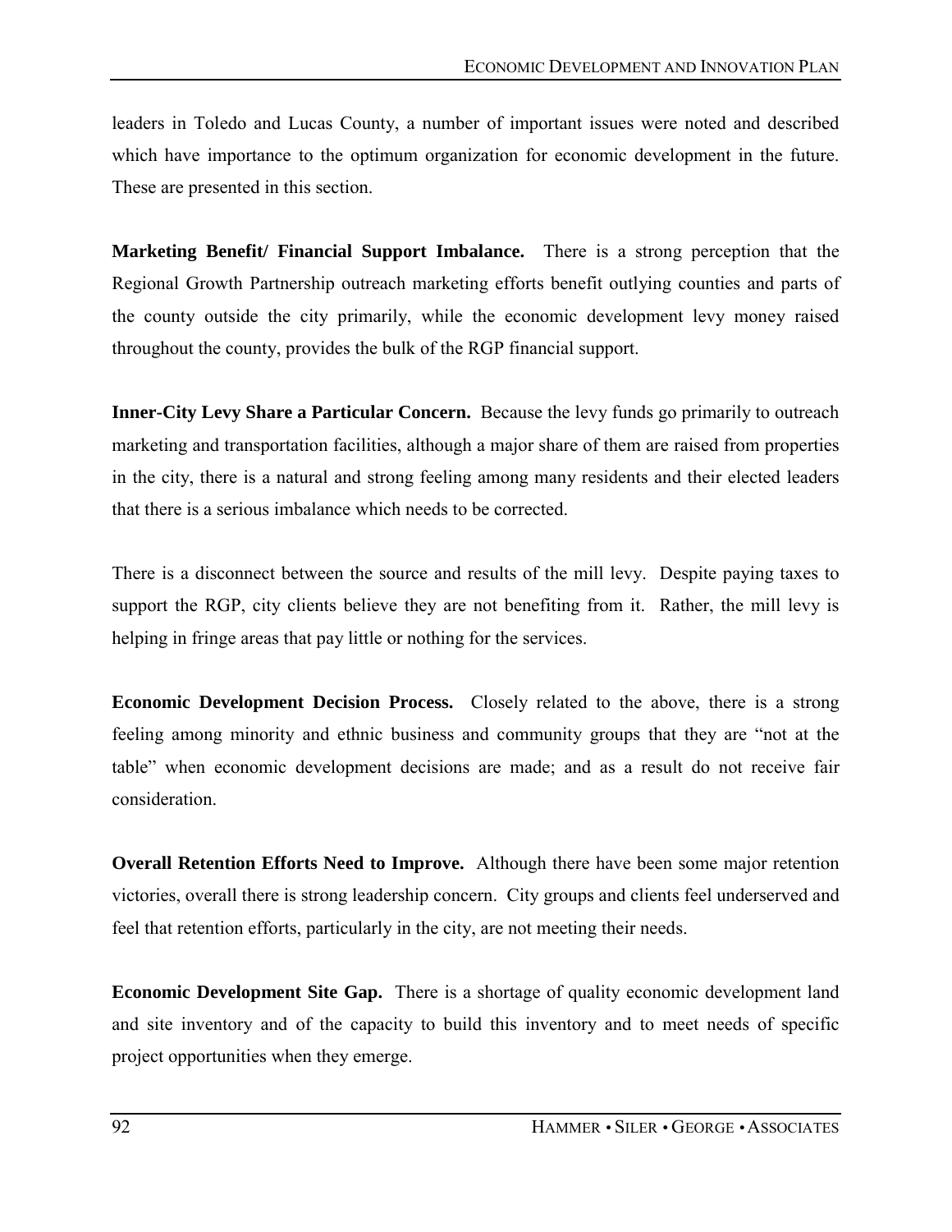leaders in Toledo and Lucas County, a number of important issues were noted and described which have importance to the optimum organization for economic development in the future. These are presented in this section.

**Marketing Benefit/ Financial Support Imbalance.** There is a strong perception that the Regional Growth Partnership outreach marketing efforts benefit outlying counties and parts of the county outside the city primarily, while the economic development levy money raised throughout the county, provides the bulk of the RGP financial support.

**Inner-City Levy Share a Particular Concern.** Because the levy funds go primarily to outreach marketing and transportation facilities, although a major share of them are raised from properties in the city, there is a natural and strong feeling among many residents and their elected leaders that there is a serious imbalance which needs to be corrected.

There is a disconnect between the source and results of the mill levy. Despite paying taxes to support the RGP, city clients believe they are not benefiting from it. Rather, the mill levy is helping in fringe areas that pay little or nothing for the services.

**Economic Development Decision Process.** Closely related to the above, there is a strong feeling among minority and ethnic business and community groups that they are "not at the table" when economic development decisions are made; and as a result do not receive fair consideration.

**Overall Retention Efforts Need to Improve.** Although there have been some major retention victories, overall there is strong leadership concern. City groups and clients feel underserved and feel that retention efforts, particularly in the city, are not meeting their needs.

**Economic Development Site Gap.** There is a shortage of quality economic development land and site inventory and of the capacity to build this inventory and to meet needs of specific project opportunities when they emerge.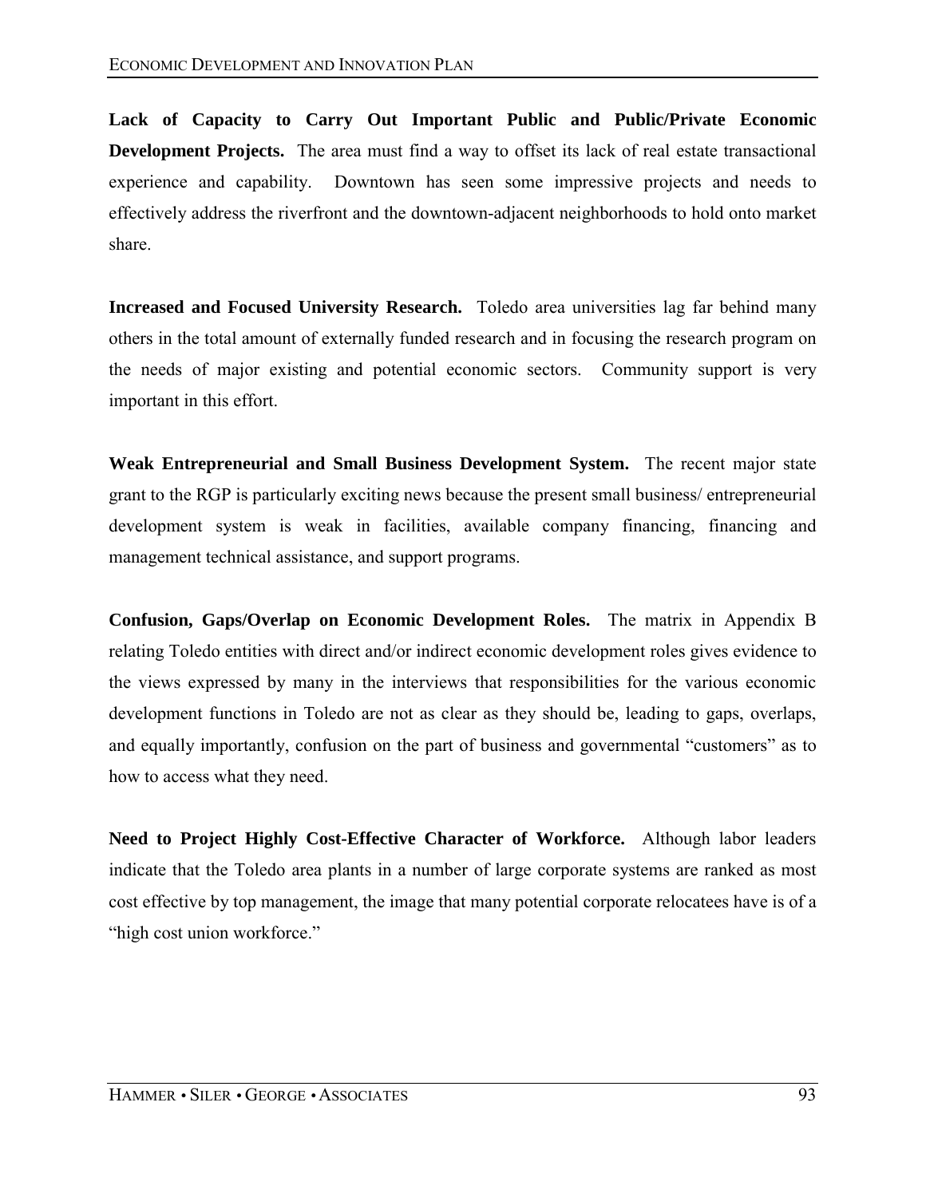**Lack of Capacity to Carry Out Important Public and Public/Private Economic Development Projects.** The area must find a way to offset its lack of real estate transactional experience and capability. Downtown has seen some impressive projects and needs to effectively address the riverfront and the downtown-adjacent neighborhoods to hold onto market share.

**Increased and Focused University Research.** Toledo area universities lag far behind many others in the total amount of externally funded research and in focusing the research program on the needs of major existing and potential economic sectors. Community support is very important in this effort.

**Weak Entrepreneurial and Small Business Development System.** The recent major state grant to the RGP is particularly exciting news because the present small business/ entrepreneurial development system is weak in facilities, available company financing, financing and management technical assistance, and support programs.

**Confusion, Gaps/Overlap on Economic Development Roles.** The matrix in Appendix B relating Toledo entities with direct and/or indirect economic development roles gives evidence to the views expressed by many in the interviews that responsibilities for the various economic development functions in Toledo are not as clear as they should be, leading to gaps, overlaps, and equally importantly, confusion on the part of business and governmental "customers" as to how to access what they need.

**Need to Project Highly Cost-Effective Character of Workforce.** Although labor leaders indicate that the Toledo area plants in a number of large corporate systems are ranked as most cost effective by top management, the image that many potential corporate relocatees have is of a "high cost union workforce."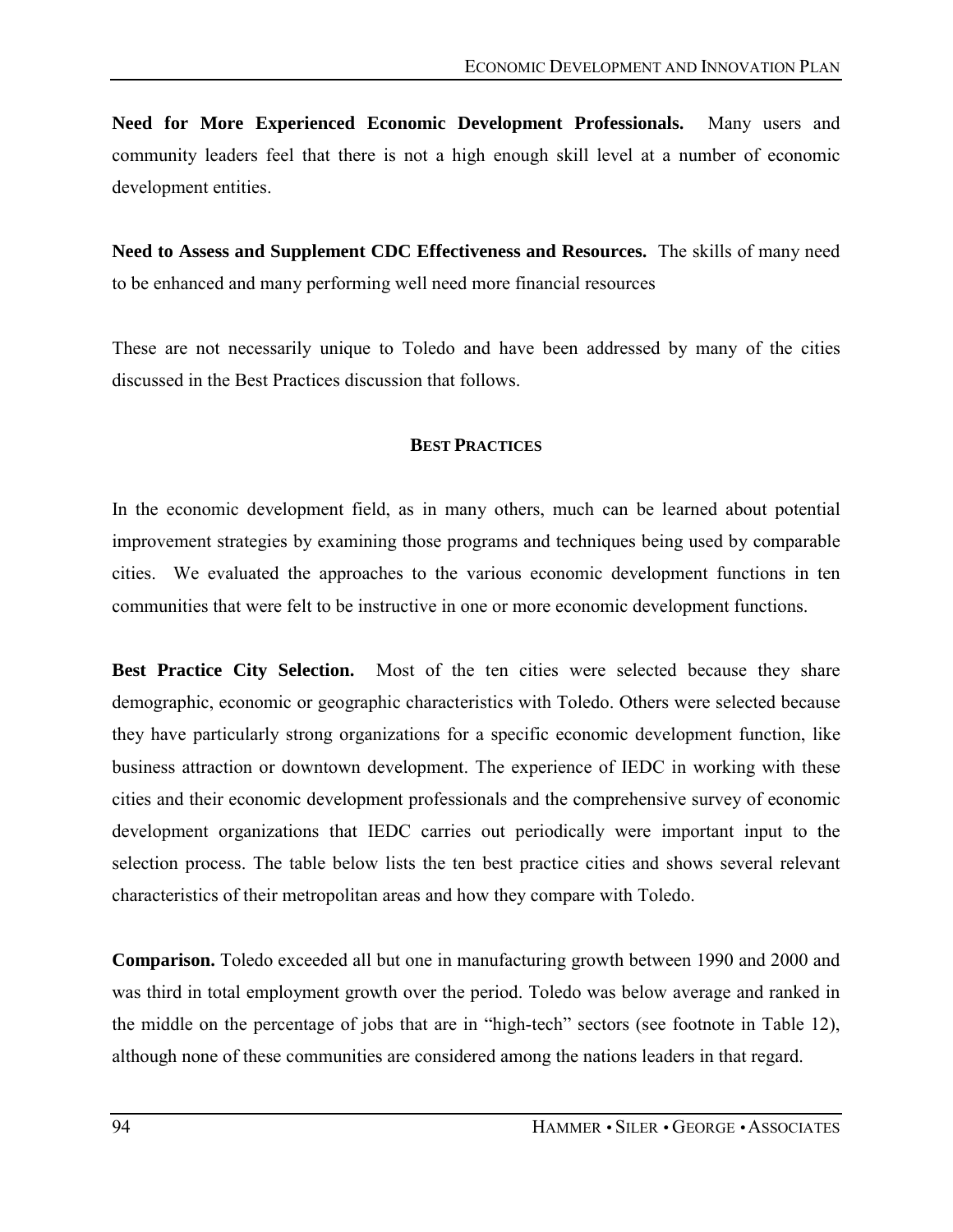**Need for More Experienced Economic Development Professionals.** Many users and community leaders feel that there is not a high enough skill level at a number of economic development entities.

**Need to Assess and Supplement CDC Effectiveness and Resources.** The skills of many need to be enhanced and many performing well need more financial resources

These are not necessarily unique to Toledo and have been addressed by many of the cities discussed in the Best Practices discussion that follows.

## BEST PRACTICES

In the economic development field, as in many others, much can be learned about potential improvement strategies by examining those programs and techniques being used by comparable cities. We evaluated the approaches to the various economic development functions in ten communities that were felt to be instructive in one or more economic development functions.

**Best Practice City Selection.** Most of the ten cities were selected because they share demographic, economic or geographic characteristics with Toledo. Others were selected because they have particularly strong organizations for a specific economic development function, like business attraction or downtown development. The experience of IEDC in working with these cities and their economic development professionals and the comprehensive survey of economic development organizations that IEDC carries out periodically were important input to the selection process. The table below lists the ten best practice cities and shows several relevant characteristics of their metropolitan areas and how they compare with Toledo.

**Comparison.** Toledo exceeded all but one in manufacturing growth between 1990 and 2000 and was third in total employment growth over the period. Toledo was below average and ranked in the middle on the percentage of jobs that are in "high-tech" sectors (see footnote in Table 12), although none of these communities are considered among the nations leaders in that regard.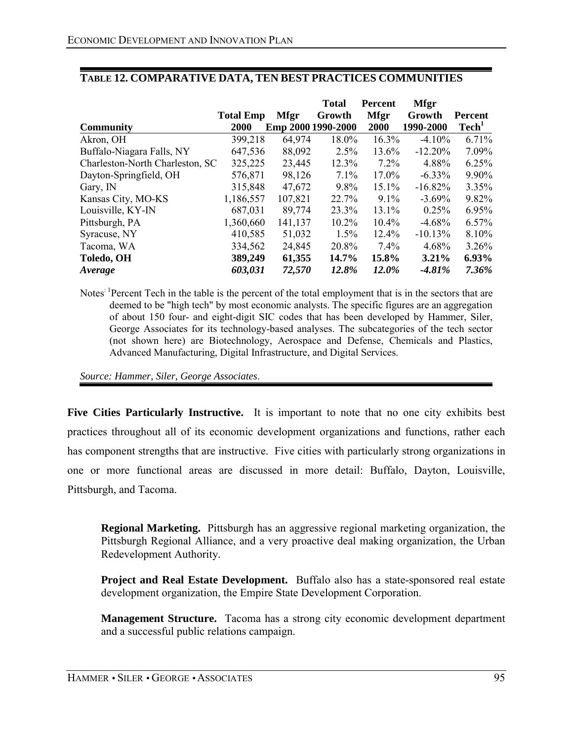## TABLE 12. COMPARATIVE DATA, TEN BEST PRACTICES COMMUNITIES

| Community | Total Emp 2000 | Mfgr Emp 2000 | Total Growth 1990-2000 | Percent Mfgr 2000 | Mfgr Growth 1990-2000 | Percent Tech[1] |
|---|---|---|---|---|---|---|
| Akron, OH | 399,218 | 64,974 | 18.0% | 16.3% | -4.10% | 6.71% |
| Buffalo-Niagara Falls, NY | 647,536 | 88,092 | 2.5% | 13.6% | -12.20% | 7.09% |
| Charleston-North Charleston, SC | 325,225 | 23,445 | 12.3% | 7.2% | 4.88% | 6.25% |
| Dayton-Springfield, OH | 576,871 | 98,126 | 7.1% | 17.0% | -6.33% | 9.90% |
| Gary, IN | 315,848 | 47,672 | 9.8% | 15.1% | -16.82% | 3.35% |
| Kansas City, MO-KS | 1,186,557 | 107,821 | 22.7% | 9.1% | -3.69% | 9.82% |
| Louisville, KY-IN | 687,031 | 89,774 | 23.3% | 13.1% | 0.25% | 6.95% |
| Pittsburgh, PA | 1,360,660 | 141,137 | 10.2% | 10.4% | -4.68% | 6.57% |
| Syracuse, NY | 410,585 | 51,032 | 1.5% | 12.4% | -10.13% | 8.10% |
| Tacoma, WA | 334,562 | 24,845 | 20.8% | 7.4% | 4.68% | 3.26% |
| **Toledo, OH** | **389,249** | **61,355** | **14.7%** | **15.8%** | **3.21%** | **6.93%** |
| ***Average*** | ***603,031*** | ***72,570*** | ***12.8%*** | ***12.0%*** | ***-4.81%*** | ***7.36%*** |

Notes: [1]Percent Tech in the table is the percent of the total employment that is in the sectors that are deemed to be "high tech" by most economic analysts. The specific figures are an aggregation of about 150 four- and eight-digit SIC codes that has been developed by Hammer, Siler, George Associates for its technology-based analyses. The subcategories of the tech sector (not shown here) are Biotechnology, Aerospace and Defense, Chemicals and Plastics, Advanced Manufacturing, Digital Infrastructure, and Digital Services.

*Source: Hammer, Siler, George Associates*.

**Five Cities Particularly Instructive.** It is important to note that no one city exhibits best practices throughout all of its economic development organizations and functions, rather each has component strengths that are instructive. Five cities with particularly strong organizations in one or more functional areas are discussed in more detail: Buffalo, Dayton, Louisville, Pittsburgh, and Tacoma.

**Regional Marketing.** Pittsburgh has an aggressive regional marketing organization, the Pittsburgh Regional Alliance, and a very proactive deal making organization, the Urban Redevelopment Authority.

**Project and Real Estate Development.** Buffalo also has a state-sponsored real estate development organization, the Empire State Development Corporation.

**Management Structure.** Tacoma has a strong city economic development department and a successful public relations campaign.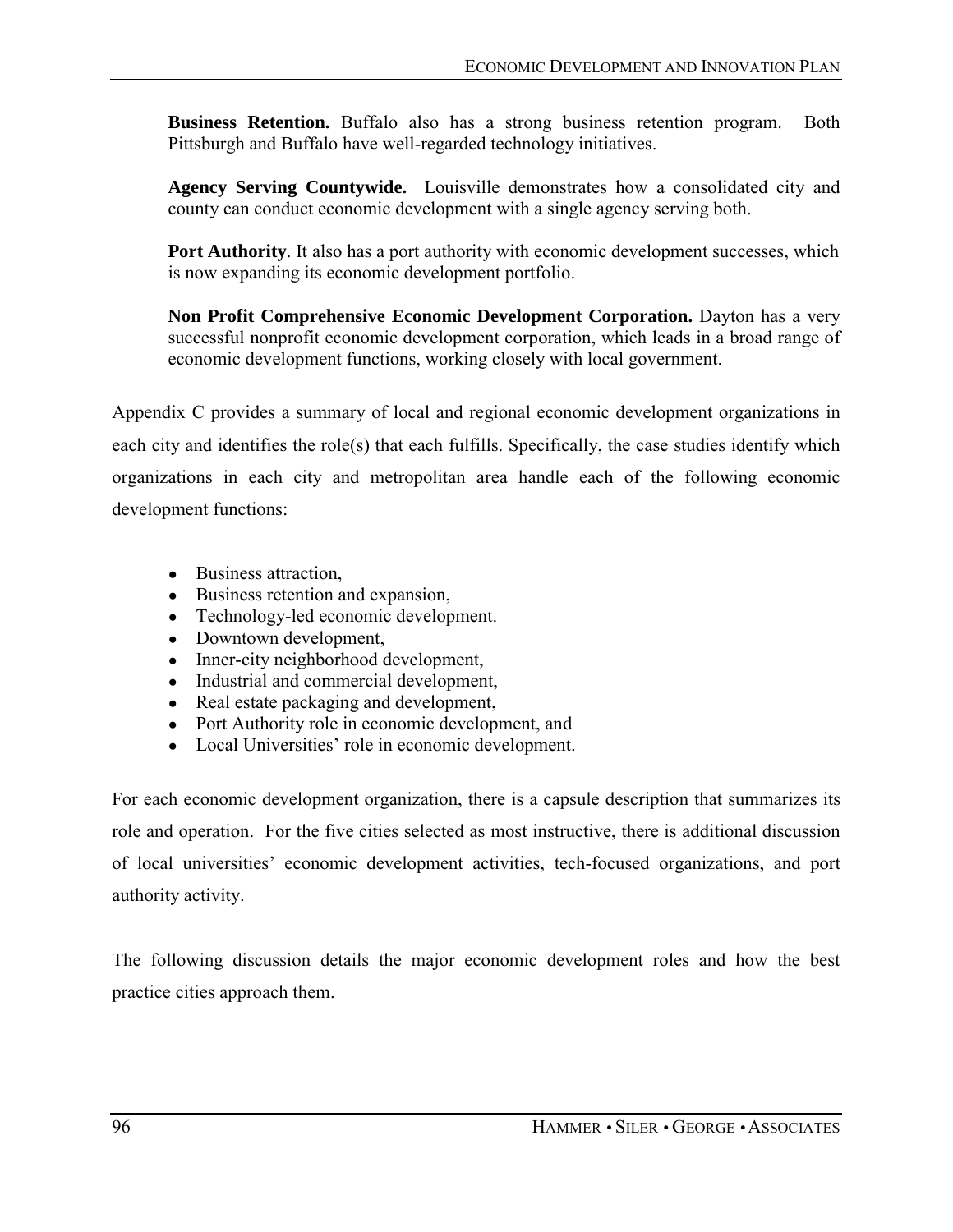**Business Retention.** Buffalo also has a strong business retention program. Both Pittsburgh and Buffalo have well-regarded technology initiatives.

**Agency Serving Countywide.** Louisville demonstrates how a consolidated city and county can conduct economic development with a single agency serving both.

**Port Authority**. It also has a port authority with economic development successes, which is now expanding its economic development portfolio.

**Non Profit Comprehensive Economic Development Corporation.** Dayton has a very successful nonprofit economic development corporation, which leads in a broad range of economic development functions, working closely with local government.

Appendix C provides a summary of local and regional economic development organizations in each city and identifies the role(s) that each fulfills. Specifically, the case studies identify which organizations in each city and metropolitan area handle each of the following economic development functions:

- Business attraction,
- Business retention and expansion,
- Technology-led economic development.
- Downtown development,
- Inner-city neighborhood development,
- Industrial and commercial development,
- Real estate packaging and development,
- Port Authority role in economic development, and
- Local Universities' role in economic development.

For each economic development organization, there is a capsule description that summarizes its role and operation. For the five cities selected as most instructive, there is additional discussion of local universities' economic development activities, tech-focused organizations, and port authority activity.

The following discussion details the major economic development roles and how the best practice cities approach them.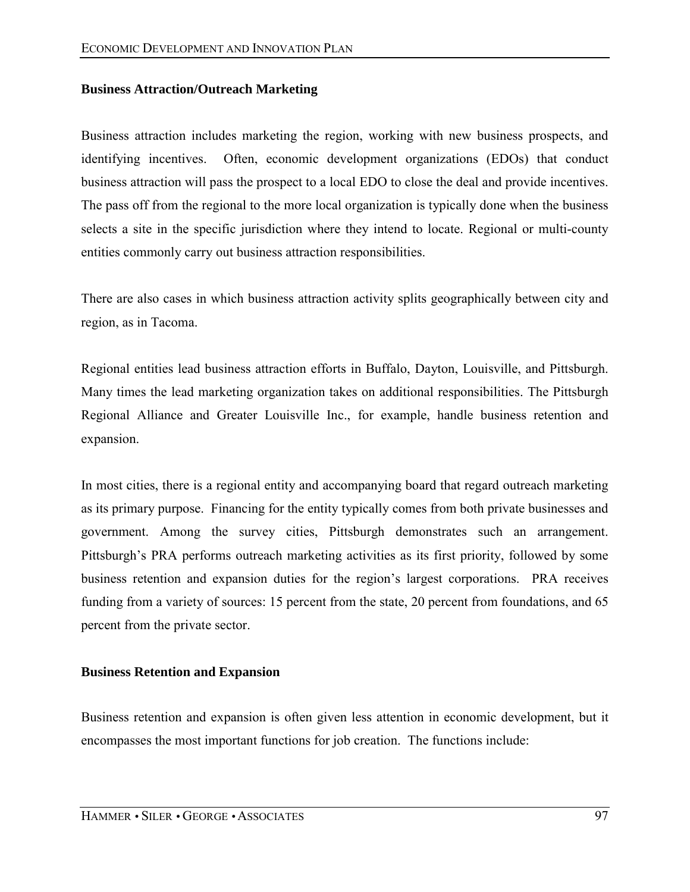### Business Attraction/Outreach Marketing

Business attraction includes marketing the region, working with new business prospects, and identifying incentives. Often, economic development organizations (EDOs) that conduct business attraction will pass the prospect to a local EDO to close the deal and provide incentives. The pass off from the regional to the more local organization is typically done when the business selects a site in the specific jurisdiction where they intend to locate. Regional or multi-county entities commonly carry out business attraction responsibilities.

There are also cases in which business attraction activity splits geographically between city and region, as in Tacoma.

Regional entities lead business attraction efforts in Buffalo, Dayton, Louisville, and Pittsburgh. Many times the lead marketing organization takes on additional responsibilities. The Pittsburgh Regional Alliance and Greater Louisville Inc., for example, handle business retention and expansion.

In most cities, there is a regional entity and accompanying board that regard outreach marketing as its primary purpose. Financing for the entity typically comes from both private businesses and government. Among the survey cities, Pittsburgh demonstrates such an arrangement. Pittsburgh's PRA performs outreach marketing activities as its first priority, followed by some business retention and expansion duties for the region's largest corporations. PRA receives funding from a variety of sources: 15 percent from the state, 20 percent from foundations, and 65 percent from the private sector.

### Business Retention and Expansion

Business retention and expansion is often given less attention in economic development, but it encompasses the most important functions for job creation. The functions include: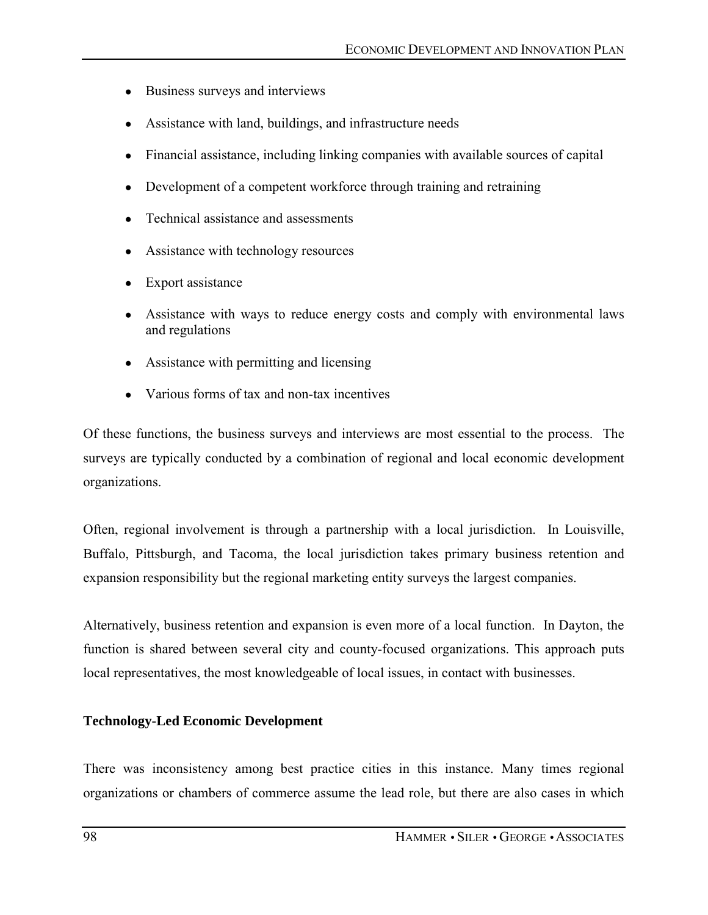- Business surveys and interviews
- Assistance with land, buildings, and infrastructure needs
- Financial assistance, including linking companies with available sources of capital
- Development of a competent workforce through training and retraining
- Technical assistance and assessments
- Assistance with technology resources
- Export assistance
- Assistance with ways to reduce energy costs and comply with environmental laws and regulations
- Assistance with permitting and licensing
- Various forms of tax and non-tax incentives

Of these functions, the business surveys and interviews are most essential to the process. The surveys are typically conducted by a combination of regional and local economic development organizations.

Often, regional involvement is through a partnership with a local jurisdiction. In Louisville, Buffalo, Pittsburgh, and Tacoma, the local jurisdiction takes primary business retention and expansion responsibility but the regional marketing entity surveys the largest companies.

Alternatively, business retention and expansion is even more of a local function. In Dayton, the function is shared between several city and county-focused organizations. This approach puts local representatives, the most knowledgeable of local issues, in contact with businesses.

**Technology-Led Economic Development**

There was inconsistency among best practice cities in this instance. Many times regional organizations or chambers of commerce assume the lead role, but there are also cases in which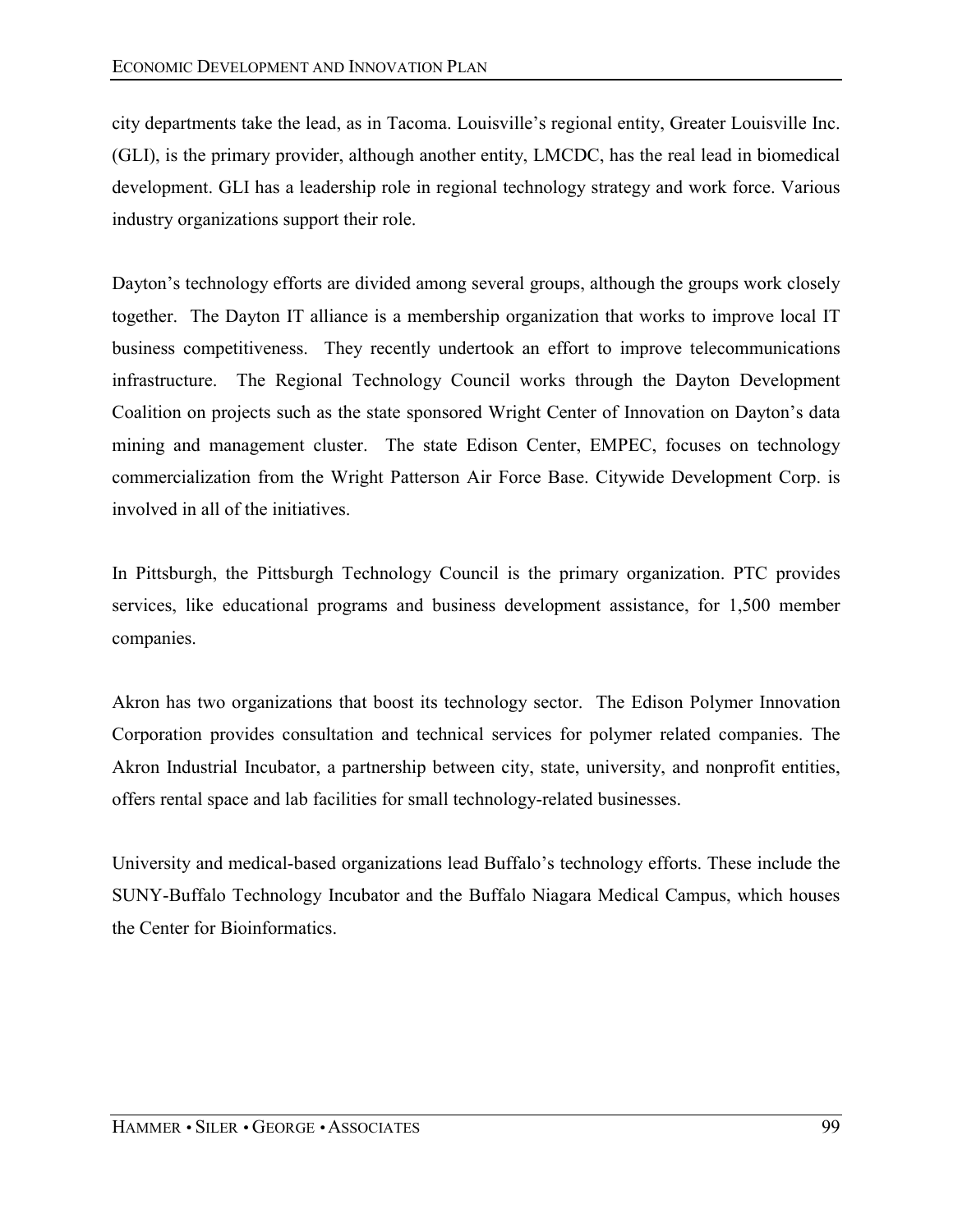city departments take the lead, as in Tacoma. Louisville's regional entity, Greater Louisville Inc. (GLI), is the primary provider, although another entity, LMCDC, has the real lead in biomedical development. GLI has a leadership role in regional technology strategy and work force. Various industry organizations support their role.

Dayton's technology efforts are divided among several groups, although the groups work closely together. The Dayton IT alliance is a membership organization that works to improve local IT business competitiveness. They recently undertook an effort to improve telecommunications infrastructure. The Regional Technology Council works through the Dayton Development Coalition on projects such as the state sponsored Wright Center of Innovation on Dayton's data mining and management cluster. The state Edison Center, EMPEC, focuses on technology commercialization from the Wright Patterson Air Force Base. Citywide Development Corp. is involved in all of the initiatives.

In Pittsburgh, the Pittsburgh Technology Council is the primary organization. PTC provides services, like educational programs and business development assistance, for 1,500 member companies.

Akron has two organizations that boost its technology sector. The Edison Polymer Innovation Corporation provides consultation and technical services for polymer related companies. The Akron Industrial Incubator, a partnership between city, state, university, and nonprofit entities, offers rental space and lab facilities for small technology-related businesses.

University and medical-based organizations lead Buffalo's technology efforts. These include the SUNY-Buffalo Technology Incubator and the Buffalo Niagara Medical Campus, which houses the Center for Bioinformatics.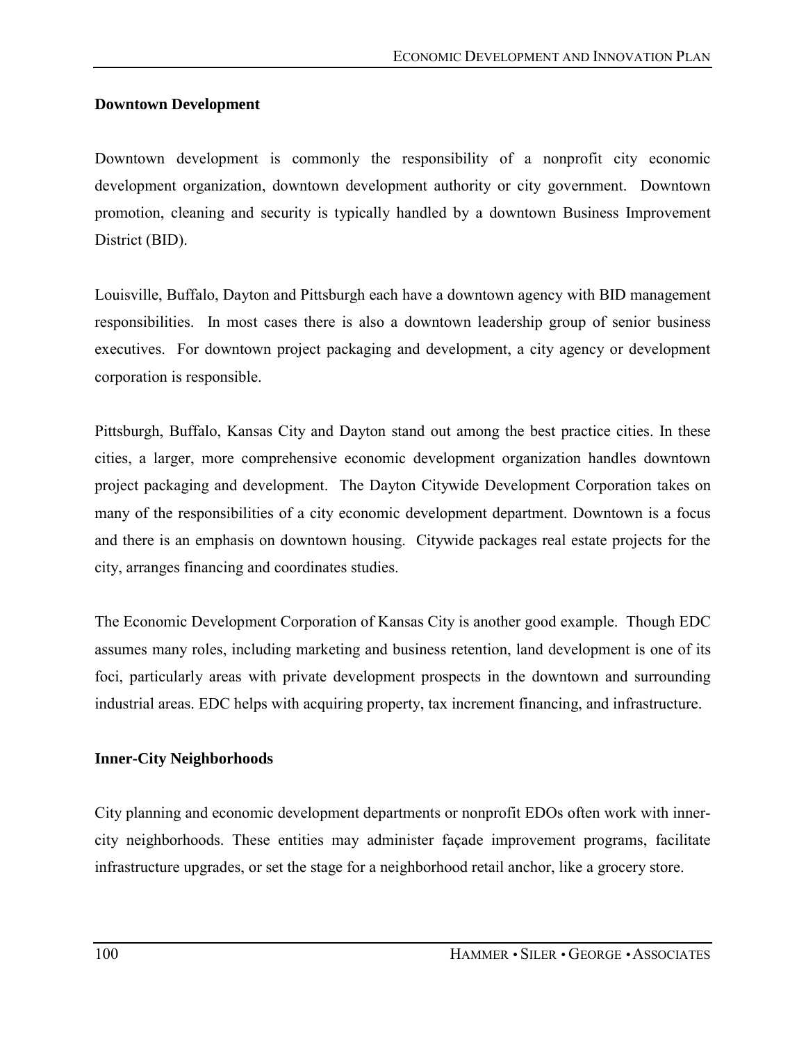**Downtown Development**

Downtown development is commonly the responsibility of a nonprofit city economic development organization, downtown development authority or city government. Downtown promotion, cleaning and security is typically handled by a downtown Business Improvement District (BID).

Louisville, Buffalo, Dayton and Pittsburgh each have a downtown agency with BID management responsibilities. In most cases there is also a downtown leadership group of senior business executives. For downtown project packaging and development, a city agency or development corporation is responsible.

Pittsburgh, Buffalo, Kansas City and Dayton stand out among the best practice cities. In these cities, a larger, more comprehensive economic development organization handles downtown project packaging and development. The Dayton Citywide Development Corporation takes on many of the responsibilities of a city economic development department. Downtown is a focus and there is an emphasis on downtown housing. Citywide packages real estate projects for the city, arranges financing and coordinates studies.

The Economic Development Corporation of Kansas City is another good example. Though EDC assumes many roles, including marketing and business retention, land development is one of its foci, particularly areas with private development prospects in the downtown and surrounding industrial areas. EDC helps with acquiring property, tax increment financing, and infrastructure.

**Inner-City Neighborhoods**

City planning and economic development departments or nonprofit EDOs often work with inner-city neighborhoods. These entities may administer façade improvement programs, facilitate infrastructure upgrades, or set the stage for a neighborhood retail anchor, like a grocery store.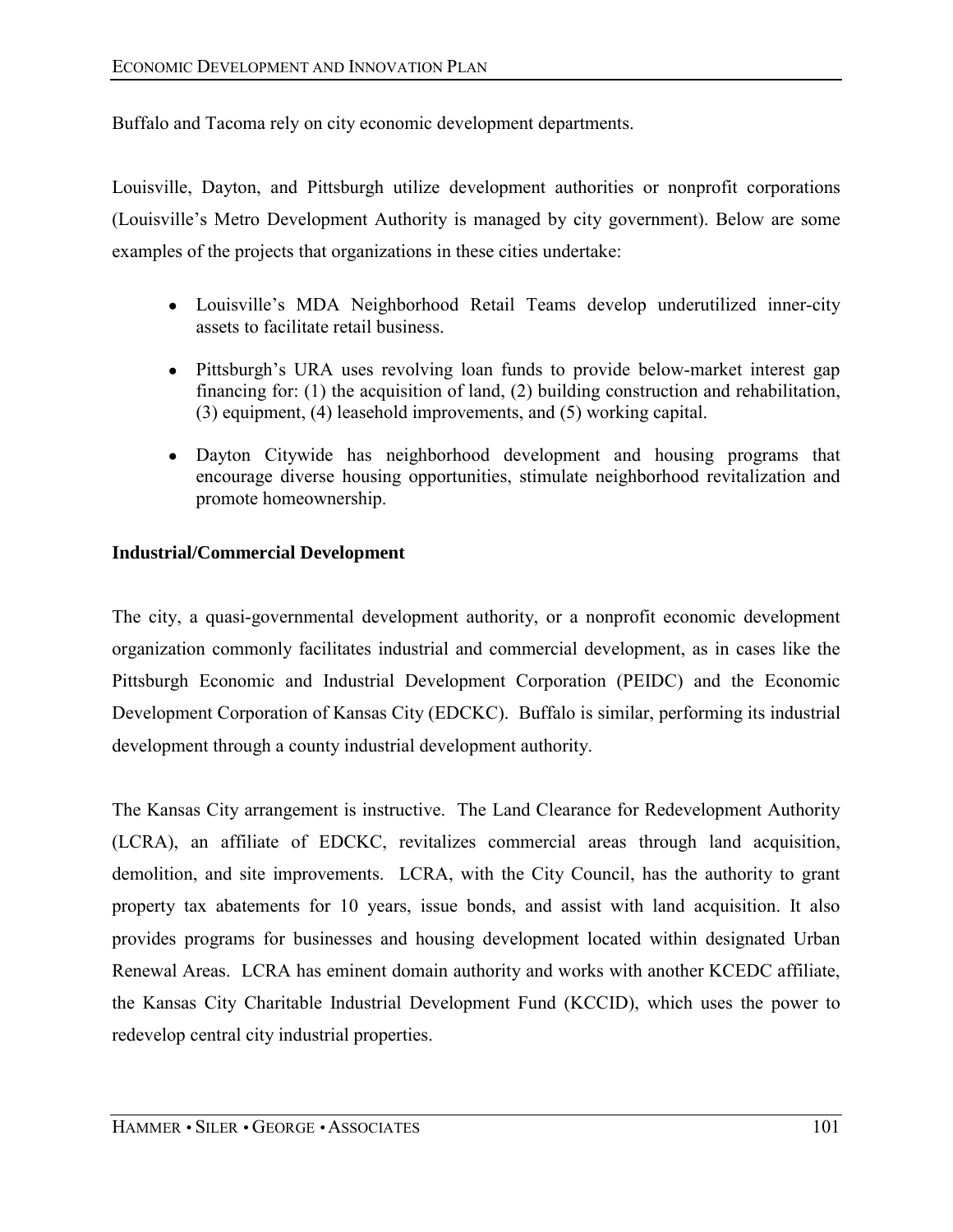Buffalo and Tacoma rely on city economic development departments.

Louisville, Dayton, and Pittsburgh utilize development authorities or nonprofit corporations (Louisville's Metro Development Authority is managed by city government). Below are some examples of the projects that organizations in these cities undertake:

- Louisville's MDA Neighborhood Retail Teams develop underutilized inner-city assets to facilitate retail business.
- Pittsburgh's URA uses revolving loan funds to provide below-market interest gap financing for: (1) the acquisition of land, (2) building construction and rehabilitation, (3) equipment, (4) leasehold improvements, and (5) working capital.
- Dayton Citywide has neighborhood development and housing programs that encourage diverse housing opportunities, stimulate neighborhood revitalization and promote homeownership.

**Industrial/Commercial Development**

The city, a quasi-governmental development authority, or a nonprofit economic development organization commonly facilitates industrial and commercial development, as in cases like the Pittsburgh Economic and Industrial Development Corporation (PEIDC) and the Economic Development Corporation of Kansas City (EDCKC). Buffalo is similar, performing its industrial development through a county industrial development authority.

The Kansas City arrangement is instructive. The Land Clearance for Redevelopment Authority (LCRA), an affiliate of EDCKC, revitalizes commercial areas through land acquisition, demolition, and site improvements. LCRA, with the City Council, has the authority to grant property tax abatements for 10 years, issue bonds, and assist with land acquisition. It also provides programs for businesses and housing development located within designated Urban Renewal Areas. LCRA has eminent domain authority and works with another KCEDC affiliate, the Kansas City Charitable Industrial Development Fund (KCCID), which uses the power to redevelop central city industrial properties.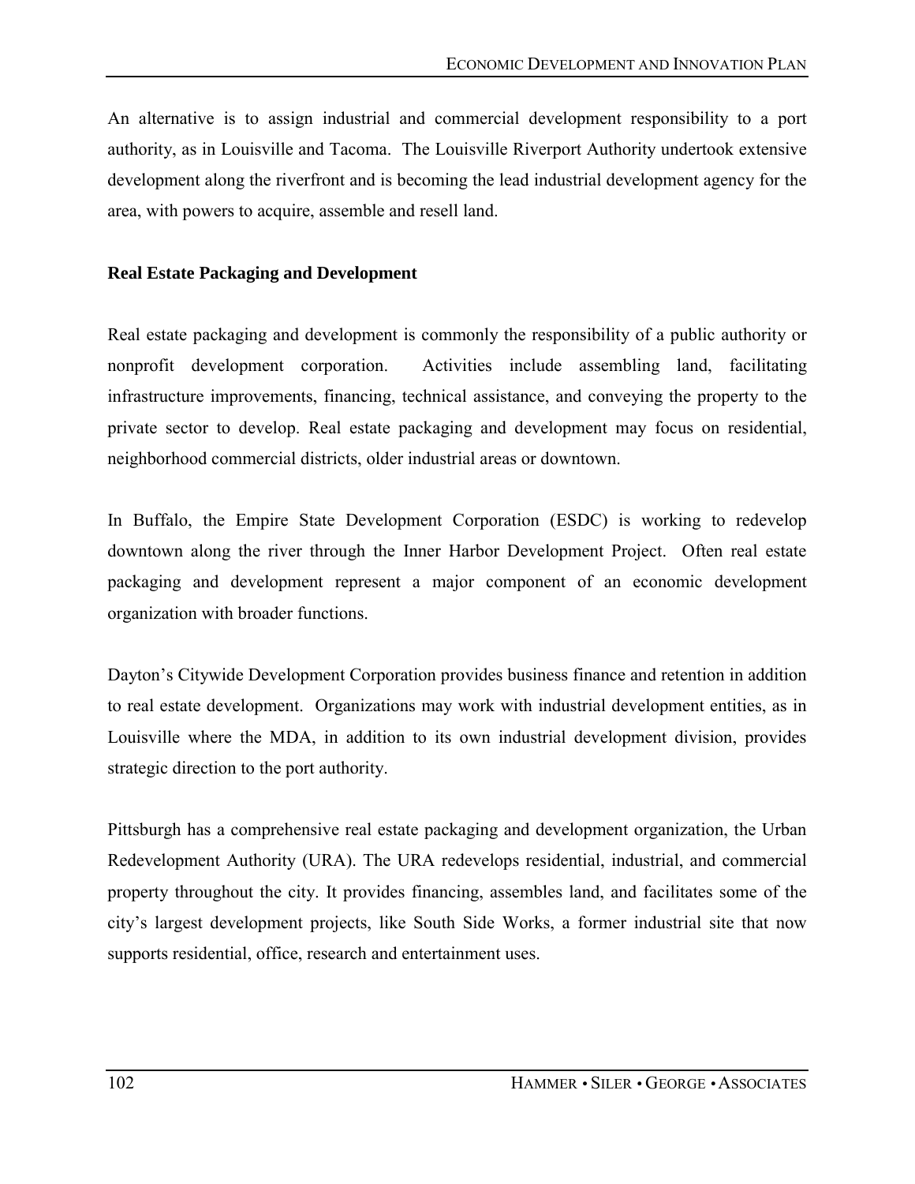An alternative is to assign industrial and commercial development responsibility to a port authority, as in Louisville and Tacoma. The Louisville Riverport Authority undertook extensive development along the riverfront and is becoming the lead industrial development agency for the area, with powers to acquire, assemble and resell land.

**Real Estate Packaging and Development**

Real estate packaging and development is commonly the responsibility of a public authority or nonprofit development corporation. Activities include assembling land, facilitating infrastructure improvements, financing, technical assistance, and conveying the property to the private sector to develop. Real estate packaging and development may focus on residential, neighborhood commercial districts, older industrial areas or downtown.

In Buffalo, the Empire State Development Corporation (ESDC) is working to redevelop downtown along the river through the Inner Harbor Development Project. Often real estate packaging and development represent a major component of an economic development organization with broader functions.

Dayton's Citywide Development Corporation provides business finance and retention in addition to real estate development. Organizations may work with industrial development entities, as in Louisville where the MDA, in addition to its own industrial development division, provides strategic direction to the port authority.

Pittsburgh has a comprehensive real estate packaging and development organization, the Urban Redevelopment Authority (URA). The URA redevelops residential, industrial, and commercial property throughout the city. It provides financing, assembles land, and facilitates some of the city's largest development projects, like South Side Works, a former industrial site that now supports residential, office, research and entertainment uses.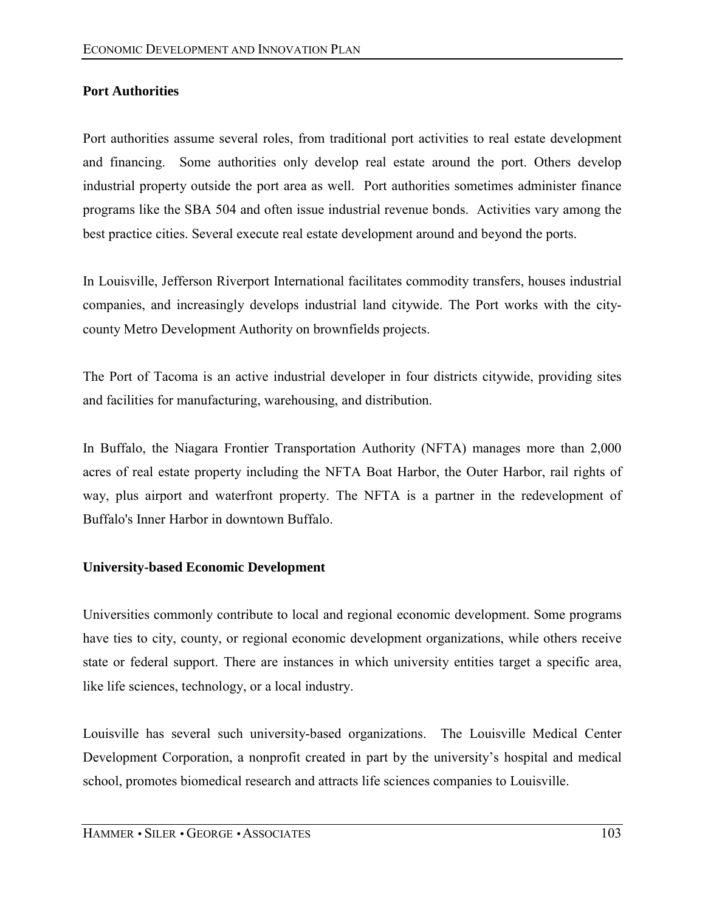## Port Authorities

Port authorities assume several roles, from traditional port activities to real estate development and financing. Some authorities only develop real estate around the port. Others develop industrial property outside the port area as well. Port authorities sometimes administer finance programs like the SBA 504 and often issue industrial revenue bonds. Activities vary among the best practice cities. Several execute real estate development around and beyond the ports.

In Louisville, Jefferson Riverport International facilitates commodity transfers, houses industrial companies, and increasingly develops industrial land citywide. The Port works with the city-county Metro Development Authority on brownfields projects.

The Port of Tacoma is an active industrial developer in four districts citywide, providing sites and facilities for manufacturing, warehousing, and distribution.

In Buffalo, the Niagara Frontier Transportation Authority (NFTA) manages more than 2,000 acres of real estate property including the NFTA Boat Harbor, the Outer Harbor, rail rights of way, plus airport and waterfront property. The NFTA is a partner in the redevelopment of Buffalo's Inner Harbor in downtown Buffalo.

## University-based Economic Development

Universities commonly contribute to local and regional economic development. Some programs have ties to city, county, or regional economic development organizations, while others receive state or federal support. There are instances in which university entities target a specific area, like life sciences, technology, or a local industry.

Louisville has several such university-based organizations. The Louisville Medical Center Development Corporation, a nonprofit created in part by the university's hospital and medical school, promotes biomedical research and attracts life sciences companies to Louisville.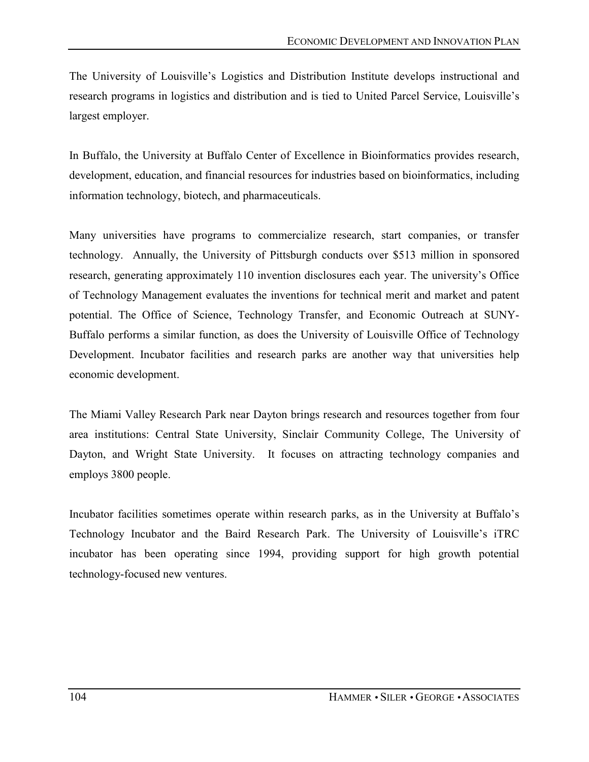The University of Louisville's Logistics and Distribution Institute develops instructional and research programs in logistics and distribution and is tied to United Parcel Service, Louisville's largest employer.

In Buffalo, the University at Buffalo Center of Excellence in Bioinformatics provides research, development, education, and financial resources for industries based on bioinformatics, including information technology, biotech, and pharmaceuticals.

Many universities have programs to commercialize research, start companies, or transfer technology. Annually, the University of Pittsburgh conducts over $513 million in sponsored research, generating approximately 110 invention disclosures each year. The university's Office of Technology Management evaluates the inventions for technical merit and market and patent potential. The Office of Science, Technology Transfer, and Economic Outreach at SUNY-Buffalo performs a similar function, as does the University of Louisville Office of Technology Development. Incubator facilities and research parks are another way that universities help economic development.

The Miami Valley Research Park near Dayton brings research and resources together from four area institutions: Central State University, Sinclair Community College, The University of Dayton, and Wright State University. It focuses on attracting technology companies and employs 3800 people.

Incubator facilities sometimes operate within research parks, as in the University at Buffalo's Technology Incubator and the Baird Research Park. The University of Louisville's iTRC incubator has been operating since 1994, providing support for high growth potential technology-focused new ventures.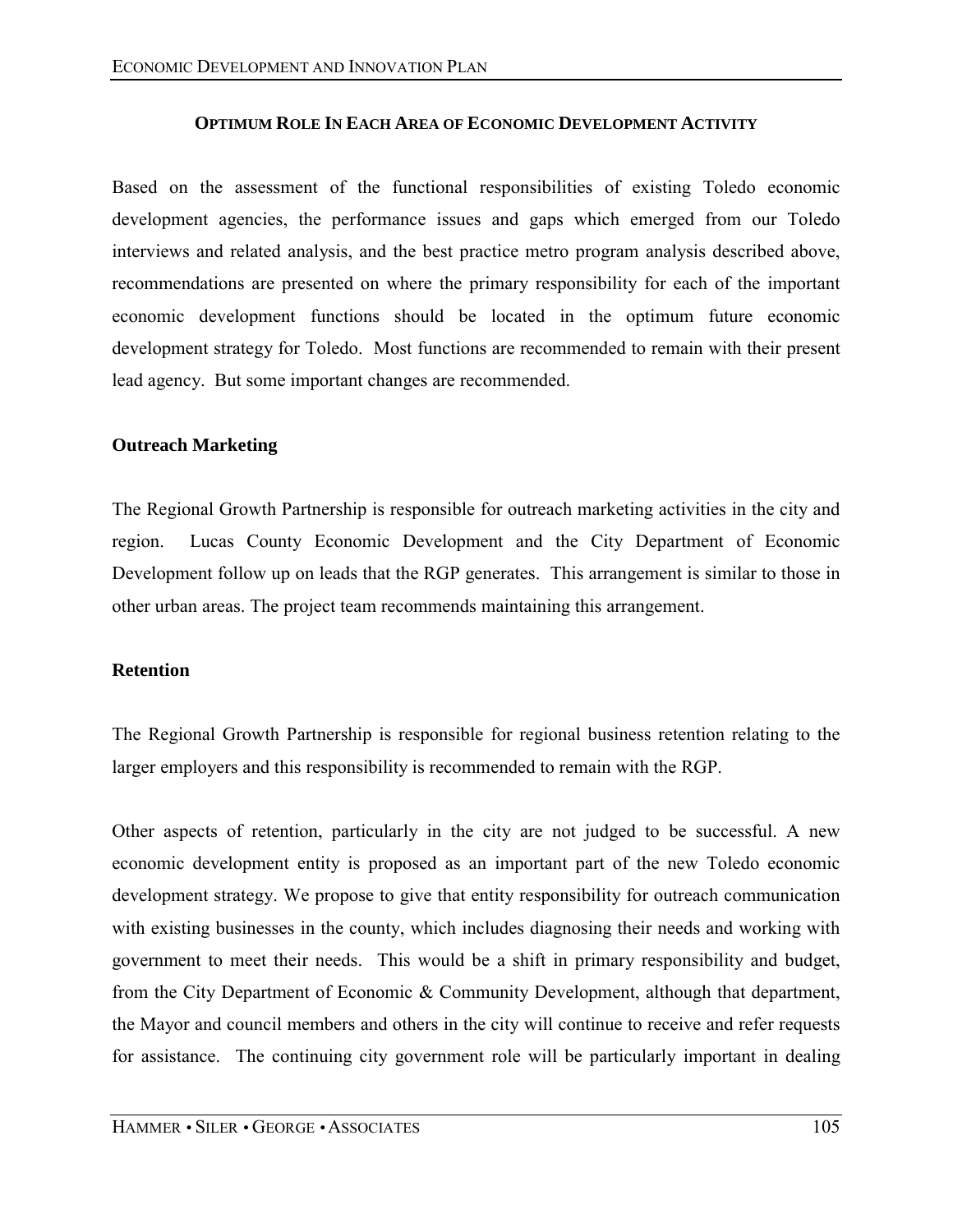### Optimum Role In Each Area of Economic Development Activity

Based on the assessment of the functional responsibilities of existing Toledo economic development agencies, the performance issues and gaps which emerged from our Toledo interviews and related analysis, and the best practice metro program analysis described above, recommendations are presented on where the primary responsibility for each of the important economic development functions should be located in the optimum future economic development strategy for Toledo. Most functions are recommended to remain with their present lead agency. But some important changes are recommended.

**Outreach Marketing**

The Regional Growth Partnership is responsible for outreach marketing activities in the city and region. Lucas County Economic Development and the City Department of Economic Development follow up on leads that the RGP generates. This arrangement is similar to those in other urban areas. The project team recommends maintaining this arrangement.

**Retention**

The Regional Growth Partnership is responsible for regional business retention relating to the larger employers and this responsibility is recommended to remain with the RGP.

Other aspects of retention, particularly in the city are not judged to be successful. A new economic development entity is proposed as an important part of the new Toledo economic development strategy. We propose to give that entity responsibility for outreach communication with existing businesses in the county, which includes diagnosing their needs and working with government to meet their needs. This would be a shift in primary responsibility and budget, from the City Department of Economic & Community Development, although that department, the Mayor and council members and others in the city will continue to receive and refer requests for assistance. The continuing city government role will be particularly important in dealing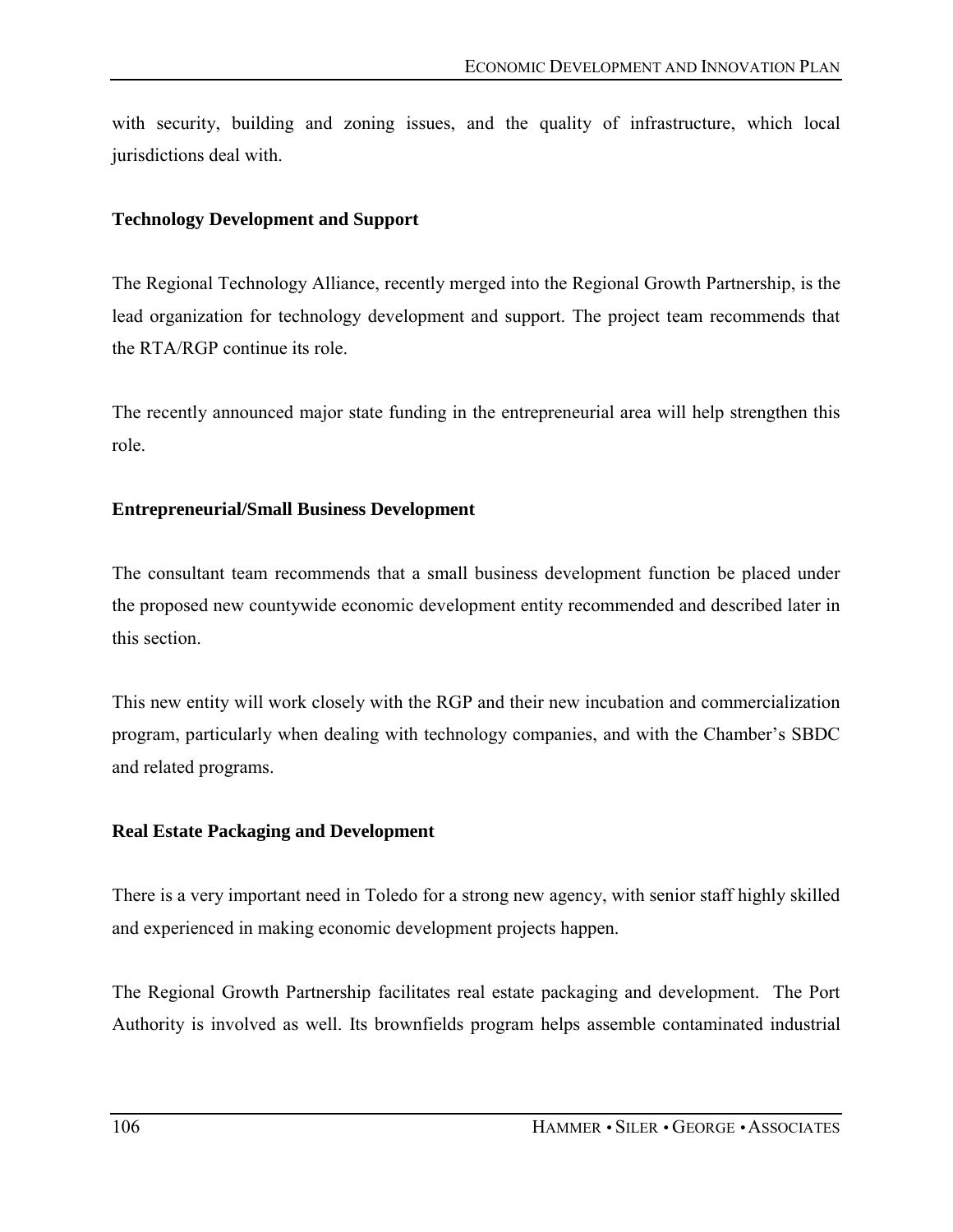with security, building and zoning issues, and the quality of infrastructure, which local jurisdictions deal with.

**Technology Development and Support**

The Regional Technology Alliance, recently merged into the Regional Growth Partnership, is the lead organization for technology development and support. The project team recommends that the RTA/RGP continue its role.

The recently announced major state funding in the entrepreneurial area will help strengthen this role.

**Entrepreneurial/Small Business Development**

The consultant team recommends that a small business development function be placed under the proposed new countywide economic development entity recommended and described later in this section.

This new entity will work closely with the RGP and their new incubation and commercialization program, particularly when dealing with technology companies, and with the Chamber's SBDC and related programs.

**Real Estate Packaging and Development**

There is a very important need in Toledo for a strong new agency, with senior staff highly skilled and experienced in making economic development projects happen.

The Regional Growth Partnership facilitates real estate packaging and development. The Port Authority is involved as well. Its brownfields program helps assemble contaminated industrial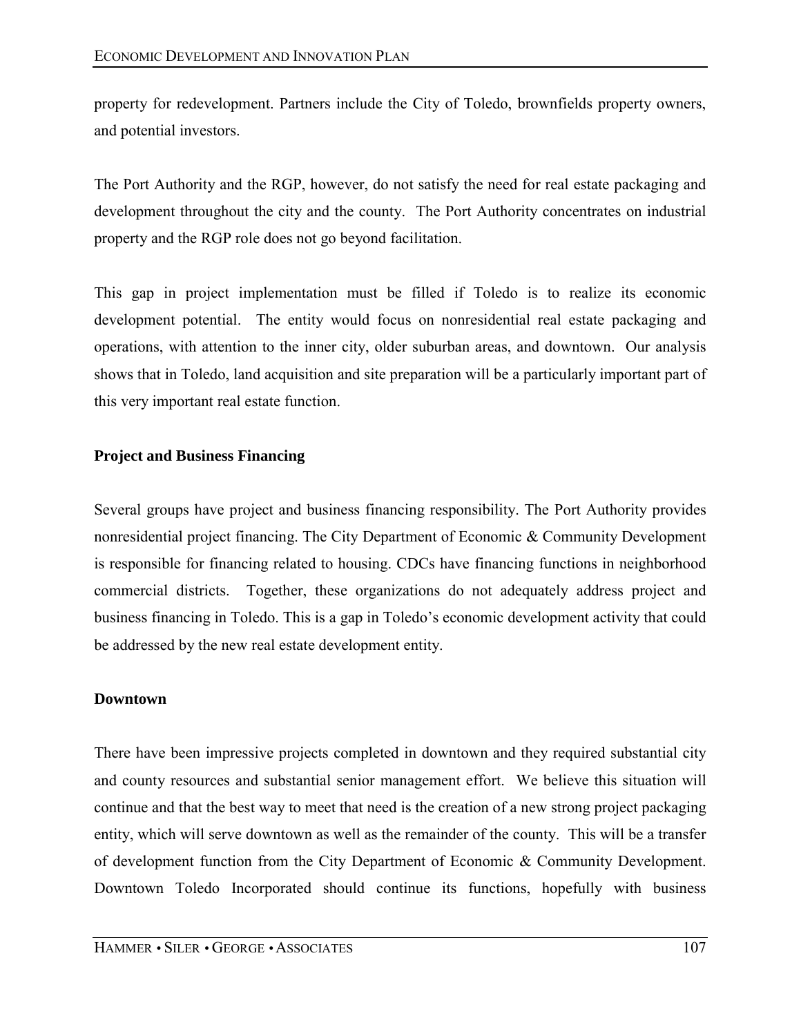property for redevelopment. Partners include the City of Toledo, brownfields property owners, and potential investors.

The Port Authority and the RGP, however, do not satisfy the need for real estate packaging and development throughout the city and the county. The Port Authority concentrates on industrial property and the RGP role does not go beyond facilitation.

This gap in project implementation must be filled if Toledo is to realize its economic development potential. The entity would focus on nonresidential real estate packaging and operations, with attention to the inner city, older suburban areas, and downtown. Our analysis shows that in Toledo, land acquisition and site preparation will be a particularly important part of this very important real estate function.

**Project and Business Financing**

Several groups have project and business financing responsibility. The Port Authority provides nonresidential project financing. The City Department of Economic & Community Development is responsible for financing related to housing. CDCs have financing functions in neighborhood commercial districts. Together, these organizations do not adequately address project and business financing in Toledo. This is a gap in Toledo's economic development activity that could be addressed by the new real estate development entity.

**Downtown**

There have been impressive projects completed in downtown and they required substantial city and county resources and substantial senior management effort. We believe this situation will continue and that the best way to meet that need is the creation of a new strong project packaging entity, which will serve downtown as well as the remainder of the county. This will be a transfer of development function from the City Department of Economic & Community Development. Downtown Toledo Incorporated should continue its functions, hopefully with business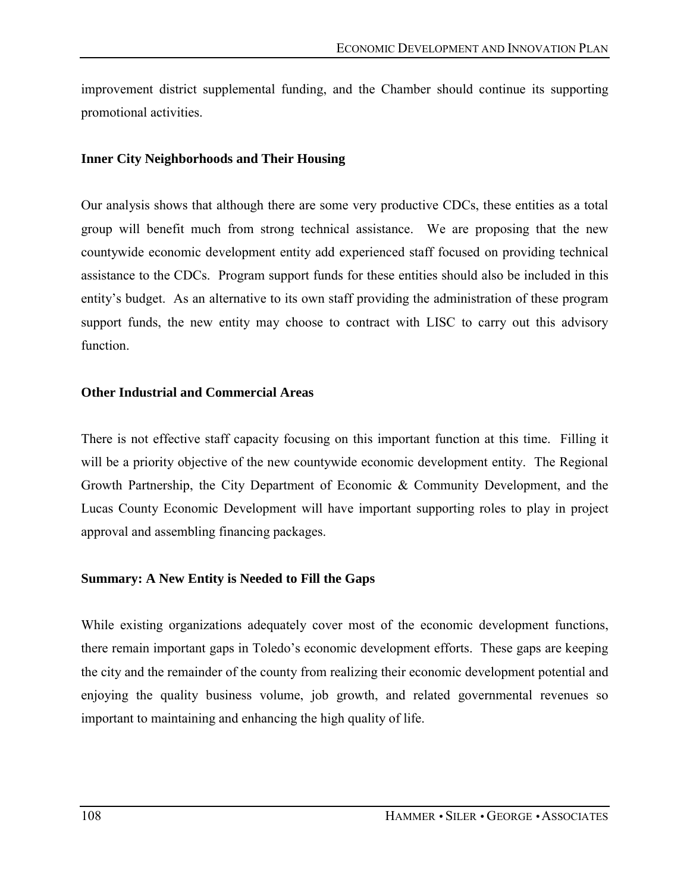improvement district supplemental funding, and the Chamber should continue its supporting promotional activities.

**Inner City Neighborhoods and Their Housing**

Our analysis shows that although there are some very productive CDCs, these entities as a total group will benefit much from strong technical assistance. We are proposing that the new countywide economic development entity add experienced staff focused on providing technical assistance to the CDCs. Program support funds for these entities should also be included in this entity's budget. As an alternative to its own staff providing the administration of these program support funds, the new entity may choose to contract with LISC to carry out this advisory function.

**Other Industrial and Commercial Areas**

There is not effective staff capacity focusing on this important function at this time. Filling it will be a priority objective of the new countywide economic development entity. The Regional Growth Partnership, the City Department of Economic & Community Development, and the Lucas County Economic Development will have important supporting roles to play in project approval and assembling financing packages.

**Summary: A New Entity is Needed to Fill the Gaps**

While existing organizations adequately cover most of the economic development functions, there remain important gaps in Toledo's economic development efforts. These gaps are keeping the city and the remainder of the county from realizing their economic development potential and enjoying the quality business volume, job growth, and related governmental revenues so important to maintaining and enhancing the high quality of life.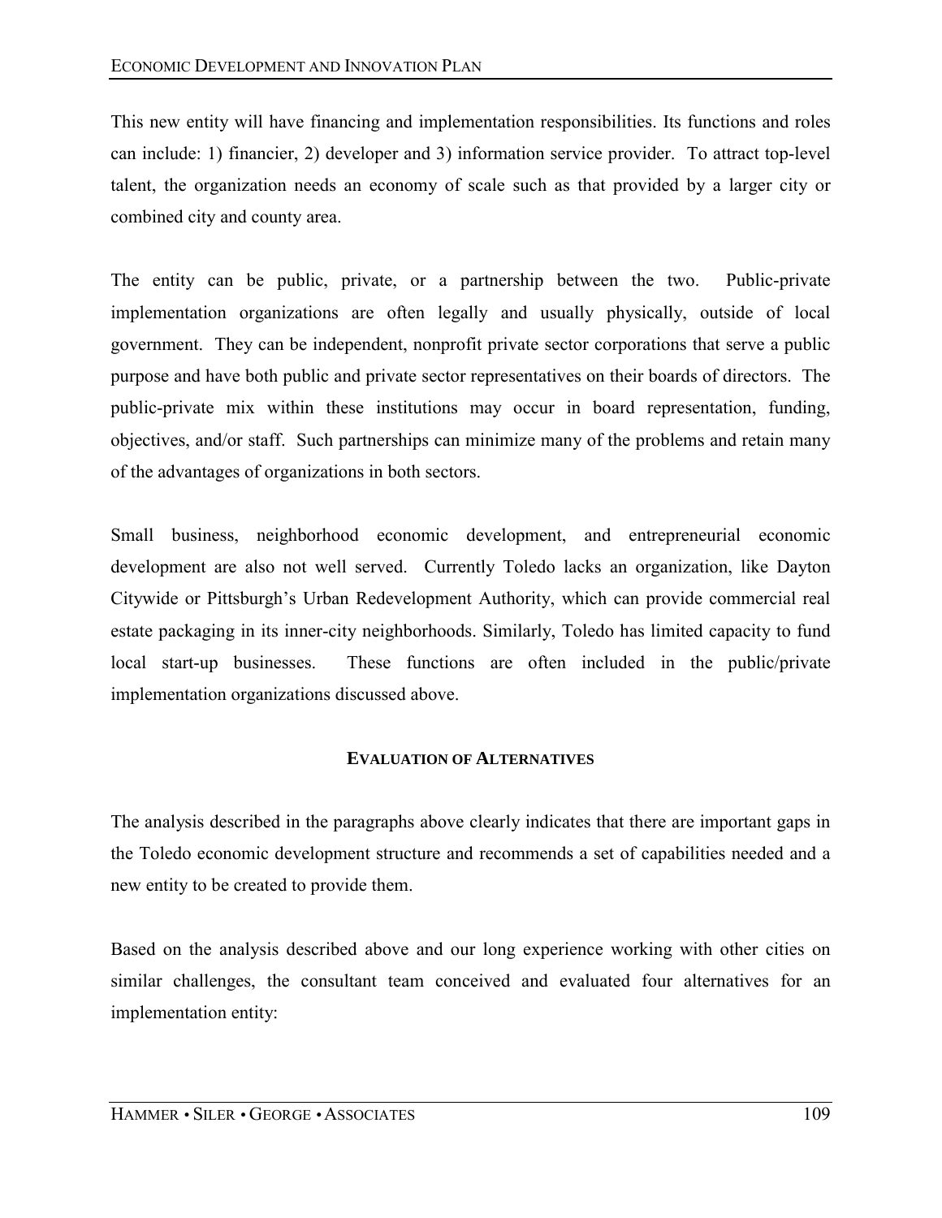This new entity will have financing and implementation responsibilities. Its functions and roles can include: 1) financier, 2) developer and 3) information service provider. To attract top-level talent, the organization needs an economy of scale such as that provided by a larger city or combined city and county area.

The entity can be public, private, or a partnership between the two. Public-private implementation organizations are often legally and usually physically, outside of local government. They can be independent, nonprofit private sector corporations that serve a public purpose and have both public and private sector representatives on their boards of directors. The public-private mix within these institutions may occur in board representation, funding, objectives, and/or staff. Such partnerships can minimize many of the problems and retain many of the advantages of organizations in both sectors.

Small business, neighborhood economic development, and entrepreneurial economic development are also not well served. Currently Toledo lacks an organization, like Dayton Citywide or Pittsburgh's Urban Redevelopment Authority, which can provide commercial real estate packaging in its inner-city neighborhoods. Similarly, Toledo has limited capacity to fund local start-up businesses. These functions are often included in the public/private implementation organizations discussed above.

## EVALUATION OF ALTERNATIVES

The analysis described in the paragraphs above clearly indicates that there are important gaps in the Toledo economic development structure and recommends a set of capabilities needed and a new entity to be created to provide them.

Based on the analysis described above and our long experience working with other cities on similar challenges, the consultant team conceived and evaluated four alternatives for an implementation entity: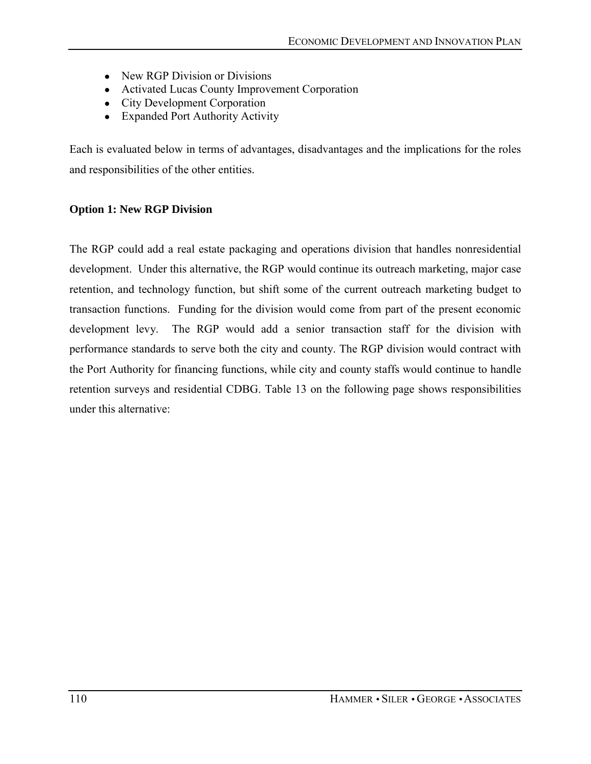- New RGP Division or Divisions
- Activated Lucas County Improvement Corporation
- City Development Corporation
- Expanded Port Authority Activity

Each is evaluated below in terms of advantages, disadvantages and the implications for the roles and responsibilities of the other entities.

**Option 1: New RGP Division**

The RGP could add a real estate packaging and operations division that handles nonresidential development. Under this alternative, the RGP would continue its outreach marketing, major case retention, and technology function, but shift some of the current outreach marketing budget to transaction functions. Funding for the division would come from part of the present economic development levy. The RGP would add a senior transaction staff for the division with performance standards to serve both the city and county. The RGP division would contract with the Port Authority for financing functions, while city and county staffs would continue to handle retention surveys and residential CDBG. Table 13 on the following page shows responsibilities under this alternative: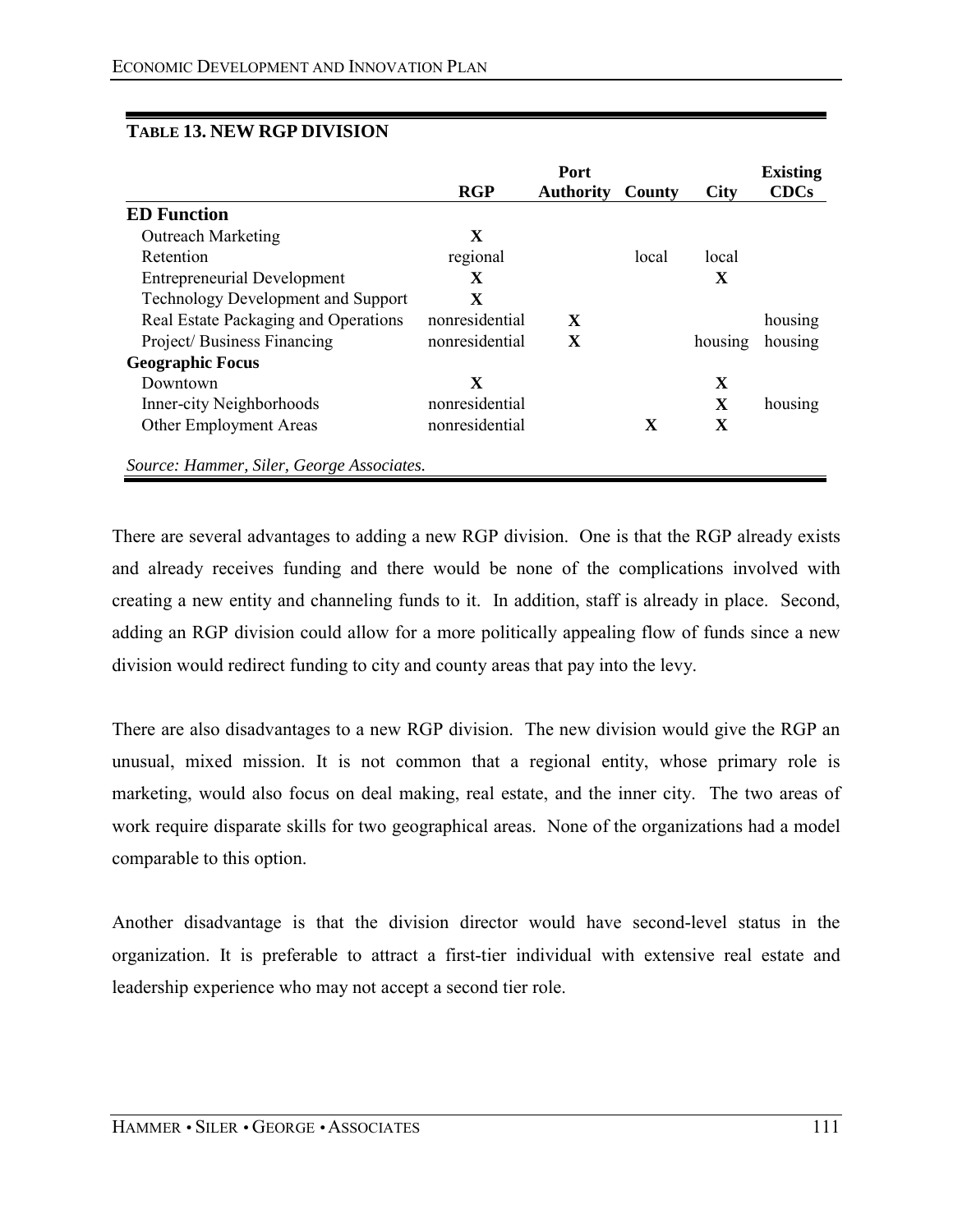**TABLE 13. NEW RGP DIVISION**

| | RGP | Port Authority | County | City | Existing CDCs |
|---|---|---|---|---|---|
| **ED Function** | | | | | |
| Outreach Marketing | X | | | | |
| Retention | regional | | local | local | |
| Entrepreneurial Development | X | | | X | |
| Technology Development and Support | X | | | | |
| Real Estate Packaging and Operations | nonresidential | X | | | housing |
| Project/ Business Financing | nonresidential | X | | housing | housing |
| **Geographic Focus** | | | | | |
| Downtown | X | | | X | |
| Inner-city Neighborhoods | nonresidential | | | X | housing |
| Other Employment Areas | nonresidential | | X | X | |

*Source: Hammer, Siler, George Associates.*

There are several advantages to adding a new RGP division. One is that the RGP already exists and already receives funding and there would be none of the complications involved with creating a new entity and channeling funds to it. In addition, staff is already in place. Second, adding an RGP division could allow for a more politically appealing flow of funds since a new division would redirect funding to city and county areas that pay into the levy.

There are also disadvantages to a new RGP division. The new division would give the RGP an unusual, mixed mission. It is not common that a regional entity, whose primary role is marketing, would also focus on deal making, real estate, and the inner city. The two areas of work require disparate skills for two geographical areas. None of the organizations had a model comparable to this option.

Another disadvantage is that the division director would have second-level status in the organization. It is preferable to attract a first-tier individual with extensive real estate and leadership experience who may not accept a second tier role.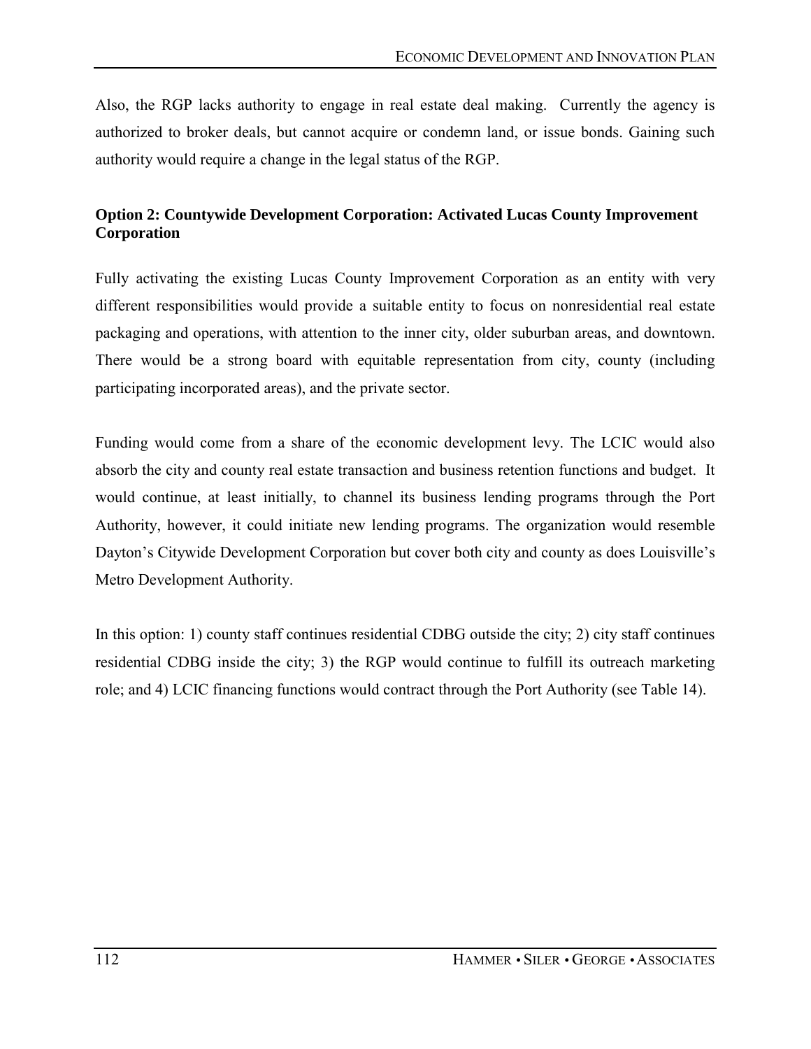Also, the RGP lacks authority to engage in real estate deal making. Currently the agency is authorized to broker deals, but cannot acquire or condemn land, or issue bonds. Gaining such authority would require a change in the legal status of the RGP.

**Option 2: Countywide Development Corporation: Activated Lucas County Improvement Corporation**

Fully activating the existing Lucas County Improvement Corporation as an entity with very different responsibilities would provide a suitable entity to focus on nonresidential real estate packaging and operations, with attention to the inner city, older suburban areas, and downtown. There would be a strong board with equitable representation from city, county (including participating incorporated areas), and the private sector.

Funding would come from a share of the economic development levy. The LCIC would also absorb the city and county real estate transaction and business retention functions and budget. It would continue, at least initially, to channel its business lending programs through the Port Authority, however, it could initiate new lending programs. The organization would resemble Dayton's Citywide Development Corporation but cover both city and county as does Louisville's Metro Development Authority.

In this option: 1) county staff continues residential CDBG outside the city; 2) city staff continues residential CDBG inside the city; 3) the RGP would continue to fulfill its outreach marketing role; and 4) LCIC financing functions would contract through the Port Authority (see Table 14).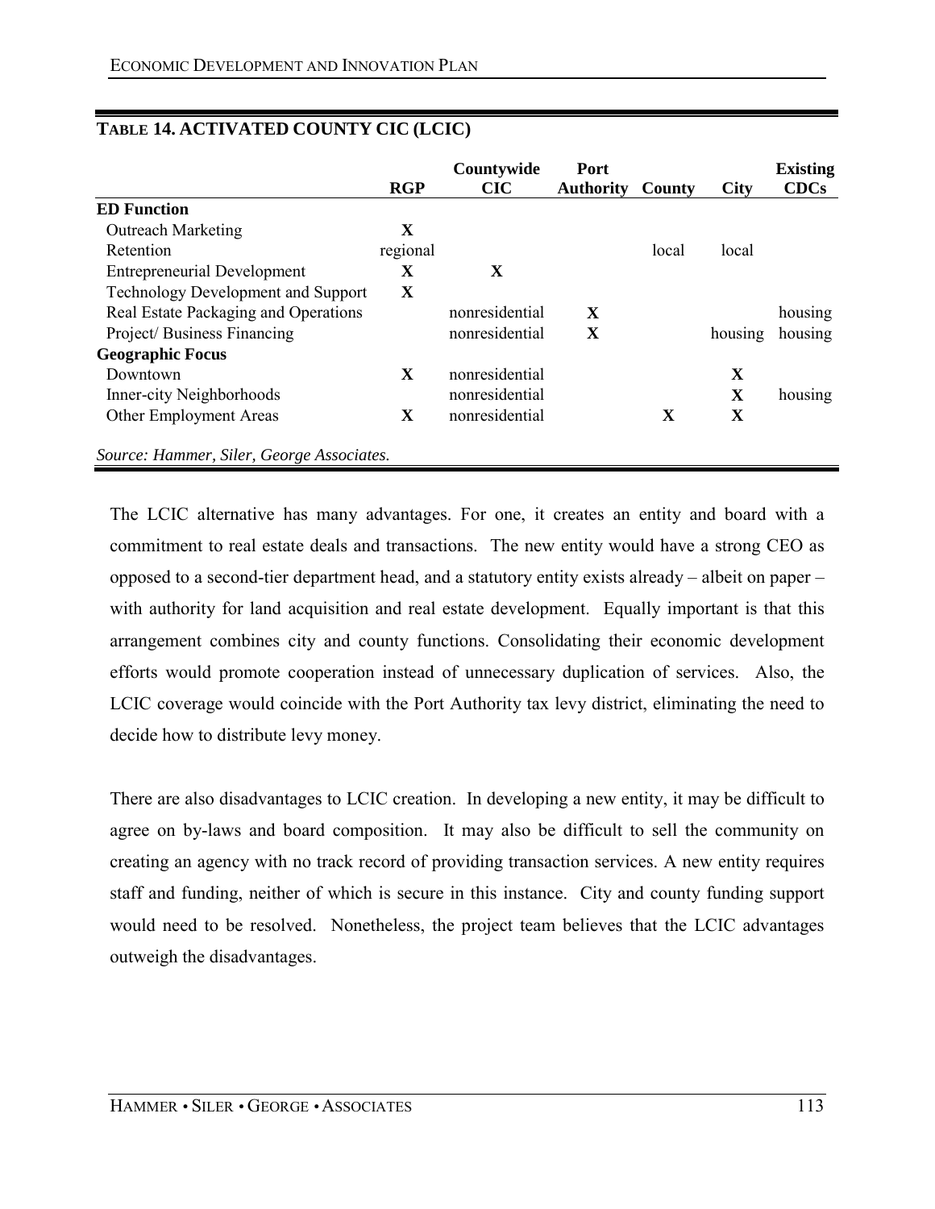**TABLE 14. ACTIVATED COUNTY CIC (LCIC)**

| | RGP | Countywide CIC | Port Authority | County | City | Existing CDCs |
|---|---|---|---|---|---|---|
| **ED Function** | | | | | | |
| Outreach Marketing | X | | | | | |
| Retention | regional | | | local | local | |
| Entrepreneurial Development | X | X | | | | |
| Technology Development and Support | X | | | | | |
| Real Estate Packaging and Operations | | nonresidential | X | | | housing |
| Project/ Business Financing | | nonresidential | X | | housing | housing |
| **Geographic Focus** | | | | | | |
| Downtown | X | nonresidential | | | X | |
| Inner-city Neighborhoods | | nonresidential | | | X | housing |
| Other Employment Areas | X | nonresidential | | X | X | |

*Source: Hammer, Siler, George Associates.*

The LCIC alternative has many advantages. For one, it creates an entity and board with a commitment to real estate deals and transactions. The new entity would have a strong CEO as opposed to a second-tier department head, and a statutory entity exists already – albeit on paper – with authority for land acquisition and real estate development. Equally important is that this arrangement combines city and county functions. Consolidating their economic development efforts would promote cooperation instead of unnecessary duplication of services. Also, the LCIC coverage would coincide with the Port Authority tax levy district, eliminating the need to decide how to distribute levy money.

There are also disadvantages to LCIC creation. In developing a new entity, it may be difficult to agree on by-laws and board composition. It may also be difficult to sell the community on creating an agency with no track record of providing transaction services. A new entity requires staff and funding, neither of which is secure in this instance. City and county funding support would need to be resolved. Nonetheless, the project team believes that the LCIC advantages outweigh the disadvantages.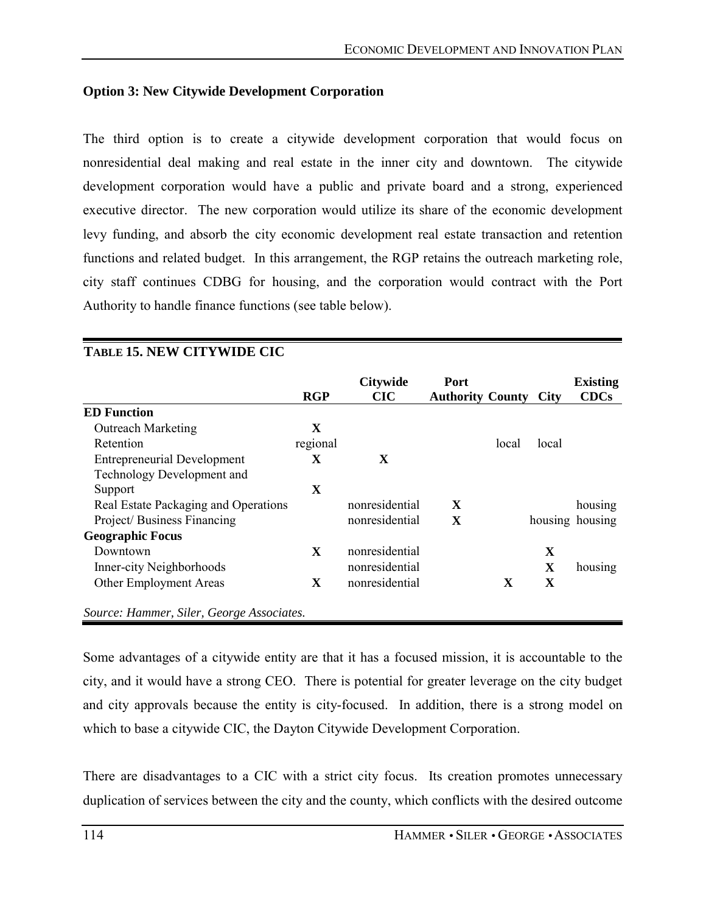**Option 3: New Citywide Development Corporation**

The third option is to create a citywide development corporation that would focus on nonresidential deal making and real estate in the inner city and downtown. The citywide development corporation would have a public and private board and a strong, experienced executive director. The new corporation would utilize its share of the economic development levy funding, and absorb the city economic development real estate transaction and retention functions and related budget. In this arrangement, the RGP retains the outreach marketing role, city staff continues CDBG for housing, and the corporation would contract with the Port Authority to handle finance functions (see table below).

**TABLE 15. NEW CITYWIDE CIC**

| | RGP | Citywide CIC | Port Authority | County | City | Existing CDCs |
|---|---|---|---|---|---|---|
| **ED Function** | | | | | | |
| Outreach Marketing | X | | | | | |
| Retention | regional | | | local | local | |
| Entrepreneurial Development | X | X | | | | |
| Technology Development and Support | X | | | | | |
| Real Estate Packaging and Operations | | nonresidential | X | | | housing |
| Project/ Business Financing | | nonresidential | X | | housing | housing |
| **Geographic Focus** | | | | | | |
| Downtown | X | nonresidential | | | X | |
| Inner-city Neighborhoods | | nonresidential | | | X | housing |
| Other Employment Areas | X | nonresidential | | X | X | |

*Source: Hammer, Siler, George Associates.*

Some advantages of a citywide entity are that it has a focused mission, it is accountable to the city, and it would have a strong CEO. There is potential for greater leverage on the city budget and city approvals because the entity is city-focused. In addition, there is a strong model on which to base a citywide CIC, the Dayton Citywide Development Corporation.

There are disadvantages to a CIC with a strict city focus. Its creation promotes unnecessary duplication of services between the city and the county, which conflicts with the desired outcome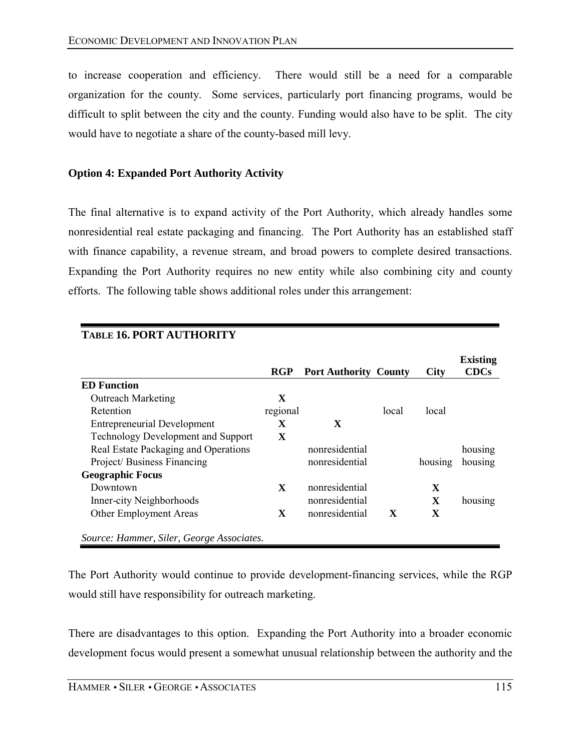to increase cooperation and efficiency. There would still be a need for a comparable organization for the county. Some services, particularly port financing programs, would be difficult to split between the city and the county. Funding would also have to be split. The city would have to negotiate a share of the county-based mill levy.

**Option 4: Expanded Port Authority Activity**

The final alternative is to expand activity of the Port Authority, which already handles some nonresidential real estate packaging and financing. The Port Authority has an established staff with finance capability, a revenue stream, and broad powers to complete desired transactions. Expanding the Port Authority requires no new entity while also combining city and county efforts. The following table shows additional roles under this arrangement:

**TABLE 16. PORT AUTHORITY**

| | RGP | Port Authority | County | City | Existing CDCs |
|---|---|---|---|---|---|
| **ED Function** | | | | | |
| Outreach Marketing | X | | | | |
| Retention | regional | | local | local | |
| Entrepreneurial Development | X | X | | | |
| Technology Development and Support | X | | | | |
| Real Estate Packaging and Operations | | nonresidential | | | housing |
| Project/ Business Financing | | nonresidential | | housing | housing |
| **Geographic Focus** | | | | | |
| Downtown | X | nonresidential | | X | |
| Inner-city Neighborhoods | | nonresidential | | X | housing |
| Other Employment Areas | X | nonresidential | X | X | |

*Source: Hammer, Siler, George Associates.*

The Port Authority would continue to provide development-financing services, while the RGP would still have responsibility for outreach marketing.

There are disadvantages to this option. Expanding the Port Authority into a broader economic development focus would present a somewhat unusual relationship between the authority and the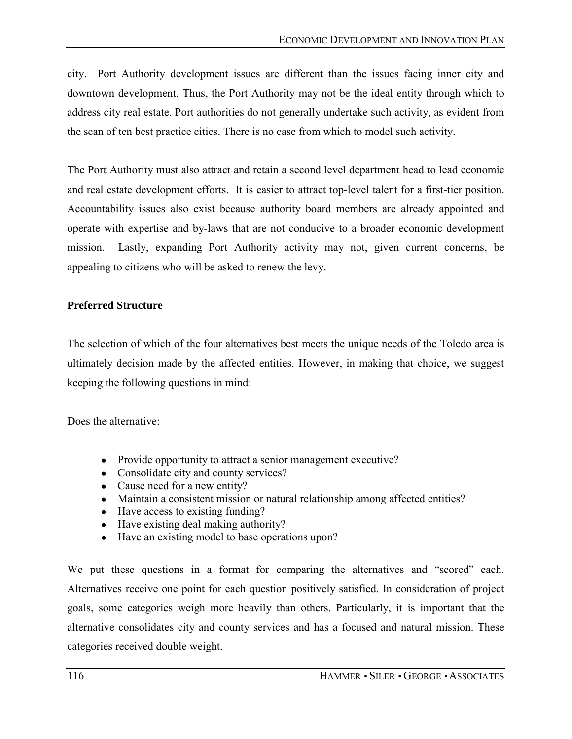city. Port Authority development issues are different than the issues facing inner city and downtown development. Thus, the Port Authority may not be the ideal entity through which to address city real estate. Port authorities do not generally undertake such activity, as evident from the scan of ten best practice cities. There is no case from which to model such activity.

The Port Authority must also attract and retain a second level department head to lead economic and real estate development efforts. It is easier to attract top-level talent for a first-tier position. Accountability issues also exist because authority board members are already appointed and operate with expertise and by-laws that are not conducive to a broader economic development mission. Lastly, expanding Port Authority activity may not, given current concerns, be appealing to citizens who will be asked to renew the levy.

**Preferred Structure**

The selection of which of the four alternatives best meets the unique needs of the Toledo area is ultimately decision made by the affected entities. However, in making that choice, we suggest keeping the following questions in mind:

Does the alternative:

- Provide opportunity to attract a senior management executive?
- Consolidate city and county services?
- Cause need for a new entity?
- Maintain a consistent mission or natural relationship among affected entities?
- Have access to existing funding?
- Have existing deal making authority?
- Have an existing model to base operations upon?

We put these questions in a format for comparing the alternatives and "scored" each. Alternatives receive one point for each question positively satisfied. In consideration of project goals, some categories weigh more heavily than others. Particularly, it is important that the alternative consolidates city and county services and has a focused and natural mission. These categories received double weight.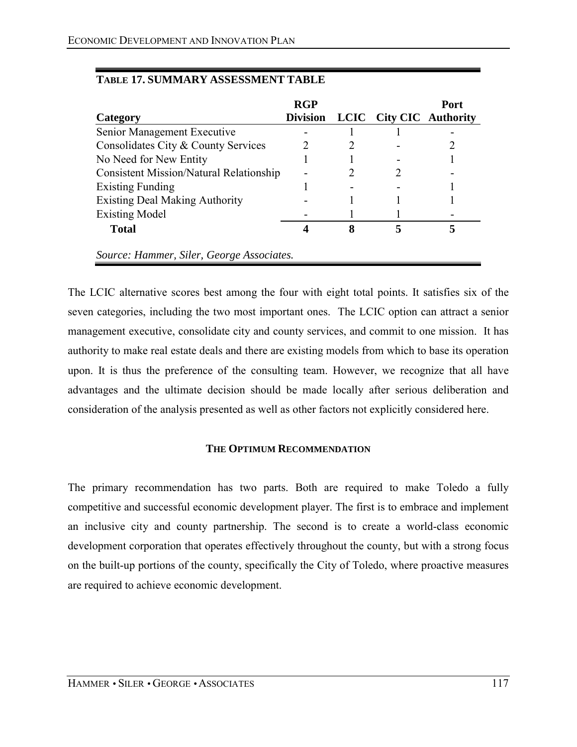**TABLE 17. SUMMARY ASSESSMENT TABLE**

| Category | RGP Division | LCIC | City CIC | Port Authority |
|---|---|---|---|---|
| Senior Management Executive | - | 1 | 1 | - |
| Consolidates City & County Services | 2 | 2 | - | 2 |
| No Need for New Entity | 1 | 1 | - | 1 |
| Consistent Mission/Natural Relationship | - | 2 | 2 | - |
| Existing Funding | 1 | - | - | 1 |
| Existing Deal Making Authority | - | 1 | 1 | 1 |
| Existing Model | - | 1 | 1 | - |
| **Total** | **4** | **8** | **5** | **5** |

*Source: Hammer, Siler, George Associates.*

The LCIC alternative scores best among the four with eight total points. It satisfies six of the seven categories, including the two most important ones. The LCIC option can attract a senior management executive, consolidate city and county services, and commit to one mission. It has authority to make real estate deals and there are existing models from which to base its operation upon. It is thus the preference of the consulting team. However, we recognize that all have advantages and the ultimate decision should be made locally after serious deliberation and consideration of the analysis presented as well as other factors not explicitly considered here.

### THE OPTIMUM RECOMMENDATION

The primary recommendation has two parts. Both are required to make Toledo a fully competitive and successful economic development player. The first is to embrace and implement an inclusive city and county partnership. The second is to create a world-class economic development corporation that operates effectively throughout the county, but with a strong focus on the built-up portions of the county, specifically the City of Toledo, where proactive measures are required to achieve economic development.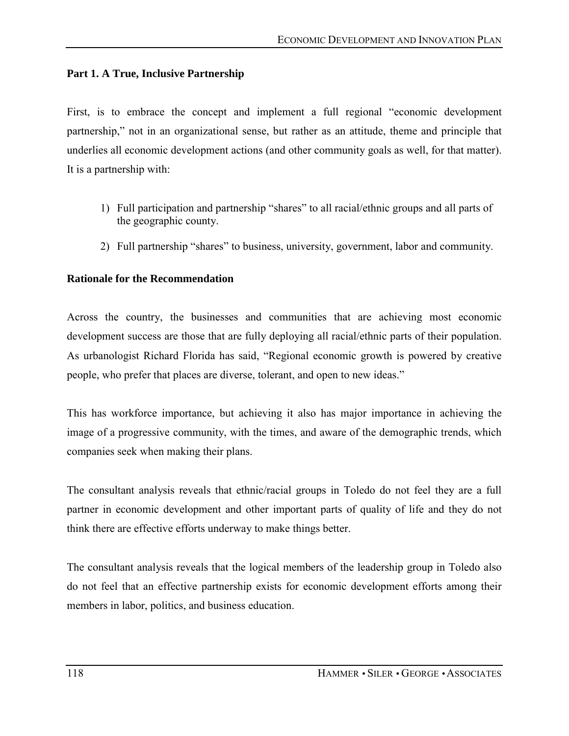### Part 1. A True, Inclusive Partnership

First, is to embrace the concept and implement a full regional "economic development partnership," not in an organizational sense, but rather as an attitude, theme and principle that underlies all economic development actions (and other community goals as well, for that matter). It is a partnership with:

1) Full participation and partnership "shares" to all racial/ethnic groups and all parts of the geographic county.
2) Full partnership "shares" to business, university, government, labor and community.

### Rationale for the Recommendation

Across the country, the businesses and communities that are achieving most economic development success are those that are fully deploying all racial/ethnic parts of their population. As urbanologist Richard Florida has said, "Regional economic growth is powered by creative people, who prefer that places are diverse, tolerant, and open to new ideas."

This has workforce importance, but achieving it also has major importance in achieving the image of a progressive community, with the times, and aware of the demographic trends, which companies seek when making their plans.

The consultant analysis reveals that ethnic/racial groups in Toledo do not feel they are a full partner in economic development and other important parts of quality of life and they do not think there are effective efforts underway to make things better.

The consultant analysis reveals that the logical members of the leadership group in Toledo also do not feel that an effective partnership exists for economic development efforts among their members in labor, politics, and business education.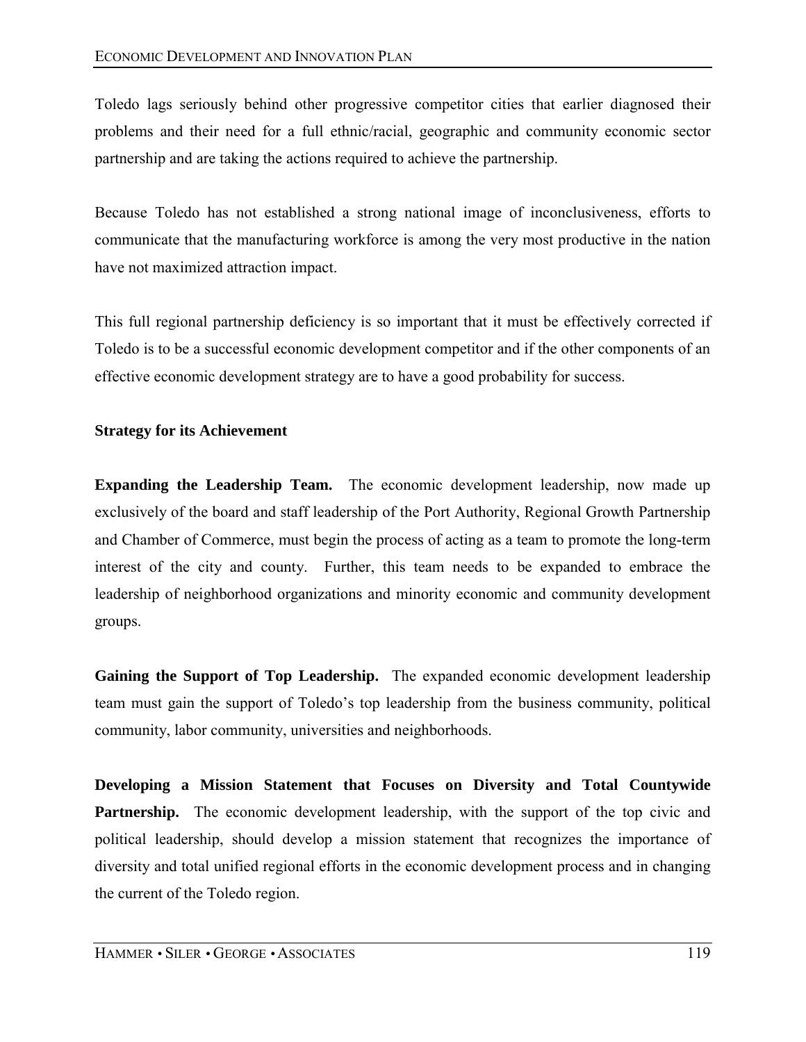Toledo lags seriously behind other progressive competitor cities that earlier diagnosed their problems and their need for a full ethnic/racial, geographic and community economic sector partnership and are taking the actions required to achieve the partnership.

Because Toledo has not established a strong national image of inconclusiveness, efforts to communicate that the manufacturing workforce is among the very most productive in the nation have not maximized attraction impact.

This full regional partnership deficiency is so important that it must be effectively corrected if Toledo is to be a successful economic development competitor and if the other components of an effective economic development strategy are to have a good probability for success.

**Strategy for its Achievement**

**Expanding the Leadership Team.** The economic development leadership, now made up exclusively of the board and staff leadership of the Port Authority, Regional Growth Partnership and Chamber of Commerce, must begin the process of acting as a team to promote the long-term interest of the city and county. Further, this team needs to be expanded to embrace the leadership of neighborhood organizations and minority economic and community development groups.

**Gaining the Support of Top Leadership.** The expanded economic development leadership team must gain the support of Toledo's top leadership from the business community, political community, labor community, universities and neighborhoods.

**Developing a Mission Statement that Focuses on Diversity and Total Countywide Partnership.** The economic development leadership, with the support of the top civic and political leadership, should develop a mission statement that recognizes the importance of diversity and total unified regional efforts in the economic development process and in changing the current of the Toledo region.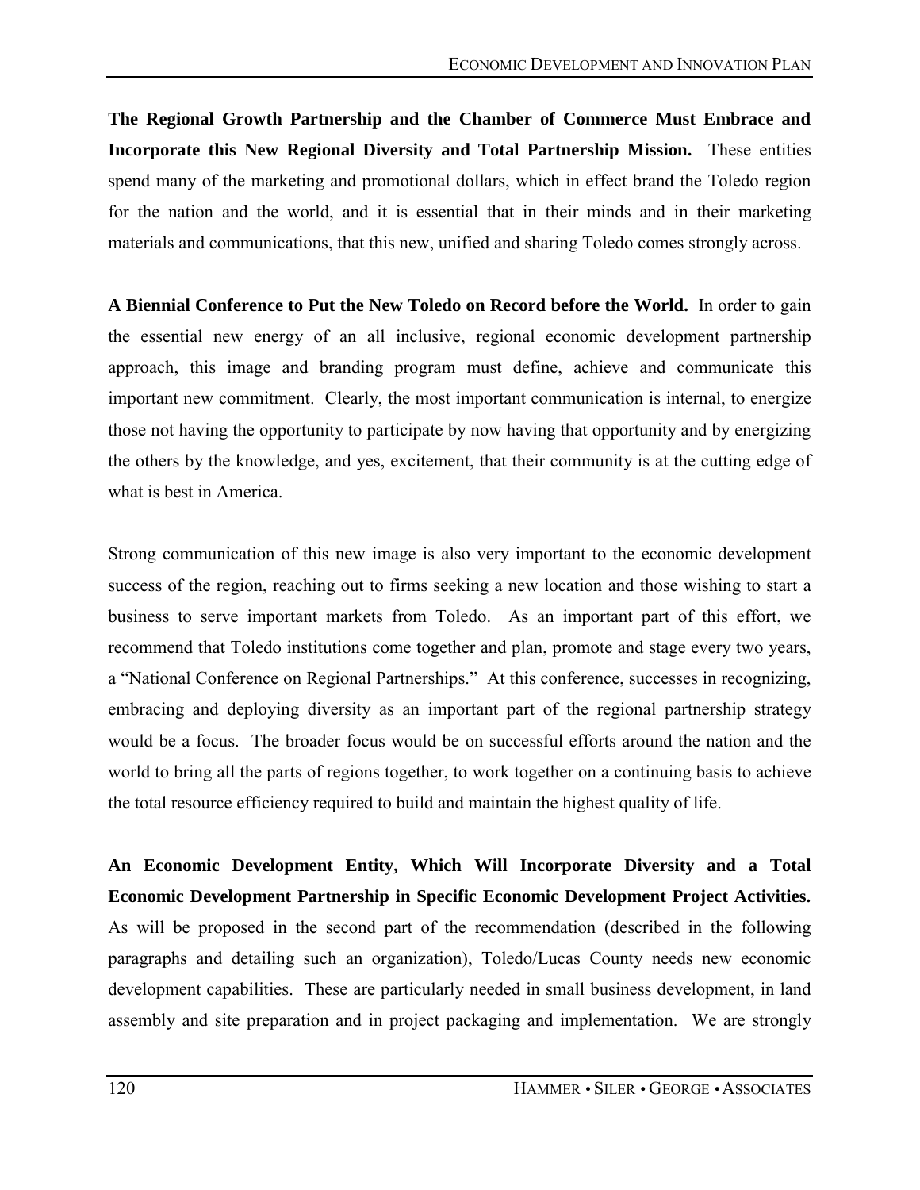**The Regional Growth Partnership and the Chamber of Commerce Must Embrace and Incorporate this New Regional Diversity and Total Partnership Mission.** These entities spend many of the marketing and promotional dollars, which in effect brand the Toledo region for the nation and the world, and it is essential that in their minds and in their marketing materials and communications, that this new, unified and sharing Toledo comes strongly across.

**A Biennial Conference to Put the New Toledo on Record before the World.** In order to gain the essential new energy of an all inclusive, regional economic development partnership approach, this image and branding program must define, achieve and communicate this important new commitment. Clearly, the most important communication is internal, to energize those not having the opportunity to participate by now having that opportunity and by energizing the others by the knowledge, and yes, excitement, that their community is at the cutting edge of what is best in America.

Strong communication of this new image is also very important to the economic development success of the region, reaching out to firms seeking a new location and those wishing to start a business to serve important markets from Toledo. As an important part of this effort, we recommend that Toledo institutions come together and plan, promote and stage every two years, a "National Conference on Regional Partnerships." At this conference, successes in recognizing, embracing and deploying diversity as an important part of the regional partnership strategy would be a focus. The broader focus would be on successful efforts around the nation and the world to bring all the parts of regions together, to work together on a continuing basis to achieve the total resource efficiency required to build and maintain the highest quality of life.

**An Economic Development Entity, Which Will Incorporate Diversity and a Total Economic Development Partnership in Specific Economic Development Project Activities.** As will be proposed in the second part of the recommendation (described in the following paragraphs and detailing such an organization), Toledo/Lucas County needs new economic development capabilities. These are particularly needed in small business development, in land assembly and site preparation and in project packaging and implementation. We are strongly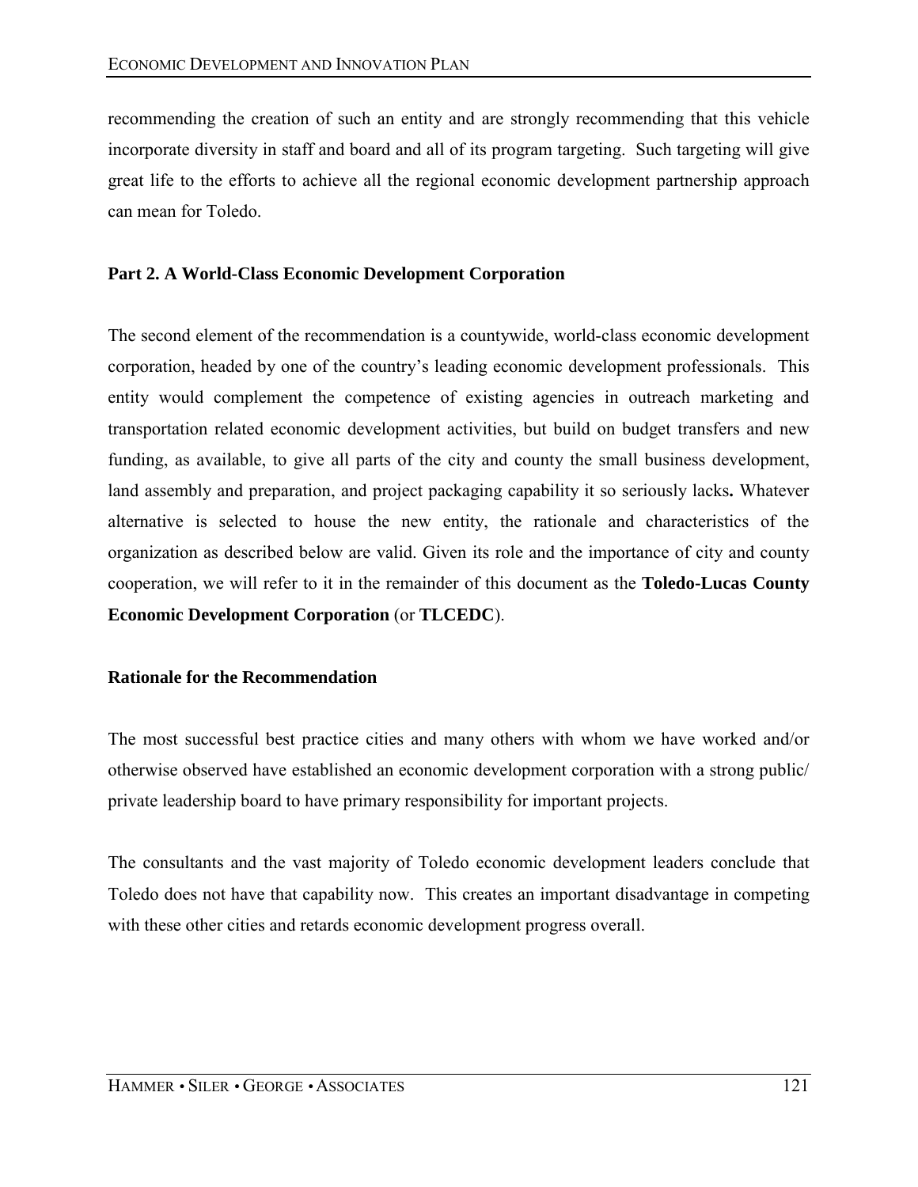recommending the creation of such an entity and are strongly recommending that this vehicle incorporate diversity in staff and board and all of its program targeting. Such targeting will give great life to the efforts to achieve all the regional economic development partnership approach can mean for Toledo.

### Part 2. A World-Class Economic Development Corporation

The second element of the recommendation is a countywide, world-class economic development corporation, headed by one of the country's leading economic development professionals. This entity would complement the competence of existing agencies in outreach marketing and transportation related economic development activities, but build on budget transfers and new funding, as available, to give all parts of the city and county the small business development, land assembly and preparation, and project packaging capability it so seriously lacks**.** Whatever alternative is selected to house the new entity, the rationale and characteristics of the organization as described below are valid. Given its role and the importance of city and county cooperation, we will refer to it in the remainder of this document as the **Toledo-Lucas County Economic Development Corporation** (or **TLCEDC**).

### Rationale for the Recommendation

The most successful best practice cities and many others with whom we have worked and/or otherwise observed have established an economic development corporation with a strong public/ private leadership board to have primary responsibility for important projects.

The consultants and the vast majority of Toledo economic development leaders conclude that Toledo does not have that capability now. This creates an important disadvantage in competing with these other cities and retards economic development progress overall.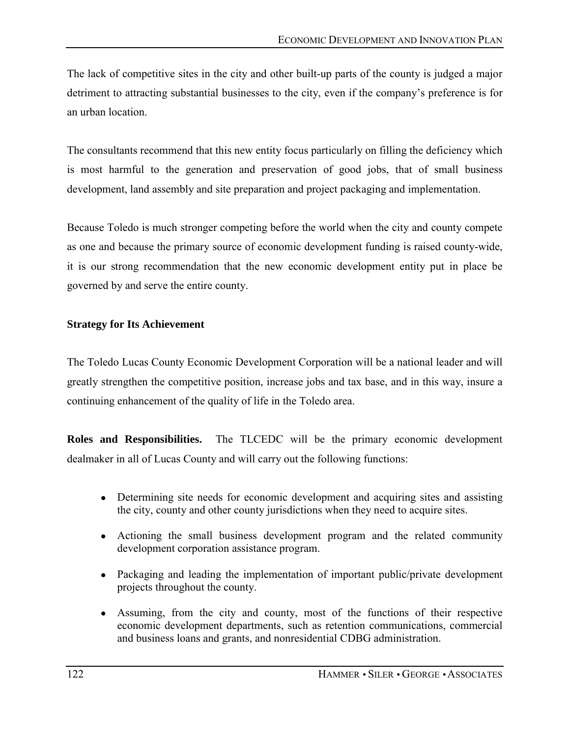The lack of competitive sites in the city and other built-up parts of the county is judged a major detriment to attracting substantial businesses to the city, even if the company's preference is for an urban location.

The consultants recommend that this new entity focus particularly on filling the deficiency which is most harmful to the generation and preservation of good jobs, that of small business development, land assembly and site preparation and project packaging and implementation.

Because Toledo is much stronger competing before the world when the city and county compete as one and because the primary source of economic development funding is raised county-wide, it is our strong recommendation that the new economic development entity put in place be governed by and serve the entire county.

### Strategy for Its Achievement

The Toledo Lucas County Economic Development Corporation will be a national leader and will greatly strengthen the competitive position, increase jobs and tax base, and in this way, insure a continuing enhancement of the quality of life in the Toledo area.

**Roles and Responsibilities.** The TLCEDC will be the primary economic development dealmaker in all of Lucas County and will carry out the following functions:

- Determining site needs for economic development and acquiring sites and assisting the city, county and other county jurisdictions when they need to acquire sites.
- Actioning the small business development program and the related community development corporation assistance program.
- Packaging and leading the implementation of important public/private development projects throughout the county.
- Assuming, from the city and county, most of the functions of their respective economic development departments, such as retention communications, commercial and business loans and grants, and nonresidential CDBG administration.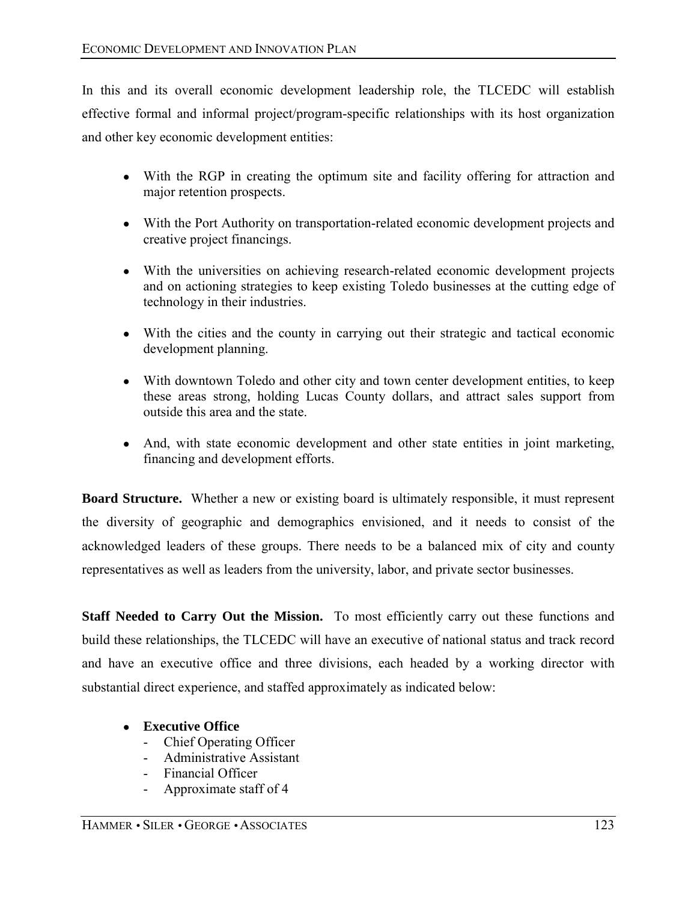In this and its overall economic development leadership role, the TLCEDC will establish effective formal and informal project/program-specific relationships with its host organization and other key economic development entities:

- With the RGP in creating the optimum site and facility offering for attraction and major retention prospects.
- With the Port Authority on transportation-related economic development projects and creative project financings.
- With the universities on achieving research-related economic development projects and on actioning strategies to keep existing Toledo businesses at the cutting edge of technology in their industries.
- With the cities and the county in carrying out their strategic and tactical economic development planning.
- With downtown Toledo and other city and town center development entities, to keep these areas strong, holding Lucas County dollars, and attract sales support from outside this area and the state.
- And, with state economic development and other state entities in joint marketing, financing and development efforts.

**Board Structure.** Whether a new or existing board is ultimately responsible, it must represent the diversity of geographic and demographics envisioned, and it needs to consist of the acknowledged leaders of these groups. There needs to be a balanced mix of city and county representatives as well as leaders from the university, labor, and private sector businesses.

**Staff Needed to Carry Out the Mission.** To most efficiently carry out these functions and build these relationships, the TLCEDC will have an executive of national status and track record and have an executive office and three divisions, each headed by a working director with substantial direct experience, and staffed approximately as indicated below:

- **Executive Office**
  - Chief Operating Officer
  - Administrative Assistant
  - Financial Officer
  - Approximate staff of 4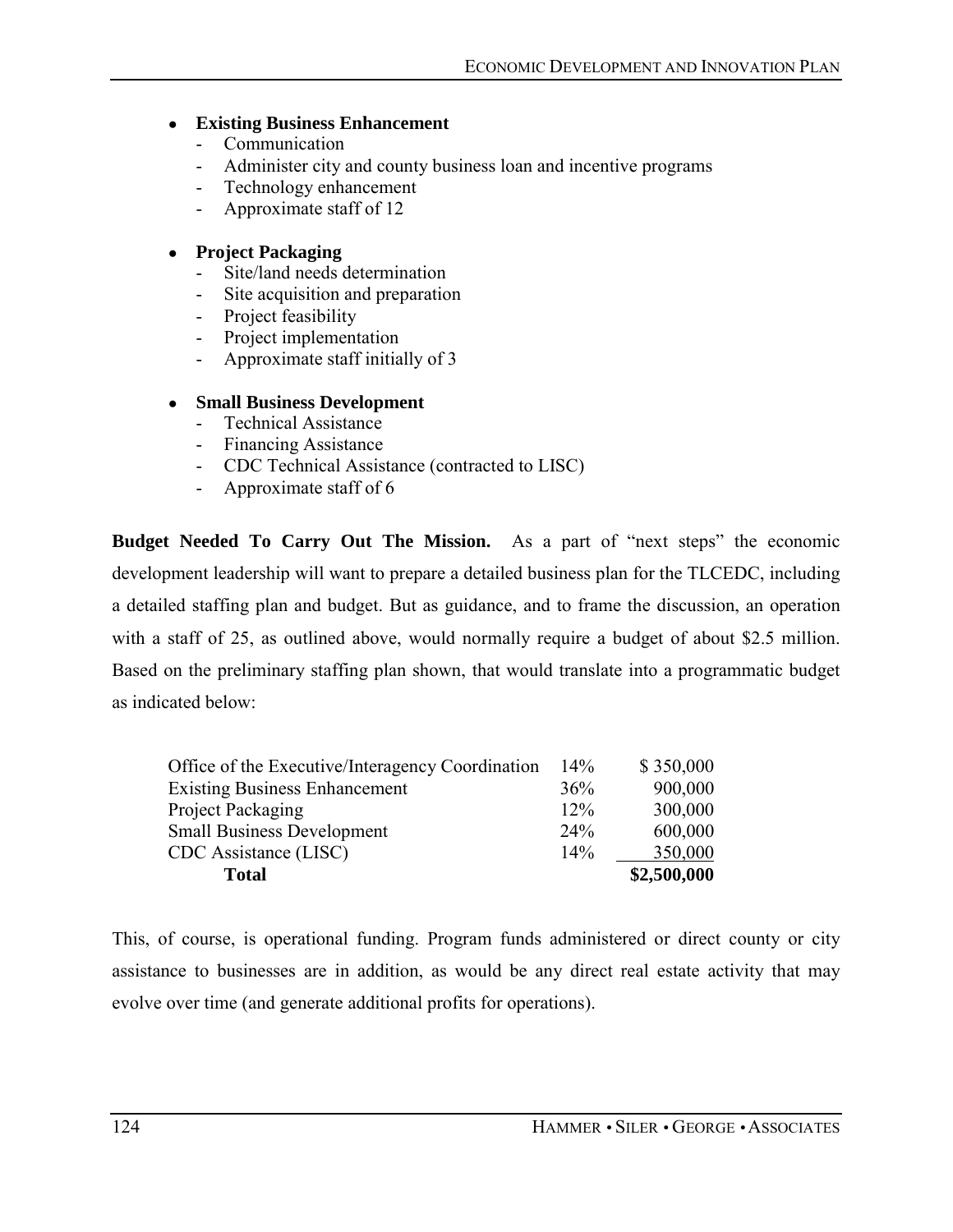- **Existing Business Enhancement**
  - Communication
  - Administer city and county business loan and incentive programs
  - Technology enhancement
  - Approximate staff of 12

- **Project Packaging**
  - Site/land needs determination
  - Site acquisition and preparation
  - Project feasibility
  - Project implementation
  - Approximate staff initially of 3

- **Small Business Development**
  - Technical Assistance
  - Financing Assistance
  - CDC Technical Assistance (contracted to LISC)
  - Approximate staff of 6

**Budget Needed To Carry Out The Mission.** As a part of "next steps" the economic development leadership will want to prepare a detailed business plan for the TLCEDC, including a detailed staffing plan and budget. But as guidance, and to frame the discussion, an operation with a staff of 25, as outlined above, would normally require a budget of about $2.5 million. Based on the preliminary staffing plan shown, that would translate into a programmatic budget as indicated below:

| | | |
|---|---|---|
| Office of the Executive/Interagency Coordination | 14% | $ 350,000 |
| Existing Business Enhancement | 36% | 900,000 |
| Project Packaging | 12% | 300,000 |
| Small Business Development | 24% | 600,000 |
| CDC Assistance (LISC) | 14% | 350,000 |
| **Total** | | **$2,500,000** |

This, of course, is operational funding. Program funds administered or direct county or city assistance to businesses are in addition, as would be any direct real estate activity that may evolve over time (and generate additional profits for operations).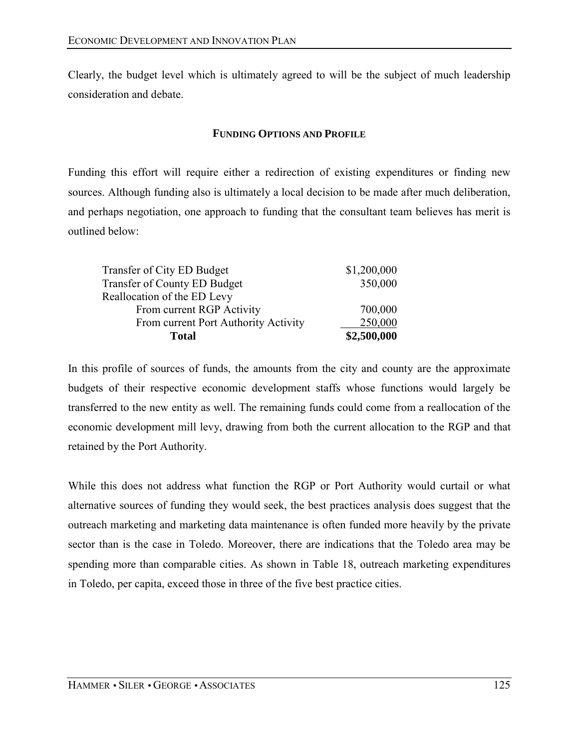Clearly, the budget level which is ultimately agreed to will be the subject of much leadership consideration and debate.

## FUNDING OPTIONS AND PROFILE

Funding this effort will require either a redirection of existing expenditures or finding new sources. Although funding also is ultimately a local decision to be made after much deliberation, and perhaps negotiation, one approach to funding that the consultant team believes has merit is outlined below:

| | |
|---|---|
| Transfer of City ED Budget | $1,200,000 |
| Transfer of County ED Budget | 350,000 |
| Reallocation of the ED Levy | |
| From current RGP Activity | 700,000 |
| From current Port Authority Activity | 250,000 |
| **Total** | **$2,500,000** |

In this profile of sources of funds, the amounts from the city and county are the approximate budgets of their respective economic development staffs whose functions would largely be transferred to the new entity as well. The remaining funds could come from a reallocation of the economic development mill levy, drawing from both the current allocation to the RGP and that retained by the Port Authority.

While this does not address what function the RGP or Port Authority would curtail or what alternative sources of funding they would seek, the best practices analysis does suggest that the outreach marketing and marketing data maintenance is often funded more heavily by the private sector than is the case in Toledo. Moreover, there are indications that the Toledo area may be spending more than comparable cities. As shown in Table 18, outreach marketing expenditures in Toledo, per capita, exceed those in three of the five best practice cities.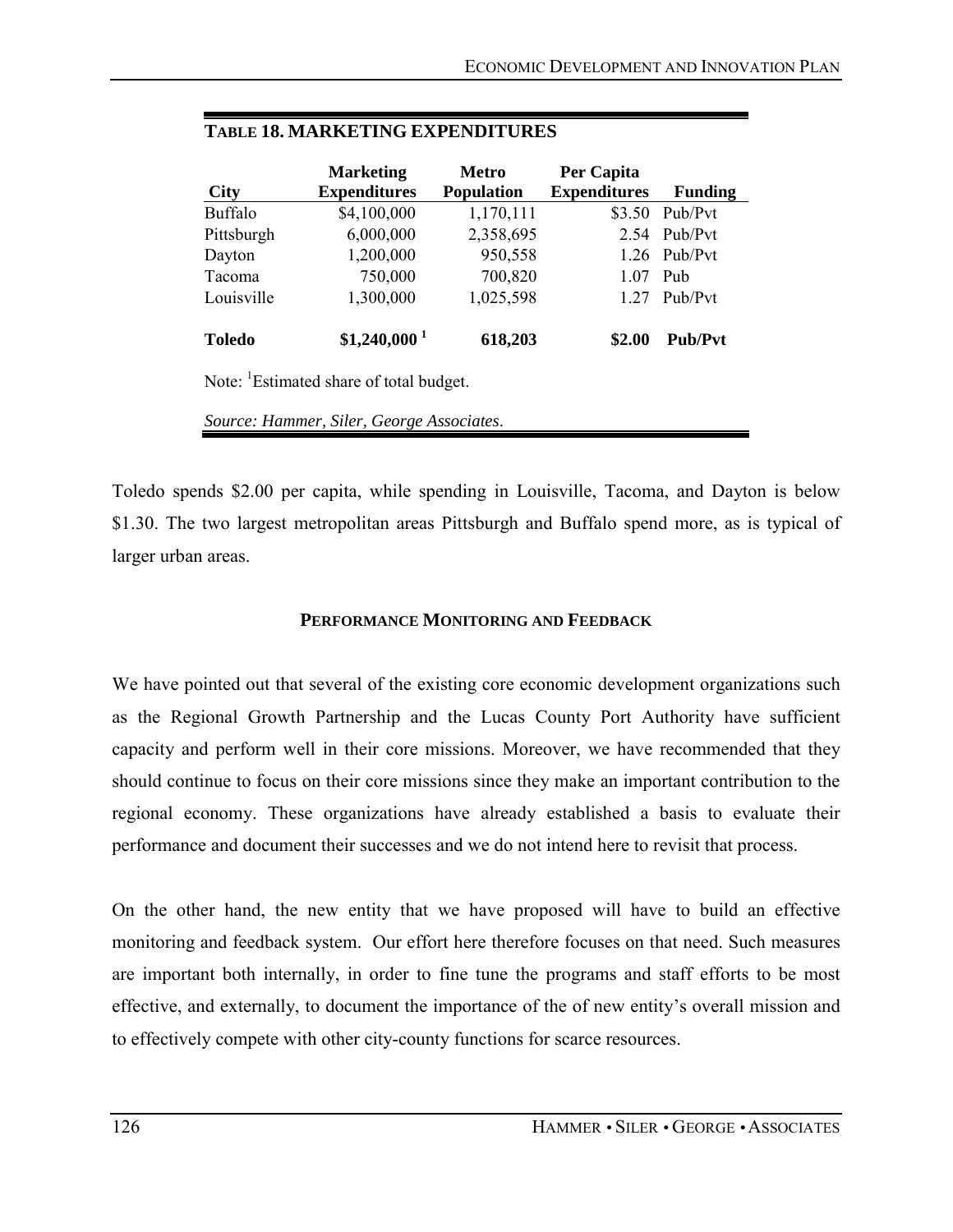**TABLE 18. MARKETING EXPENDITURES**

| City | Marketing Expenditures | Metro Population | Per Capita Expenditures | Funding |
|---|---|---|---|---|
| Buffalo | \$4,100,000 | 1,170,111 | \$3.50 | Pub/Pvt |
| Pittsburgh | 6,000,000 | 2,358,695 | 2.54 | Pub/Pvt |
| Dayton | 1,200,000 | 950,558 | 1.26 | Pub/Pvt |
| Tacoma | 750,000 | 700,820 | 1.07 | Pub |
| Louisville | 1,300,000 | 1,025,598 | 1.27 | Pub/Pvt |
| **Toledo** | **\$1,240,000 [1]** | **618,203** | **\$2.00** | **Pub/Pvt** |

Note: [1]Estimated share of total budget.

*Source: Hammer, Siler, George Associates*.

Toledo spends \$2.00 per capita, while spending in Louisville, Tacoma, and Dayton is below \$1.30. The two largest metropolitan areas Pittsburgh and Buffalo spend more, as is typical of larger urban areas.

## PERFORMANCE MONITORING AND FEEDBACK

We have pointed out that several of the existing core economic development organizations such as the Regional Growth Partnership and the Lucas County Port Authority have sufficient capacity and perform well in their core missions. Moreover, we have recommended that they should continue to focus on their core missions since they make an important contribution to the regional economy. These organizations have already established a basis to evaluate their performance and document their successes and we do not intend here to revisit that process.

On the other hand, the new entity that we have proposed will have to build an effective monitoring and feedback system. Our effort here therefore focuses on that need. Such measures are important both internally, in order to fine tune the programs and staff efforts to be most effective, and externally, to document the importance of the of new entity's overall mission and to effectively compete with other city-county functions for scarce resources.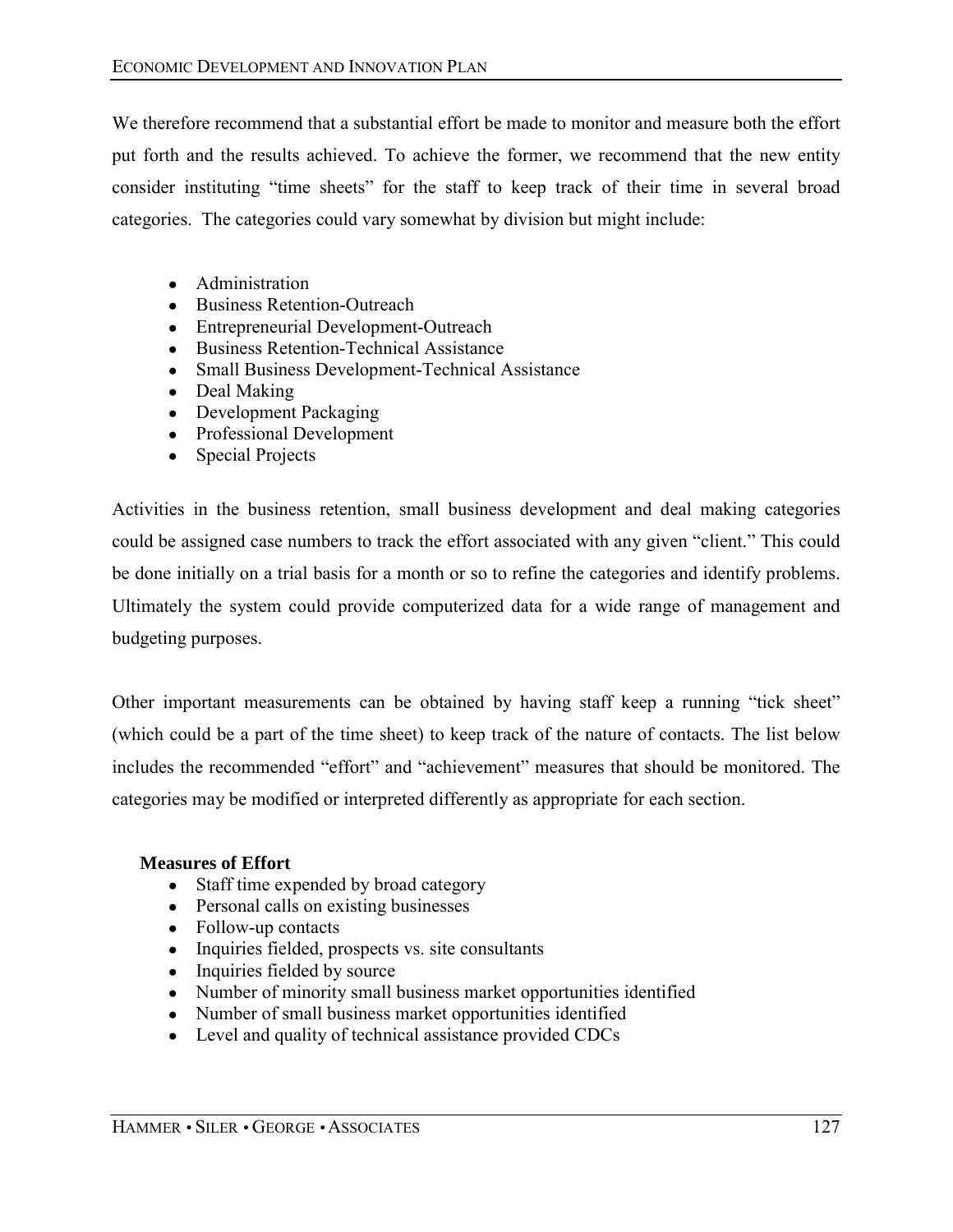We therefore recommend that a substantial effort be made to monitor and measure both the effort put forth and the results achieved. To achieve the former, we recommend that the new entity consider instituting "time sheets" for the staff to keep track of their time in several broad categories. The categories could vary somewhat by division but might include:

- Administration
- Business Retention-Outreach
- Entrepreneurial Development-Outreach
- Business Retention-Technical Assistance
- Small Business Development-Technical Assistance
- Deal Making
- Development Packaging
- Professional Development
- Special Projects

Activities in the business retention, small business development and deal making categories could be assigned case numbers to track the effort associated with any given "client." This could be done initially on a trial basis for a month or so to refine the categories and identify problems. Ultimately the system could provide computerized data for a wide range of management and budgeting purposes.

Other important measurements can be obtained by having staff keep a running "tick sheet" (which could be a part of the time sheet) to keep track of the nature of contacts. The list below includes the recommended "effort" and "achievement" measures that should be monitored. The categories may be modified or interpreted differently as appropriate for each section.

**Measures of Effort**

- Staff time expended by broad category
- Personal calls on existing businesses
- Follow-up contacts
- Inquiries fielded, prospects vs. site consultants
- Inquiries fielded by source
- Number of minority small business market opportunities identified
- Number of small business market opportunities identified
- Level and quality of technical assistance provided CDCs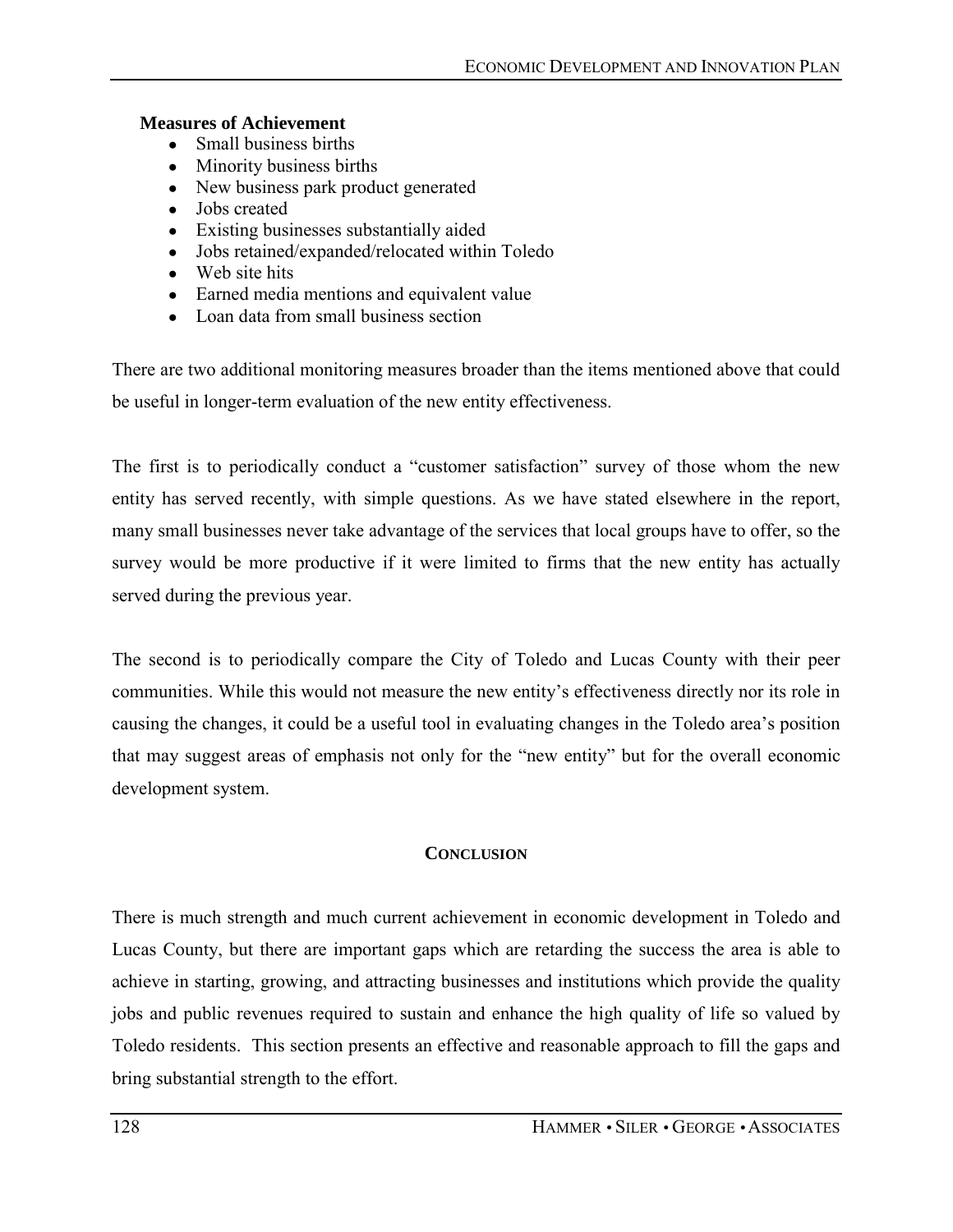**Measures of Achievement**

- Small business births
- Minority business births
- New business park product generated
- Jobs created
- Existing businesses substantially aided
- Jobs retained/expanded/relocated within Toledo
- Web site hits
- Earned media mentions and equivalent value
- Loan data from small business section

There are two additional monitoring measures broader than the items mentioned above that could be useful in longer-term evaluation of the new entity effectiveness.

The first is to periodically conduct a "customer satisfaction" survey of those whom the new entity has served recently, with simple questions. As we have stated elsewhere in the report, many small businesses never take advantage of the services that local groups have to offer, so the survey would be more productive if it were limited to firms that the new entity has actually served during the previous year.

The second is to periodically compare the City of Toledo and Lucas County with their peer communities. While this would not measure the new entity's effectiveness directly nor its role in causing the changes, it could be a useful tool in evaluating changes in the Toledo area's position that may suggest areas of emphasis not only for the "new entity" but for the overall economic development system.

## Conclusion

There is much strength and much current achievement in economic development in Toledo and Lucas County, but there are important gaps which are retarding the success the area is able to achieve in starting, growing, and attracting businesses and institutions which provide the quality jobs and public revenues required to sustain and enhance the high quality of life so valued by Toledo residents. This section presents an effective and reasonable approach to fill the gaps and bring substantial strength to the effort.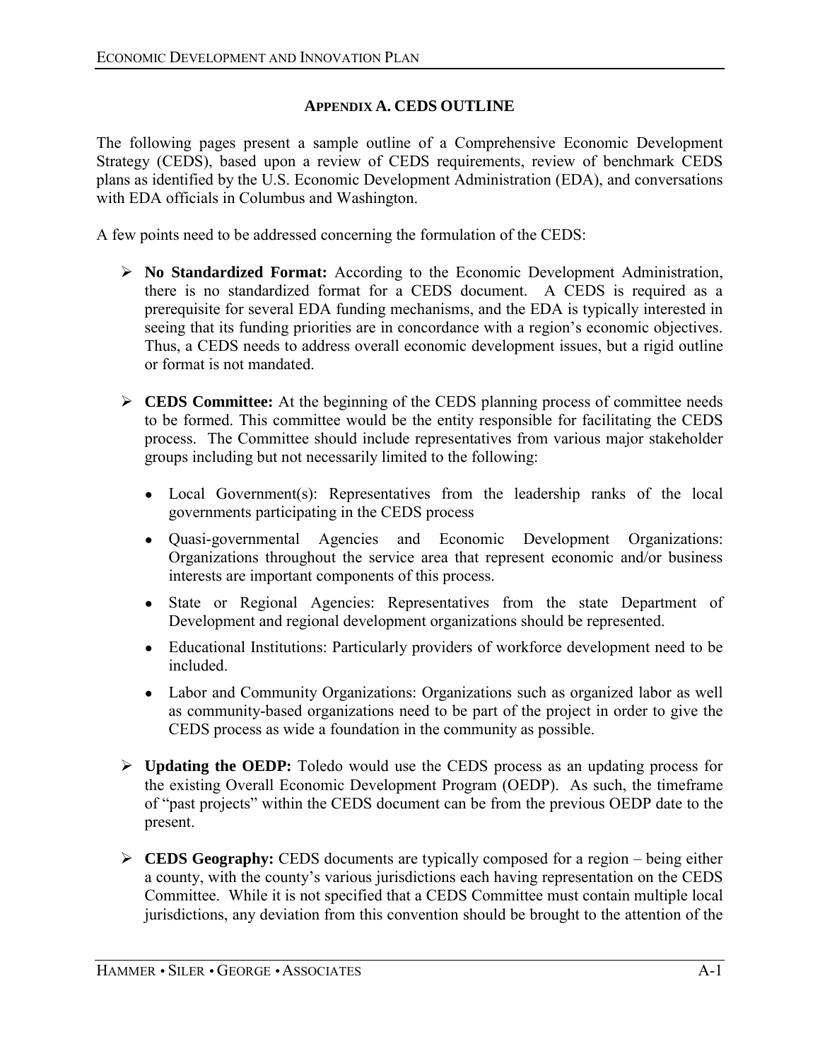## APPENDIX A. CEDS OUTLINE

The following pages present a sample outline of a Comprehensive Economic Development Strategy (CEDS), based upon a review of CEDS requirements, review of benchmark CEDS plans as identified by the U.S. Economic Development Administration (EDA), and conversations with EDA officials in Columbus and Washington.

A few points need to be addressed concerning the formulation of the CEDS:

- **No Standardized Format:** According to the Economic Development Administration, there is no standardized format for a CEDS document. A CEDS is required as a prerequisite for several EDA funding mechanisms, and the EDA is typically interested in seeing that its funding priorities are in concordance with a region's economic objectives. Thus, a CEDS needs to address overall economic development issues, but a rigid outline or format is not mandated.

- **CEDS Committee:** At the beginning of the CEDS planning process of committee needs to be formed. This committee would be the entity responsible for facilitating the CEDS process. The Committee should include representatives from various major stakeholder groups including but not necessarily limited to the following:
  - Local Government(s): Representatives from the leadership ranks of the local governments participating in the CEDS process
  - Quasi-governmental Agencies and Economic Development Organizations: Organizations throughout the service area that represent economic and/or business interests are important components of this process.
  - State or Regional Agencies: Representatives from the state Department of Development and regional development organizations should be represented.
  - Educational Institutions: Particularly providers of workforce development need to be included.
  - Labor and Community Organizations: Organizations such as organized labor as well as community-based organizations need to be part of the project in order to give the CEDS process as wide a foundation in the community as possible.

- **Updating the OEDP:** Toledo would use the CEDS process as an updating process for the existing Overall Economic Development Program (OEDP). As such, the timeframe of "past projects" within the CEDS document can be from the previous OEDP date to the present.

- **CEDS Geography:** CEDS documents are typically composed for a region – being either a county, with the county's various jurisdictions each having representation on the CEDS Committee. While it is not specified that a CEDS Committee must contain multiple local jurisdictions, any deviation from this convention should be brought to the attention of the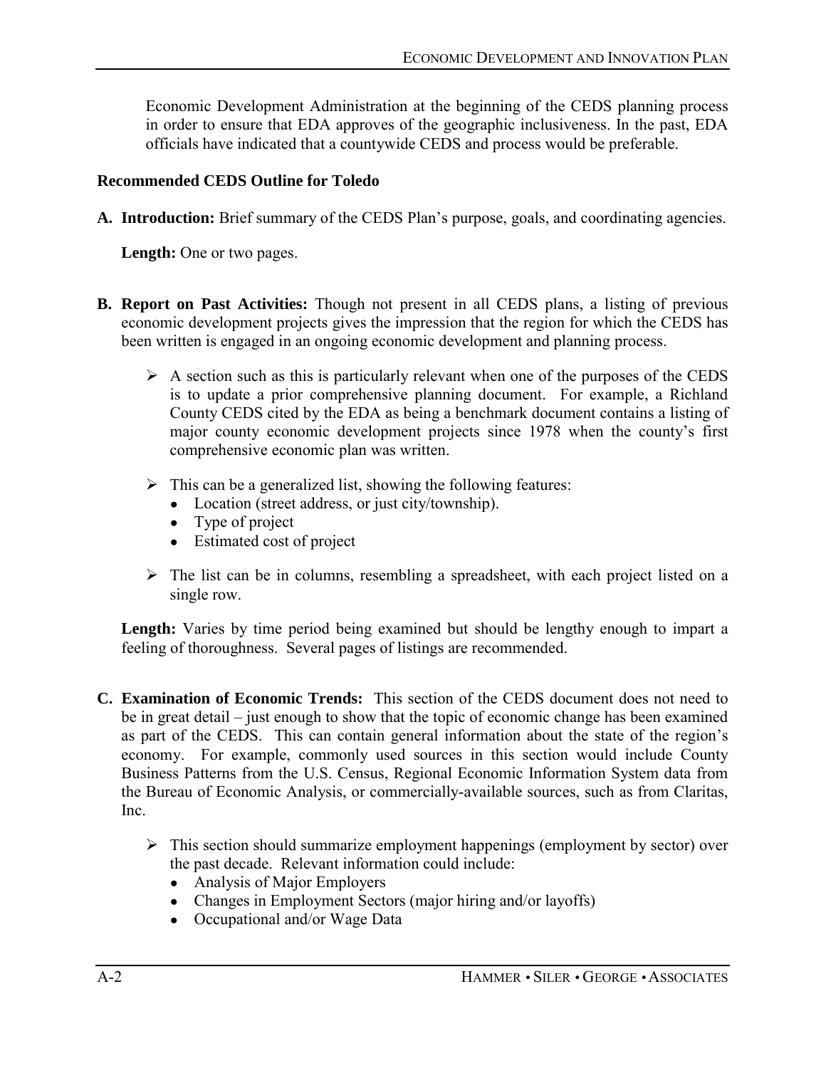Economic Development Administration at the beginning of the CEDS planning process in order to ensure that EDA approves of the geographic inclusiveness. In the past, EDA officials have indicated that a countywide CEDS and process would be preferable.

**Recommended CEDS Outline for Toledo**

**A. Introduction:** Brief summary of the CEDS Plan's purpose, goals, and coordinating agencies.

**Length:** One or two pages.

**B. Report on Past Activities:** Though not present in all CEDS plans, a listing of previous economic development projects gives the impression that the region for which the CEDS has been written is engaged in an ongoing economic development and planning process.

- A section such as this is particularly relevant when one of the purposes of the CEDS is to update a prior comprehensive planning document. For example, a Richland County CEDS cited by the EDA as being a benchmark document contains a listing of major county economic development projects since 1978 when the county's first comprehensive economic plan was written.
- This can be a generalized list, showing the following features:
  - Location (street address, or just city/township).
  - Type of project
  - Estimated cost of project
- The list can be in columns, resembling a spreadsheet, with each project listed on a single row.

**Length:** Varies by time period being examined but should be lengthy enough to impart a feeling of thoroughness. Several pages of listings are recommended.

**C. Examination of Economic Trends:** This section of the CEDS document does not need to be in great detail – just enough to show that the topic of economic change has been examined as part of the CEDS. This can contain general information about the state of the region's economy. For example, commonly used sources in this section would include County Business Patterns from the U.S. Census, Regional Economic Information System data from the Bureau of Economic Analysis, or commercially-available sources, such as from Claritas, Inc.

- This section should summarize employment happenings (employment by sector) over the past decade. Relevant information could include:
  - Analysis of Major Employers
  - Changes in Employment Sectors (major hiring and/or layoffs)
  - Occupational and/or Wage Data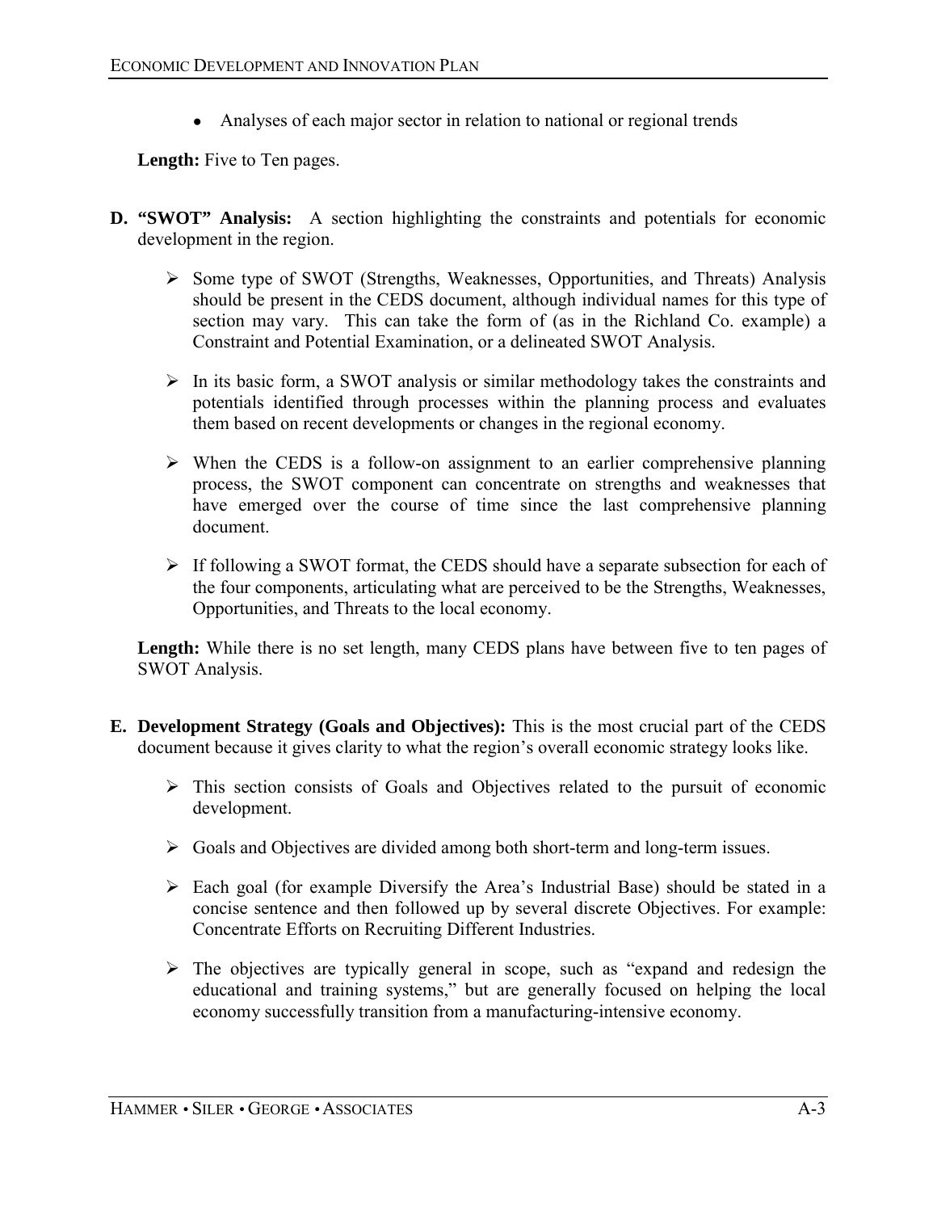- Analyses of each major sector in relation to national or regional trends

**Length:** Five to Ten pages.

**D. "SWOT" Analysis:** A section highlighting the constraints and potentials for economic development in the region.

- Some type of SWOT (Strengths, Weaknesses, Opportunities, and Threats) Analysis should be present in the CEDS document, although individual names for this type of section may vary. This can take the form of (as in the Richland Co. example) a Constraint and Potential Examination, or a delineated SWOT Analysis.
- In its basic form, a SWOT analysis or similar methodology takes the constraints and potentials identified through processes within the planning process and evaluates them based on recent developments or changes in the regional economy.
- When the CEDS is a follow-on assignment to an earlier comprehensive planning process, the SWOT component can concentrate on strengths and weaknesses that have emerged over the course of time since the last comprehensive planning document.
- If following a SWOT format, the CEDS should have a separate subsection for each of the four components, articulating what are perceived to be the Strengths, Weaknesses, Opportunities, and Threats to the local economy.

**Length:** While there is no set length, many CEDS plans have between five to ten pages of SWOT Analysis.

**E. Development Strategy (Goals and Objectives):** This is the most crucial part of the CEDS document because it gives clarity to what the region's overall economic strategy looks like.

- This section consists of Goals and Objectives related to the pursuit of economic development.
- Goals and Objectives are divided among both short-term and long-term issues.
- Each goal (for example Diversify the Area's Industrial Base) should be stated in a concise sentence and then followed up by several discrete Objectives. For example: Concentrate Efforts on Recruiting Different Industries.
- The objectives are typically general in scope, such as "expand and redesign the educational and training systems," but are generally focused on helping the local economy successfully transition from a manufacturing-intensive economy.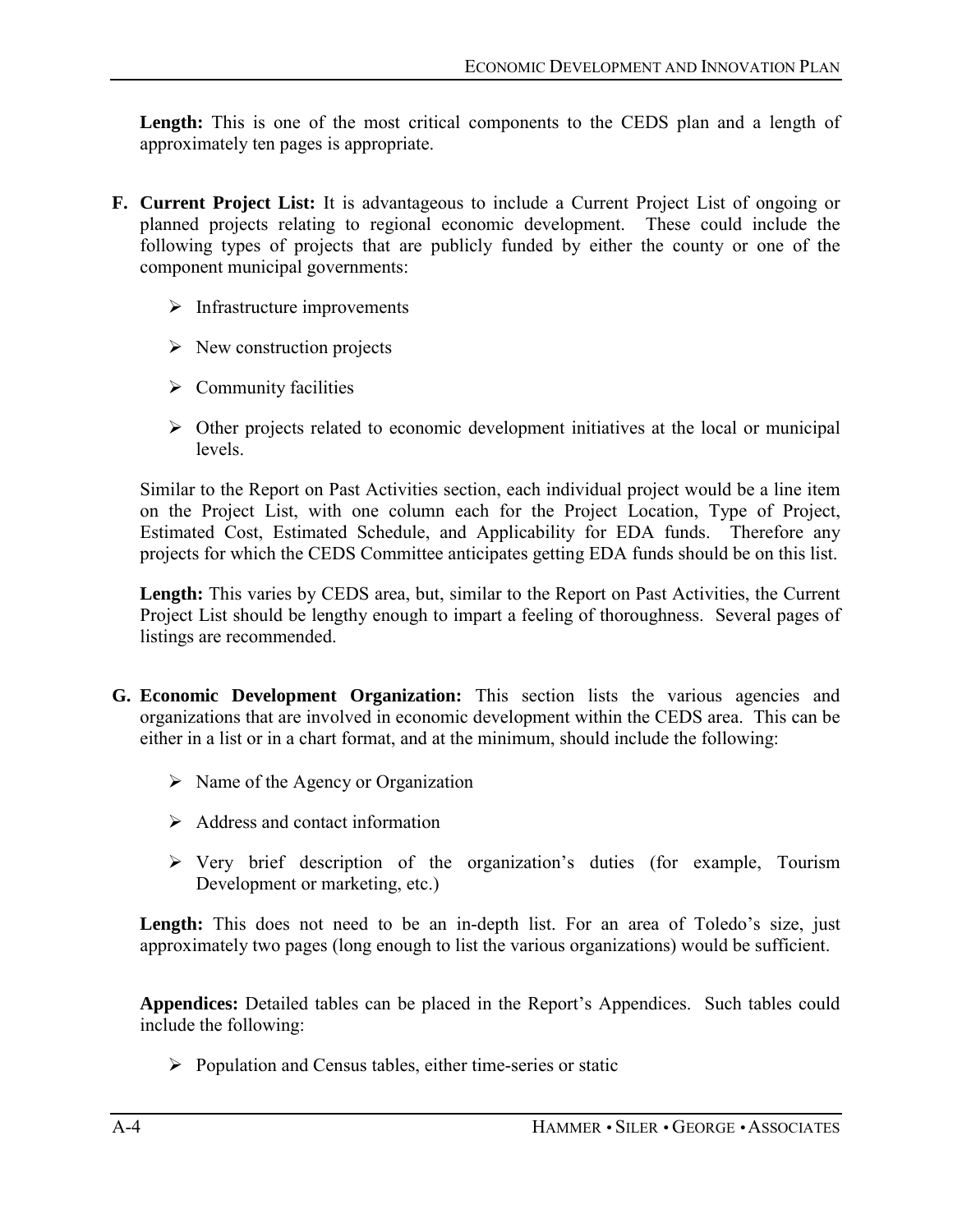**Length:** This is one of the most critical components to the CEDS plan and a length of approximately ten pages is appropriate.

**F. Current Project List:** It is advantageous to include a Current Project List of ongoing or planned projects relating to regional economic development. These could include the following types of projects that are publicly funded by either the county or one of the component municipal governments:

- Infrastructure improvements
- New construction projects
- Community facilities
- Other projects related to economic development initiatives at the local or municipal levels.

Similar to the Report on Past Activities section, each individual project would be a line item on the Project List, with one column each for the Project Location, Type of Project, Estimated Cost, Estimated Schedule, and Applicability for EDA funds. Therefore any projects for which the CEDS Committee anticipates getting EDA funds should be on this list.

**Length:** This varies by CEDS area, but, similar to the Report on Past Activities, the Current Project List should be lengthy enough to impart a feeling of thoroughness. Several pages of listings are recommended.

**G. Economic Development Organization:** This section lists the various agencies and organizations that are involved in economic development within the CEDS area. This can be either in a list or in a chart format, and at the minimum, should include the following:

- Name of the Agency or Organization
- Address and contact information
- Very brief description of the organization's duties (for example, Tourism Development or marketing, etc.)

**Length:** This does not need to be an in-depth list. For an area of Toledo's size, just approximately two pages (long enough to list the various organizations) would be sufficient.

**Appendices:** Detailed tables can be placed in the Report's Appendices. Such tables could include the following:

- Population and Census tables, either time-series or static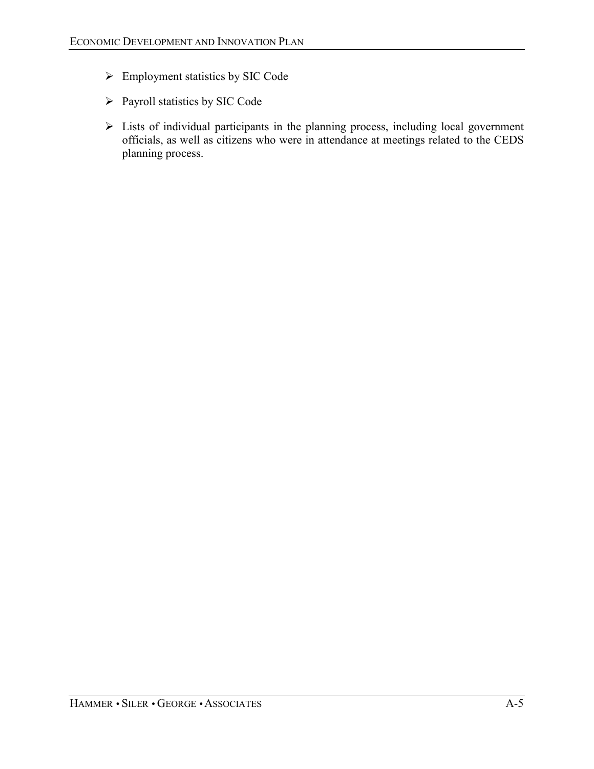- Employment statistics by SIC Code
- Payroll statistics by SIC Code
- Lists of individual participants in the planning process, including local government officials, as well as citizens who were in attendance at meetings related to the CEDS planning process.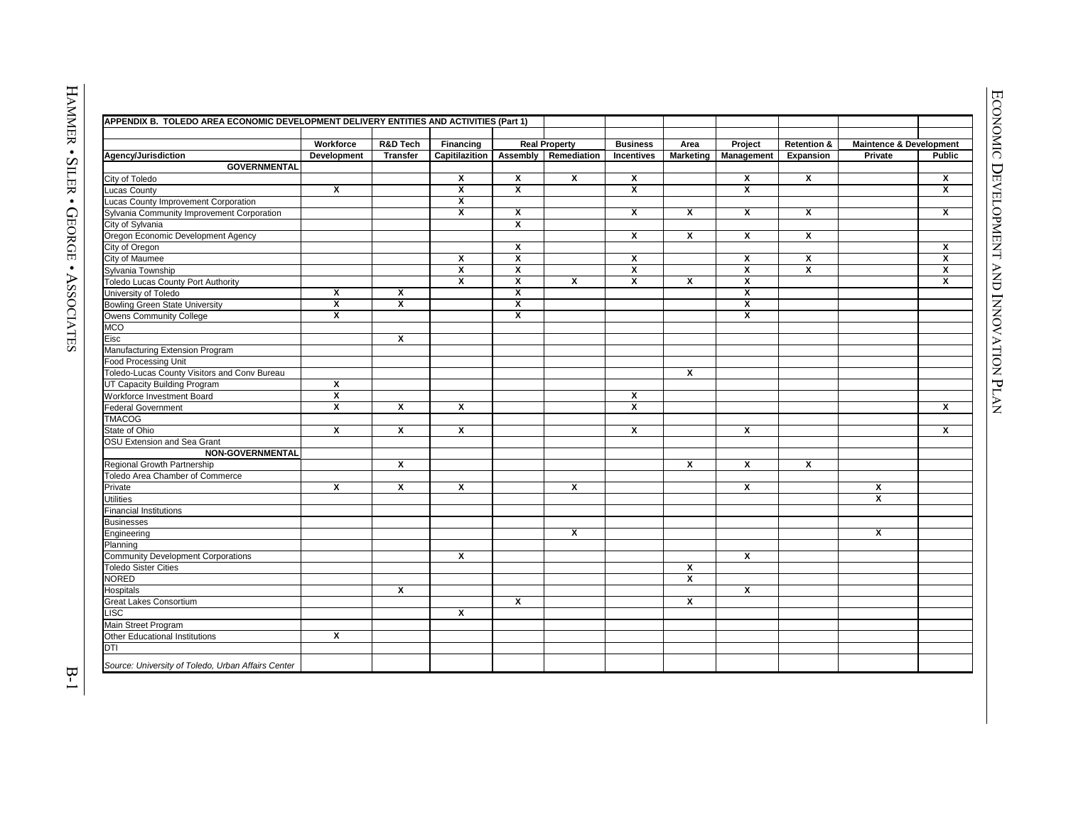**APPENDIX B. TOLEDO AREA ECONOMIC DEVELOPMENT DELIVERY ENTITIES AND ACTIVITIES (Part 1)**

| Agency/Jurisdiction | Workforce Development | R&D Tech Transfer | Financing Capitilazition | Real Property Assembly | Real Property Remediation | Business Incentives | Area Marketing | Project Management | Retention & Expansion | Maintence & Development Private | Maintence & Development Public |
|---|---|---|---|---|---|---|---|---|---|---|---|
| **GOVERNMENTAL** | | | | | | | | | | | |
| City of Toledo | | | X | X | X | X | | X | X | | X |
| Lucas County | X | | X | X | | X | | X | | | X |
| Lucas County Improvement Corporation | | | X | | | | | | | | |
| Sylvania Community Improvement Corporation | | | X | X | | X | X | X | X | | X |
| City of Sylvania | | | | X | | | | | | | |
| Oregon Economic Development Agency | | | | | | X | X | X | X | | |
| City of Oregon | | | | X | | | | | | | X |
| City of Maumee | | | X | X | | X | | X | X | | X |
| Sylvania Township | | | X | X | | X | | X | X | | X |
| Toledo Lucas County Port Authority | | | X | X | X | X | X | X | | | X |
| University of Toledo | X | X | | X | | | | X | | | |
| Bowling Green State University | X | X | | X | | | | X | | | |
| Owens Community College | X | | | X | | | | X | | | |
| MCO | | | | | | | | | | | |
| Eisc | | X | | | | | | | | | |
| Manufacturing Extension Program | | | | | | | | | | | |
| Food Processing Unit | | | | | | | | | | | |
| Toledo-Lucas County Visitors and Conv Bureau | | | | | | | X | | | | |
| UT Capacity Building Program | X | | | | | | | | | | |
| Workforce Investment Board | X | | | | | X | | | | | |
| Federal Government | X | X | X | | | X | | | | | X |
| TMACOG | | | | | | | | | | | |
| State of Ohio | X | X | X | | | X | | X | | | X |
| OSU Extension and Sea Grant | | | | | | | | | | | |
| **NON-GOVERNMENTAL** | | | | | | | | | | | |
| Regional Growth Partnership | | X | | | | | X | X | X | | |
| Toledo Area Chamber of Commerce | | | | | | | | | | | |
| Private | X | X | X | | X | | | X | | X | |
| Utilities | | | | | | | | | | X | |
| Financial Institutions | | | | | | | | | | | |
| Businesses | | | | | | | | | | | |
| Engineering | | | | | X | | | | | X | |
| Planning | | | | | | | | | | | |
| Community Development Corporations | | | X | | | | | X | | | |
| Toledo Sister Cities | | | | | | | X | | | | |
| NORED | | | | | | | X | | | | |
| Hospitals | | X | | | | | | X | | | |
| Great Lakes Consortium | | | | X | | | X | | | | |
| LISC | | | X | | | | | | | | |
| Main Street Program | | | | | | | | | | | |
| Other Educational Institutions | X | | | | | | | | | | |
| DTI | | | | | | | | | | | |

*Source: University of Toledo, Urban Affairs Center*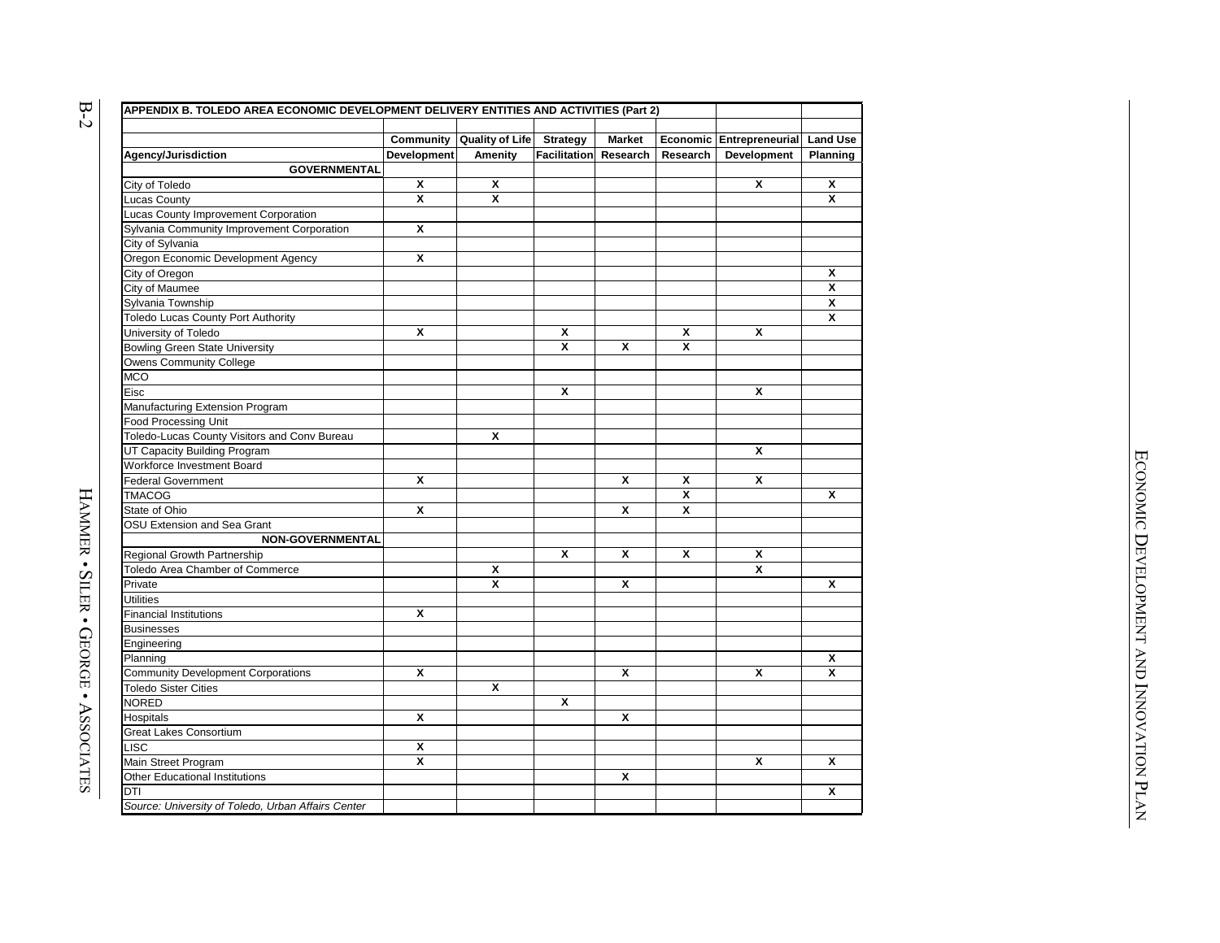**APPENDIX B. TOLEDO AREA ECONOMIC DEVELOPMENT DELIVERY ENTITIES AND ACTIVITIES (Part 2)**

| Agency/Jurisdiction | Community Development | Quality of Life Amenity | Strategy Facilitation | Market Research | Economic Research | Entrepreneurial Development | Land Use Planning |
|---|---|---|---|---|---|---|---|
| **GOVERNMENTAL** | | | | | | | |
| City of Toledo | X | X | | | | X | X |
| Lucas County | X | X | | | | | X |
| Lucas County Improvement Corporation | | | | | | | |
| Sylvania Community Improvement Corporation | X | | | | | | |
| City of Sylvania | | | | | | | |
| Oregon Economic Development Agency | X | | | | | | |
| City of Oregon | | | | | | | X |
| City of Maumee | | | | | | | X |
| Sylvania Township | | | | | | | X |
| Toledo Lucas County Port Authority | | | | | | | X |
| University of Toledo | X | | X | | X | X | |
| Bowling Green State University | | | X | X | X | | |
| Owens Community College | | | | | | | |
| MCO | | | | | | | |
| Eisc | | | X | | | X | |
| Manufacturing Extension Program | | | | | | | |
| Food Processing Unit | | | | | | | |
| Toledo-Lucas County Visitors and Conv Bureau | | X | | | | | |
| UT Capacity Building Program | | | | | | X | |
| Workforce Investment Board | | | | | | | |
| Federal Government | X | | | X | X | X | |
| TMACOG | | | | | X | | X |
| State of Ohio | X | | | X | X | | |
| OSU Extension and Sea Grant | | | | | | | |
| **NON-GOVERNMENTAL** | | | | | | | |
| Regional Growth Partnership | | | X | X | X | X | |
| Toledo Area Chamber of Commerce | | X | | | | X | |
| Private | | X | | X | | | X |
| Utilities | | | | | | | |
| Financial Institutions | X | | | | | | |
| Businesses | | | | | | | |
| Engineering | | | | | | | |
| Planning | | | | | | | X |
| Community Development Corporations | X | | | X | | X | X |
| Toledo Sister Cities | | X | | | | | |
| NORED | | | X | | | | |
| Hospitals | X | | | X | | | |
| Great Lakes Consortium | | | | | | | |
| LISC | X | | | | | | |
| Main Street Program | X | | | | | X | X |
| Other Educational Institutions | | | | X | | | |
| DTI | | | | | | | X |

*Source: University of Toledo, Urban Affairs Center*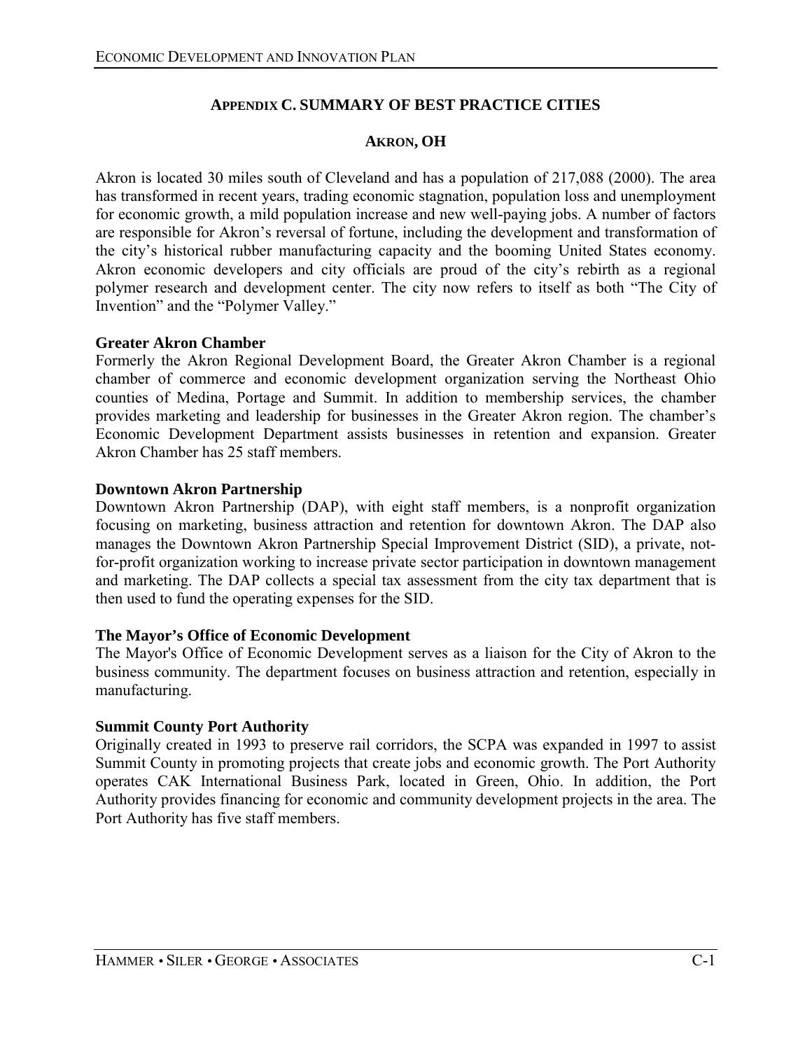# Appendix C. Summary of Best Practice Cities

## Akron, OH

Akron is located 30 miles south of Cleveland and has a population of 217,088 (2000). The area has transformed in recent years, trading economic stagnation, population loss and unemployment for economic growth, a mild population increase and new well-paying jobs. A number of factors are responsible for Akron's reversal of fortune, including the development and transformation of the city's historical rubber manufacturing capacity and the booming United States economy. Akron economic developers and city officials are proud of the city's rebirth as a regional polymer research and development center. The city now refers to itself as both "The City of Invention" and the "Polymer Valley."

**Greater Akron Chamber**

Formerly the Akron Regional Development Board, the Greater Akron Chamber is a regional chamber of commerce and economic development organization serving the Northeast Ohio counties of Medina, Portage and Summit. In addition to membership services, the chamber provides marketing and leadership for businesses in the Greater Akron region. The chamber's Economic Development Department assists businesses in retention and expansion. Greater Akron Chamber has 25 staff members.

**Downtown Akron Partnership**

Downtown Akron Partnership (DAP), with eight staff members, is a nonprofit organization focusing on marketing, business attraction and retention for downtown Akron. The DAP also manages the Downtown Akron Partnership Special Improvement District (SID), a private, not-for-profit organization working to increase private sector participation in downtown management and marketing. The DAP collects a special tax assessment from the city tax department that is then used to fund the operating expenses for the SID.

**The Mayor's Office of Economic Development**

The Mayor's Office of Economic Development serves as a liaison for the City of Akron to the business community. The department focuses on business attraction and retention, especially in manufacturing.

**Summit County Port Authority**

Originally created in 1993 to preserve rail corridors, the SCPA was expanded in 1997 to assist Summit County in promoting projects that create jobs and economic growth. The Port Authority operates CAK International Business Park, located in Green, Ohio. In addition, the Port Authority provides financing for economic and community development projects in the area. The Port Authority has five staff members.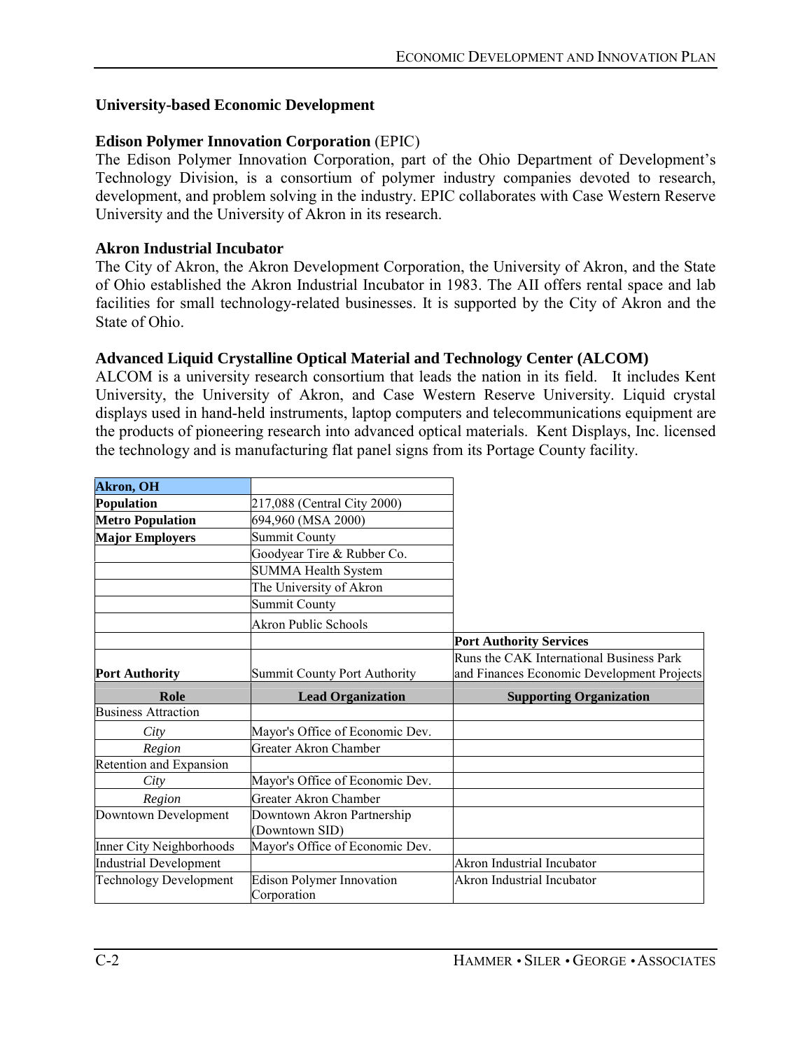## University-based Economic Development

**Edison Polymer Innovation Corporation** (EPIC)

The Edison Polymer Innovation Corporation, part of the Ohio Department of Development's Technology Division, is a consortium of polymer industry companies devoted to research, development, and problem solving in the industry. EPIC collaborates with Case Western Reserve University and the University of Akron in its research.

**Akron Industrial Incubator**

The City of Akron, the Akron Development Corporation, the University of Akron, and the State of Ohio established the Akron Industrial Incubator in 1983. The AII offers rental space and lab facilities for small technology-related businesses. It is supported by the City of Akron and the State of Ohio.

**Advanced Liquid Crystalline Optical Material and Technology Center (ALCOM)**

ALCOM is a university research consortium that leads the nation in its field. It includes Kent University, the University of Akron, and Case Western Reserve University. Liquid crystal displays used in hand-held instruments, laptop computers and telecommunications equipment are the products of pioneering research into advanced optical materials. Kent Displays, Inc. licensed the technology and is manufacturing flat panel signs from its Portage County facility.

| **Akron, OH** | | |
|---|---|---|
| **Population** | 217,088 (Central City 2000) | |
| **Metro Population** | 694,960 (MSA 2000) | |
| **Major Employers** | Summit County | |
| | Goodyear Tire & Rubber Co. | |
| | SUMMA Health System | |
| | The University of Akron | |
| | Summit County | |
| | Akron Public Schools | |
| | | **Port Authority Services** |
| **Port Authority** | Summit County Port Authority | Runs the CAK International Business Park and Finances Economic Development Projects |
| **Role** | **Lead Organization** | **Supporting Organization** |
| Business Attraction | | |
| *City* | Mayor's Office of Economic Dev. | |
| *Region* | Greater Akron Chamber | |
| Retention and Expansion | | |
| *City* | Mayor's Office of Economic Dev. | |
| *Region* | Greater Akron Chamber | |
| Downtown Development | Downtown Akron Partnership (Downtown SID) | |
| Inner City Neighborhoods | Mayor's Office of Economic Dev. | |
| Industrial Development | | Akron Industrial Incubator |
| Technology Development | Edison Polymer Innovation Corporation | Akron Industrial Incubator |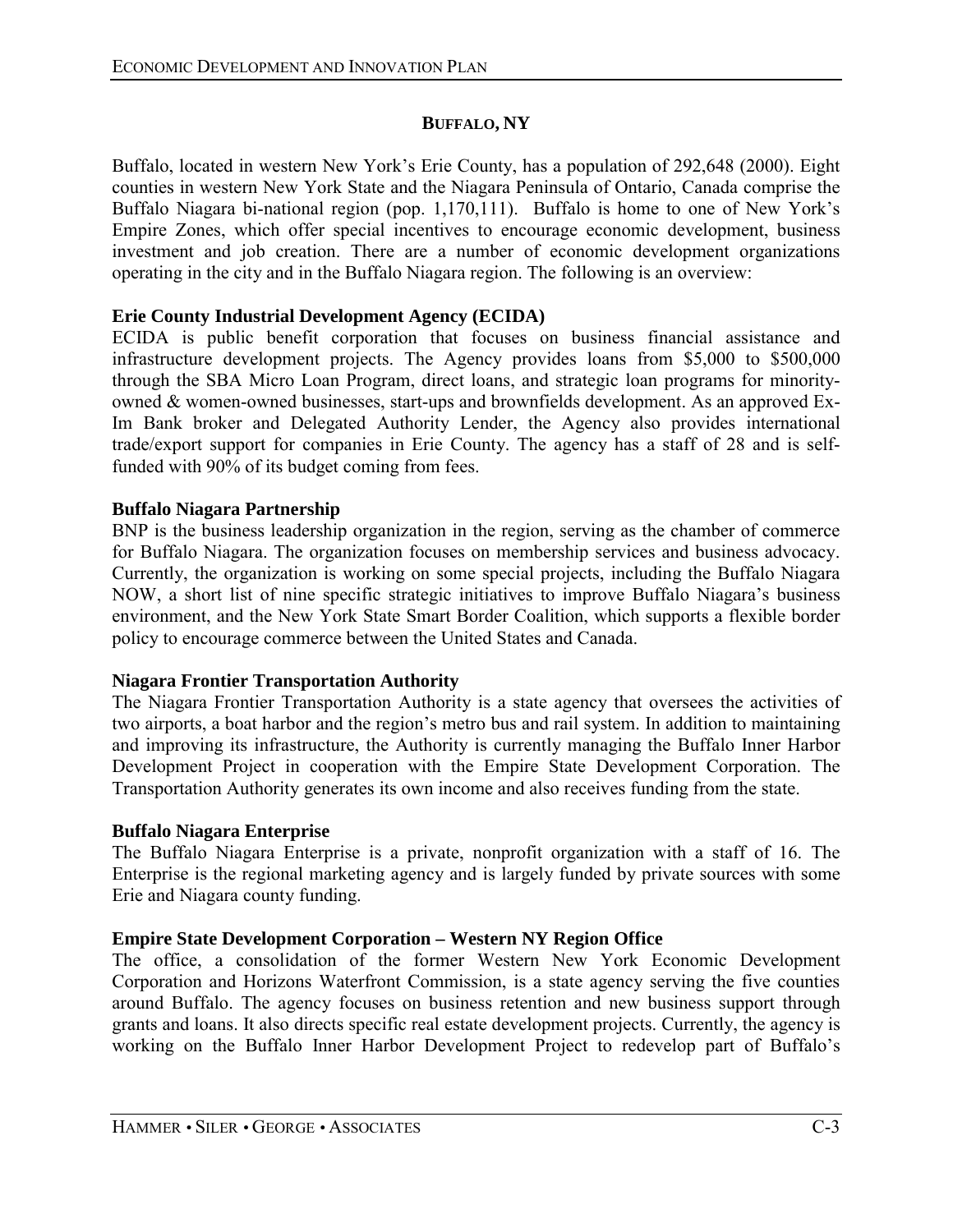## BUFFALO, NY

Buffalo, located in western New York's Erie County, has a population of 292,648 (2000). Eight counties in western New York State and the Niagara Peninsula of Ontario, Canada comprise the Buffalo Niagara bi-national region (pop. 1,170,111). Buffalo is home to one of New York's Empire Zones, which offer special incentives to encourage economic development, business investment and job creation. There are a number of economic development organizations operating in the city and in the Buffalo Niagara region. The following is an overview:

### Erie County Industrial Development Agency (ECIDA)

ECIDA is public benefit corporation that focuses on business financial assistance and infrastructure development projects. The Agency provides loans from $5,000 to $500,000 through the SBA Micro Loan Program, direct loans, and strategic loan programs for minority-owned & women-owned businesses, start-ups and brownfields development. As an approved Ex-Im Bank broker and Delegated Authority Lender, the Agency also provides international trade/export support for companies in Erie County. The agency has a staff of 28 and is self-funded with 90% of its budget coming from fees.

### Buffalo Niagara Partnership

BNP is the business leadership organization in the region, serving as the chamber of commerce for Buffalo Niagara. The organization focuses on membership services and business advocacy. Currently, the organization is working on some special projects, including the Buffalo Niagara NOW, a short list of nine specific strategic initiatives to improve Buffalo Niagara's business environment, and the New York State Smart Border Coalition, which supports a flexible border policy to encourage commerce between the United States and Canada.

### Niagara Frontier Transportation Authority

The Niagara Frontier Transportation Authority is a state agency that oversees the activities of two airports, a boat harbor and the region's metro bus and rail system. In addition to maintaining and improving its infrastructure, the Authority is currently managing the Buffalo Inner Harbor Development Project in cooperation with the Empire State Development Corporation. The Transportation Authority generates its own income and also receives funding from the state.

### Buffalo Niagara Enterprise

The Buffalo Niagara Enterprise is a private, nonprofit organization with a staff of 16. The Enterprise is the regional marketing agency and is largely funded by private sources with some Erie and Niagara county funding.

### Empire State Development Corporation – Western NY Region Office

The office, a consolidation of the former Western New York Economic Development Corporation and Horizons Waterfront Commission, is a state agency serving the five counties around Buffalo. The agency focuses on business retention and new business support through grants and loans. It also directs specific real estate development projects. Currently, the agency is working on the Buffalo Inner Harbor Development Project to redevelop part of Buffalo's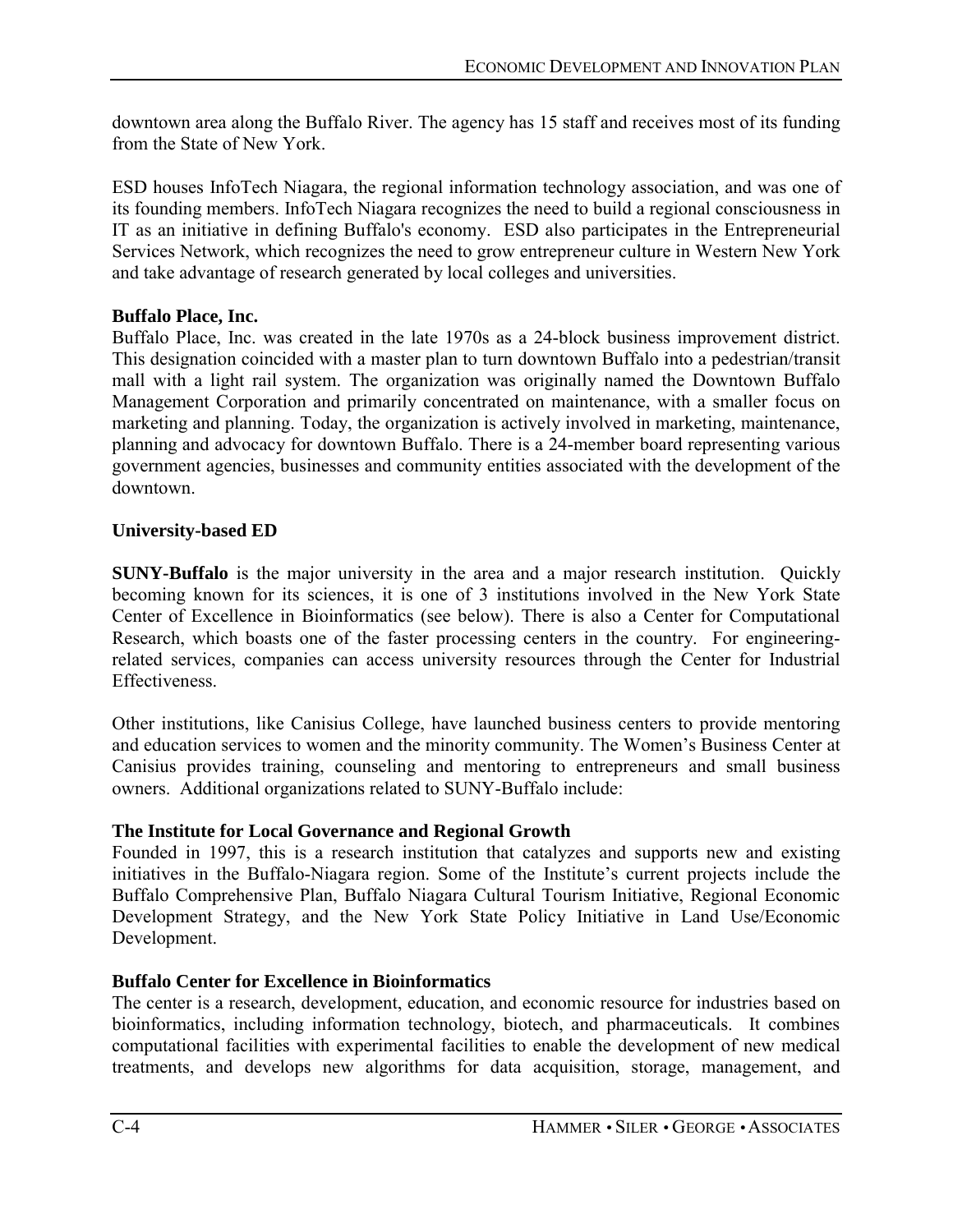downtown area along the Buffalo River. The agency has 15 staff and receives most of its funding from the State of New York.

ESD houses InfoTech Niagara, the regional information technology association, and was one of its founding members. InfoTech Niagara recognizes the need to build a regional consciousness in IT as an initiative in defining Buffalo's economy. ESD also participates in the Entrepreneurial Services Network, which recognizes the need to grow entrepreneur culture in Western New York and take advantage of research generated by local colleges and universities.

**Buffalo Place, Inc.**

Buffalo Place, Inc. was created in the late 1970s as a 24-block business improvement district. This designation coincided with a master plan to turn downtown Buffalo into a pedestrian/transit mall with a light rail system. The organization was originally named the Downtown Buffalo Management Corporation and primarily concentrated on maintenance, with a smaller focus on marketing and planning. Today, the organization is actively involved in marketing, maintenance, planning and advocacy for downtown Buffalo. There is a 24-member board representing various government agencies, businesses and community entities associated with the development of the downtown.

**University-based ED**

**SUNY-Buffalo** is the major university in the area and a major research institution. Quickly becoming known for its sciences, it is one of 3 institutions involved in the New York State Center of Excellence in Bioinformatics (see below). There is also a Center for Computational Research, which boasts one of the faster processing centers in the country. For engineering-related services, companies can access university resources through the Center for Industrial Effectiveness.

Other institutions, like Canisius College, have launched business centers to provide mentoring and education services to women and the minority community. The Women's Business Center at Canisius provides training, counseling and mentoring to entrepreneurs and small business owners. Additional organizations related to SUNY-Buffalo include:

**The Institute for Local Governance and Regional Growth**

Founded in 1997, this is a research institution that catalyzes and supports new and existing initiatives in the Buffalo-Niagara region. Some of the Institute's current projects include the Buffalo Comprehensive Plan, Buffalo Niagara Cultural Tourism Initiative, Regional Economic Development Strategy, and the New York State Policy Initiative in Land Use/Economic Development.

**Buffalo Center for Excellence in Bioinformatics**

The center is a research, development, education, and economic resource for industries based on bioinformatics, including information technology, biotech, and pharmaceuticals. It combines computational facilities with experimental facilities to enable the development of new medical treatments, and develops new algorithms for data acquisition, storage, management, and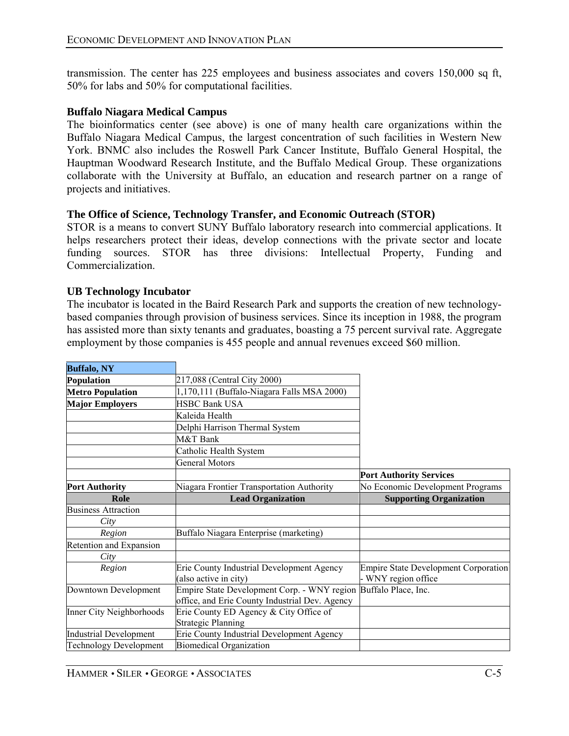transmission. The center has 225 employees and business associates and covers 150,000 sq ft, 50% for labs and 50% for computational facilities.

### Buffalo Niagara Medical Campus

The bioinformatics center (see above) is one of many health care organizations within the Buffalo Niagara Medical Campus, the largest concentration of such facilities in Western New York. BNMC also includes the Roswell Park Cancer Institute, Buffalo General Hospital, the Hauptman Woodward Research Institute, and the Buffalo Medical Group. These organizations collaborate with the University at Buffalo, an education and research partner on a range of projects and initiatives.

### The Office of Science, Technology Transfer, and Economic Outreach (STOR)

STOR is a means to convert SUNY Buffalo laboratory research into commercial applications. It helps researchers protect their ideas, develop connections with the private sector and locate funding sources. STOR has three divisions: Intellectual Property, Funding and Commercialization.

### UB Technology Incubator

The incubator is located in the Baird Research Park and supports the creation of new technology-based companies through provision of business services. Since its inception in 1988, the program has assisted more than sixty tenants and graduates, boasting a 75 percent survival rate. Aggregate employment by those companies is 455 people and annual revenues exceed $60 million.

| **Buffalo, NY** | | |
|---|---|---|
| **Population** | 217,088 (Central City 2000) | |
| **Metro Population** | 1,170,111 (Buffalo-Niagara Falls MSA 2000) | |
| **Major Employers** | HSBC Bank USA | |
| | Kaleida Health | |
| | Delphi Harrison Thermal System | |
| | M&T Bank | |
| | Catholic Health System | |
| | General Motors | |
| | | **Port Authority Services** |
| **Port Authority** | Niagara Frontier Transportation Authority | No Economic Development Programs |
| **Role** | **Lead Organization** | **Supporting Organization** |
| Business Attraction | | |
| *City* | | |
| *Region* | Buffalo Niagara Enterprise (marketing) | |
| Retention and Expansion | | |
| *City* | | |
| *Region* | Erie County Industrial Development Agency (also active in city) | Empire State Development Corporation - WNY region office |
| Downtown Development | Empire State Development Corp. - WNY region office, and Erie County Industrial Dev. Agency | Buffalo Place, Inc. |
| Inner City Neighborhoods | Erie County ED Agency & City Office of Strategic Planning | |
| Industrial Development | Erie County Industrial Development Agency | |
| Technology Development | Biomedical Organization | |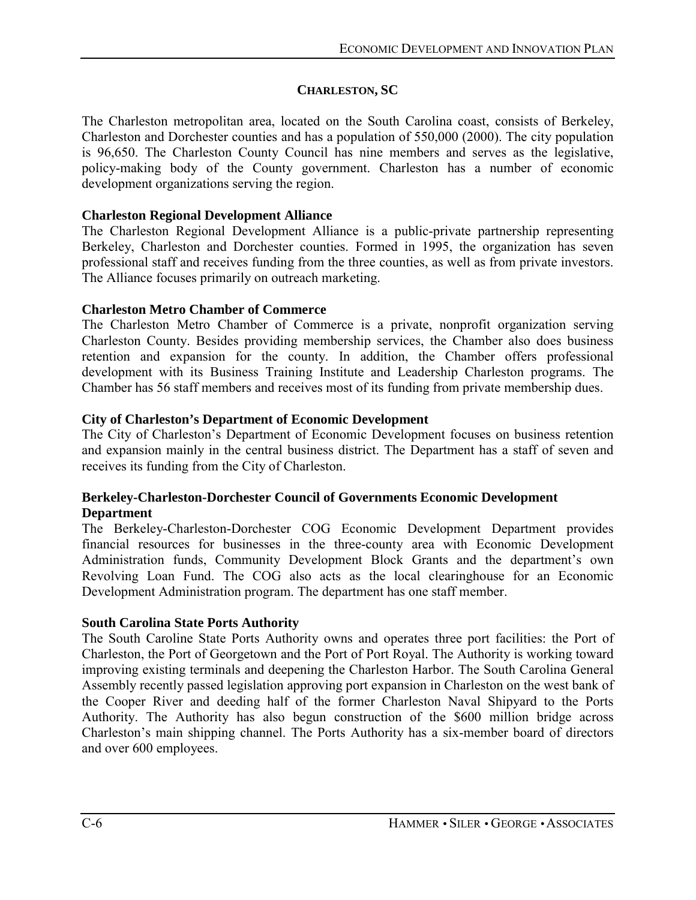## CHARLESTON, SC

The Charleston metropolitan area, located on the South Carolina coast, consists of Berkeley, Charleston and Dorchester counties and has a population of 550,000 (2000). The city population is 96,650. The Charleston County Council has nine members and serves as the legislative, policy-making body of the County government. Charleston has a number of economic development organizations serving the region.

**Charleston Regional Development Alliance**

The Charleston Regional Development Alliance is a public-private partnership representing Berkeley, Charleston and Dorchester counties. Formed in 1995, the organization has seven professional staff and receives funding from the three counties, as well as from private investors. The Alliance focuses primarily on outreach marketing.

**Charleston Metro Chamber of Commerce**

The Charleston Metro Chamber of Commerce is a private, nonprofit organization serving Charleston County. Besides providing membership services, the Chamber also does business retention and expansion for the county. In addition, the Chamber offers professional development with its Business Training Institute and Leadership Charleston programs. The Chamber has 56 staff members and receives most of its funding from private membership dues.

**City of Charleston's Department of Economic Development**

The City of Charleston's Department of Economic Development focuses on business retention and expansion mainly in the central business district. The Department has a staff of seven and receives its funding from the City of Charleston.

**Berkeley-Charleston-Dorchester Council of Governments Economic Development Department**

The Berkeley-Charleston-Dorchester COG Economic Development Department provides financial resources for businesses in the three-county area with Economic Development Administration funds, Community Development Block Grants and the department's own Revolving Loan Fund. The COG also acts as the local clearinghouse for an Economic Development Administration program. The department has one staff member.

**South Carolina State Ports Authority**

The South Caroline State Ports Authority owns and operates three port facilities: the Port of Charleston, the Port of Georgetown and the Port of Port Royal. The Authority is working toward improving existing terminals and deepening the Charleston Harbor. The South Carolina General Assembly recently passed legislation approving port expansion in Charleston on the west bank of the Cooper River and deeding half of the former Charleston Naval Shipyard to the Ports Authority. The Authority has also begun construction of the $600 million bridge across Charleston's main shipping channel. The Ports Authority has a six-member board of directors and over 600 employees.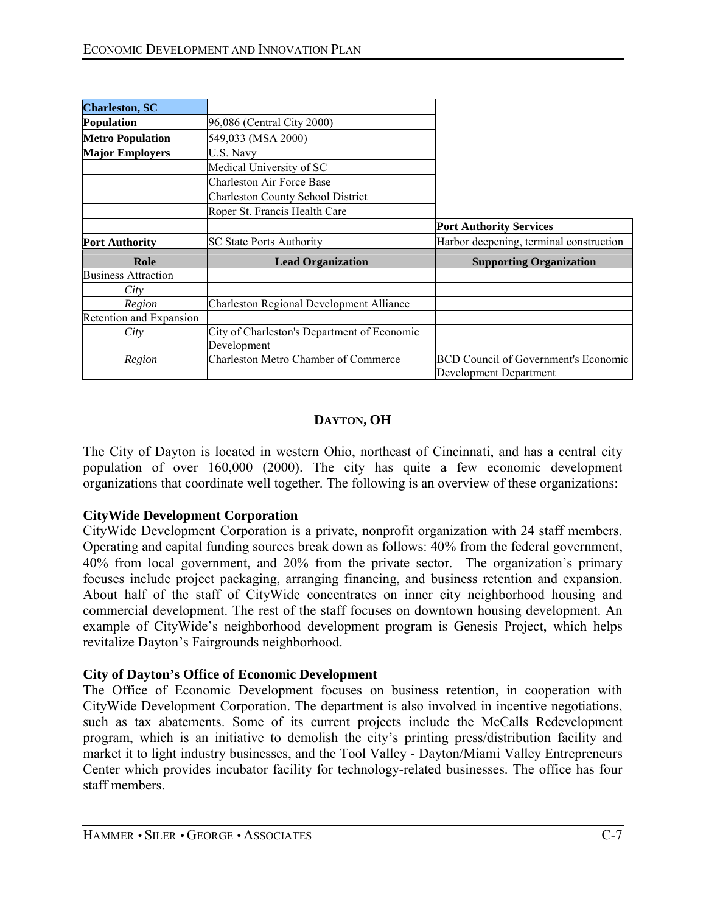| Charleston, SC | | |
|---|---|---|
| **Population** | 96,086 (Central City 2000) | |
| **Metro Population** | 549,033 (MSA 2000) | |
| **Major Employers** | U.S. Navy | |
| | Medical University of SC | |
| | Charleston Air Force Base | |
| | Charleston County School District | |
| | Roper St. Francis Health Care | |
| | | **Port Authority Services** |
| **Port Authority** | SC State Ports Authority | Harbor deepening, terminal construction |
| **Role** | **Lead Organization** | **Supporting Organization** |
| Business Attraction | | |
| *City* | | |
| *Region* | Charleston Regional Development Alliance | |
| Retention and Expansion | | |
| *City* | City of Charleston's Department of Economic Development | |
| *Region* | Charleston Metro Chamber of Commerce | BCD Council of Government's Economic Development Department |

## DAYTON, OH

The City of Dayton is located in western Ohio, northeast of Cincinnati, and has a central city population of over 160,000 (2000). The city has quite a few economic development organizations that coordinate well together. The following is an overview of these organizations:

### CityWide Development Corporation

CityWide Development Corporation is a private, nonprofit organization with 24 staff members. Operating and capital funding sources break down as follows: 40% from the federal government, 40% from local government, and 20% from the private sector. The organization's primary focuses include project packaging, arranging financing, and business retention and expansion. About half of the staff of CityWide concentrates on inner city neighborhood housing and commercial development. The rest of the staff focuses on downtown housing development. An example of CityWide's neighborhood development program is Genesis Project, which helps revitalize Dayton's Fairgrounds neighborhood.

### City of Dayton's Office of Economic Development

The Office of Economic Development focuses on business retention, in cooperation with CityWide Development Corporation. The department is also involved in incentive negotiations, such as tax abatements. Some of its current projects include the McCalls Redevelopment program, which is an initiative to demolish the city's printing press/distribution facility and market it to light industry businesses, and the Tool Valley - Dayton/Miami Valley Entrepreneurs Center which provides incubator facility for technology-related businesses. The office has four staff members.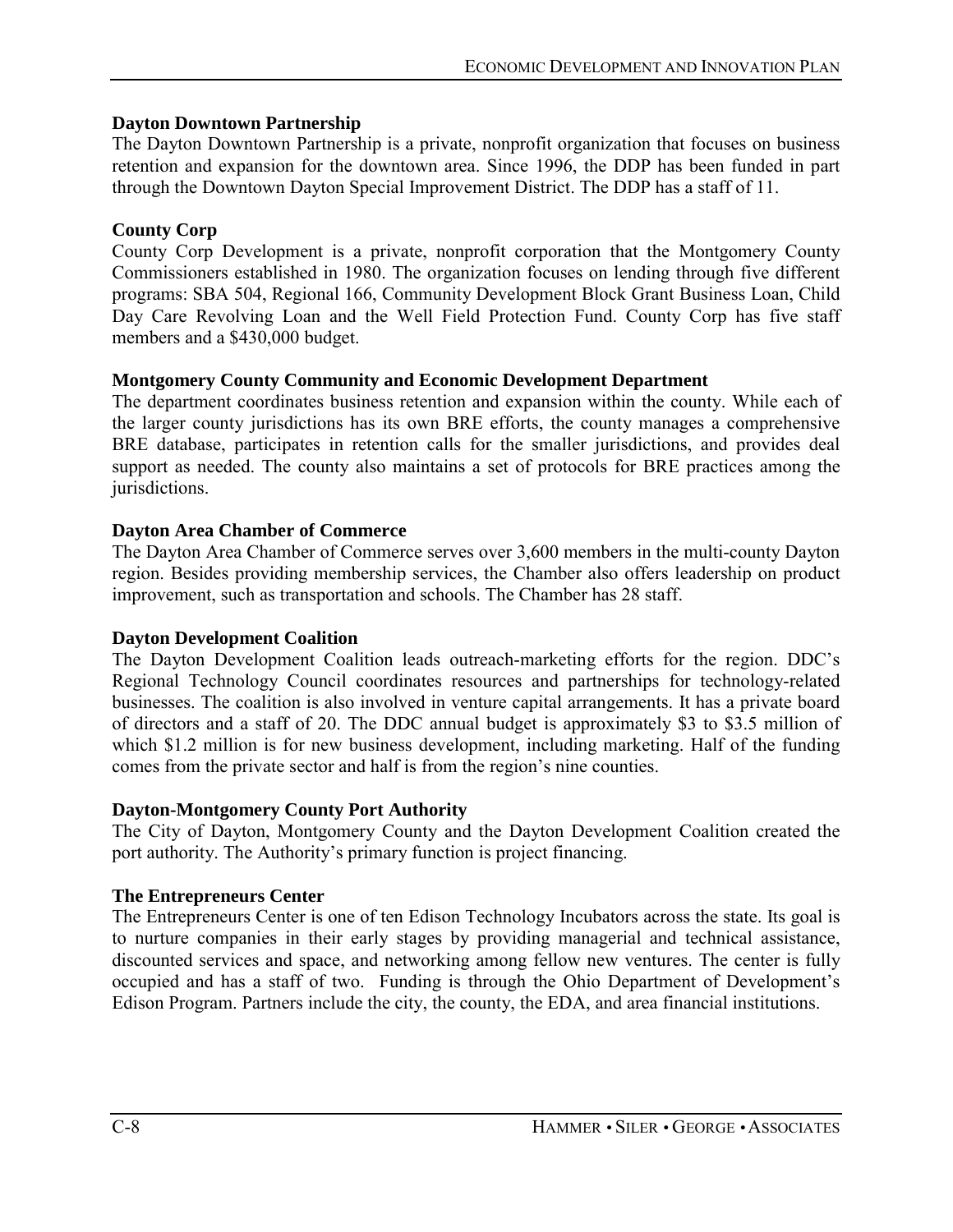**Dayton Downtown Partnership**

The Dayton Downtown Partnership is a private, nonprofit organization that focuses on business retention and expansion for the downtown area. Since 1996, the DDP has been funded in part through the Downtown Dayton Special Improvement District. The DDP has a staff of 11.

**County Corp**

County Corp Development is a private, nonprofit corporation that the Montgomery County Commissioners established in 1980. The organization focuses on lending through five different programs: SBA 504, Regional 166, Community Development Block Grant Business Loan, Child Day Care Revolving Loan and the Well Field Protection Fund. County Corp has five staff members and a $430,000 budget.

**Montgomery County Community and Economic Development Department**

The department coordinates business retention and expansion within the county. While each of the larger county jurisdictions has its own BRE efforts, the county manages a comprehensive BRE database, participates in retention calls for the smaller jurisdictions, and provides deal support as needed. The county also maintains a set of protocols for BRE practices among the jurisdictions.

**Dayton Area Chamber of Commerce**

The Dayton Area Chamber of Commerce serves over 3,600 members in the multi-county Dayton region. Besides providing membership services, the Chamber also offers leadership on product improvement, such as transportation and schools. The Chamber has 28 staff.

**Dayton Development Coalition**

The Dayton Development Coalition leads outreach-marketing efforts for the region. DDC's Regional Technology Council coordinates resources and partnerships for technology-related businesses. The coalition is also involved in venture capital arrangements. It has a private board of directors and a staff of 20. The DDC annual budget is approximately $3 to $3.5 million of which $1.2 million is for new business development, including marketing. Half of the funding comes from the private sector and half is from the region's nine counties.

**Dayton-Montgomery County Port Authority**

The City of Dayton, Montgomery County and the Dayton Development Coalition created the port authority. The Authority's primary function is project financing.

**The Entrepreneurs Center**

The Entrepreneurs Center is one of ten Edison Technology Incubators across the state. Its goal is to nurture companies in their early stages by providing managerial and technical assistance, discounted services and space, and networking among fellow new ventures. The center is fully occupied and has a staff of two. Funding is through the Ohio Department of Development's Edison Program. Partners include the city, the county, the EDA, and area financial institutions.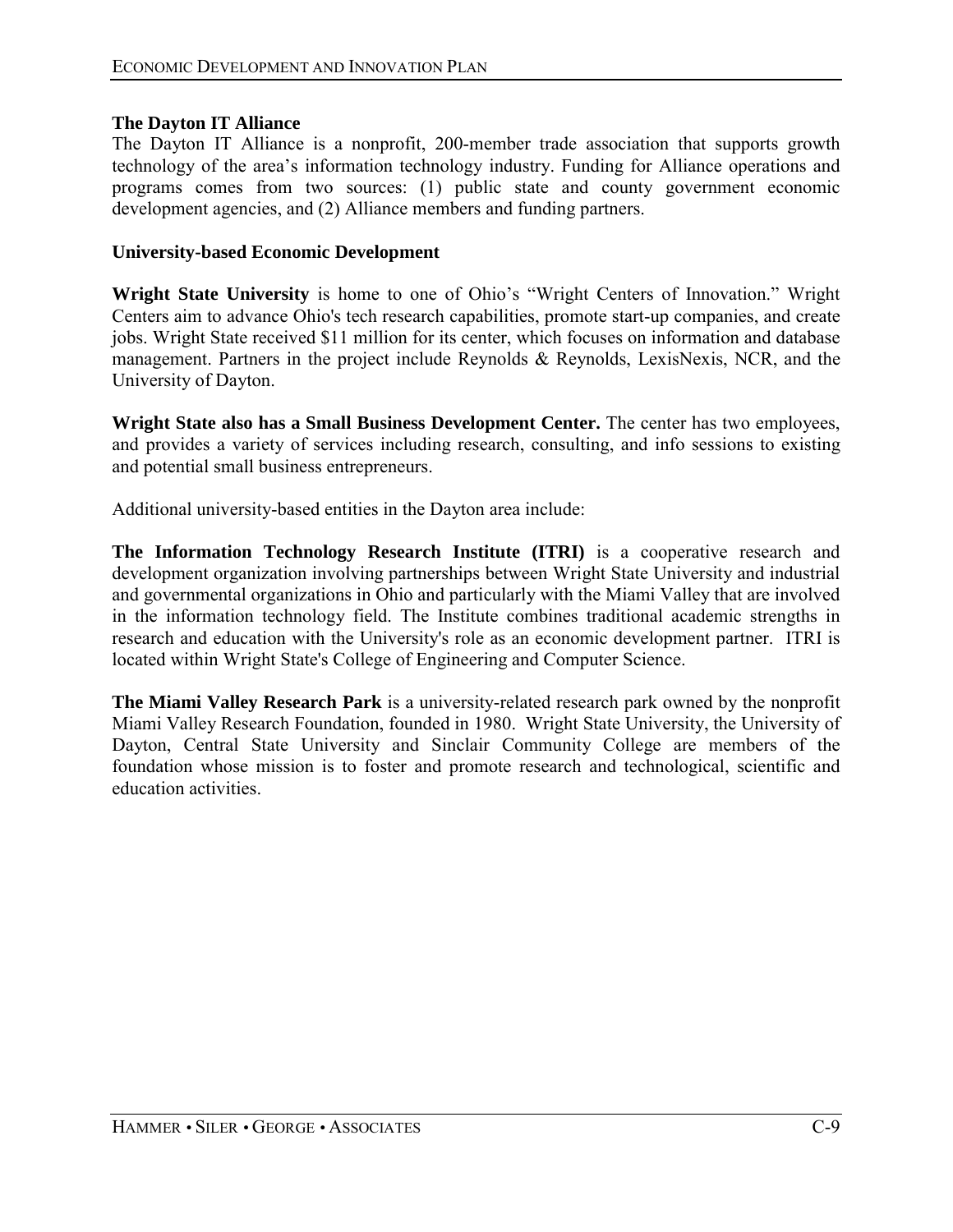### The Dayton IT Alliance

The Dayton IT Alliance is a nonprofit, 200-member trade association that supports growth technology of the area's information technology industry. Funding for Alliance operations and programs comes from two sources: (1) public state and county government economic development agencies, and (2) Alliance members and funding partners.

### University-based Economic Development

**Wright State University** is home to one of Ohio's "Wright Centers of Innovation." Wright Centers aim to advance Ohio's tech research capabilities, promote start-up companies, and create jobs. Wright State received $11 million for its center, which focuses on information and database management. Partners in the project include Reynolds & Reynolds, LexisNexis, NCR, and the University of Dayton.

**Wright State also has a Small Business Development Center.** The center has two employees, and provides a variety of services including research, consulting, and info sessions to existing and potential small business entrepreneurs.

Additional university-based entities in the Dayton area include:

**The Information Technology Research Institute (ITRI)** is a cooperative research and development organization involving partnerships between Wright State University and industrial and governmental organizations in Ohio and particularly with the Miami Valley that are involved in the information technology field. The Institute combines traditional academic strengths in research and education with the University's role as an economic development partner. ITRI is located within Wright State's College of Engineering and Computer Science.

**The Miami Valley Research Park** is a university-related research park owned by the nonprofit Miami Valley Research Foundation, founded in 1980. Wright State University, the University of Dayton, Central State University and Sinclair Community College are members of the foundation whose mission is to foster and promote research and technological, scientific and education activities.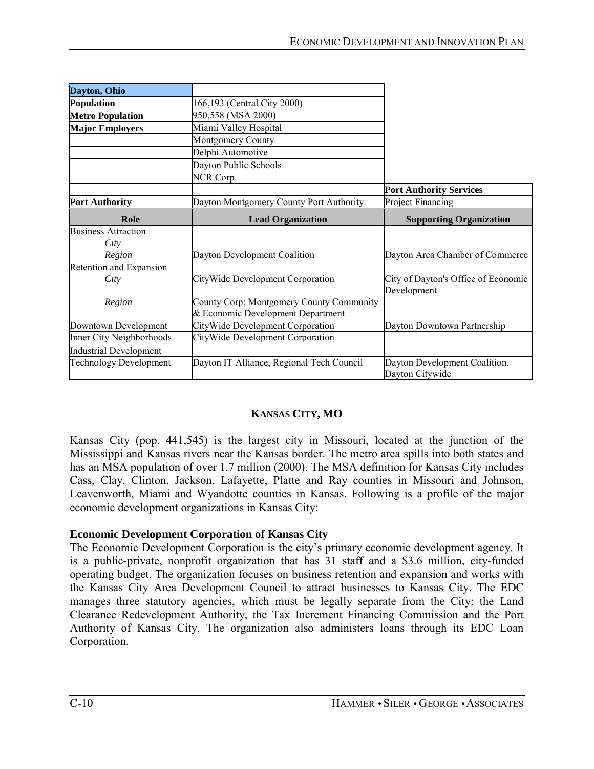| **Dayton, Ohio** | | |
|---|---|---|
| **Population** | 166,193 (Central City 2000) | |
| **Metro Population** | 950,558 (MSA 2000) | |
| **Major Employers** | Miami Valley Hospital | |
| | Montgomery County | |
| | Delphi Automotive | |
| | Dayton Public Schools | |
| | NCR Corp. | |
| | | **Port Authority Services** |
| **Port Authority** | Dayton Montgomery County Port Authority | Project Financing |
| **Role** | **Lead Organization** | **Supporting Organization** |
| Business Attraction | | |
| *City* | | |
| *Region* | Dayton Development Coalition | Dayton Area Chamber of Commerce |
| Retention and Expansion | | |
| *City* | CityWide Development Corporation | City of Dayton's Office of Economic Development |
| *Region* | County Corp; Montgomery County Community & Economic Development Department | |
| Downtown Development | CityWide Development Corporation | Dayton Downtown Partnership |
| Inner City Neighborhoods | CityWide Development Corporation | |
| Industrial Development | | |
| Technology Development | Dayton IT Alliance, Regional Tech Council | Dayton Development Coalition, Dayton Citywide |

## KANSAS CITY, MO

Kansas City (pop. 441,545) is the largest city in Missouri, located at the junction of the Mississippi and Kansas rivers near the Kansas border. The metro area spills into both states and has an MSA population of over 1.7 million (2000). The MSA definition for Kansas City includes Cass, Clay, Clinton, Jackson, Lafayette, Platte and Ray counties in Missouri and Johnson, Leavenworth, Miami and Wyandotte counties in Kansas. Following is a profile of the major economic development organizations in Kansas City:

### Economic Development Corporation of Kansas City

The Economic Development Corporation is the city's primary economic development agency. It is a public-private, nonprofit organization that has 31 staff and a $3.6 million, city-funded operating budget. The organization focuses on business retention and expansion and works with the Kansas City Area Development Council to attract businesses to Kansas City. The EDC manages three statutory agencies, which must be legally separate from the City: the Land Clearance Redevelopment Authority, the Tax Increment Financing Commission and the Port Authority of Kansas City. The organization also administers loans through its EDC Loan Corporation.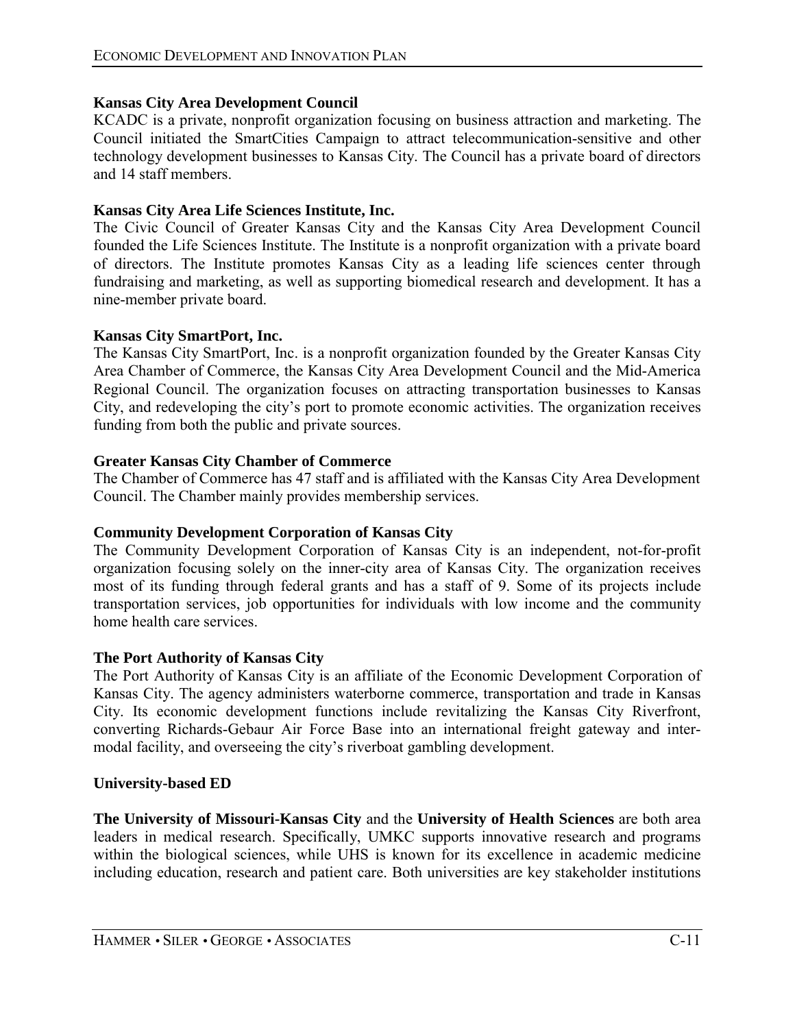**Kansas City Area Development Council**

KCADC is a private, nonprofit organization focusing on business attraction and marketing. The Council initiated the SmartCities Campaign to attract telecommunication-sensitive and other technology development businesses to Kansas City. The Council has a private board of directors and 14 staff members.

**Kansas City Area Life Sciences Institute, Inc.**

The Civic Council of Greater Kansas City and the Kansas City Area Development Council founded the Life Sciences Institute. The Institute is a nonprofit organization with a private board of directors. The Institute promotes Kansas City as a leading life sciences center through fundraising and marketing, as well as supporting biomedical research and development. It has a nine-member private board.

**Kansas City SmartPort, Inc.**

The Kansas City SmartPort, Inc. is a nonprofit organization founded by the Greater Kansas City Area Chamber of Commerce, the Kansas City Area Development Council and the Mid-America Regional Council. The organization focuses on attracting transportation businesses to Kansas City, and redeveloping the city's port to promote economic activities. The organization receives funding from both the public and private sources.

**Greater Kansas City Chamber of Commerce**

The Chamber of Commerce has 47 staff and is affiliated with the Kansas City Area Development Council. The Chamber mainly provides membership services.

**Community Development Corporation of Kansas City**

The Community Development Corporation of Kansas City is an independent, not-for-profit organization focusing solely on the inner-city area of Kansas City. The organization receives most of its funding through federal grants and has a staff of 9. Some of its projects include transportation services, job opportunities for individuals with low income and the community home health care services.

**The Port Authority of Kansas City**

The Port Authority of Kansas City is an affiliate of the Economic Development Corporation of Kansas City. The agency administers waterborne commerce, transportation and trade in Kansas City. Its economic development functions include revitalizing the Kansas City Riverfront, converting Richards-Gebaur Air Force Base into an international freight gateway and inter-modal facility, and overseeing the city's riverboat gambling development.

**University-based ED**

**The University of Missouri-Kansas City** and the **University of Health Sciences** are both area leaders in medical research. Specifically, UMKC supports innovative research and programs within the biological sciences, while UHS is known for its excellence in academic medicine including education, research and patient care. Both universities are key stakeholder institutions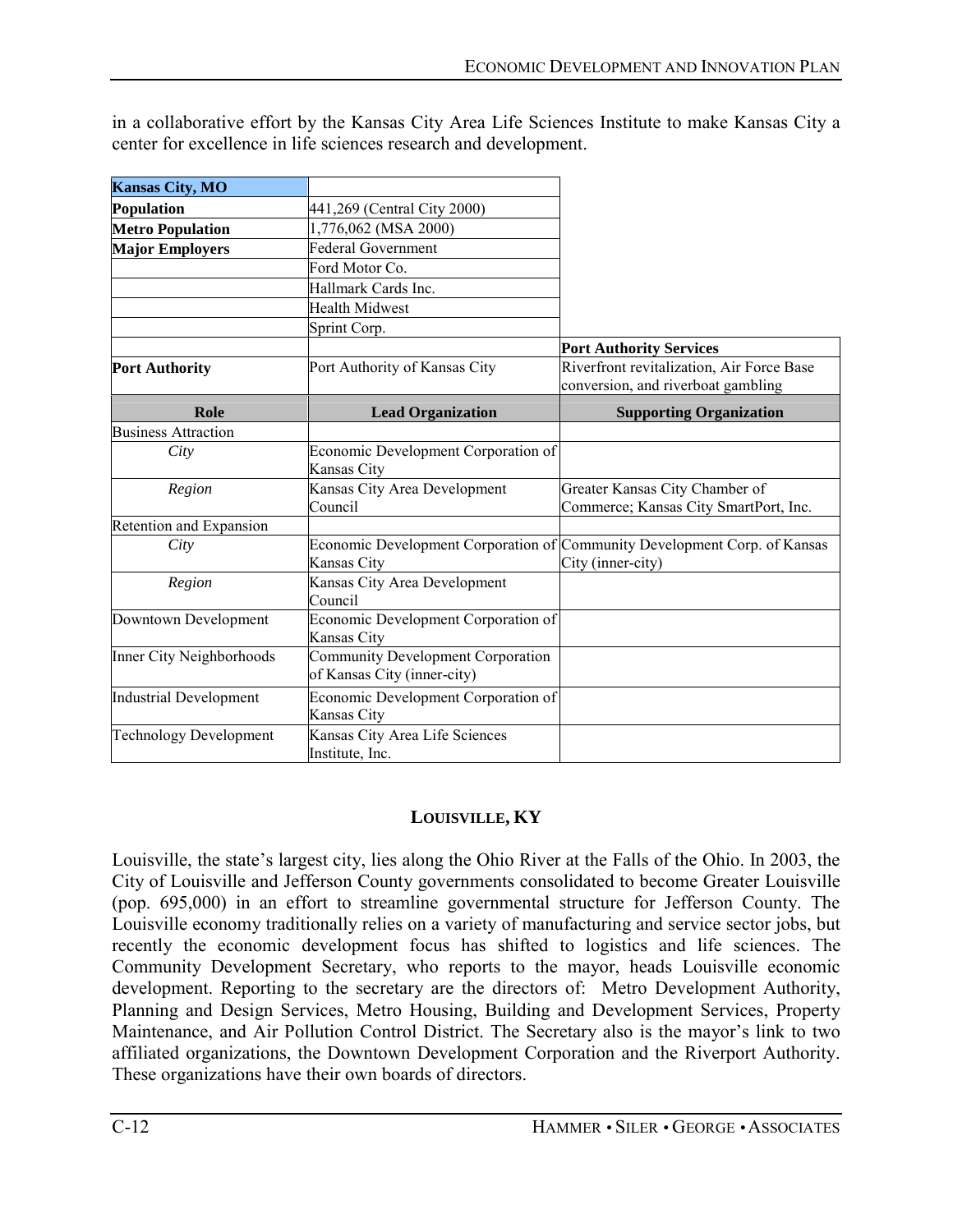in a collaborative effort by the Kansas City Area Life Sciences Institute to make Kansas City a center for excellence in life sciences research and development.

| **Kansas City, MO** | | |
|---|---|---|
| **Population** | 441,269 (Central City 2000) | |
| **Metro Population** | 1,776,062 (MSA 2000) | |
| **Major Employers** | Federal Government | |
| | Ford Motor Co. | |
| | Hallmark Cards Inc. | |
| | Health Midwest | |
| | Sprint Corp. | |
| | | **Port Authority Services** |
| **Port Authority** | Port Authority of Kansas City | Riverfront revitalization, Air Force Base conversion, and riverboat gambling |
| **Role** | **Lead Organization** | **Supporting Organization** |
| Business Attraction | | |
| *City* | Economic Development Corporation of Kansas City | |
| *Region* | Kansas City Area Development Council | Greater Kansas City Chamber of Commerce; Kansas City SmartPort, Inc. |
| Retention and Expansion | | |
| *City* | Economic Development Corporation of Kansas City | Community Development Corp. of Kansas City (inner-city) |
| *Region* | Kansas City Area Development Council | |
| Downtown Development | Economic Development Corporation of Kansas City | |
| Inner City Neighborhoods | Community Development Corporation of Kansas City (inner-city) | |
| Industrial Development | Economic Development Corporation of Kansas City | |
| Technology Development | Kansas City Area Life Sciences Institute, Inc. | |

## LOUISVILLE, KY

Louisville, the state's largest city, lies along the Ohio River at the Falls of the Ohio. In 2003, the City of Louisville and Jefferson County governments consolidated to become Greater Louisville (pop. 695,000) in an effort to streamline governmental structure for Jefferson County. The Louisville economy traditionally relies on a variety of manufacturing and service sector jobs, but recently the economic development focus has shifted to logistics and life sciences. The Community Development Secretary, who reports to the mayor, heads Louisville economic development. Reporting to the secretary are the directors of: Metro Development Authority, Planning and Design Services, Metro Housing, Building and Development Services, Property Maintenance, and Air Pollution Control District. The Secretary also is the mayor's link to two affiliated organizations, the Downtown Development Corporation and the Riverport Authority. These organizations have their own boards of directors.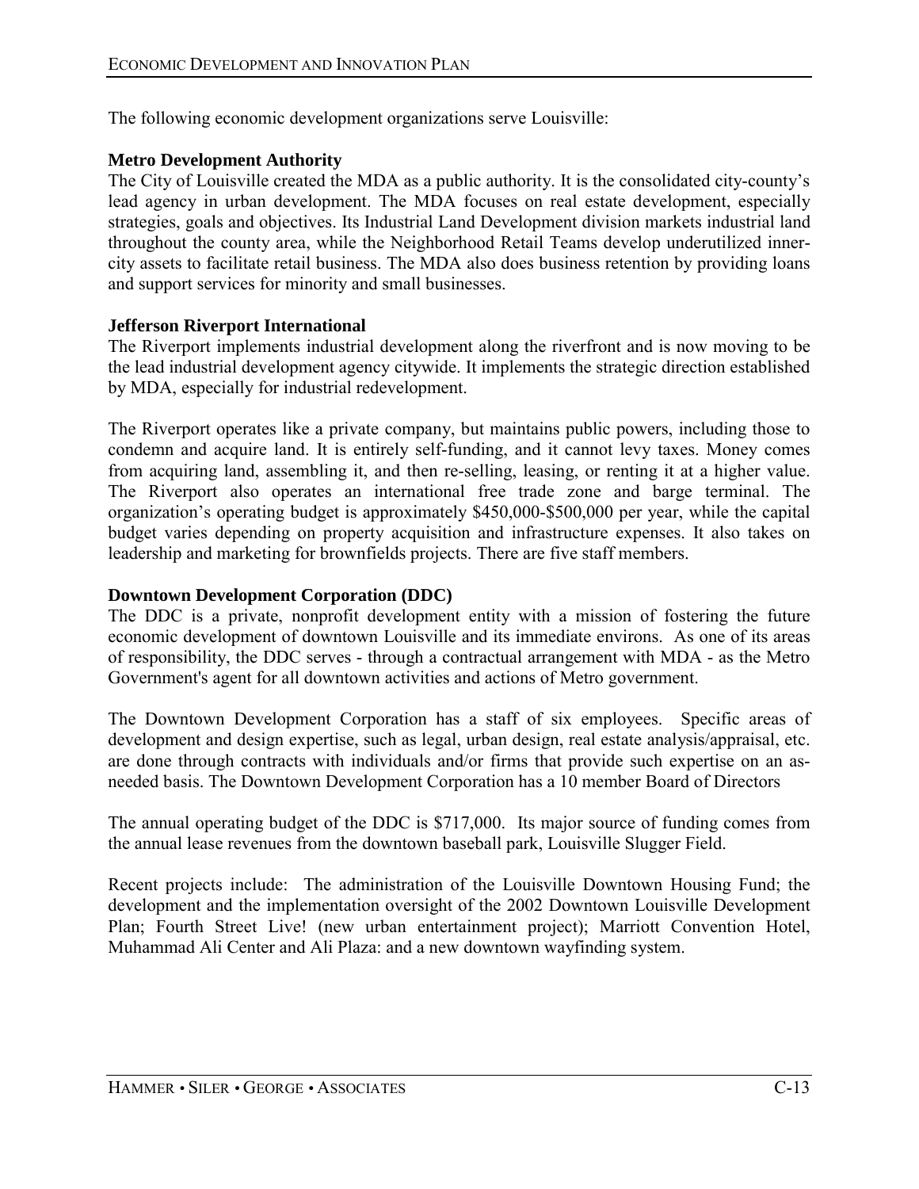The following economic development organizations serve Louisville:

**Metro Development Authority**

The City of Louisville created the MDA as a public authority. It is the consolidated city-county's lead agency in urban development. The MDA focuses on real estate development, especially strategies, goals and objectives. Its Industrial Land Development division markets industrial land throughout the county area, while the Neighborhood Retail Teams develop underutilized inner-city assets to facilitate retail business. The MDA also does business retention by providing loans and support services for minority and small businesses.

**Jefferson Riverport International**

The Riverport implements industrial development along the riverfront and is now moving to be the lead industrial development agency citywide. It implements the strategic direction established by MDA, especially for industrial redevelopment.

The Riverport operates like a private company, but maintains public powers, including those to condemn and acquire land. It is entirely self-funding, and it cannot levy taxes. Money comes from acquiring land, assembling it, and then re-selling, leasing, or renting it at a higher value. The Riverport also operates an international free trade zone and barge terminal. The organization's operating budget is approximately $450,000-$500,000 per year, while the capital budget varies depending on property acquisition and infrastructure expenses. It also takes on leadership and marketing for brownfields projects. There are five staff members.

**Downtown Development Corporation (DDC)**

The DDC is a private, nonprofit development entity with a mission of fostering the future economic development of downtown Louisville and its immediate environs. As one of its areas of responsibility, the DDC serves - through a contractual arrangement with MDA - as the Metro Government's agent for all downtown activities and actions of Metro government.

The Downtown Development Corporation has a staff of six employees. Specific areas of development and design expertise, such as legal, urban design, real estate analysis/appraisal, etc. are done through contracts with individuals and/or firms that provide such expertise on an as-needed basis. The Downtown Development Corporation has a 10 member Board of Directors

The annual operating budget of the DDC is $717,000. Its major source of funding comes from the annual lease revenues from the downtown baseball park, Louisville Slugger Field.

Recent projects include: The administration of the Louisville Downtown Housing Fund; the development and the implementation oversight of the 2002 Downtown Louisville Development Plan; Fourth Street Live! (new urban entertainment project); Marriott Convention Hotel, Muhammad Ali Center and Ali Plaza: and a new downtown wayfinding system.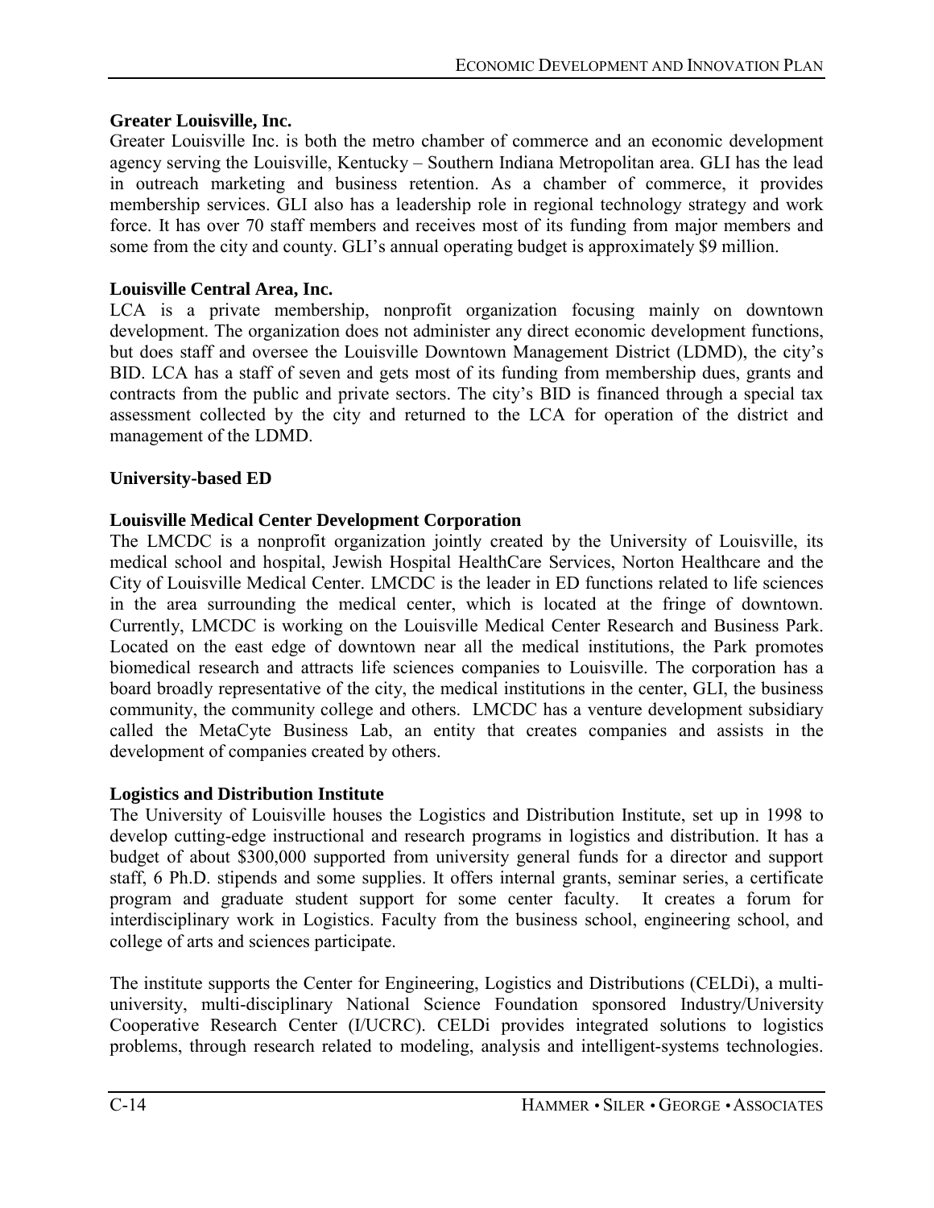**Greater Louisville, Inc.**

Greater Louisville Inc. is both the metro chamber of commerce and an economic development agency serving the Louisville, Kentucky – Southern Indiana Metropolitan area. GLI has the lead in outreach marketing and business retention. As a chamber of commerce, it provides membership services. GLI also has a leadership role in regional technology strategy and work force. It has over 70 staff members and receives most of its funding from major members and some from the city and county. GLI's annual operating budget is approximately $9 million.

**Louisville Central Area, Inc.**

LCA is a private membership, nonprofit organization focusing mainly on downtown development. The organization does not administer any direct economic development functions, but does staff and oversee the Louisville Downtown Management District (LDMD), the city's BID. LCA has a staff of seven and gets most of its funding from membership dues, grants and contracts from the public and private sectors. The city's BID is financed through a special tax assessment collected by the city and returned to the LCA for operation of the district and management of the LDMD.

**University-based ED**

**Louisville Medical Center Development Corporation**

The LMCDC is a nonprofit organization jointly created by the University of Louisville, its medical school and hospital, Jewish Hospital HealthCare Services, Norton Healthcare and the City of Louisville Medical Center. LMCDC is the leader in ED functions related to life sciences in the area surrounding the medical center, which is located at the fringe of downtown. Currently, LMCDC is working on the Louisville Medical Center Research and Business Park. Located on the east edge of downtown near all the medical institutions, the Park promotes biomedical research and attracts life sciences companies to Louisville. The corporation has a board broadly representative of the city, the medical institutions in the center, GLI, the business community, the community college and others. LMCDC has a venture development subsidiary called the MetaCyte Business Lab, an entity that creates companies and assists in the development of companies created by others.

**Logistics and Distribution Institute**

The University of Louisville houses the Logistics and Distribution Institute, set up in 1998 to develop cutting-edge instructional and research programs in logistics and distribution. It has a budget of about $300,000 supported from university general funds for a director and support staff, 6 Ph.D. stipends and some supplies. It offers internal grants, seminar series, a certificate program and graduate student support for some center faculty. It creates a forum for interdisciplinary work in Logistics. Faculty from the business school, engineering school, and college of arts and sciences participate.

The institute supports the Center for Engineering, Logistics and Distributions (CELDi), a multi-university, multi-disciplinary National Science Foundation sponsored Industry/University Cooperative Research Center (I/UCRC). CELDi provides integrated solutions to logistics problems, through research related to modeling, analysis and intelligent-systems technologies.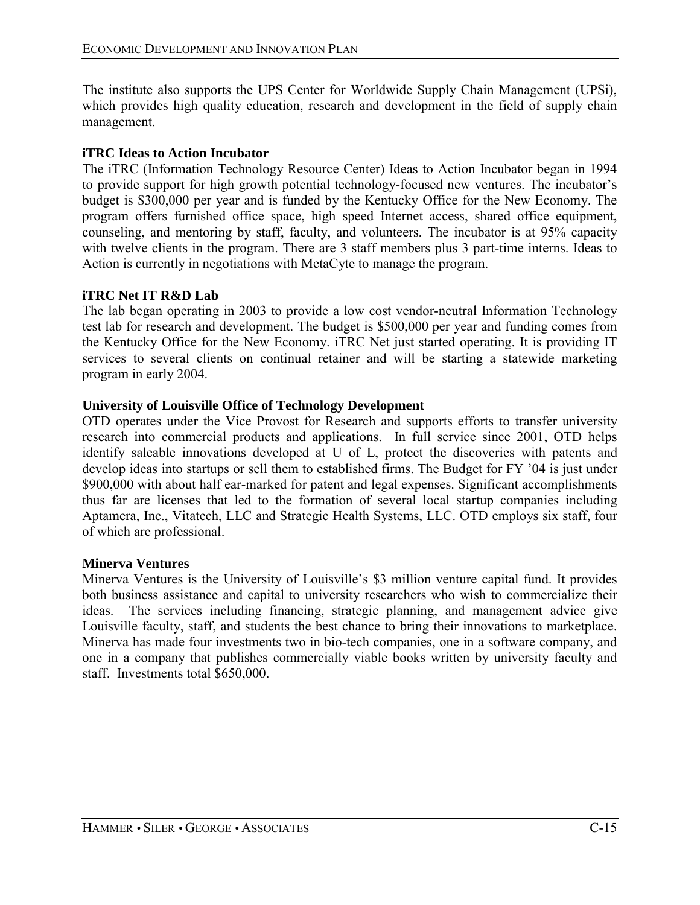The institute also supports the UPS Center for Worldwide Supply Chain Management (UPSi), which provides high quality education, research and development in the field of supply chain management.

**iTRC Ideas to Action Incubator**

The iTRC (Information Technology Resource Center) Ideas to Action Incubator began in 1994 to provide support for high growth potential technology-focused new ventures. The incubator's budget is $300,000 per year and is funded by the Kentucky Office for the New Economy. The program offers furnished office space, high speed Internet access, shared office equipment, counseling, and mentoring by staff, faculty, and volunteers. The incubator is at 95% capacity with twelve clients in the program. There are 3 staff members plus 3 part-time interns. Ideas to Action is currently in negotiations with MetaCyte to manage the program.

**iTRC Net IT R&D Lab**

The lab began operating in 2003 to provide a low cost vendor-neutral Information Technology test lab for research and development. The budget is $500,000 per year and funding comes from the Kentucky Office for the New Economy. iTRC Net just started operating. It is providing IT services to several clients on continual retainer and will be starting a statewide marketing program in early 2004.

**University of Louisville Office of Technology Development**

OTD operates under the Vice Provost for Research and supports efforts to transfer university research into commercial products and applications. In full service since 2001, OTD helps identify saleable innovations developed at U of L, protect the discoveries with patents and develop ideas into startups or sell them to established firms. The Budget for FY '04 is just under $900,000 with about half ear-marked for patent and legal expenses. Significant accomplishments thus far are licenses that led to the formation of several local startup companies including Aptamera, Inc., Vitatech, LLC and Strategic Health Systems, LLC. OTD employs six staff, four of which are professional.

**Minerva Ventures**

Minerva Ventures is the University of Louisville's $3 million venture capital fund. It provides both business assistance and capital to university researchers who wish to commercialize their ideas. The services including financing, strategic planning, and management advice give Louisville faculty, staff, and students the best chance to bring their innovations to marketplace. Minerva has made four investments two in bio-tech companies, one in a software company, and one in a company that publishes commercially viable books written by university faculty and staff. Investments total $650,000.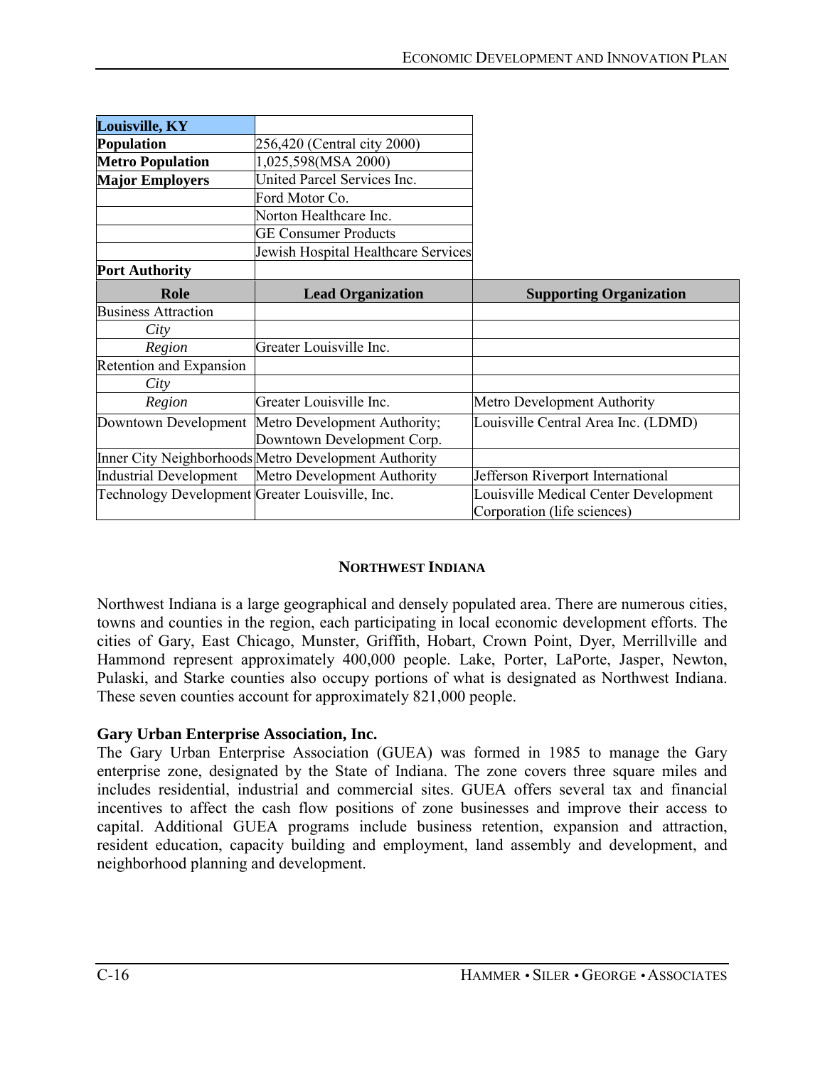| Louisville, KY | | |
|---|---|---|
| **Population** | 256,420 (Central city 2000) | |
| **Metro Population** | 1,025,598(MSA 2000) | |
| **Major Employers** | United Parcel Services Inc. | |
| | Ford Motor Co. | |
| | Norton Healthcare Inc. | |
| | GE Consumer Products | |
| | Jewish Hospital Healthcare Services | |
| **Port Authority** | | |
| **Role** | **Lead Organization** | **Supporting Organization** |
| Business Attraction | | |
| *City* | | |
| *Region* | Greater Louisville Inc. | |
| Retention and Expansion | | |
| *City* | | |
| *Region* | Greater Louisville Inc. | Metro Development Authority |
| Downtown Development | Metro Development Authority; Downtown Development Corp. | Louisville Central Area Inc. (LDMD) |
| Inner City Neighborhoods | Metro Development Authority | |
| Industrial Development | Metro Development Authority | Jefferson Riverport International |
| Technology Development | Greater Louisville, Inc. | Louisville Medical Center Development Corporation (life sciences) |

## NORTHWEST INDIANA

Northwest Indiana is a large geographical and densely populated area. There are numerous cities, towns and counties in the region, each participating in local economic development efforts. The cities of Gary, East Chicago, Munster, Griffith, Hobart, Crown Point, Dyer, Merrillville and Hammond represent approximately 400,000 people. Lake, Porter, LaPorte, Jasper, Newton, Pulaski, and Starke counties also occupy portions of what is designated as Northwest Indiana. These seven counties account for approximately 821,000 people.

### Gary Urban Enterprise Association, Inc.

The Gary Urban Enterprise Association (GUEA) was formed in 1985 to manage the Gary enterprise zone, designated by the State of Indiana. The zone covers three square miles and includes residential, industrial and commercial sites. GUEA offers several tax and financial incentives to affect the cash flow positions of zone businesses and improve their access to capital. Additional GUEA programs include business retention, expansion and attraction, resident education, capacity building and employment, land assembly and development, and neighborhood planning and development.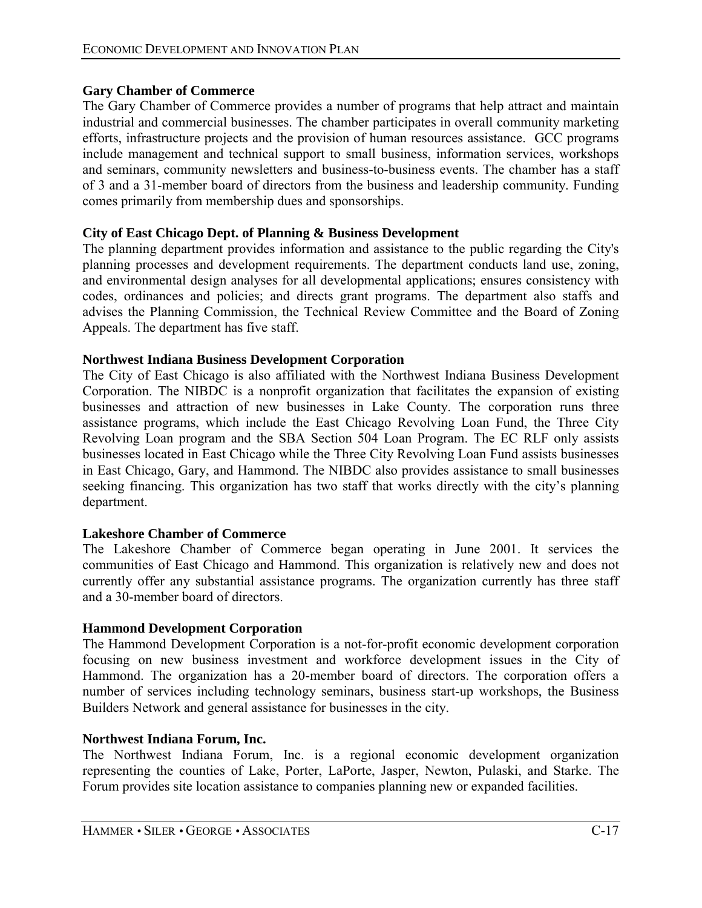**Gary Chamber of Commerce**

The Gary Chamber of Commerce provides a number of programs that help attract and maintain industrial and commercial businesses. The chamber participates in overall community marketing efforts, infrastructure projects and the provision of human resources assistance. GCC programs include management and technical support to small business, information services, workshops and seminars, community newsletters and business-to-business events. The chamber has a staff of 3 and a 31-member board of directors from the business and leadership community. Funding comes primarily from membership dues and sponsorships.

**City of East Chicago Dept. of Planning & Business Development**

The planning department provides information and assistance to the public regarding the City's planning processes and development requirements. The department conducts land use, zoning, and environmental design analyses for all developmental applications; ensures consistency with codes, ordinances and policies; and directs grant programs. The department also staffs and advises the Planning Commission, the Technical Review Committee and the Board of Zoning Appeals. The department has five staff.

**Northwest Indiana Business Development Corporation**

The City of East Chicago is also affiliated with the Northwest Indiana Business Development Corporation. The NIBDC is a nonprofit organization that facilitates the expansion of existing businesses and attraction of new businesses in Lake County. The corporation runs three assistance programs, which include the East Chicago Revolving Loan Fund, the Three City Revolving Loan program and the SBA Section 504 Loan Program. The EC RLF only assists businesses located in East Chicago while the Three City Revolving Loan Fund assists businesses in East Chicago, Gary, and Hammond. The NIBDC also provides assistance to small businesses seeking financing. This organization has two staff that works directly with the city's planning department.

**Lakeshore Chamber of Commerce**

The Lakeshore Chamber of Commerce began operating in June 2001. It services the communities of East Chicago and Hammond. This organization is relatively new and does not currently offer any substantial assistance programs. The organization currently has three staff and a 30-member board of directors.

**Hammond Development Corporation**

The Hammond Development Corporation is a not-for-profit economic development corporation focusing on new business investment and workforce development issues in the City of Hammond. The organization has a 20-member board of directors. The corporation offers a number of services including technology seminars, business start-up workshops, the Business Builders Network and general assistance for businesses in the city.

**Northwest Indiana Forum, Inc.**

The Northwest Indiana Forum, Inc. is a regional economic development organization representing the counties of Lake, Porter, LaPorte, Jasper, Newton, Pulaski, and Starke. The Forum provides site location assistance to companies planning new or expanded facilities.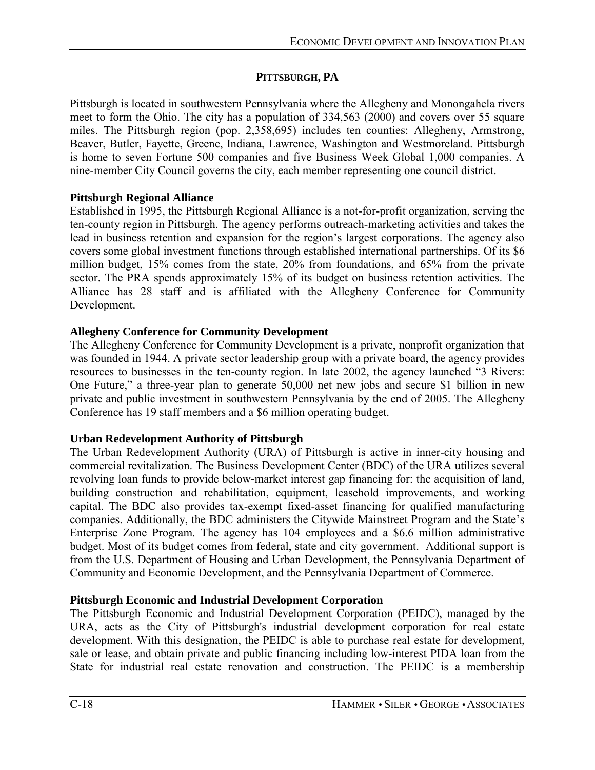## PITTSBURGH, PA

Pittsburgh is located in southwestern Pennsylvania where the Allegheny and Monongahela rivers meet to form the Ohio. The city has a population of 334,563 (2000) and covers over 55 square miles. The Pittsburgh region (pop. 2,358,695) includes ten counties: Allegheny, Armstrong, Beaver, Butler, Fayette, Greene, Indiana, Lawrence, Washington and Westmoreland. Pittsburgh is home to seven Fortune 500 companies and five Business Week Global 1,000 companies. A nine-member City Council governs the city, each member representing one council district.

### Pittsburgh Regional Alliance

Established in 1995, the Pittsburgh Regional Alliance is a not-for-profit organization, serving the ten-county region in Pittsburgh. The agency performs outreach-marketing activities and takes the lead in business retention and expansion for the region's largest corporations. The agency also covers some global investment functions through established international partnerships. Of its $6 million budget, 15% comes from the state, 20% from foundations, and 65% from the private sector. The PRA spends approximately 15% of its budget on business retention activities. The Alliance has 28 staff and is affiliated with the Allegheny Conference for Community Development.

### Allegheny Conference for Community Development

The Allegheny Conference for Community Development is a private, nonprofit organization that was founded in 1944. A private sector leadership group with a private board, the agency provides resources to businesses in the ten-county region. In late 2002, the agency launched "3 Rivers: One Future," a three-year plan to generate 50,000 net new jobs and secure $1 billion in new private and public investment in southwestern Pennsylvania by the end of 2005. The Allegheny Conference has 19 staff members and a $6 million operating budget.

### Urban Redevelopment Authority of Pittsburgh

The Urban Redevelopment Authority (URA) of Pittsburgh is active in inner-city housing and commercial revitalization. The Business Development Center (BDC) of the URA utilizes several revolving loan funds to provide below-market interest gap financing for: the acquisition of land, building construction and rehabilitation, equipment, leasehold improvements, and working capital. The BDC also provides tax-exempt fixed-asset financing for qualified manufacturing companies. Additionally, the BDC administers the Citywide Mainstreet Program and the State's Enterprise Zone Program. The agency has 104 employees and a $6.6 million administrative budget. Most of its budget comes from federal, state and city government. Additional support is from the U.S. Department of Housing and Urban Development, the Pennsylvania Department of Community and Economic Development, and the Pennsylvania Department of Commerce.

### Pittsburgh Economic and Industrial Development Corporation

The Pittsburgh Economic and Industrial Development Corporation (PEIDC), managed by the URA, acts as the City of Pittsburgh's industrial development corporation for real estate development. With this designation, the PEIDC is able to purchase real estate for development, sale or lease, and obtain private and public financing including low-interest PIDA loan from the State for industrial real estate renovation and construction. The PEIDC is a membership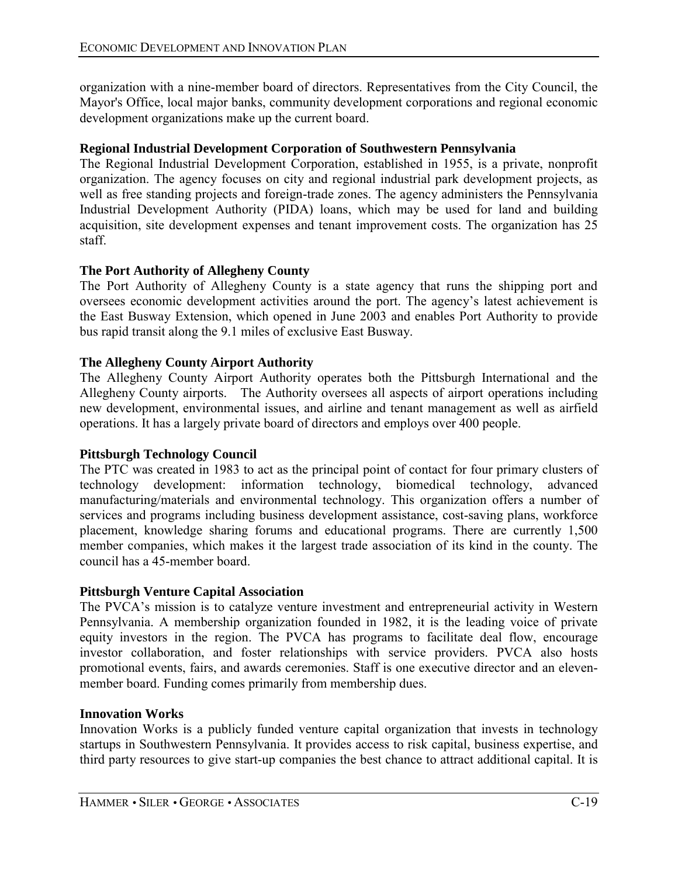organization with a nine-member board of directors. Representatives from the City Council, the Mayor's Office, local major banks, community development corporations and regional economic development organizations make up the current board.

**Regional Industrial Development Corporation of Southwestern Pennsylvania**

The Regional Industrial Development Corporation, established in 1955, is a private, nonprofit organization. The agency focuses on city and regional industrial park development projects, as well as free standing projects and foreign-trade zones. The agency administers the Pennsylvania Industrial Development Authority (PIDA) loans, which may be used for land and building acquisition, site development expenses and tenant improvement costs. The organization has 25 staff.

**The Port Authority of Allegheny County**

The Port Authority of Allegheny County is a state agency that runs the shipping port and oversees economic development activities around the port. The agency's latest achievement is the East Busway Extension, which opened in June 2003 and enables Port Authority to provide bus rapid transit along the 9.1 miles of exclusive East Busway.

**The Allegheny County Airport Authority**

The Allegheny County Airport Authority operates both the Pittsburgh International and the Allegheny County airports. The Authority oversees all aspects of airport operations including new development, environmental issues, and airline and tenant management as well as airfield operations. It has a largely private board of directors and employs over 400 people.

**Pittsburgh Technology Council**

The PTC was created in 1983 to act as the principal point of contact for four primary clusters of technology development: information technology, biomedical technology, advanced manufacturing/materials and environmental technology. This organization offers a number of services and programs including business development assistance, cost-saving plans, workforce placement, knowledge sharing forums and educational programs. There are currently 1,500 member companies, which makes it the largest trade association of its kind in the county. The council has a 45-member board.

**Pittsburgh Venture Capital Association**

The PVCA's mission is to catalyze venture investment and entrepreneurial activity in Western Pennsylvania. A membership organization founded in 1982, it is the leading voice of private equity investors in the region. The PVCA has programs to facilitate deal flow, encourage investor collaboration, and foster relationships with service providers. PVCA also hosts promotional events, fairs, and awards ceremonies. Staff is one executive director and an eleven-member board. Funding comes primarily from membership dues.

**Innovation Works**

Innovation Works is a publicly funded venture capital organization that invests in technology startups in Southwestern Pennsylvania. It provides access to risk capital, business expertise, and third party resources to give start-up companies the best chance to attract additional capital. It is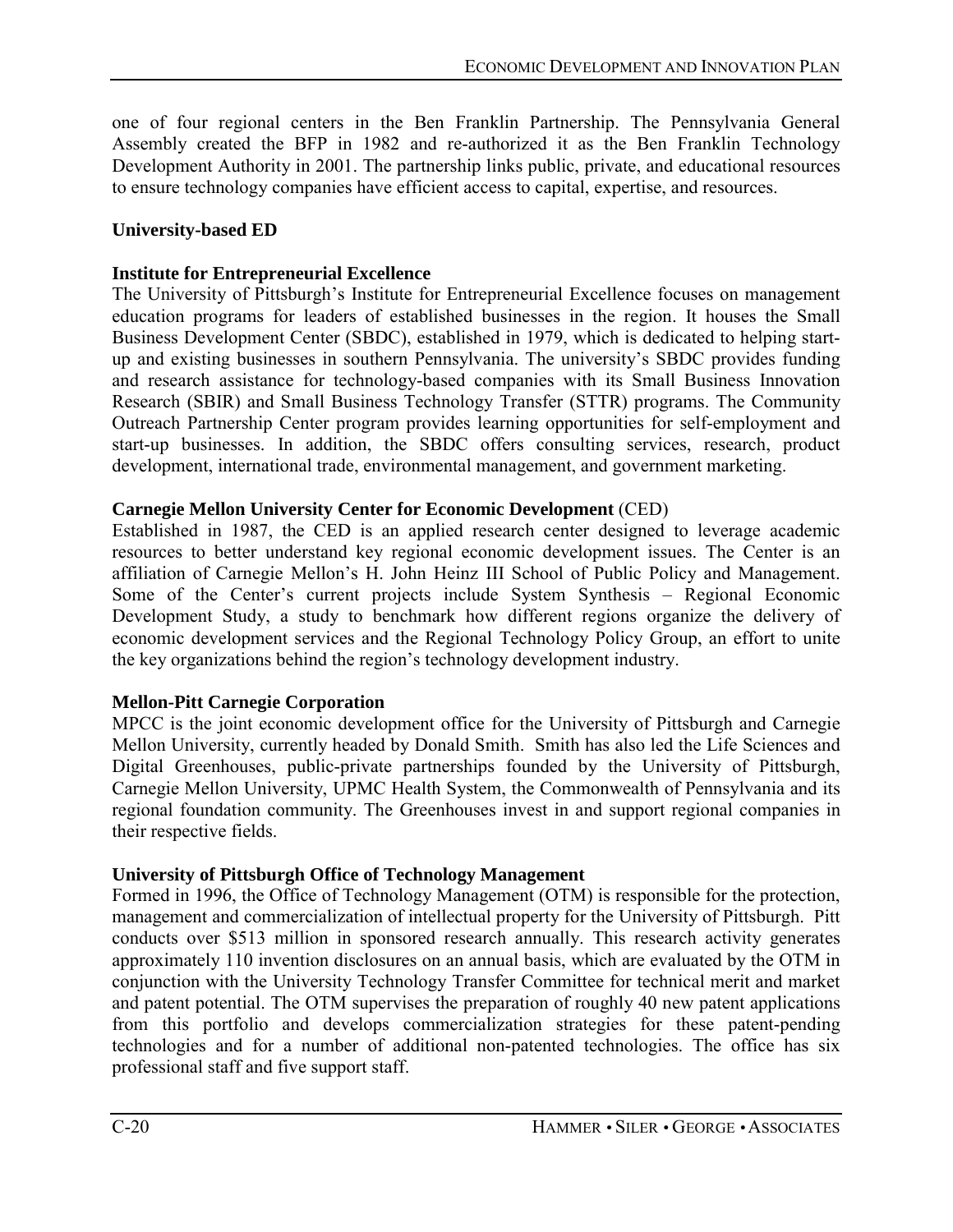one of four regional centers in the Ben Franklin Partnership. The Pennsylvania General Assembly created the BFP in 1982 and re-authorized it as the Ben Franklin Technology Development Authority in 2001. The partnership links public, private, and educational resources to ensure technology companies have efficient access to capital, expertise, and resources.

**University-based ED**

**Institute for Entrepreneurial Excellence**

The University of Pittsburgh's Institute for Entrepreneurial Excellence focuses on management education programs for leaders of established businesses in the region. It houses the Small Business Development Center (SBDC), established in 1979, which is dedicated to helping start-up and existing businesses in southern Pennsylvania. The university's SBDC provides funding and research assistance for technology-based companies with its Small Business Innovation Research (SBIR) and Small Business Technology Transfer (STTR) programs. The Community Outreach Partnership Center program provides learning opportunities for self-employment and start-up businesses. In addition, the SBDC offers consulting services, research, product development, international trade, environmental management, and government marketing.

**Carnegie Mellon University Center for Economic Development** (CED)

Established in 1987, the CED is an applied research center designed to leverage academic resources to better understand key regional economic development issues. The Center is an affiliation of Carnegie Mellon's H. John Heinz III School of Public Policy and Management. Some of the Center's current projects include System Synthesis – Regional Economic Development Study, a study to benchmark how different regions organize the delivery of economic development services and the Regional Technology Policy Group, an effort to unite the key organizations behind the region's technology development industry.

**Mellon-Pitt Carnegie Corporation**

MPCC is the joint economic development office for the University of Pittsburgh and Carnegie Mellon University, currently headed by Donald Smith. Smith has also led the Life Sciences and Digital Greenhouses, public-private partnerships founded by the University of Pittsburgh, Carnegie Mellon University, UPMC Health System, the Commonwealth of Pennsylvania and its regional foundation community. The Greenhouses invest in and support regional companies in their respective fields.

**University of Pittsburgh Office of Technology Management**

Formed in 1996, the Office of Technology Management (OTM) is responsible for the protection, management and commercialization of intellectual property for the University of Pittsburgh. Pitt conducts over \$513 million in sponsored research annually. This research activity generates approximately 110 invention disclosures on an annual basis, which are evaluated by the OTM in conjunction with the University Technology Transfer Committee for technical merit and market and patent potential. The OTM supervises the preparation of roughly 40 new patent applications from this portfolio and develops commercialization strategies for these patent-pending technologies and for a number of additional non-patented technologies. The office has six professional staff and five support staff.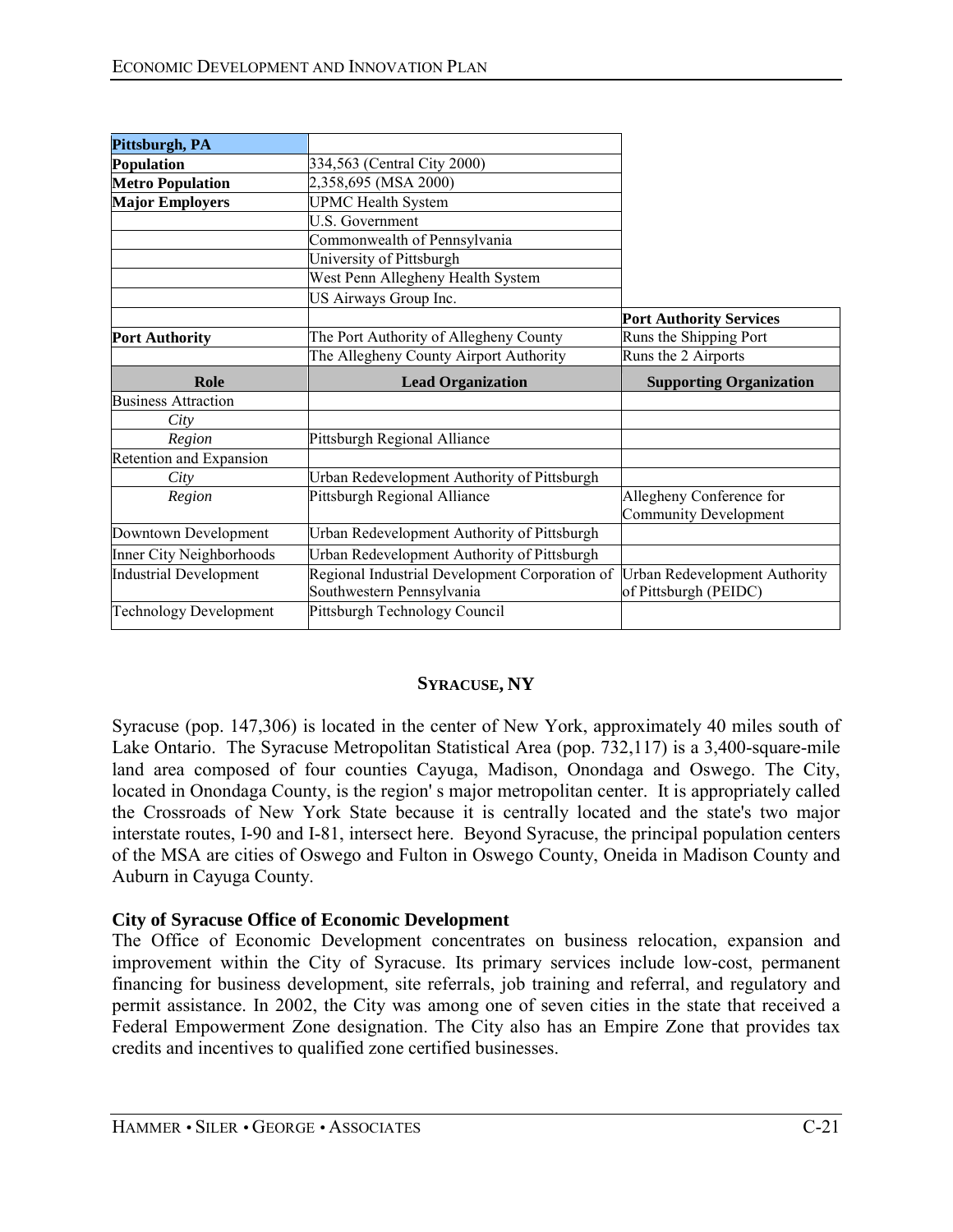| Pittsburgh, PA | | |
|---|---|---|
| **Population** | 334,563 (Central City 2000) | |
| **Metro Population** | 2,358,695 (MSA 2000) | |
| **Major Employers** | UPMC Health System | |
| | U.S. Government | |
| | Commonwealth of Pennsylvania | |
| | University of Pittsburgh | |
| | West Penn Allegheny Health System | |
| | US Airways Group Inc. | |
| | | **Port Authority Services** |
| **Port Authority** | The Port Authority of Allegheny County | Runs the Shipping Port |
| | The Allegheny County Airport Authority | Runs the 2 Airports |
| **Role** | **Lead Organization** | **Supporting Organization** |
| Business Attraction | | |
| *City* | | |
| *Region* | Pittsburgh Regional Alliance | |
| Retention and Expansion | | |
| *City* | Urban Redevelopment Authority of Pittsburgh | |
| *Region* | Pittsburgh Regional Alliance | Allegheny Conference for Community Development |
| Downtown Development | Urban Redevelopment Authority of Pittsburgh | |
| Inner City Neighborhoods | Urban Redevelopment Authority of Pittsburgh | |
| Industrial Development | Regional Industrial Development Corporation of Southwestern Pennsylvania | Urban Redevelopment Authority of Pittsburgh (PEIDC) |
| Technology Development | Pittsburgh Technology Council | |

## SYRACUSE, NY

Syracuse (pop. 147,306) is located in the center of New York, approximately 40 miles south of Lake Ontario. The Syracuse Metropolitan Statistical Area (pop. 732,117) is a 3,400-square-mile land area composed of four counties Cayuga, Madison, Onondaga and Oswego. The City, located in Onondaga County, is the region' s major metropolitan center. It is appropriately called the Crossroads of New York State because it is centrally located and the state's two major interstate routes, I-90 and I-81, intersect here. Beyond Syracuse, the principal population centers of the MSA are cities of Oswego and Fulton in Oswego County, Oneida in Madison County and Auburn in Cayuga County.

### City of Syracuse Office of Economic Development

The Office of Economic Development concentrates on business relocation, expansion and improvement within the City of Syracuse. Its primary services include low-cost, permanent financing for business development, site referrals, job training and referral, and regulatory and permit assistance. In 2002, the City was among one of seven cities in the state that received a Federal Empowerment Zone designation. The City also has an Empire Zone that provides tax credits and incentives to qualified zone certified businesses.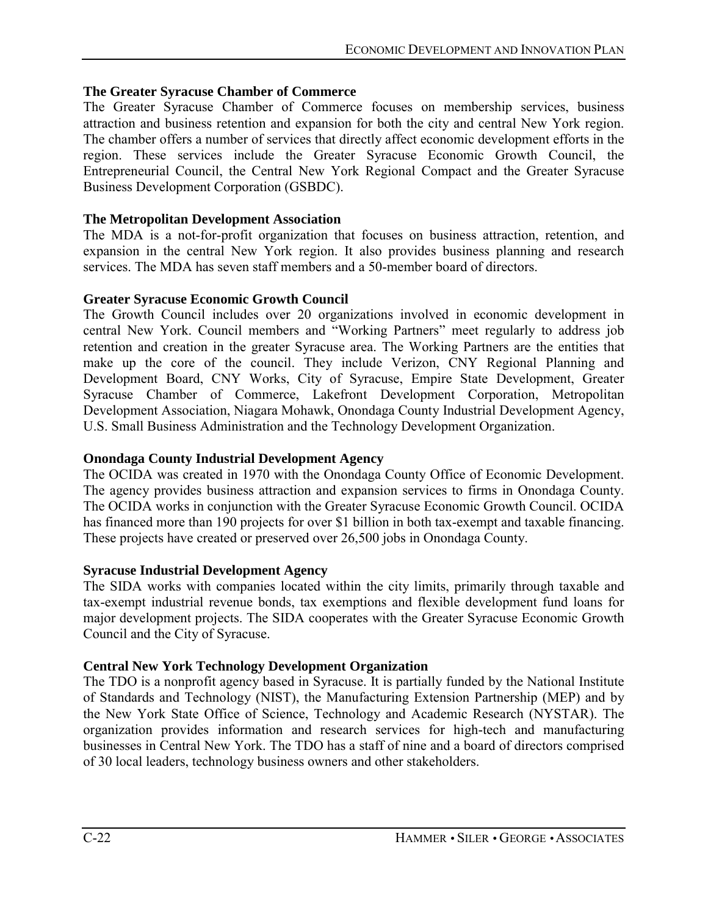### The Greater Syracuse Chamber of Commerce

The Greater Syracuse Chamber of Commerce focuses on membership services, business attraction and business retention and expansion for both the city and central New York region. The chamber offers a number of services that directly affect economic development efforts in the region. These services include the Greater Syracuse Economic Growth Council, the Entrepreneurial Council, the Central New York Regional Compact and the Greater Syracuse Business Development Corporation (GSBDC).

### The Metropolitan Development Association

The MDA is a not-for-profit organization that focuses on business attraction, retention, and expansion in the central New York region. It also provides business planning and research services. The MDA has seven staff members and a 50-member board of directors.

### Greater Syracuse Economic Growth Council

The Growth Council includes over 20 organizations involved in economic development in central New York. Council members and "Working Partners" meet regularly to address job retention and creation in the greater Syracuse area. The Working Partners are the entities that make up the core of the council. They include Verizon, CNY Regional Planning and Development Board, CNY Works, City of Syracuse, Empire State Development, Greater Syracuse Chamber of Commerce, Lakefront Development Corporation, Metropolitan Development Association, Niagara Mohawk, Onondaga County Industrial Development Agency, U.S. Small Business Administration and the Technology Development Organization.

### Onondaga County Industrial Development Agency

The OCIDA was created in 1970 with the Onondaga County Office of Economic Development. The agency provides business attraction and expansion services to firms in Onondaga County. The OCIDA works in conjunction with the Greater Syracuse Economic Growth Council. OCIDA has financed more than 190 projects for over $1 billion in both tax-exempt and taxable financing. These projects have created or preserved over 26,500 jobs in Onondaga County.

### Syracuse Industrial Development Agency

The SIDA works with companies located within the city limits, primarily through taxable and tax-exempt industrial revenue bonds, tax exemptions and flexible development fund loans for major development projects. The SIDA cooperates with the Greater Syracuse Economic Growth Council and the City of Syracuse.

### Central New York Technology Development Organization

The TDO is a nonprofit agency based in Syracuse. It is partially funded by the National Institute of Standards and Technology (NIST), the Manufacturing Extension Partnership (MEP) and by the New York State Office of Science, Technology and Academic Research (NYSTAR). The organization provides information and research services for high-tech and manufacturing businesses in Central New York. The TDO has a staff of nine and a board of directors comprised of 30 local leaders, technology business owners and other stakeholders.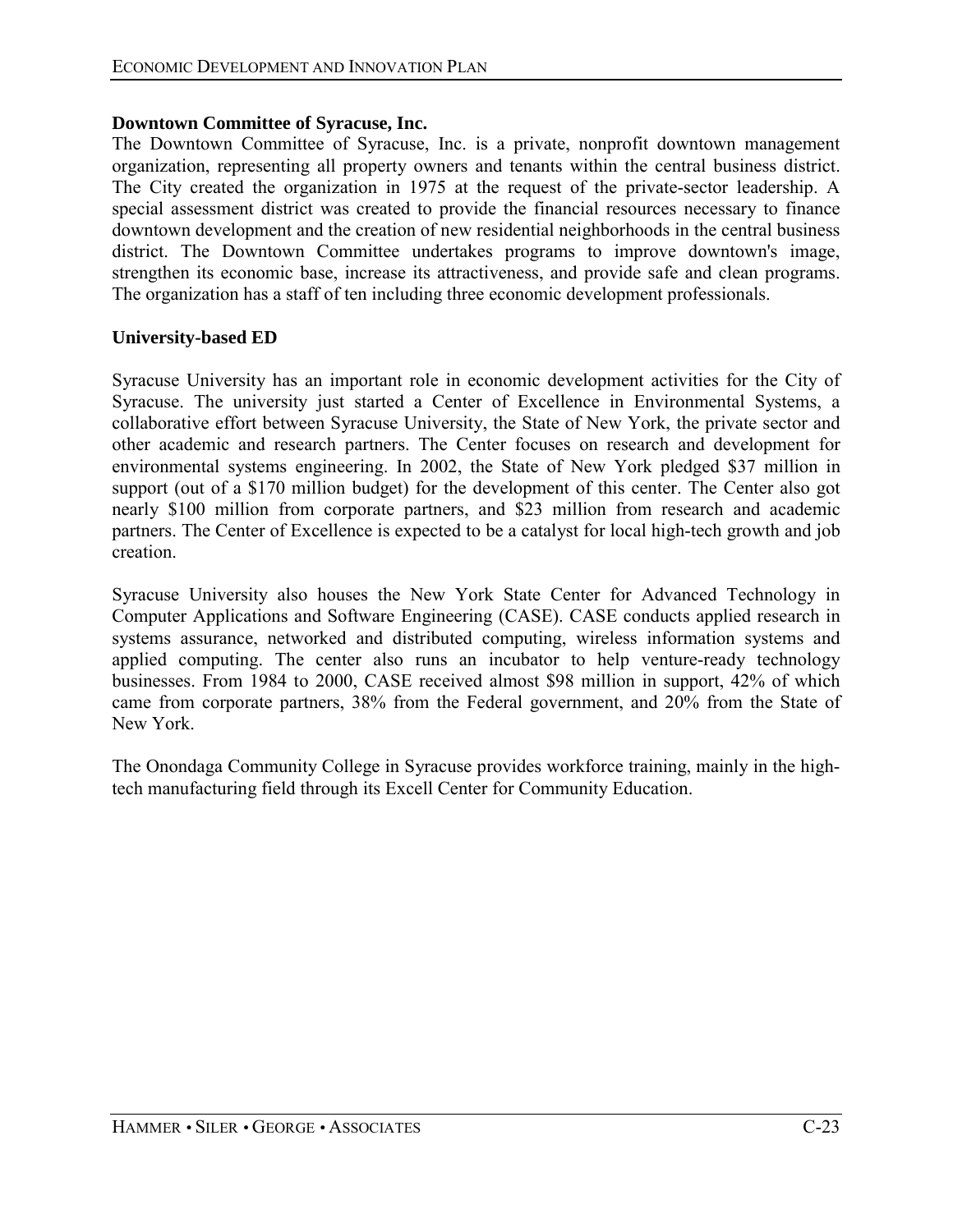**Downtown Committee of Syracuse, Inc.**

The Downtown Committee of Syracuse, Inc. is a private, nonprofit downtown management organization, representing all property owners and tenants within the central business district. The City created the organization in 1975 at the request of the private-sector leadership. A special assessment district was created to provide the financial resources necessary to finance downtown development and the creation of new residential neighborhoods in the central business district. The Downtown Committee undertakes programs to improve downtown's image, strengthen its economic base, increase its attractiveness, and provide safe and clean programs. The organization has a staff of ten including three economic development professionals.

**University-based ED**

Syracuse University has an important role in economic development activities for the City of Syracuse. The university just started a Center of Excellence in Environmental Systems, a collaborative effort between Syracuse University, the State of New York, the private sector and other academic and research partners. The Center focuses on research and development for environmental systems engineering. In 2002, the State of New York pledged $37 million in support (out of a $170 million budget) for the development of this center. The Center also got nearly $100 million from corporate partners, and $23 million from research and academic partners. The Center of Excellence is expected to be a catalyst for local high-tech growth and job creation.

Syracuse University also houses the New York State Center for Advanced Technology in Computer Applications and Software Engineering (CASE). CASE conducts applied research in systems assurance, networked and distributed computing, wireless information systems and applied computing. The center also runs an incubator to help venture-ready technology businesses. From 1984 to 2000, CASE received almost $98 million in support, 42% of which came from corporate partners, 38% from the Federal government, and 20% from the State of New York.

The Onondaga Community College in Syracuse provides workforce training, mainly in the high-tech manufacturing field through its Excell Center for Community Education.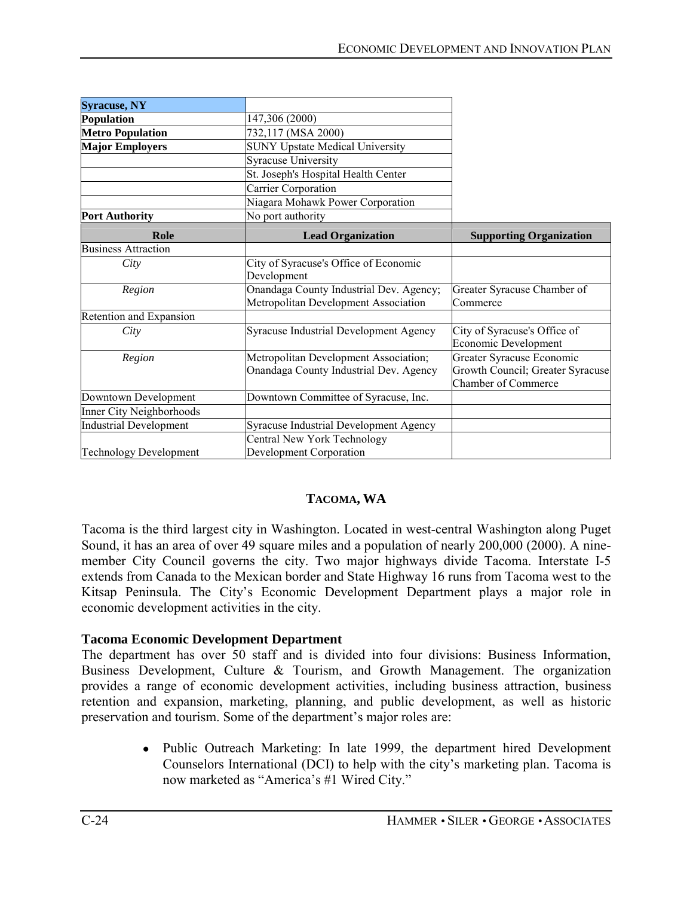| Syracuse, NY | | |
|---|---|---|
| **Population** | 147,306 (2000) | |
| **Metro Population** | 732,117 (MSA 2000) | |
| **Major Employers** | SUNY Upstate Medical University | |
| | Syracuse University | |
| | St. Joseph's Hospital Health Center | |
| | Carrier Corporation | |
| | Niagara Mohawk Power Corporation | |
| **Port Authority** | No port authority | |
| **Role** | **Lead Organization** | **Supporting Organization** |
| Business Attraction | | |
| *City* | City of Syracuse's Office of Economic Development | |
| *Region* | Onandaga County Industrial Dev. Agency; Metropolitan Development Association | Greater Syracuse Chamber of Commerce |
| Retention and Expansion | | |
| *City* | Syracuse Industrial Development Agency | City of Syracuse's Office of Economic Development |
| *Region* | Metropolitan Development Association; Onandaga County Industrial Dev. Agency | Greater Syracuse Economic Growth Council; Greater Syracuse Chamber of Commerce |
| Downtown Development | Downtown Committee of Syracuse, Inc. | |
| Inner City Neighborhoods | | |
| Industrial Development | Syracuse Industrial Development Agency | |
| Technology Development | Central New York Technology Development Corporation | |

## TACOMA, WA

Tacoma is the third largest city in Washington. Located in west-central Washington along Puget Sound, it has an area of over 49 square miles and a population of nearly 200,000 (2000). A nine-member City Council governs the city. Two major highways divide Tacoma. Interstate I-5 extends from Canada to the Mexican border and State Highway 16 runs from Tacoma west to the Kitsap Peninsula. The City's Economic Development Department plays a major role in economic development activities in the city.

### Tacoma Economic Development Department

The department has over 50 staff and is divided into four divisions: Business Information, Business Development, Culture & Tourism, and Growth Management. The organization provides a range of economic development activities, including business attraction, business retention and expansion, marketing, planning, and public development, as well as historic preservation and tourism. Some of the department's major roles are:

- Public Outreach Marketing: In late 1999, the department hired Development Counselors International (DCI) to help with the city's marketing plan. Tacoma is now marketed as "America's #1 Wired City."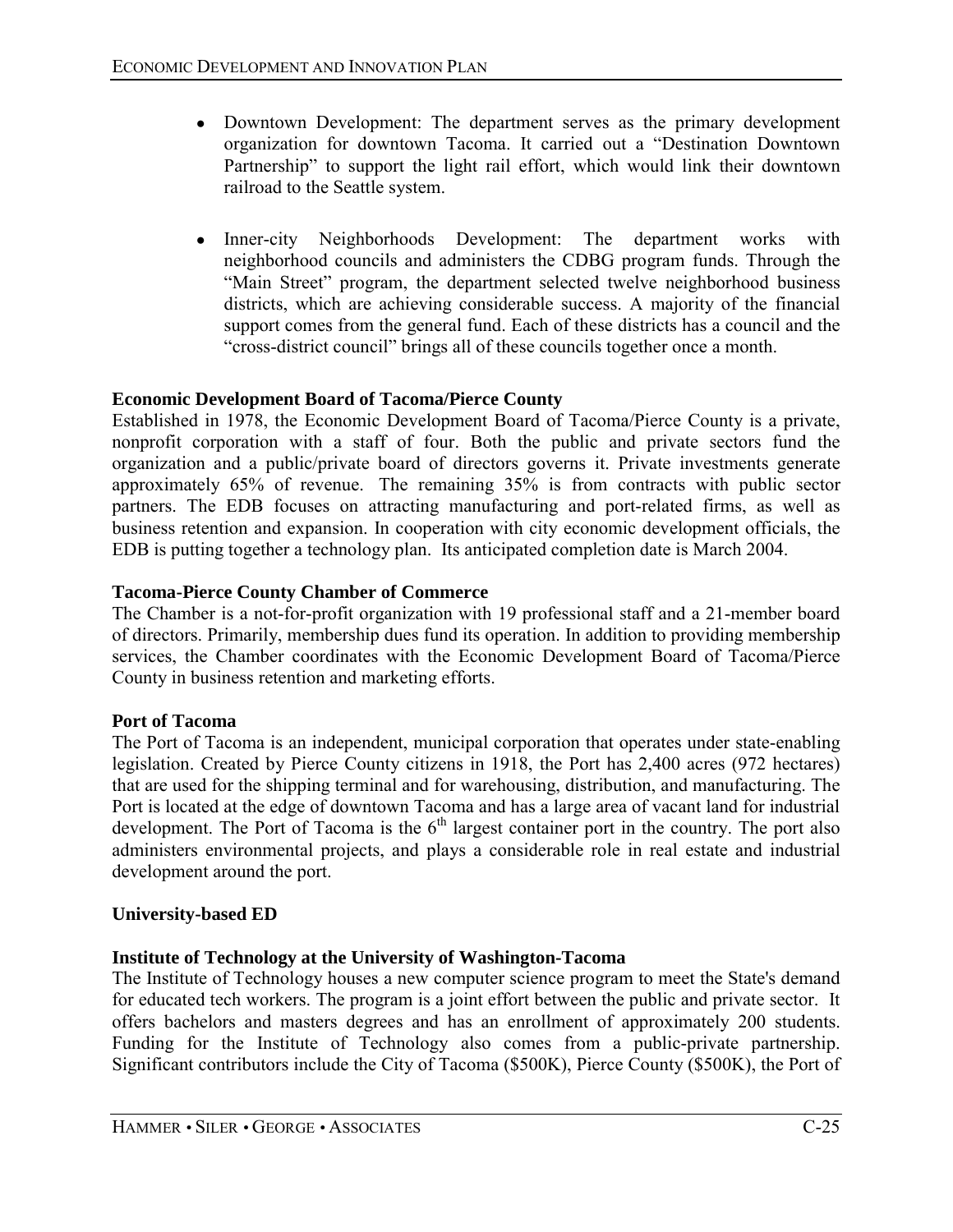- Downtown Development: The department serves as the primary development organization for downtown Tacoma. It carried out a "Destination Downtown Partnership" to support the light rail effort, which would link their downtown railroad to the Seattle system.

- Inner-city Neighborhoods Development: The department works with neighborhood councils and administers the CDBG program funds. Through the "Main Street" program, the department selected twelve neighborhood business districts, which are achieving considerable success. A majority of the financial support comes from the general fund. Each of these districts has a council and the "cross-district council" brings all of these councils together once a month.

**Economic Development Board of Tacoma/Pierce County**

Established in 1978, the Economic Development Board of Tacoma/Pierce County is a private, nonprofit corporation with a staff of four. Both the public and private sectors fund the organization and a public/private board of directors governs it. Private investments generate approximately 65% of revenue. The remaining 35% is from contracts with public sector partners. The EDB focuses on attracting manufacturing and port-related firms, as well as business retention and expansion. In cooperation with city economic development officials, the EDB is putting together a technology plan. Its anticipated completion date is March 2004.

**Tacoma-Pierce County Chamber of Commerce**

The Chamber is a not-for-profit organization with 19 professional staff and a 21-member board of directors. Primarily, membership dues fund its operation. In addition to providing membership services, the Chamber coordinates with the Economic Development Board of Tacoma/Pierce County in business retention and marketing efforts.

**Port of Tacoma**

The Port of Tacoma is an independent, municipal corporation that operates under state-enabling legislation. Created by Pierce County citizens in 1918, the Port has 2,400 acres (972 hectares) that are used for the shipping terminal and for warehousing, distribution, and manufacturing. The Port is located at the edge of downtown Tacoma and has a large area of vacant land for industrial development. The Port of Tacoma is the 6th largest container port in the country. The port also administers environmental projects, and plays a considerable role in real estate and industrial development around the port.

**University-based ED**

**Institute of Technology at the University of Washington-Tacoma**

The Institute of Technology houses a new computer science program to meet the State's demand for educated tech workers. The program is a joint effort between the public and private sector. It offers bachelors and masters degrees and has an enrollment of approximately 200 students. Funding for the Institute of Technology also comes from a public-private partnership. Significant contributors include the City of Tacoma ($500K), Pierce County ($500K), the Port of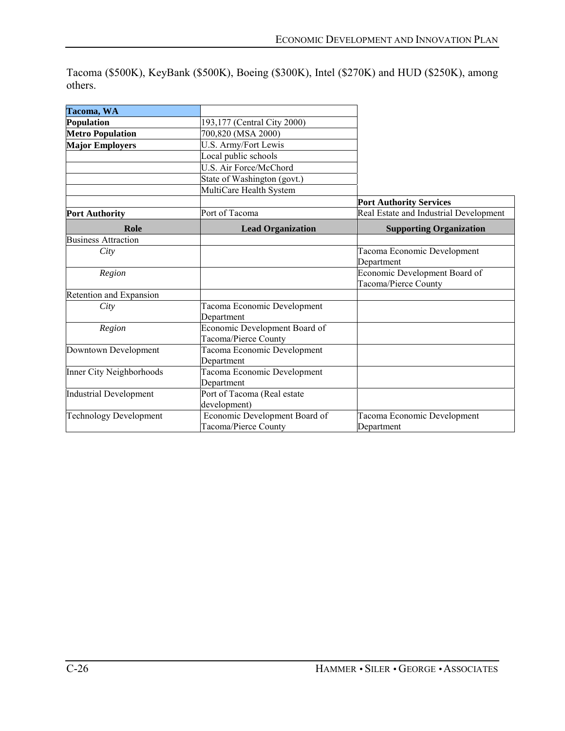Tacoma ($500K), KeyBank ($500K), Boeing ($300K), Intel ($270K) and HUD ($250K), among others.

| | | |
|---|---|---|
| **Tacoma, WA** | | |
| **Population** | 193,177 (Central City 2000) | |
| **Metro Population** | 700,820 (MSA 2000) | |
| **Major Employers** | U.S. Army/Fort Lewis | |
| | Local public schools | |
| | U.S. Air Force/McChord | |
| | State of Washington (govt.) | |
| | MultiCare Health System | |
| | | **Port Authority Services** |
| **Port Authority** | Port of Tacoma | Real Estate and Industrial Development |
| **Role** | **Lead Organization** | **Supporting Organization** |
| Business Attraction | | |
| *City* | | Tacoma Economic Development Department |
| *Region* | | Economic Development Board of Tacoma/Pierce County |
| Retention and Expansion | | |
| *City* | Tacoma Economic Development Department | |
| *Region* | Economic Development Board of Tacoma/Pierce County | |
| Downtown Development | Tacoma Economic Development Department | |
| Inner City Neighborhoods | Tacoma Economic Development Department | |
| Industrial Development | Port of Tacoma (Real estate development) | |
| Technology Development | Economic Development Board of Tacoma/Pierce County | Tacoma Economic Development Department |